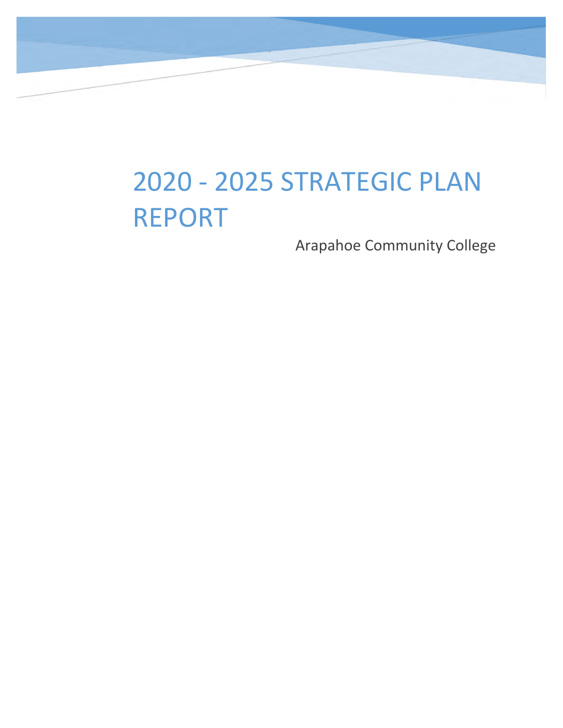# 2020 - 2025 STRATEGIC PLAN REPORT

Arapahoe Community College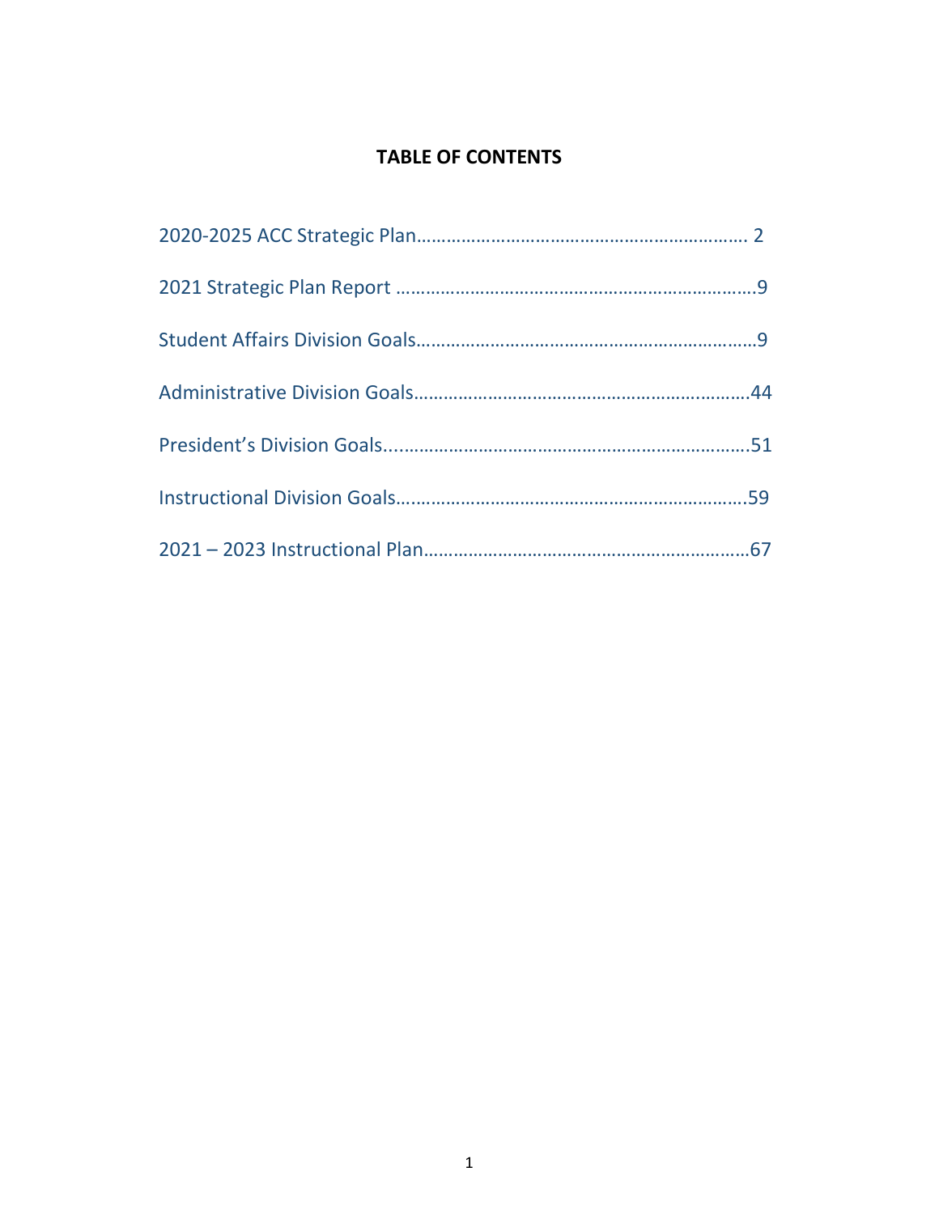# TABLE OF CONTENTS

2020-2025 ACC Strategic Plan…………………………………………………………… 2

2021 Strategic Plan Report ……………………………………………………………….9

Student Affairs Division Goals…………………………………………………………….9

Administrative Division Goals…………………………………………………………..44

President's Division Goals...………………………………………………………………51

Instructional Division Goals….……………………………………………………………59

2021 – 2023 Instructional Plan……………………………………………………………67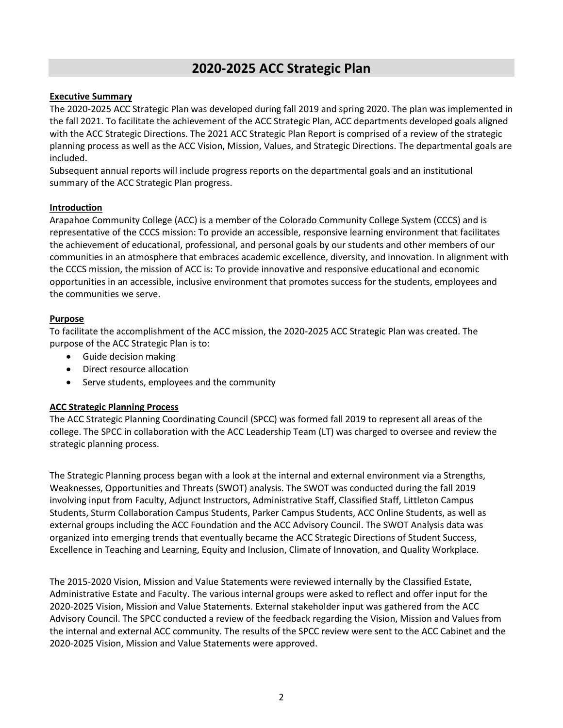# 2020-2025 ACC Strategic Plan

**Executive Summary**

The 2020-2025 ACC Strategic Plan was developed during fall 2019 and spring 2020. The plan was implemented in the fall 2021. To facilitate the achievement of the ACC Strategic Plan, ACC departments developed goals aligned with the ACC Strategic Directions. The 2021 ACC Strategic Plan Report is comprised of a review of the strategic planning process as well as the ACC Vision, Mission, Values, and Strategic Directions. The departmental goals are included.

Subsequent annual reports will include progress reports on the departmental goals and an institutional summary of the ACC Strategic Plan progress.

**Introduction**

Arapahoe Community College (ACC) is a member of the Colorado Community College System (CCCS) and is representative of the CCCS mission: To provide an accessible, responsive learning environment that facilitates the achievement of educational, professional, and personal goals by our students and other members of our communities in an atmosphere that embraces academic excellence, diversity, and innovation. In alignment with the CCCS mission, the mission of ACC is: To provide innovative and responsive educational and economic opportunities in an accessible, inclusive environment that promotes success for the students, employees and the communities we serve.

**Purpose**

To facilitate the accomplishment of the ACC mission, the 2020-2025 ACC Strategic Plan was created. The purpose of the ACC Strategic Plan is to:

- Guide decision making
- Direct resource allocation
- Serve students, employees and the community

**ACC Strategic Planning Process**

The ACC Strategic Planning Coordinating Council (SPCC) was formed fall 2019 to represent all areas of the college. The SPCC in collaboration with the ACC Leadership Team (LT) was charged to oversee and review the strategic planning process.

The Strategic Planning process began with a look at the internal and external environment via a Strengths, Weaknesses, Opportunities and Threats (SWOT) analysis. The SWOT was conducted during the fall 2019 involving input from Faculty, Adjunct Instructors, Administrative Staff, Classified Staff, Littleton Campus Students, Sturm Collaboration Campus Students, Parker Campus Students, ACC Online Students, as well as external groups including the ACC Foundation and the ACC Advisory Council. The SWOT Analysis data was organized into emerging trends that eventually became the ACC Strategic Directions of Student Success, Excellence in Teaching and Learning, Equity and Inclusion, Climate of Innovation, and Quality Workplace.

The 2015-2020 Vision, Mission and Value Statements were reviewed internally by the Classified Estate, Administrative Estate and Faculty. The various internal groups were asked to reflect and offer input for the 2020-2025 Vision, Mission and Value Statements. External stakeholder input was gathered from the ACC Advisory Council. The SPCC conducted a review of the feedback regarding the Vision, Mission and Values from the internal and external ACC community. The results of the SPCC review were sent to the ACC Cabinet and the 2020-2025 Vision, Mission and Value Statements were approved.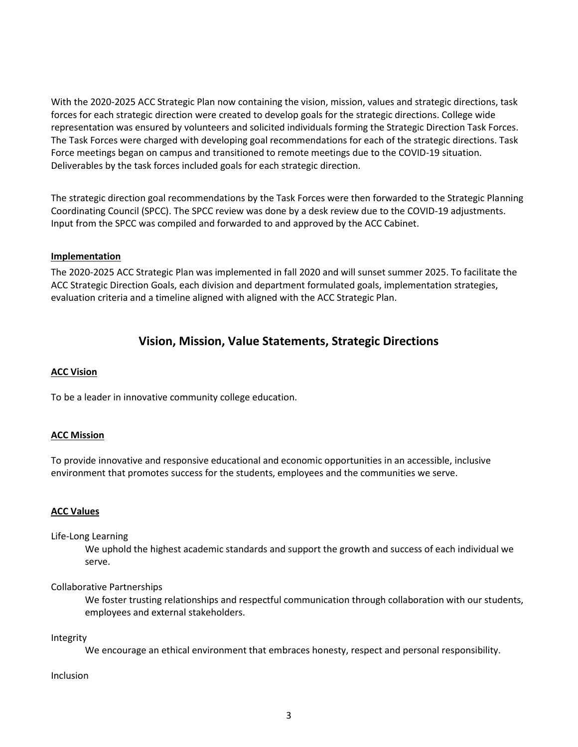With the 2020-2025 ACC Strategic Plan now containing the vision, mission, values and strategic directions, task forces for each strategic direction were created to develop goals for the strategic directions. College wide representation was ensured by volunteers and solicited individuals forming the Strategic Direction Task Forces. The Task Forces were charged with developing goal recommendations for each of the strategic directions. Task Force meetings began on campus and transitioned to remote meetings due to the COVID-19 situation. Deliverables by the task forces included goals for each strategic direction.

The strategic direction goal recommendations by the Task Forces were then forwarded to the Strategic Planning Coordinating Council (SPCC). The SPCC review was done by a desk review due to the COVID-19 adjustments. Input from the SPCC was compiled and forwarded to and approved by the ACC Cabinet.

### Implementation

The 2020-2025 ACC Strategic Plan was implemented in fall 2020 and will sunset summer 2025. To facilitate the ACC Strategic Direction Goals, each division and department formulated goals, implementation strategies, evaluation criteria and a timeline aligned with aligned with the ACC Strategic Plan.

## Vision, Mission, Value Statements, Strategic Directions

### ACC Vision

To be a leader in innovative community college education.

### ACC Mission

To provide innovative and responsive educational and economic opportunities in an accessible, inclusive environment that promotes success for the students, employees and the communities we serve.

### ACC Values

Life-Long Learning

> We uphold the highest academic standards and support the growth and success of each individual we serve.

Collaborative Partnerships

> We foster trusting relationships and respectful communication through collaboration with our students, employees and external stakeholders.

Integrity

> We encourage an ethical environment that embraces honesty, respect and personal responsibility.

Inclusion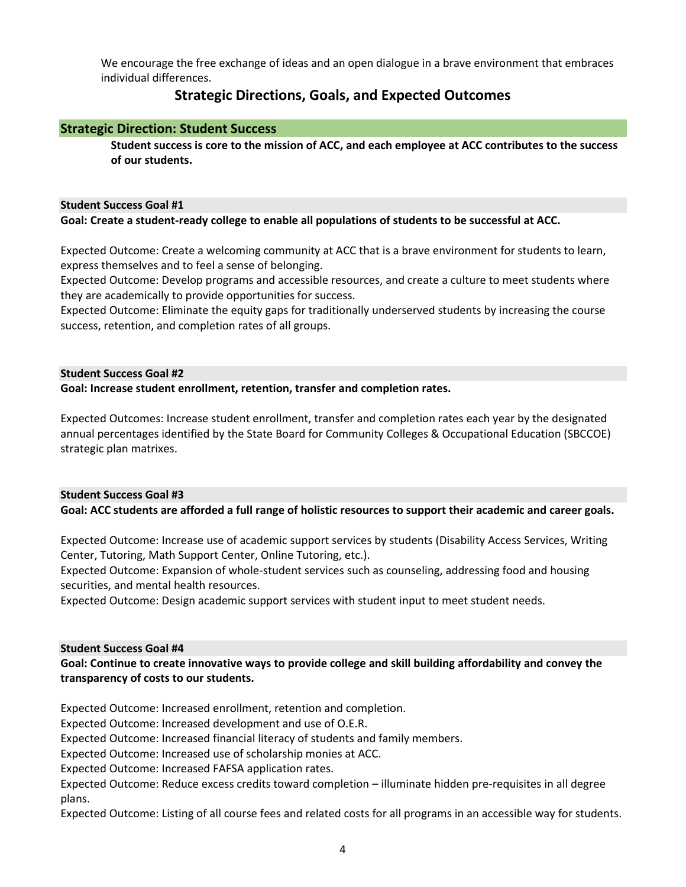We encourage the free exchange of ideas and an open dialogue in a brave environment that embraces individual differences.

## Strategic Directions, Goals, and Expected Outcomes

### Strategic Direction: Student Success

**Student success is core to the mission of ACC, and each employee at ACC contributes to the success of our students.**

#### Student Success Goal #1

**Goal: Create a student-ready college to enable all populations of students to be successful at ACC.**

Expected Outcome: Create a welcoming community at ACC that is a brave environment for students to learn, express themselves and to feel a sense of belonging.

Expected Outcome: Develop programs and accessible resources, and create a culture to meet students where they are academically to provide opportunities for success.

Expected Outcome: Eliminate the equity gaps for traditionally underserved students by increasing the course success, retention, and completion rates of all groups.

#### Student Success Goal #2

**Goal: Increase student enrollment, retention, transfer and completion rates.**

Expected Outcomes: Increase student enrollment, transfer and completion rates each year by the designated annual percentages identified by the State Board for Community Colleges & Occupational Education (SBCCOE) strategic plan matrixes.

#### Student Success Goal #3

**Goal: ACC students are afforded a full range of holistic resources to support their academic and career goals.**

Expected Outcome: Increase use of academic support services by students (Disability Access Services, Writing Center, Tutoring, Math Support Center, Online Tutoring, etc.).

Expected Outcome: Expansion of whole-student services such as counseling, addressing food and housing securities, and mental health resources.

Expected Outcome: Design academic support services with student input to meet student needs.

#### Student Success Goal #4

**Goal: Continue to create innovative ways to provide college and skill building affordability and convey the transparency of costs to our students.**

Expected Outcome: Increased enrollment, retention and completion.

Expected Outcome: Increased development and use of O.E.R.

Expected Outcome: Increased financial literacy of students and family members.

Expected Outcome: Increased use of scholarship monies at ACC.

Expected Outcome: Increased FAFSA application rates.

Expected Outcome: Reduce excess credits toward completion – illuminate hidden pre-requisites in all degree plans.

Expected Outcome: Listing of all course fees and related costs for all programs in an accessible way for students.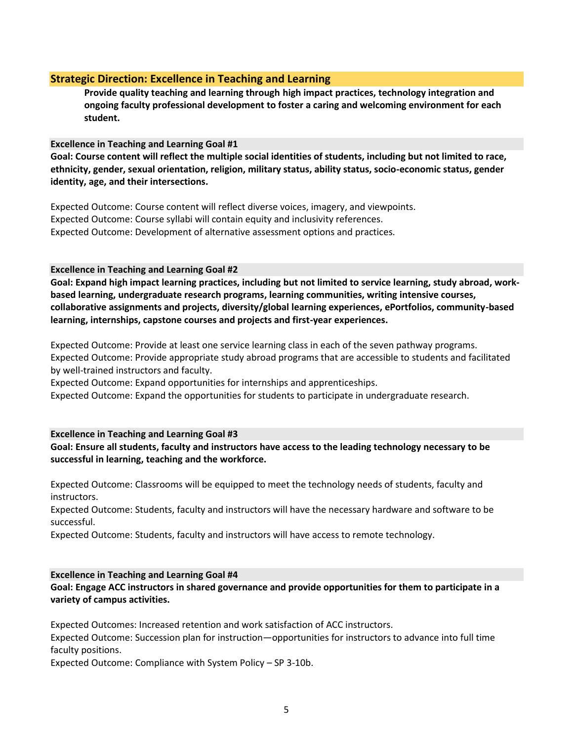## Strategic Direction: Excellence in Teaching and Learning

**Provide quality teaching and learning through high impact practices, technology integration and ongoing faculty professional development to foster a caring and welcoming environment for each student.**

### Excellence in Teaching and Learning Goal #1

**Goal: Course content will reflect the multiple social identities of students, including but not limited to race, ethnicity, gender, sexual orientation, religion, military status, ability status, socio-economic status, gender identity, age, and their intersections.**

Expected Outcome: Course content will reflect diverse voices, imagery, and viewpoints.
Expected Outcome: Course syllabi will contain equity and inclusivity references.
Expected Outcome: Development of alternative assessment options and practices.

### Excellence in Teaching and Learning Goal #2

**Goal: Expand high impact learning practices, including but not limited to service learning, study abroad, work-based learning, undergraduate research programs, learning communities, writing intensive courses, collaborative assignments and projects, diversity/global learning experiences, ePortfolios, community-based learning, internships, capstone courses and projects and first-year experiences.**

Expected Outcome: Provide at least one service learning class in each of the seven pathway programs.
Expected Outcome: Provide appropriate study abroad programs that are accessible to students and facilitated by well-trained instructors and faculty.
Expected Outcome: Expand opportunities for internships and apprenticeships.
Expected Outcome: Expand the opportunities for students to participate in undergraduate research.

### Excellence in Teaching and Learning Goal #3

**Goal: Ensure all students, faculty and instructors have access to the leading technology necessary to be successful in learning, teaching and the workforce.**

Expected Outcome: Classrooms will be equipped to meet the technology needs of students, faculty and instructors.
Expected Outcome: Students, faculty and instructors will have the necessary hardware and software to be successful.
Expected Outcome: Students, faculty and instructors will have access to remote technology.

### Excellence in Teaching and Learning Goal #4

**Goal: Engage ACC instructors in shared governance and provide opportunities for them to participate in a variety of campus activities.**

Expected Outcomes: Increased retention and work satisfaction of ACC instructors.
Expected Outcome: Succession plan for instruction—opportunities for instructors to advance into full time faculty positions.
Expected Outcome: Compliance with System Policy – SP 3-10b.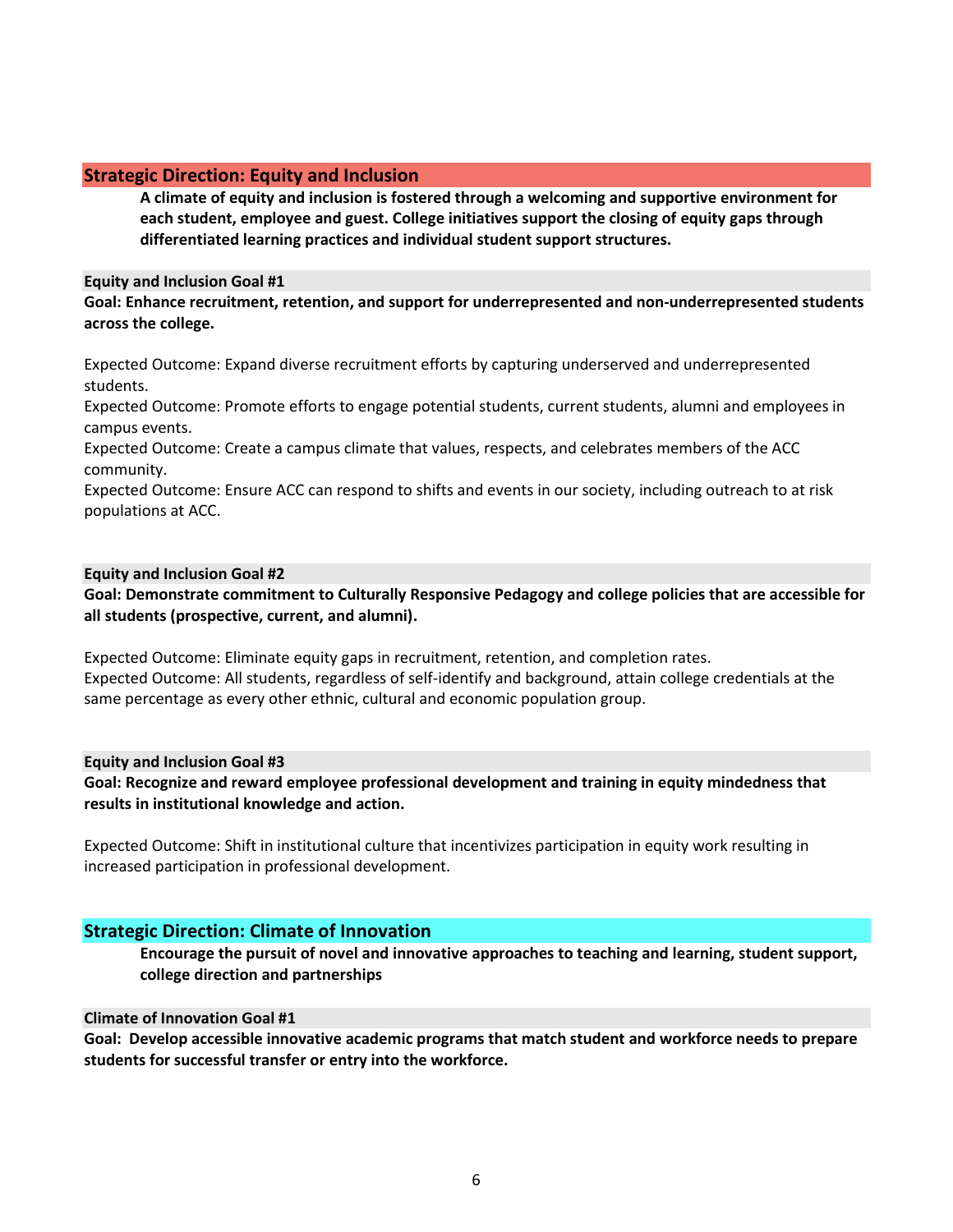## Strategic Direction: Equity and Inclusion

**A climate of equity and inclusion is fostered through a welcoming and supportive environment for each student, employee and guest. College initiatives support the closing of equity gaps through differentiated learning practices and individual student support structures.**

### Equity and Inclusion Goal #1

**Goal: Enhance recruitment, retention, and support for underrepresented and non-underrepresented students across the college.**

Expected Outcome: Expand diverse recruitment efforts by capturing underserved and underrepresented students.

Expected Outcome: Promote efforts to engage potential students, current students, alumni and employees in campus events.

Expected Outcome: Create a campus climate that values, respects, and celebrates members of the ACC community.

Expected Outcome: Ensure ACC can respond to shifts and events in our society, including outreach to at risk populations at ACC.

### Equity and Inclusion Goal #2

**Goal: Demonstrate commitment to Culturally Responsive Pedagogy and college policies that are accessible for all students (prospective, current, and alumni).**

Expected Outcome: Eliminate equity gaps in recruitment, retention, and completion rates.

Expected Outcome: All students, regardless of self-identify and background, attain college credentials at the same percentage as every other ethnic, cultural and economic population group.

### Equity and Inclusion Goal #3

**Goal: Recognize and reward employee professional development and training in equity mindedness that results in institutional knowledge and action.**

Expected Outcome: Shift in institutional culture that incentivizes participation in equity work resulting in increased participation in professional development.

## Strategic Direction: Climate of Innovation

**Encourage the pursuit of novel and innovative approaches to teaching and learning, student support, college direction and partnerships**

### Climate of Innovation Goal #1

**Goal: Develop accessible innovative academic programs that match student and workforce needs to prepare students for successful transfer or entry into the workforce.**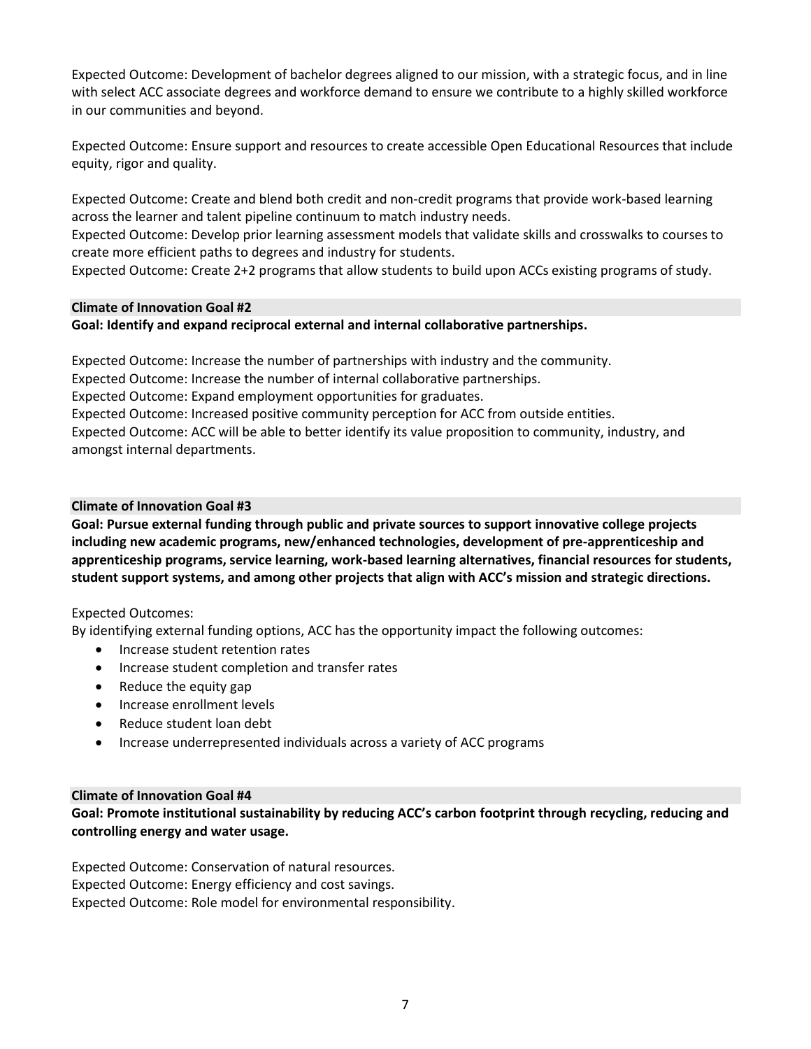Expected Outcome: Development of bachelor degrees aligned to our mission, with a strategic focus, and in line with select ACC associate degrees and workforce demand to ensure we contribute to a highly skilled workforce in our communities and beyond.

Expected Outcome: Ensure support and resources to create accessible Open Educational Resources that include equity, rigor and quality.

Expected Outcome: Create and blend both credit and non-credit programs that provide work-based learning across the learner and talent pipeline continuum to match industry needs.
Expected Outcome: Develop prior learning assessment models that validate skills and crosswalks to courses to create more efficient paths to degrees and industry for students.
Expected Outcome: Create 2+2 programs that allow students to build upon ACCs existing programs of study.

**Climate of Innovation Goal #2**

**Goal: Identify and expand reciprocal external and internal collaborative partnerships.**

Expected Outcome: Increase the number of partnerships with industry and the community.
Expected Outcome: Increase the number of internal collaborative partnerships.
Expected Outcome: Expand employment opportunities for graduates.
Expected Outcome: Increased positive community perception for ACC from outside entities.
Expected Outcome: ACC will be able to better identify its value proposition to community, industry, and amongst internal departments.

**Climate of Innovation Goal #3**

**Goal: Pursue external funding through public and private sources to support innovative college projects including new academic programs, new/enhanced technologies, development of pre-apprenticeship and apprenticeship programs, service learning, work-based learning alternatives, financial resources for students, student support systems, and among other projects that align with ACC's mission and strategic directions.**

Expected Outcomes:
By identifying external funding options, ACC has the opportunity impact the following outcomes:

- Increase student retention rates
- Increase student completion and transfer rates
- Reduce the equity gap
- Increase enrollment levels
- Reduce student loan debt
- Increase underrepresented individuals across a variety of ACC programs

**Climate of Innovation Goal #4**

**Goal: Promote institutional sustainability by reducing ACC's carbon footprint through recycling, reducing and controlling energy and water usage.**

Expected Outcome: Conservation of natural resources.
Expected Outcome: Energy efficiency and cost savings.
Expected Outcome: Role model for environmental responsibility.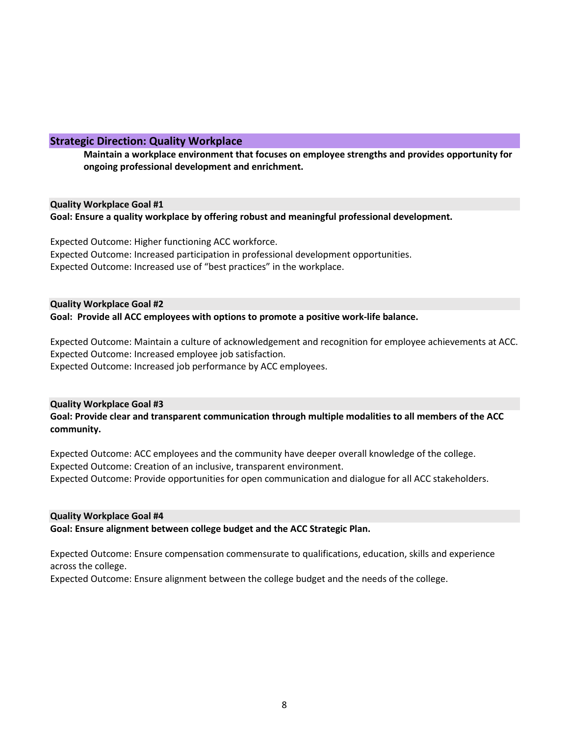## Strategic Direction: Quality Workplace

**Maintain a workplace environment that focuses on employee strengths and provides opportunity for ongoing professional development and enrichment.**

### Quality Workplace Goal #1

**Goal: Ensure a quality workplace by offering robust and meaningful professional development.**

Expected Outcome: Higher functioning ACC workforce.
Expected Outcome: Increased participation in professional development opportunities.
Expected Outcome: Increased use of "best practices" in the workplace.

### Quality Workplace Goal #2

**Goal: Provide all ACC employees with options to promote a positive work-life balance.**

Expected Outcome: Maintain a culture of acknowledgement and recognition for employee achievements at ACC.
Expected Outcome: Increased employee job satisfaction.
Expected Outcome: Increased job performance by ACC employees.

### Quality Workplace Goal #3

**Goal: Provide clear and transparent communication through multiple modalities to all members of the ACC community.**

Expected Outcome: ACC employees and the community have deeper overall knowledge of the college.
Expected Outcome: Creation of an inclusive, transparent environment.
Expected Outcome: Provide opportunities for open communication and dialogue for all ACC stakeholders.

### Quality Workplace Goal #4

**Goal: Ensure alignment between college budget and the ACC Strategic Plan.**

Expected Outcome: Ensure compensation commensurate to qualifications, education, skills and experience across the college.
Expected Outcome: Ensure alignment between the college budget and the needs of the college.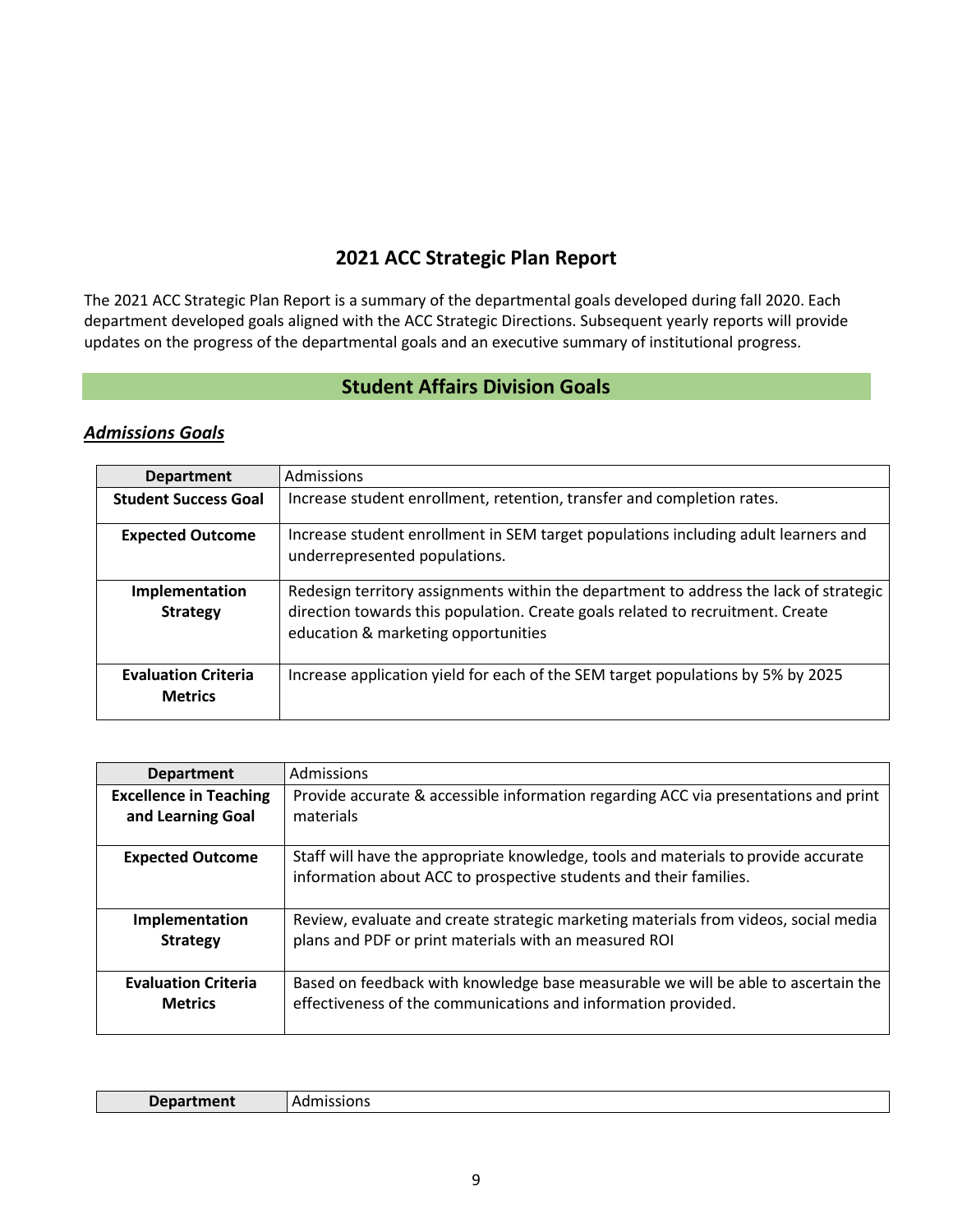# 2021 ACC Strategic Plan Report

The 2021 ACC Strategic Plan Report is a summary of the departmental goals developed during fall 2020. Each department developed goals aligned with the ACC Strategic Directions. Subsequent yearly reports will provide updates on the progress of the departmental goals and an executive summary of institutional progress.

## Student Affairs Division Goals

### ***Admissions Goals***

| **Department** | Admissions |
|---|---|
| **Student Success Goal** | Increase student enrollment, retention, transfer and completion rates. |
| **Expected Outcome** | Increase student enrollment in SEM target populations including adult learners and underrepresented populations. |
| **Implementation Strategy** | Redesign territory assignments within the department to address the lack of strategic direction towards this population. Create goals related to recruitment. Create education & marketing opportunities |
| **Evaluation Criteria Metrics** | Increase application yield for each of the SEM target populations by 5% by 2025 |

| **Department** | Admissions |
|---|---|
| **Excellence in Teaching and Learning Goal** | Provide accurate & accessible information regarding ACC via presentations and print materials |
| **Expected Outcome** | Staff will have the appropriate knowledge, tools and materials to provide accurate information about ACC to prospective students and their families. |
| **Implementation Strategy** | Review, evaluate and create strategic marketing materials from videos, social media plans and PDF or print materials with an measured ROI |
| **Evaluation Criteria Metrics** | Based on feedback with knowledge base measurable we will be able to ascertain the effectiveness of the communications and information provided. |

| **Department** | Admissions |
|---|---|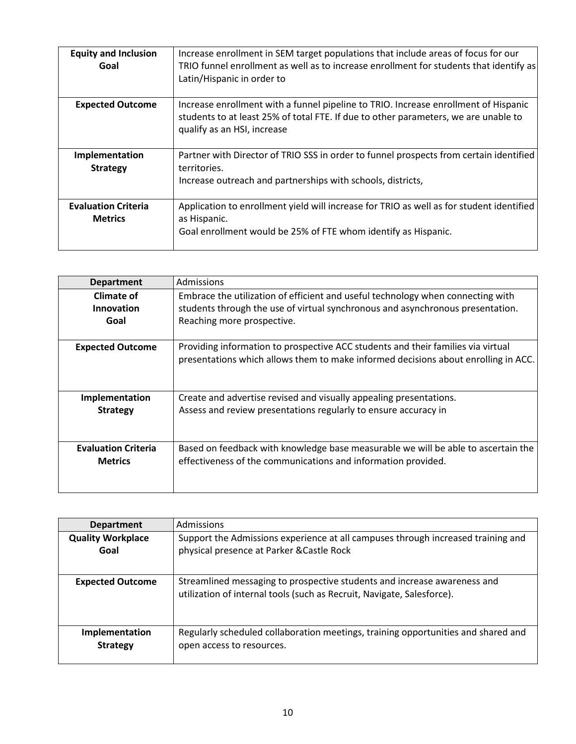| Equity and Inclusion Goal | Increase enrollment in SEM target populations that include areas of focus for our TRIO funnel enrollment as well as to increase enrollment for students that identify as Latin/Hispanic in order to |
|---|---|
| **Expected Outcome** | Increase enrollment with a funnel pipeline to TRIO. Increase enrollment of Hispanic students to at least 25% of total FTE. If due to other parameters, we are unable to qualify as an HSI, increase |
| **Implementation Strategy** | Partner with Director of TRIO SSS in order to funnel prospects from certain identified territories.<br>Increase outreach and partnerships with schools, districts, |
| **Evaluation Criteria Metrics** | Application to enrollment yield will increase for TRIO as well as for student identified as Hispanic.<br>Goal enrollment would be 25% of FTE whom identify as Hispanic. |

| Department | Admissions |
|---|---|
| **Climate of Innovation Goal** | Embrace the utilization of efficient and useful technology when connecting with students through the use of virtual synchronous and asynchronous presentation. Reaching more prospective. |
| **Expected Outcome** | Providing information to prospective ACC students and their families via virtual presentations which allows them to make informed decisions about enrolling in ACC. |
| **Implementation Strategy** | Create and advertise revised and visually appealing presentations.<br>Assess and review presentations regularly to ensure accuracy in |
| **Evaluation Criteria Metrics** | Based on feedback with knowledge base measurable we will be able to ascertain the effectiveness of the communications and information provided. |

| Department | Admissions |
|---|---|
| **Quality Workplace Goal** | Support the Admissions experience at all campuses through increased training and physical presence at Parker &Castle Rock |
| **Expected Outcome** | Streamlined messaging to prospective students and increase awareness and utilization of internal tools (such as Recruit, Navigate, Salesforce). |
| **Implementation Strategy** | Regularly scheduled collaboration meetings, training opportunities and shared and open access to resources. |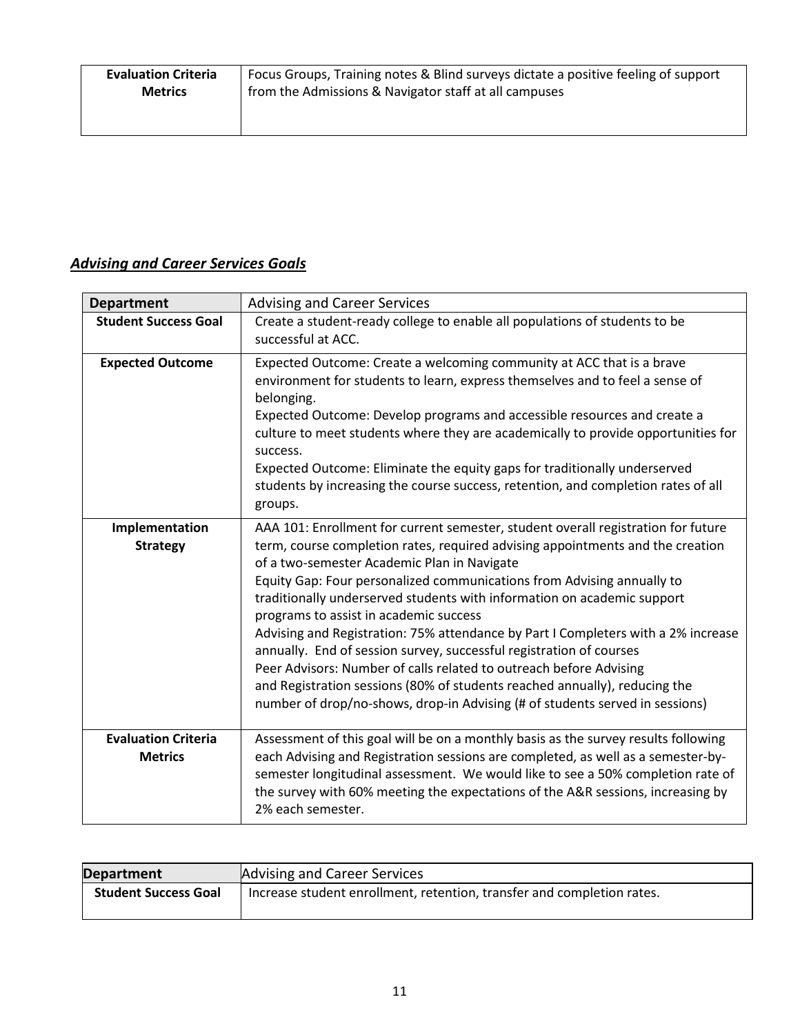| Evaluation Criteria Metrics | Focus Groups, Training notes & Blind surveys dictate a positive feeling of support from the Admissions & Navigator staff at all campuses |
|---|---|

### ***Advising and Career Services Goals***

| Department | Advising and Career Services |
|---|---|
| Student Success Goal | Create a student-ready college to enable all populations of students to be successful at ACC. |
| Expected Outcome | Expected Outcome: Create a welcoming community at ACC that is a brave environment for students to learn, express themselves and to feel a sense of belonging.<br>Expected Outcome: Develop programs and accessible resources and create a culture to meet students where they are academically to provide opportunities for success.<br>Expected Outcome: Eliminate the equity gaps for traditionally underserved students by increasing the course success, retention, and completion rates of all groups. |
| Implementation Strategy | AAA 101: Enrollment for current semester, student overall registration for future term, course completion rates, required advising appointments and the creation of a two-semester Academic Plan in Navigate<br>Equity Gap: Four personalized communications from Advising annually to traditionally underserved students with information on academic support programs to assist in academic success<br>Advising and Registration: 75% attendance by Part I Completers with a 2% increase annually. End of session survey, successful registration of courses<br>Peer Advisors: Number of calls related to outreach before Advising and Registration sessions (80% of students reached annually), reducing the number of drop/no-shows, drop-in Advising (# of students served in sessions) |
| Evaluation Criteria Metrics | Assessment of this goal will be on a monthly basis as the survey results following each Advising and Registration sessions are completed, as well as a semester-by-semester longitudinal assessment. We would like to see a 50% completion rate of the survey with 60% meeting the expectations of the A&R sessions, increasing by 2% each semester. |

| Department | Advising and Career Services |
|---|---|
| Student Success Goal | Increase student enrollment, retention, transfer and completion rates. |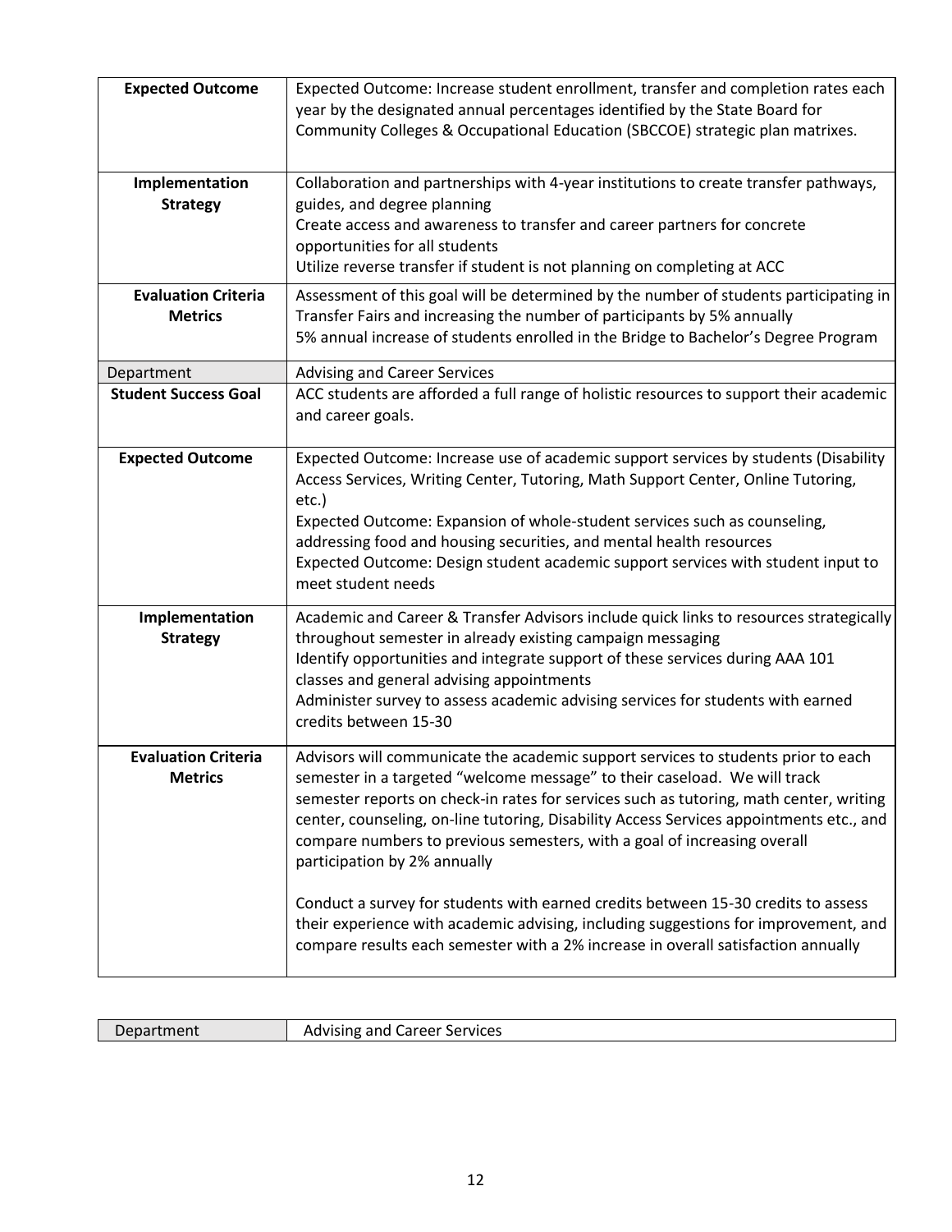| | |
|---|---|
| **Expected Outcome** | Expected Outcome: Increase student enrollment, transfer and completion rates each year by the designated annual percentages identified by the State Board for Community Colleges & Occupational Education (SBCCOE) strategic plan matrixes. |
| **Implementation Strategy** | Collaboration and partnerships with 4-year institutions to create transfer pathways, guides, and degree planning<br>Create access and awareness to transfer and career partners for concrete opportunities for all students<br>Utilize reverse transfer if student is not planning on completing at ACC |
| **Evaluation Criteria Metrics** | Assessment of this goal will be determined by the number of students participating in Transfer Fairs and increasing the number of participants by 5% annually<br>5% annual increase of students enrolled in the Bridge to Bachelor's Degree Program |

| Department | Advising and Career Services |
|---|---|
| **Student Success Goal** | ACC students are afforded a full range of holistic resources to support their academic and career goals. |
| **Expected Outcome** | Expected Outcome: Increase use of academic support services by students (Disability Access Services, Writing Center, Tutoring, Math Support Center, Online Tutoring, etc.)<br>Expected Outcome: Expansion of whole-student services such as counseling, addressing food and housing securities, and mental health resources<br>Expected Outcome: Design student academic support services with student input to meet student needs |
| **Implementation Strategy** | Academic and Career & Transfer Advisors include quick links to resources strategically throughout semester in already existing campaign messaging<br>Identify opportunities and integrate support of these services during AAA 101 classes and general advising appointments<br>Administer survey to assess academic advising services for students with earned credits between 15-30 |
| **Evaluation Criteria Metrics** | Advisors will communicate the academic support services to students prior to each semester in a targeted "welcome message" to their caseload. We will track semester reports on check-in rates for services such as tutoring, math center, writing center, counseling, on-line tutoring, Disability Access Services appointments etc., and compare numbers to previous semesters, with a goal of increasing overall participation by 2% annually<br><br>Conduct a survey for students with earned credits between 15-30 credits to assess their experience with academic advising, including suggestions for improvement, and compare results each semester with a 2% increase in overall satisfaction annually |

| Department | Advising and Career Services |
|---|---|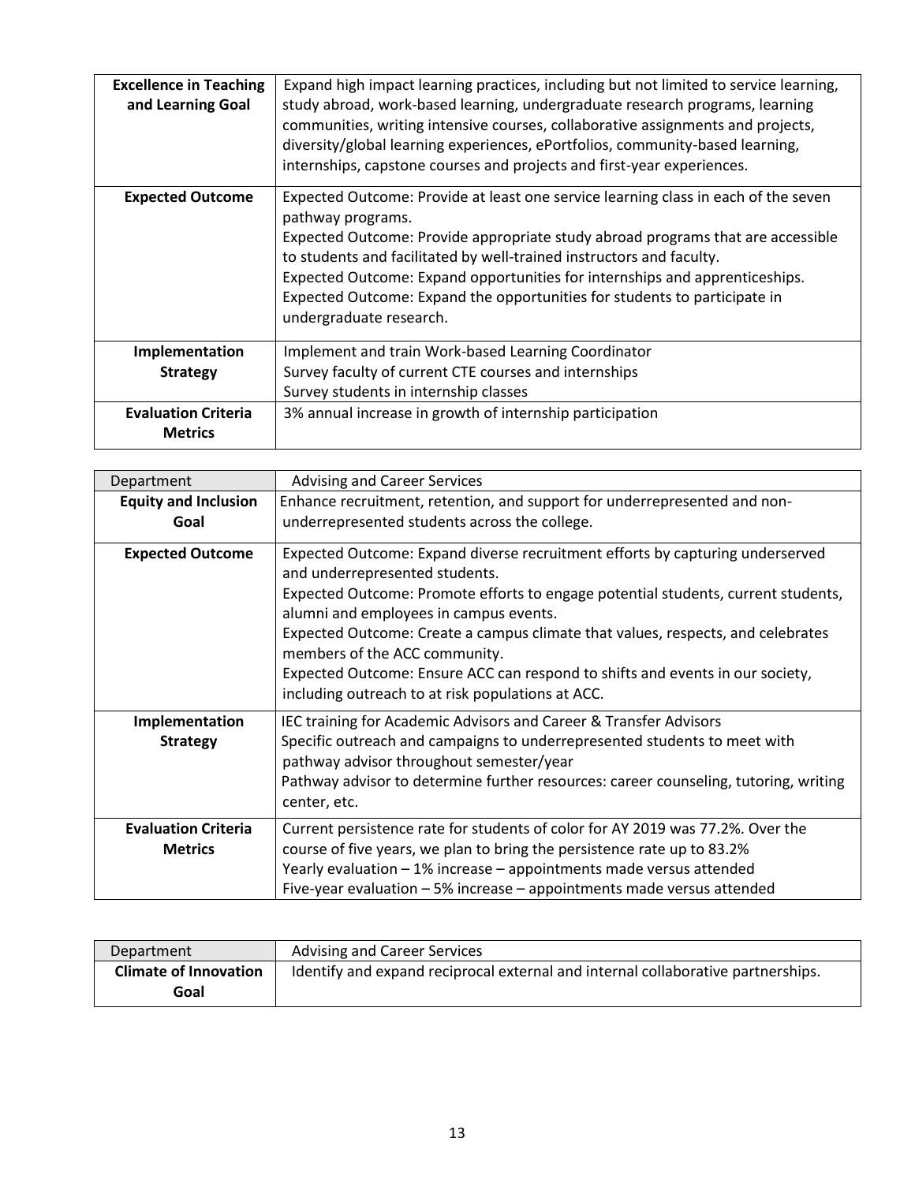| **Excellence in Teaching and Learning Goal** | Expand high impact learning practices, including but not limited to service learning, study abroad, work-based learning, undergraduate research programs, learning communities, writing intensive courses, collaborative assignments and projects, diversity/global learning experiences, ePortfolios, community-based learning, internships, capstone courses and projects and first-year experiences. |
|---|---|
| **Expected Outcome** | Expected Outcome: Provide at least one service learning class in each of the seven pathway programs.<br>Expected Outcome: Provide appropriate study abroad programs that are accessible to students and facilitated by well-trained instructors and faculty.<br>Expected Outcome: Expand opportunities for internships and apprenticeships.<br>Expected Outcome: Expand the opportunities for students to participate in undergraduate research. |
| **Implementation Strategy** | Implement and train Work-based Learning Coordinator<br>Survey faculty of current CTE courses and internships<br>Survey students in internship classes |
| **Evaluation Criteria Metrics** | 3% annual increase in growth of internship participation |

| Department | Advising and Career Services |
|---|---|
| **Equity and Inclusion Goal** | Enhance recruitment, retention, and support for underrepresented and non-underrepresented students across the college. |
| **Expected Outcome** | Expected Outcome: Expand diverse recruitment efforts by capturing underserved and underrepresented students.<br>Expected Outcome: Promote efforts to engage potential students, current students, alumni and employees in campus events.<br>Expected Outcome: Create a campus climate that values, respects, and celebrates members of the ACC community.<br>Expected Outcome: Ensure ACC can respond to shifts and events in our society, including outreach to at risk populations at ACC. |
| **Implementation Strategy** | IEC training for Academic Advisors and Career & Transfer Advisors<br>Specific outreach and campaigns to underrepresented students to meet with pathway advisor throughout semester/year<br>Pathway advisor to determine further resources: career counseling, tutoring, writing center, etc. |
| **Evaluation Criteria Metrics** | Current persistence rate for students of color for AY 2019 was 77.2%. Over the course of five years, we plan to bring the persistence rate up to 83.2%<br>Yearly evaluation – 1% increase – appointments made versus attended<br>Five-year evaluation – 5% increase – appointments made versus attended |

| Department | Advising and Career Services |
|---|---|
| **Climate of Innovation Goal** | Identify and expand reciprocal external and internal collaborative partnerships. |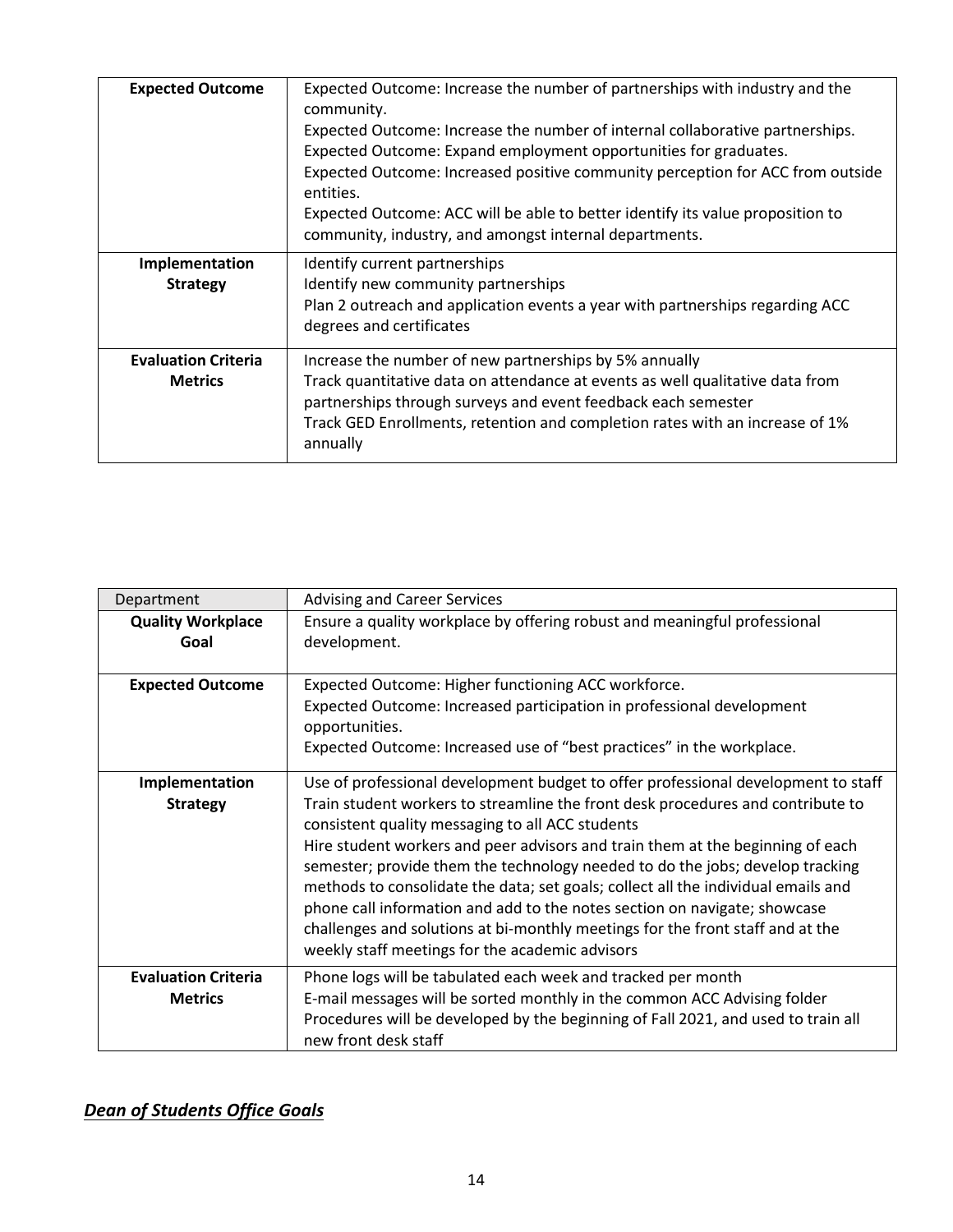| | |
|---|---|
| **Expected Outcome** | Expected Outcome: Increase the number of partnerships with industry and the community.<br>Expected Outcome: Increase the number of internal collaborative partnerships.<br>Expected Outcome: Expand employment opportunities for graduates.<br>Expected Outcome: Increased positive community perception for ACC from outside entities.<br>Expected Outcome: ACC will be able to better identify its value proposition to community, industry, and amongst internal departments. |
| **Implementation Strategy** | Identify current partnerships<br>Identify new community partnerships<br>Plan 2 outreach and application events a year with partnerships regarding ACC degrees and certificates |
| **Evaluation Criteria Metrics** | Increase the number of new partnerships by 5% annually<br>Track quantitative data on attendance at events as well qualitative data from partnerships through surveys and event feedback each semester<br>Track GED Enrollments, retention and completion rates with an increase of 1% annually |

| Department | Advising and Career Services |
|---|---|
| **Quality Workplace Goal** | Ensure a quality workplace by offering robust and meaningful professional development. |
| **Expected Outcome** | Expected Outcome: Higher functioning ACC workforce.<br>Expected Outcome: Increased participation in professional development opportunities.<br>Expected Outcome: Increased use of "best practices" in the workplace. |
| **Implementation Strategy** | Use of professional development budget to offer professional development to staff<br>Train student workers to streamline the front desk procedures and contribute to consistent quality messaging to all ACC students<br>Hire student workers and peer advisors and train them at the beginning of each semester; provide them the technology needed to do the jobs; develop tracking methods to consolidate the data; set goals; collect all the individual emails and phone call information and add to the notes section on navigate; showcase challenges and solutions at bi-monthly meetings for the front staff and at the weekly staff meetings for the academic advisors |
| **Evaluation Criteria Metrics** | Phone logs will be tabulated each week and tracked per month<br>E-mail messages will be sorted monthly in the common ACC Advising folder<br>Procedures will be developed by the beginning of Fall 2021, and used to train all new front desk staff |

## ***Dean of Students Office Goals***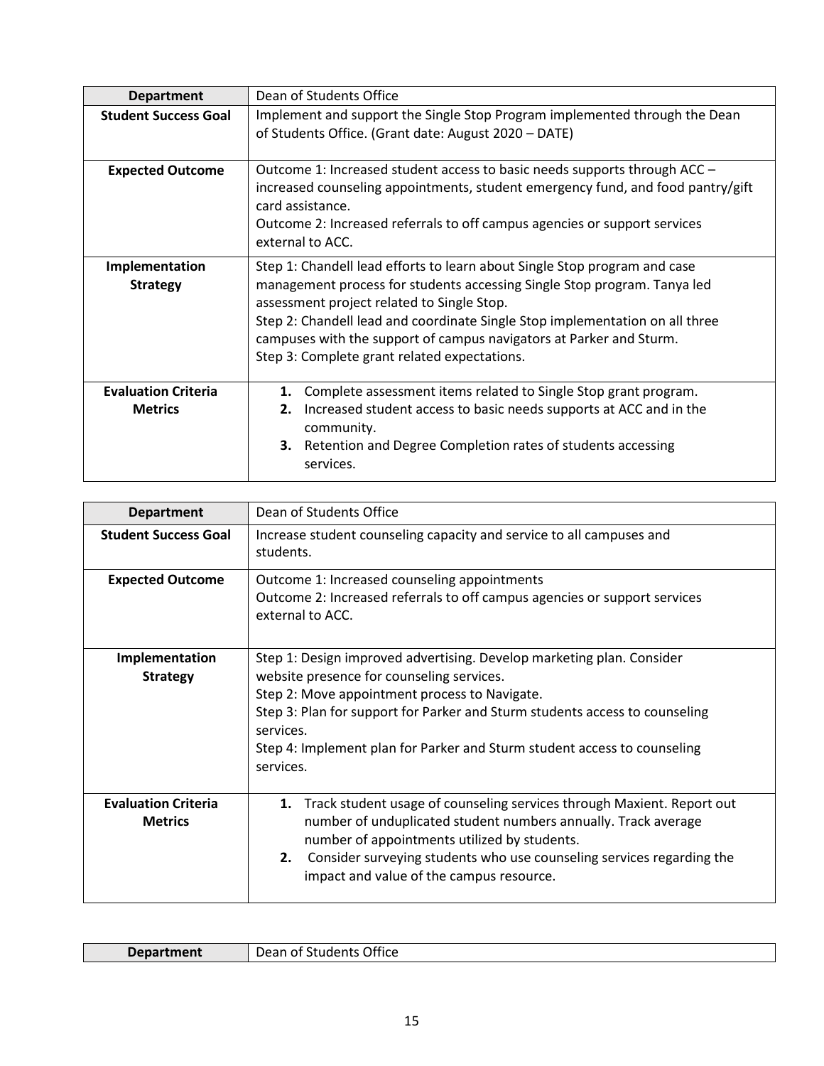| Department | Dean of Students Office |
|---|---|
| **Student Success Goal** | Implement and support the Single Stop Program implemented through the Dean of Students Office. (Grant date: August 2020 – DATE) |
| **Expected Outcome** | Outcome 1: Increased student access to basic needs supports through ACC – increased counseling appointments, student emergency fund, and food pantry/gift card assistance.<br>Outcome 2: Increased referrals to off campus agencies or support services external to ACC. |
| **Implementation Strategy** | Step 1: Chandell lead efforts to learn about Single Stop program and case management process for students accessing Single Stop program. Tanya led assessment project related to Single Stop.<br>Step 2: Chandell lead and coordinate Single Stop implementation on all three campuses with the support of campus navigators at Parker and Sturm.<br>Step 3: Complete grant related expectations. |
| **Evaluation Criteria Metrics** | **1.** Complete assessment items related to Single Stop grant program.<br>**2.** Increased student access to basic needs supports at ACC and in the community.<br>**3.** Retention and Degree Completion rates of students accessing services. |

| Department | Dean of Students Office |
|---|---|
| **Student Success Goal** | Increase student counseling capacity and service to all campuses and students. |
| **Expected Outcome** | Outcome 1: Increased counseling appointments<br>Outcome 2: Increased referrals to off campus agencies or support services external to ACC. |
| **Implementation Strategy** | Step 1: Design improved advertising. Develop marketing plan. Consider website presence for counseling services.<br>Step 2: Move appointment process to Navigate.<br>Step 3: Plan for support for Parker and Sturm students access to counseling services.<br>Step 4: Implement plan for Parker and Sturm student access to counseling services. |
| **Evaluation Criteria Metrics** | **1.** Track student usage of counseling services through Maxient. Report out number of unduplicated student numbers annually. Track average number of appointments utilized by students.<br>**2.** Consider surveying students who use counseling services regarding the impact and value of the campus resource. |

| Department | Dean of Students Office |
|---|---|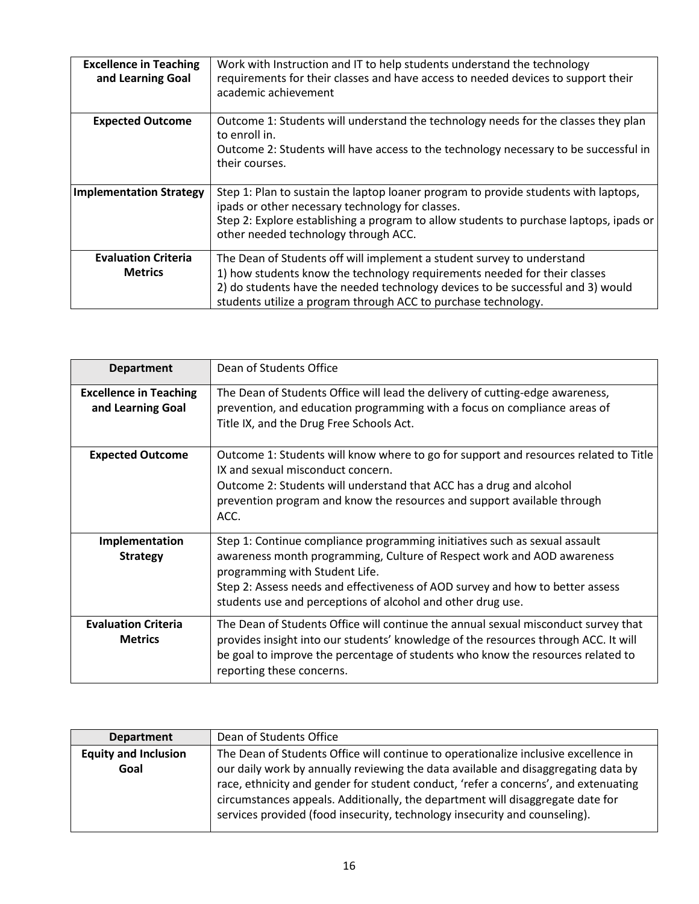| Excellence in Teaching and Learning Goal | Work with Instruction and IT to help students understand the technology requirements for their classes and have access to needed devices to support their academic achievement |
|---|---|
| **Expected Outcome** | Outcome 1: Students will understand the technology needs for the classes they plan to enroll in.<br>Outcome 2: Students will have access to the technology necessary to be successful in their courses. |
| **Implementation Strategy** | Step 1: Plan to sustain the laptop loaner program to provide students with laptops, ipads or other necessary technology for classes.<br>Step 2: Explore establishing a program to allow students to purchase laptops, ipads or other needed technology through ACC. |
| **Evaluation Criteria Metrics** | The Dean of Students off will implement a student survey to understand<br>1) how students know the technology requirements needed for their classes<br>2) do students have the needed technology devices to be successful and 3) would students utilize a program through ACC to purchase technology. |

| Department | Dean of Students Office |
|---|---|
| **Excellence in Teaching and Learning Goal** | The Dean of Students Office will lead the delivery of cutting-edge awareness, prevention, and education programming with a focus on compliance areas of Title IX, and the Drug Free Schools Act. |
| **Expected Outcome** | Outcome 1: Students will know where to go for support and resources related to Title IX and sexual misconduct concern.<br>Outcome 2: Students will understand that ACC has a drug and alcohol prevention program and know the resources and support available through ACC. |
| **Implementation Strategy** | Step 1: Continue compliance programming initiatives such as sexual assault awareness month programming, Culture of Respect work and AOD awareness programming with Student Life.<br>Step 2: Assess needs and effectiveness of AOD survey and how to better assess students use and perceptions of alcohol and other drug use. |
| **Evaluation Criteria Metrics** | The Dean of Students Office will continue the annual sexual misconduct survey that provides insight into our students' knowledge of the resources through ACC. It will be goal to improve the percentage of students who know the resources related to reporting these concerns. |

| Department | Dean of Students Office |
|---|---|
| **Equity and Inclusion Goal** | The Dean of Students Office will continue to operationalize inclusive excellence in our daily work by annually reviewing the data available and disaggregating data by race, ethnicity and gender for student conduct, 'refer a concerns', and extenuating circumstances appeals. Additionally, the department will disaggregate date for services provided (food insecurity, technology insecurity and counseling). |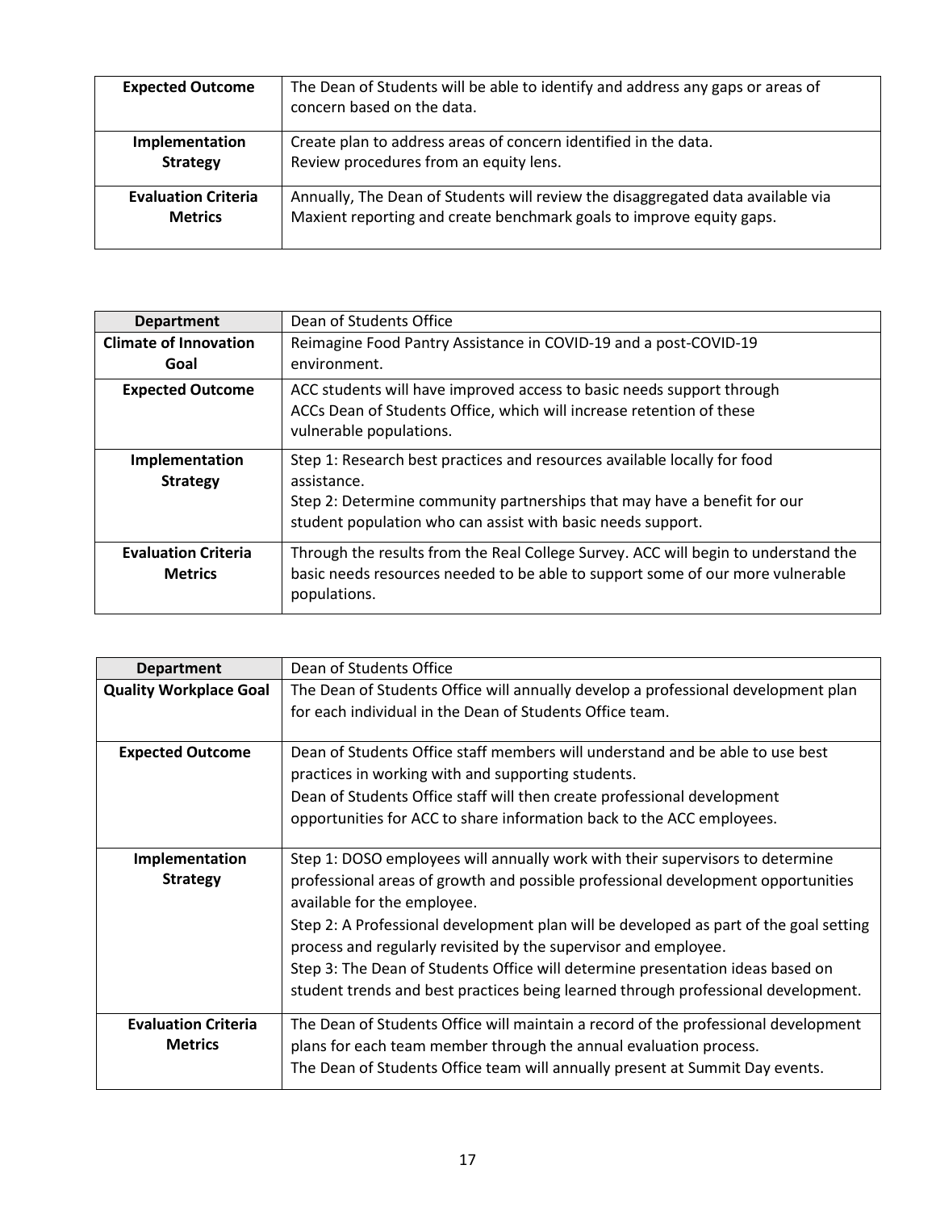| | |
|---|---|
| **Expected Outcome** | The Dean of Students will be able to identify and address any gaps or areas of concern based on the data. |
| **Implementation Strategy** | Create plan to address areas of concern identified in the data.<br>Review procedures from an equity lens. |
| **Evaluation Criteria Metrics** | Annually, The Dean of Students will review the disaggregated data available via Maxient reporting and create benchmark goals to improve equity gaps. |

| **Department** | Dean of Students Office |
|---|---|
| **Climate of Innovation Goal** | Reimagine Food Pantry Assistance in COVID-19 and a post-COVID-19 environment. |
| **Expected Outcome** | ACC students will have improved access to basic needs support through ACCs Dean of Students Office, which will increase retention of these vulnerable populations. |
| **Implementation Strategy** | Step 1: Research best practices and resources available locally for food assistance.<br>Step 2: Determine community partnerships that may have a benefit for our student population who can assist with basic needs support. |
| **Evaluation Criteria Metrics** | Through the results from the Real College Survey. ACC will begin to understand the basic needs resources needed to be able to support some of our more vulnerable populations. |

| **Department** | Dean of Students Office |
|---|---|
| **Quality Workplace Goal** | The Dean of Students Office will annually develop a professional development plan for each individual in the Dean of Students Office team. |
| **Expected Outcome** | Dean of Students Office staff members will understand and be able to use best practices in working with and supporting students.<br>Dean of Students Office staff will then create professional development opportunities for ACC to share information back to the ACC employees. |
| **Implementation Strategy** | Step 1: DOSO employees will annually work with their supervisors to determine professional areas of growth and possible professional development opportunities available for the employee.<br>Step 2: A Professional development plan will be developed as part of the goal setting process and regularly revisited by the supervisor and employee.<br>Step 3: The Dean of Students Office will determine presentation ideas based on student trends and best practices being learned through professional development. |
| **Evaluation Criteria Metrics** | The Dean of Students Office will maintain a record of the professional development plans for each team member through the annual evaluation process.<br>The Dean of Students Office team will annually present at Summit Day events. |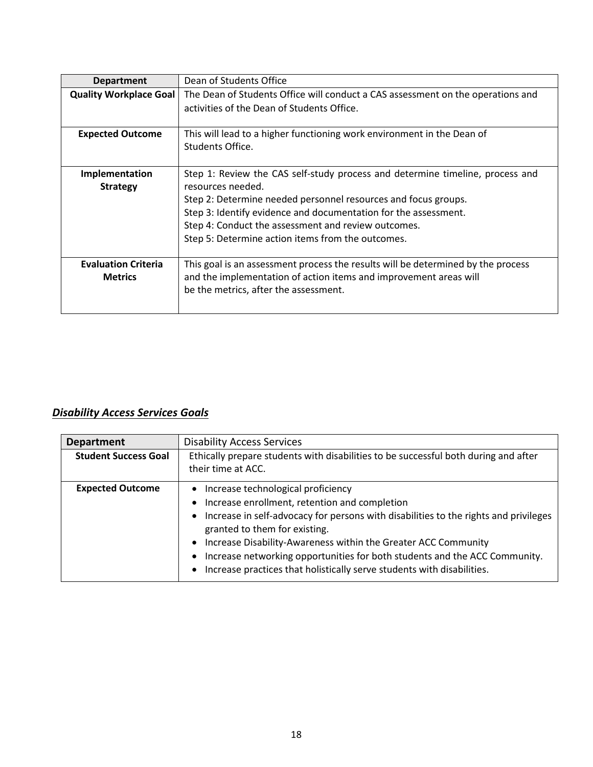| Department | Dean of Students Office |
|---|---|
| **Quality Workplace Goal** | The Dean of Students Office will conduct a CAS assessment on the operations and activities of the Dean of Students Office. |
| **Expected Outcome** | This will lead to a higher functioning work environment in the Dean of Students Office. |
| **Implementation Strategy** | Step 1: Review the CAS self-study process and determine timeline, process and resources needed.<br>Step 2: Determine needed personnel resources and focus groups.<br>Step 3: Identify evidence and documentation for the assessment.<br>Step 4: Conduct the assessment and review outcomes.<br>Step 5: Determine action items from the outcomes. |
| **Evaluation Criteria Metrics** | This goal is an assessment process the results will be determined by the process and the implementation of action items and improvement areas will be the metrics, after the assessment. |

## ***Disability Access Services Goals***

| Department | Disability Access Services |
|---|---|
| **Student Success Goal** | Ethically prepare students with disabilities to be successful both during and after their time at ACC. |
| **Expected Outcome** | • Increase technological proficiency<br>• Increase enrollment, retention and completion<br>• Increase in self-advocacy for persons with disabilities to the rights and privileges granted to them for existing.<br>• Increase Disability-Awareness within the Greater ACC Community<br>• Increase networking opportunities for both students and the ACC Community.<br>• Increase practices that holistically serve students with disabilities. |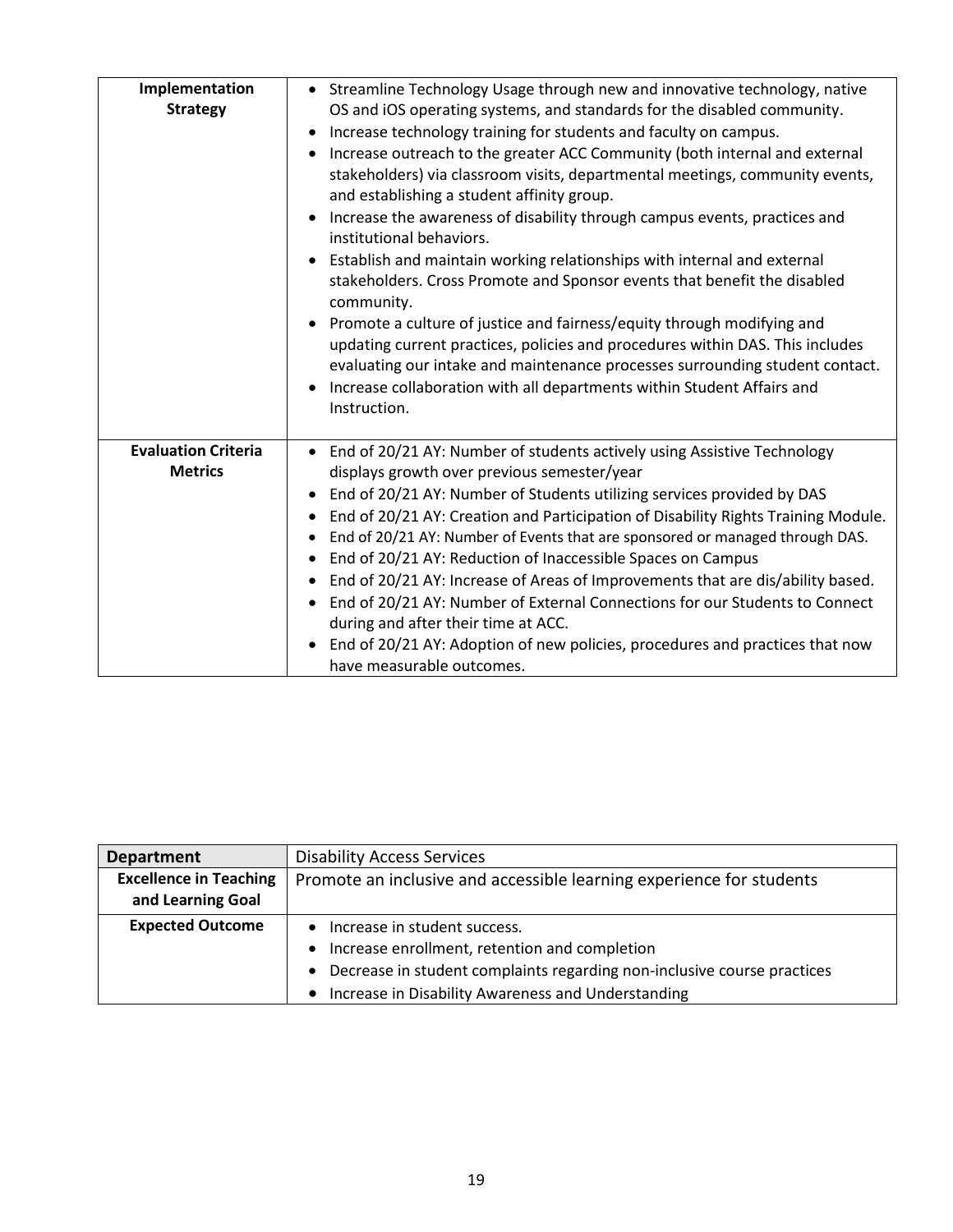| | |
|---|---|
| **Implementation Strategy** | • Streamline Technology Usage through new and innovative technology, native OS and iOS operating systems, and standards for the disabled community.<br>• Increase technology training for students and faculty on campus.<br>• Increase outreach to the greater ACC Community (both internal and external stakeholders) via classroom visits, departmental meetings, community events, and establishing a student affinity group.<br>• Increase the awareness of disability through campus events, practices and institutional behaviors.<br>• Establish and maintain working relationships with internal and external stakeholders. Cross Promote and Sponsor events that benefit the disabled community.<br>• Promote a culture of justice and fairness/equity through modifying and updating current practices, policies and procedures within DAS. This includes evaluating our intake and maintenance processes surrounding student contact.<br>• Increase collaboration with all departments within Student Affairs and Instruction. |
| **Evaluation Criteria Metrics** | • End of 20/21 AY: Number of students actively using Assistive Technology displays growth over previous semester/year<br>• End of 20/21 AY: Number of Students utilizing services provided by DAS<br>• End of 20/21 AY: Creation and Participation of Disability Rights Training Module.<br>• End of 20/21 AY: Number of Events that are sponsored or managed through DAS.<br>• End of 20/21 AY: Reduction of Inaccessible Spaces on Campus<br>• End of 20/21 AY: Increase of Areas of Improvements that are dis/ability based.<br>• End of 20/21 AY: Number of External Connections for our Students to Connect during and after their time at ACC.<br>• End of 20/21 AY: Adoption of new policies, procedures and practices that now have measurable outcomes. |

| **Department** | Disability Access Services |
|---|---|
| **Excellence in Teaching and Learning Goal** | Promote an inclusive and accessible learning experience for students |
| **Expected Outcome** | • Increase in student success.<br>• Increase enrollment, retention and completion<br>• Decrease in student complaints regarding non-inclusive course practices<br>• Increase in Disability Awareness and Understanding |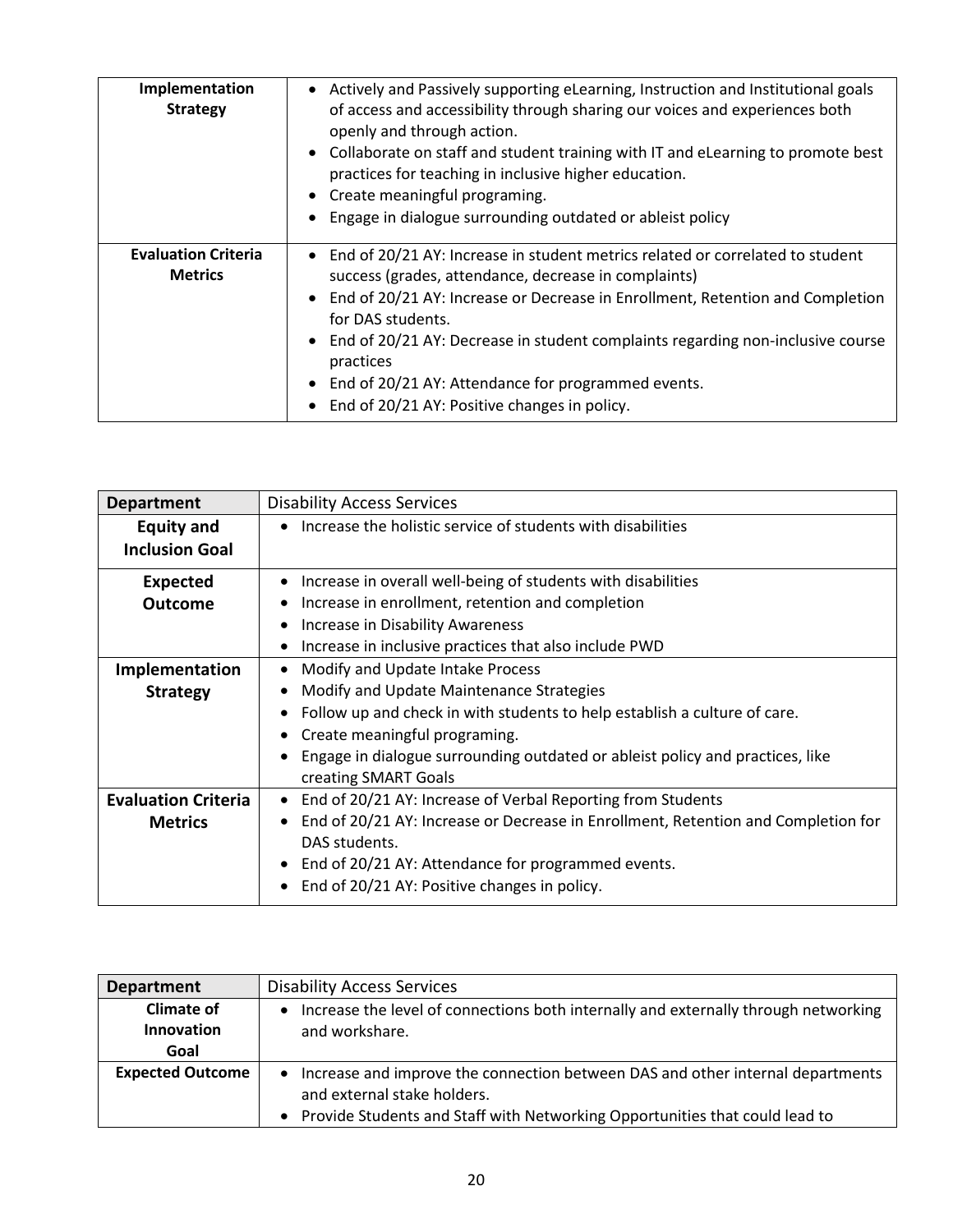| | |
|---|---|
| **Implementation Strategy** | • Actively and Passively supporting eLearning, Instruction and Institutional goals of access and accessibility through sharing our voices and experiences both openly and through action.<br>• Collaborate on staff and student training with IT and eLearning to promote best practices for teaching in inclusive higher education.<br>• Create meaningful programing.<br>• Engage in dialogue surrounding outdated or ableist policy |
| **Evaluation Criteria Metrics** | • End of 20/21 AY: Increase in student metrics related or correlated to student success (grades, attendance, decrease in complaints)<br>• End of 20/21 AY: Increase or Decrease in Enrollment, Retention and Completion for DAS students.<br>• End of 20/21 AY: Decrease in student complaints regarding non-inclusive course practices<br>• End of 20/21 AY: Attendance for programmed events.<br>• End of 20/21 AY: Positive changes in policy. |

| **Department** | Disability Access Services |
|---|---|
| **Equity and Inclusion Goal** | • Increase the holistic service of students with disabilities |
| **Expected Outcome** | • Increase in overall well-being of students with disabilities<br>• Increase in enrollment, retention and completion<br>• Increase in Disability Awareness<br>• Increase in inclusive practices that also include PWD |
| **Implementation Strategy** | • Modify and Update Intake Process<br>• Modify and Update Maintenance Strategies<br>• Follow up and check in with students to help establish a culture of care.<br>• Create meaningful programing.<br>• Engage in dialogue surrounding outdated or ableist policy and practices, like creating SMART Goals |
| **Evaluation Criteria Metrics** | • End of 20/21 AY: Increase of Verbal Reporting from Students<br>• End of 20/21 AY: Increase or Decrease in Enrollment, Retention and Completion for DAS students.<br>• End of 20/21 AY: Attendance for programmed events.<br>• End of 20/21 AY: Positive changes in policy. |

| **Department** | Disability Access Services |
|---|---|
| **Climate of Innovation Goal** | • Increase the level of connections both internally and externally through networking and workshare. |
| **Expected Outcome** | • Increase and improve the connection between DAS and other internal departments and external stake holders.<br>• Provide Students and Staff with Networking Opportunities that could lead to |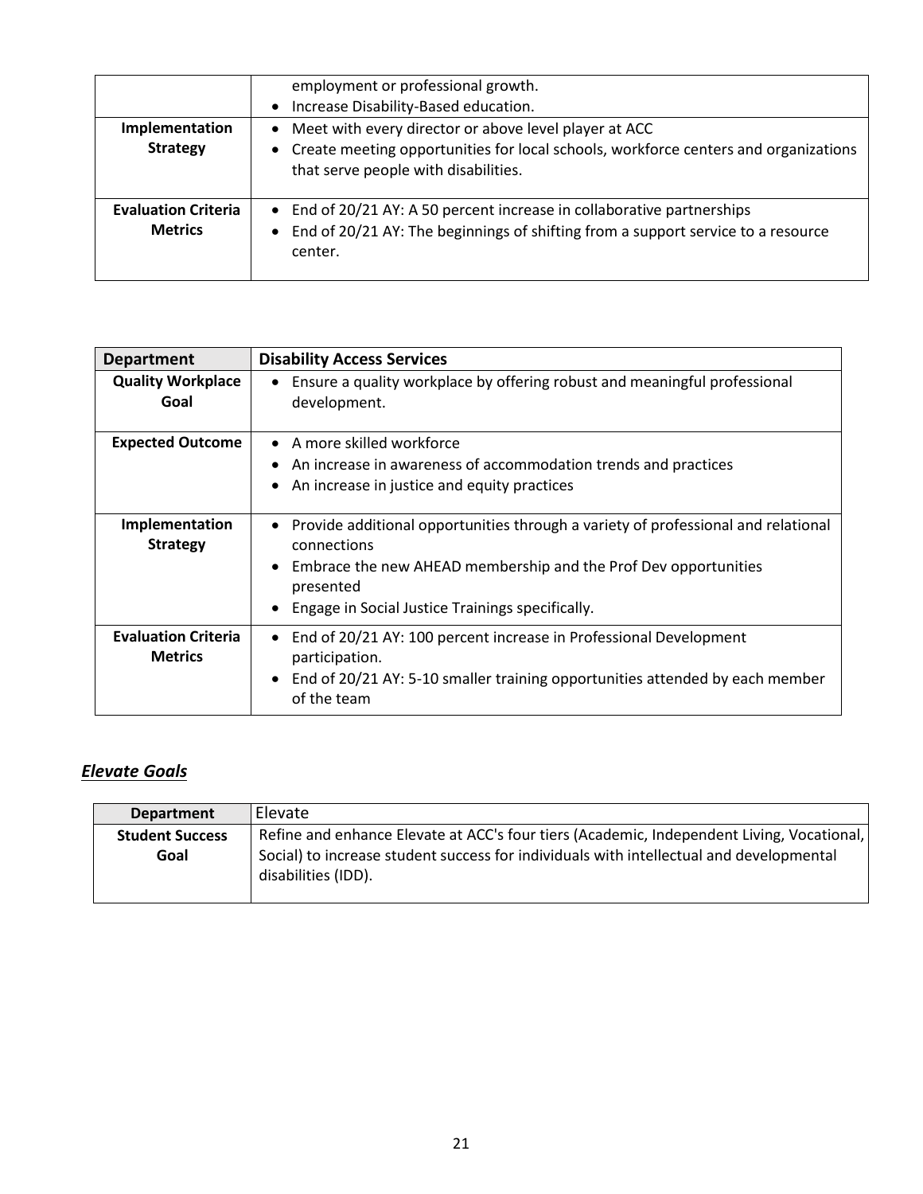| | |
|---|---|
| | employment or professional growth.<br>• Increase Disability-Based education. |
| **Implementation Strategy** | • Meet with every director or above level player at ACC<br>• Create meeting opportunities for local schools, workforce centers and organizations that serve people with disabilities. |
| **Evaluation Criteria Metrics** | • End of 20/21 AY: A 50 percent increase in collaborative partnerships<br>• End of 20/21 AY: The beginnings of shifting from a support service to a resource center. |

| **Department** | **Disability Access Services** |
|---|---|
| **Quality Workplace Goal** | • Ensure a quality workplace by offering robust and meaningful professional development. |
| **Expected Outcome** | • A more skilled workforce<br>• An increase in awareness of accommodation trends and practices<br>• An increase in justice and equity practices |
| **Implementation Strategy** | • Provide additional opportunities through a variety of professional and relational connections<br>• Embrace the new AHEAD membership and the Prof Dev opportunities presented<br>• Engage in Social Justice Trainings specifically. |
| **Evaluation Criteria Metrics** | • End of 20/21 AY: 100 percent increase in Professional Development participation.<br>• End of 20/21 AY: 5-10 smaller training opportunities attended by each member of the team |

## ***Elevate Goals***

| **Department** | Elevate |
|---|---|
| **Student Success Goal** | Refine and enhance Elevate at ACC's four tiers (Academic, Independent Living, Vocational, Social) to increase student success for individuals with intellectual and developmental disabilities (IDD). |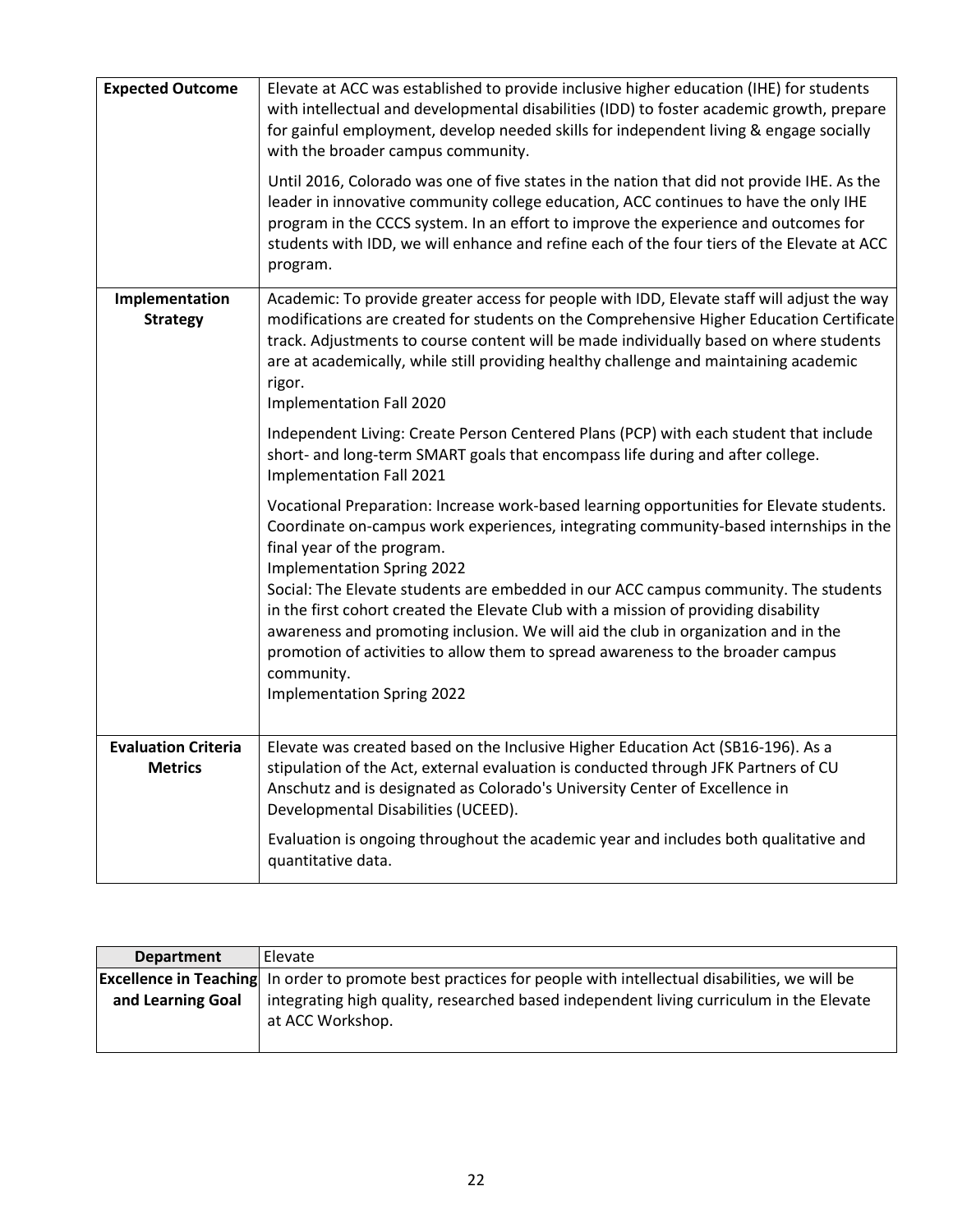| | |
|---|---|
| **Expected Outcome** | Elevate at ACC was established to provide inclusive higher education (IHE) for students with intellectual and developmental disabilities (IDD) to foster academic growth, prepare for gainful employment, develop needed skills for independent living & engage socially with the broader campus community.<br><br>Until 2016, Colorado was one of five states in the nation that did not provide IHE. As the leader in innovative community college education, ACC continues to have the only IHE program in the CCCS system. In an effort to improve the experience and outcomes for students with IDD, we will enhance and refine each of the four tiers of the Elevate at ACC program. |
| **Implementation Strategy** | Academic: To provide greater access for people with IDD, Elevate staff will adjust the way modifications are created for students on the Comprehensive Higher Education Certificate track. Adjustments to course content will be made individually based on where students are at academically, while still providing healthy challenge and maintaining academic rigor.<br>Implementation Fall 2020<br><br>Independent Living: Create Person Centered Plans (PCP) with each student that include short- and long-term SMART goals that encompass life during and after college.<br>Implementation Fall 2021<br><br>Vocational Preparation: Increase work-based learning opportunities for Elevate students. Coordinate on-campus work experiences, integrating community-based internships in the final year of the program.<br>Implementation Spring 2022<br>Social: The Elevate students are embedded in our ACC campus community. The students in the first cohort created the Elevate Club with a mission of providing disability awareness and promoting inclusion. We will aid the club in organization and in the promotion of activities to allow them to spread awareness to the broader campus community.<br>Implementation Spring 2022 |
| **Evaluation Criteria Metrics** | Elevate was created based on the Inclusive Higher Education Act (SB16-196). As a stipulation of the Act, external evaluation is conducted through JFK Partners of CU Anschutz and is designated as Colorado's University Center of Excellence in Developmental Disabilities (UCEED).<br><br>Evaluation is ongoing throughout the academic year and includes both qualitative and quantitative data. |

| **Department** | Elevate |
|---|---|
| **Excellence in Teaching and Learning Goal** | In order to promote best practices for people with intellectual disabilities, we will be integrating high quality, researched based independent living curriculum in the Elevate at ACC Workshop. |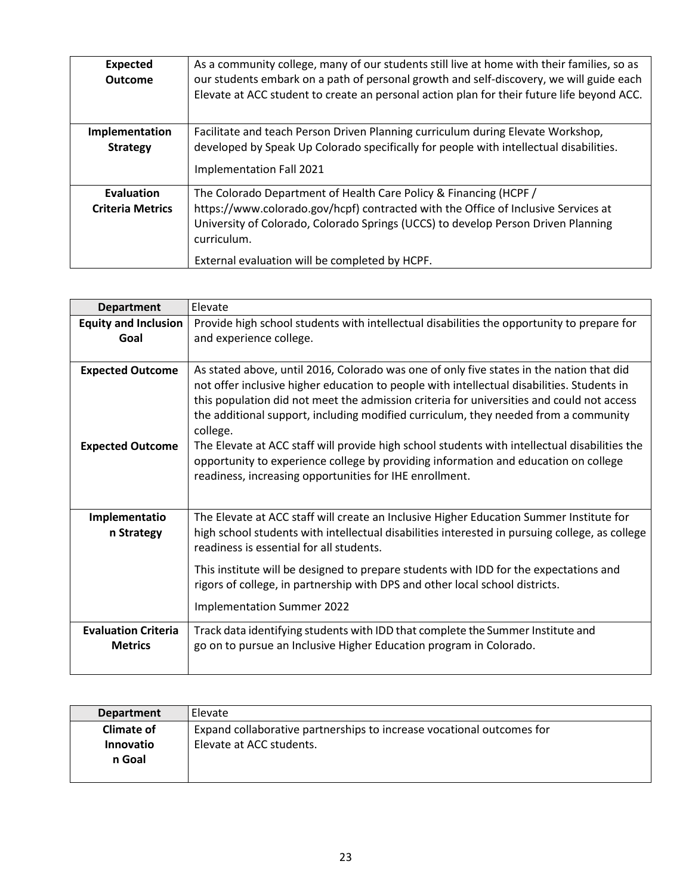| | |
|---|---|
| **Expected Outcome** | As a community college, many of our students still live at home with their families, so as our students embark on a path of personal growth and self-discovery, we will guide each Elevate at ACC student to create an personal action plan for their future life beyond ACC. |
| **Implementation Strategy** | Facilitate and teach Person Driven Planning curriculum during Elevate Workshop, developed by Speak Up Colorado specifically for people with intellectual disabilities.<br><br>Implementation Fall 2021 |
| **Evaluation Criteria Metrics** | The Colorado Department of Health Care Policy & Financing (HCPF / https://www.colorado.gov/hcpf) contracted with the Office of Inclusive Services at University of Colorado, Colorado Springs (UCCS) to develop Person Driven Planning curriculum.<br><br>External evaluation will be completed by HCPF. |

| **Department** | Elevate |
|---|---|
| **Equity and Inclusion Goal** | Provide high school students with intellectual disabilities the opportunity to prepare for and experience college. |
| **Expected Outcome** | As stated above, until 2016, Colorado was one of only five states in the nation that did not offer inclusive higher education to people with intellectual disabilities. Students in this population did not meet the admission criteria for universities and could not access the additional support, including modified curriculum, they needed from a community college. |
| **Expected Outcome** | The Elevate at ACC staff will provide high school students with intellectual disabilities the opportunity to experience college by providing information and education on college readiness, increasing opportunities for IHE enrollment. |
| **Implementation Strategy** | The Elevate at ACC staff will create an Inclusive Higher Education Summer Institute for high school students with intellectual disabilities interested in pursuing college, as college readiness is essential for all students.<br><br>This institute will be designed to prepare students with IDD for the expectations and rigors of college, in partnership with DPS and other local school districts.<br><br>Implementation Summer 2022 |
| **Evaluation Criteria Metrics** | Track data identifying students with IDD that complete the Summer Institute and go on to pursue an Inclusive Higher Education program in Colorado. |

| **Department** | Elevate |
|---|---|
| **Climate of Innovation Goal** | Expand collaborative partnerships to increase vocational outcomes for Elevate at ACC students. |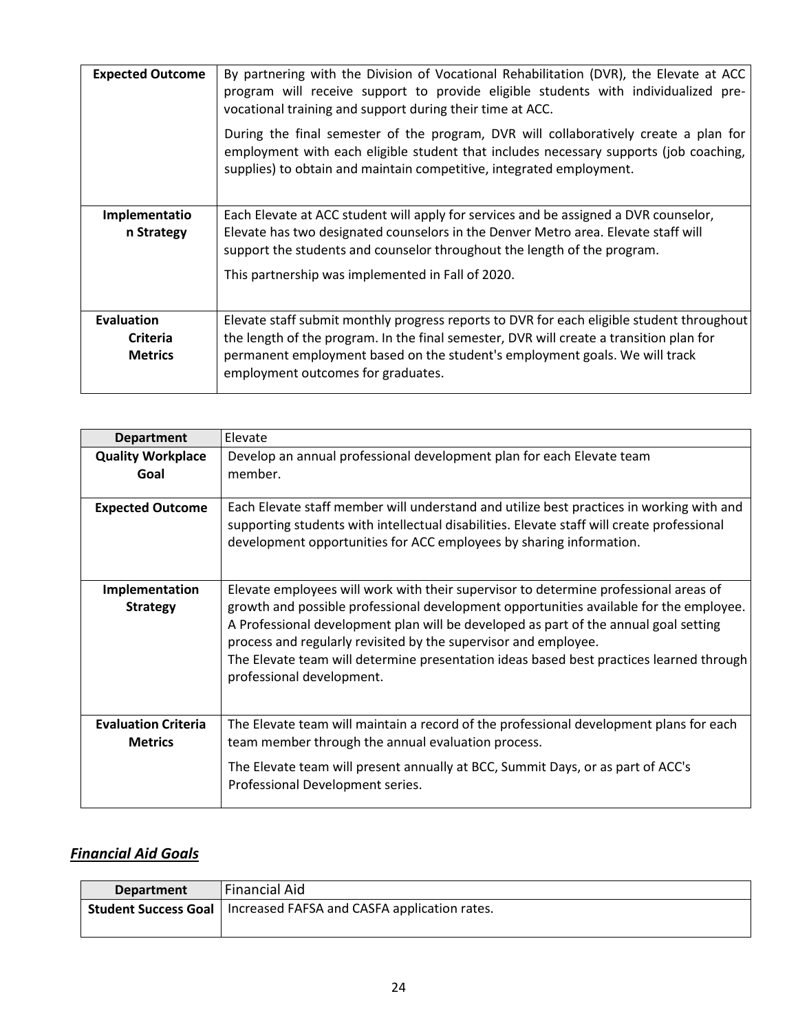| | |
|---|---|
| **Expected Outcome** | By partnering with the Division of Vocational Rehabilitation (DVR), the Elevate at ACC program will receive support to provide eligible students with individualized pre-vocational training and support during their time at ACC.<br><br>During the final semester of the program, DVR will collaboratively create a plan for employment with each eligible student that includes necessary supports (job coaching, supplies) to obtain and maintain competitive, integrated employment. |
| **Implementation Strategy** | Each Elevate at ACC student will apply for services and be assigned a DVR counselor, Elevate has two designated counselors in the Denver Metro area. Elevate staff will support the students and counselor throughout the length of the program.<br><br>This partnership was implemented in Fall of 2020. |
| **Evaluation Criteria Metrics** | Elevate staff submit monthly progress reports to DVR for each eligible student throughout the length of the program. In the final semester, DVR will create a transition plan for permanent employment based on the student's employment goals. We will track employment outcomes for graduates. |

| **Department** | Elevate |
|---|---|
| **Quality Workplace Goal** | Develop an annual professional development plan for each Elevate team member. |
| **Expected Outcome** | Each Elevate staff member will understand and utilize best practices in working with and supporting students with intellectual disabilities. Elevate staff will create professional development opportunities for ACC employees by sharing information. |
| **Implementation Strategy** | Elevate employees will work with their supervisor to determine professional areas of growth and possible professional development opportunities available for the employee. A Professional development plan will be developed as part of the annual goal setting process and regularly revisited by the supervisor and employee.<br>The Elevate team will determine presentation ideas based best practices learned through professional development. |
| **Evaluation Criteria Metrics** | The Elevate team will maintain a record of the professional development plans for each team member through the annual evaluation process.<br><br>The Elevate team will present annually at BCC, Summit Days, or as part of ACC's Professional Development series. |

## ***Financial Aid Goals***

| **Department** | Financial Aid |
|---|---|
| **Student Success Goal** | Increased FAFSA and CASFA application rates. |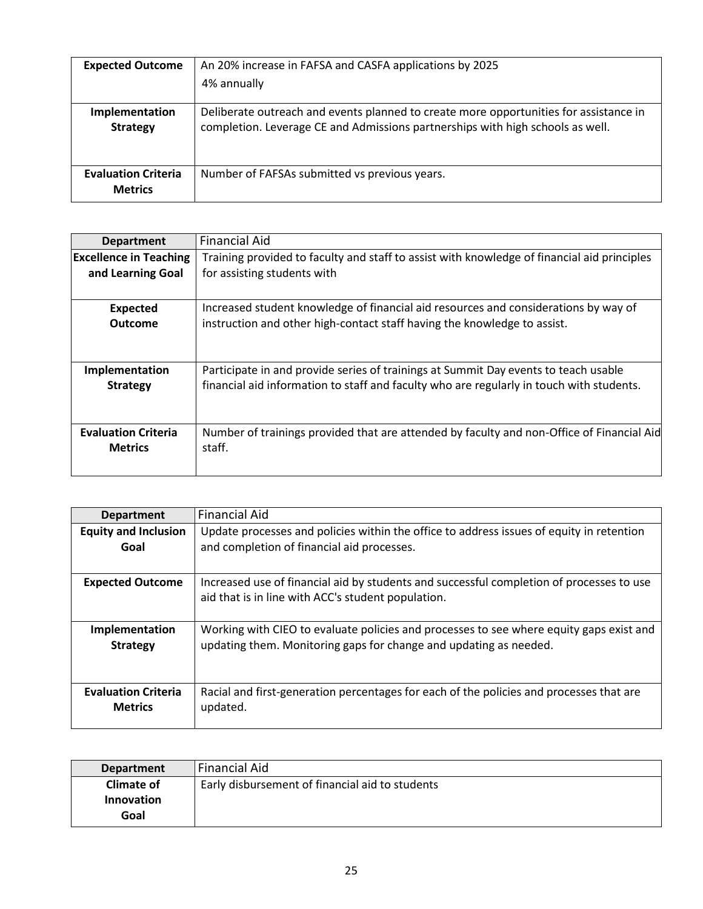| Expected Outcome | An 20% increase in FAFSA and CASFA applications by 2025<br>4% annually |
|---|---|
| Implementation Strategy | Deliberate outreach and events planned to create more opportunities for assistance in completion. Leverage CE and Admissions partnerships with high schools as well. |
| Evaluation Criteria Metrics | Number of FAFSAs submitted vs previous years. |

| Department | Financial Aid |
|---|---|
| Excellence in Teaching and Learning Goal | Training provided to faculty and staff to assist with knowledge of financial aid principles for assisting students with |
| Expected Outcome | Increased student knowledge of financial aid resources and considerations by way of instruction and other high-contact staff having the knowledge to assist. |
| Implementation Strategy | Participate in and provide series of trainings at Summit Day events to teach usable financial aid information to staff and faculty who are regularly in touch with students. |
| Evaluation Criteria Metrics | Number of trainings provided that are attended by faculty and non-Office of Financial Aid staff. |

| Department | Financial Aid |
|---|---|
| Equity and Inclusion Goal | Update processes and policies within the office to address issues of equity in retention and completion of financial aid processes. |
| Expected Outcome | Increased use of financial aid by students and successful completion of processes to use aid that is in line with ACC's student population. |
| Implementation Strategy | Working with CIEO to evaluate policies and processes to see where equity gaps exist and updating them. Monitoring gaps for change and updating as needed. |
| Evaluation Criteria Metrics | Racial and first-generation percentages for each of the policies and processes that are updated. |

| Department | Financial Aid |
|---|---|
| Climate of Innovation Goal | Early disbursement of financial aid to students |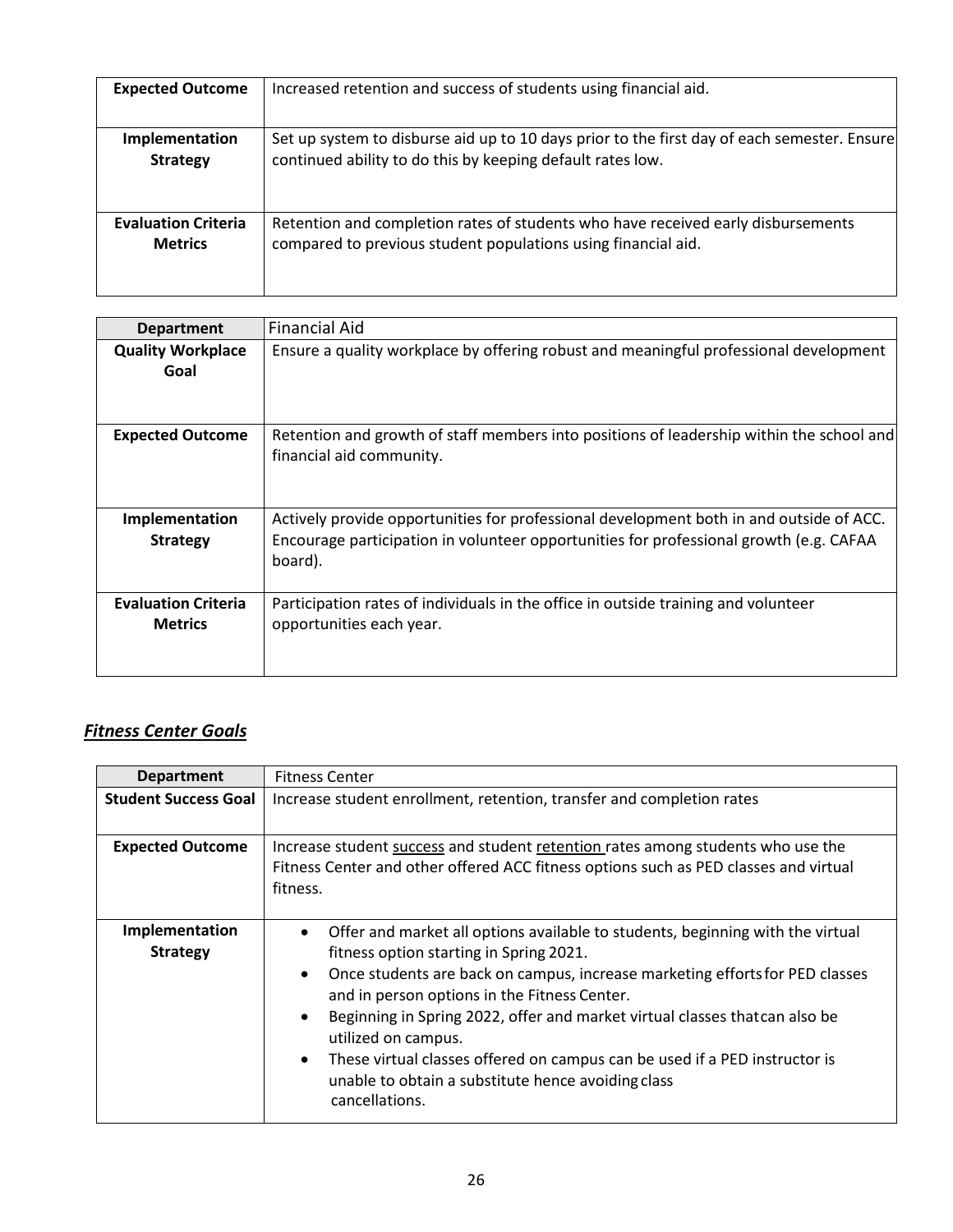| | |
|---|---|
| **Expected Outcome** | Increased retention and success of students using financial aid. |
| **Implementation Strategy** | Set up system to disburse aid up to 10 days prior to the first day of each semester. Ensure continued ability to do this by keeping default rates low. |
| **Evaluation Criteria Metrics** | Retention and completion rates of students who have received early disbursements compared to previous student populations using financial aid. |

| **Department** | Financial Aid |
|---|---|
| **Quality Workplace Goal** | Ensure a quality workplace by offering robust and meaningful professional development |
| **Expected Outcome** | Retention and growth of staff members into positions of leadership within the school and financial aid community. |
| **Implementation Strategy** | Actively provide opportunities for professional development both in and outside of ACC. Encourage participation in volunteer opportunities for professional growth (e.g. CAFAA board). |
| **Evaluation Criteria Metrics** | Participation rates of individuals in the office in outside training and volunteer opportunities each year. |

## ***Fitness Center Goals***

| **Department** | Fitness Center |
|---|---|
| **Student Success Goal** | Increase student enrollment, retention, transfer and completion rates |
| **Expected Outcome** | Increase student <u>success</u> and student <u>retention</u> rates among students who use the Fitness Center and other offered ACC fitness options such as PED classes and virtual fitness. |
| **Implementation Strategy** | • Offer and market all options available to students, beginning with the virtual fitness option starting in Spring 2021.<br>• Once students are back on campus, increase marketing efforts for PED classes and in person options in the Fitness Center.<br>• Beginning in Spring 2022, offer and market virtual classes that can also be utilized on campus.<br>• These virtual classes offered on campus can be used if a PED instructor is unable to obtain a substitute hence avoiding class cancellations. |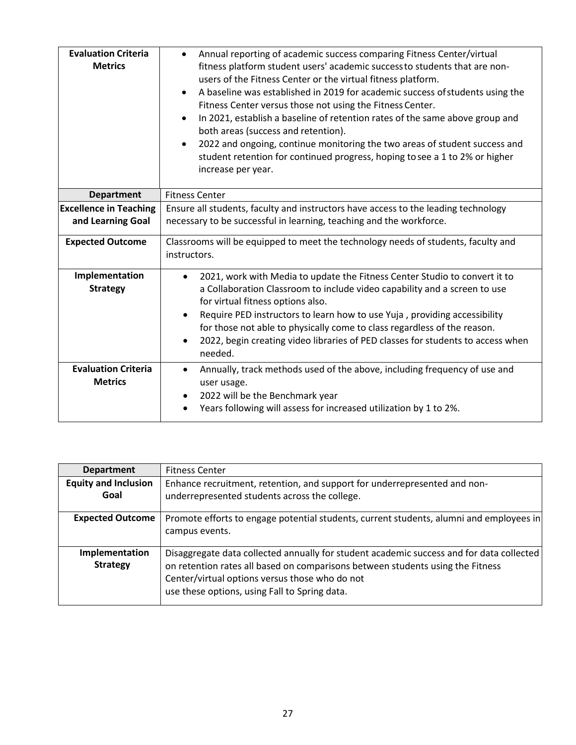| Evaluation Criteria Metrics | • Annual reporting of academic success comparing Fitness Center/virtual fitness platform student users' academic success to students that are non-users of the Fitness Center or the virtual fitness platform.<br>• A baseline was established in 2019 for academic success of students using the Fitness Center versus those not using the Fitness Center.<br>• In 2021, establish a baseline of retention rates of the same above group and both areas (success and retention).<br>• 2022 and ongoing, continue monitoring the two areas of student success and student retention for continued progress, hoping to see a 1 to 2% or higher increase per year. |
|---|---|
| **Department** | Fitness Center |
| **Excellence in Teaching and Learning Goal** | Ensure all students, faculty and instructors have access to the leading technology necessary to be successful in learning, teaching and the workforce. |
| **Expected Outcome** | Classrooms will be equipped to meet the technology needs of students, faculty and instructors. |
| **Implementation Strategy** | • 2021, work with Media to update the Fitness Center Studio to convert it to a Collaboration Classroom to include video capability and a screen to use for virtual fitness options also.<br>• Require PED instructors to learn how to use Yuja , providing accessibility for those not able to physically come to class regardless of the reason.<br>• 2022, begin creating video libraries of PED classes for students to access when needed. |
| **Evaluation Criteria Metrics** | • Annually, track methods used of the above, including frequency of use and user usage.<br>• 2022 will be the Benchmark year<br>• Years following will assess for increased utilization by 1 to 2%. |

| Department | Fitness Center |
|---|---|
| **Equity and Inclusion Goal** | Enhance recruitment, retention, and support for underrepresented and non-underrepresented students across the college. |
| **Expected Outcome** | Promote efforts to engage potential students, current students, alumni and employees in campus events. |
| **Implementation Strategy** | Disaggregate data collected annually for student academic success and for data collected on retention rates all based on comparisons between students using the Fitness Center/virtual options versus those who do not use these options, using Fall to Spring data. |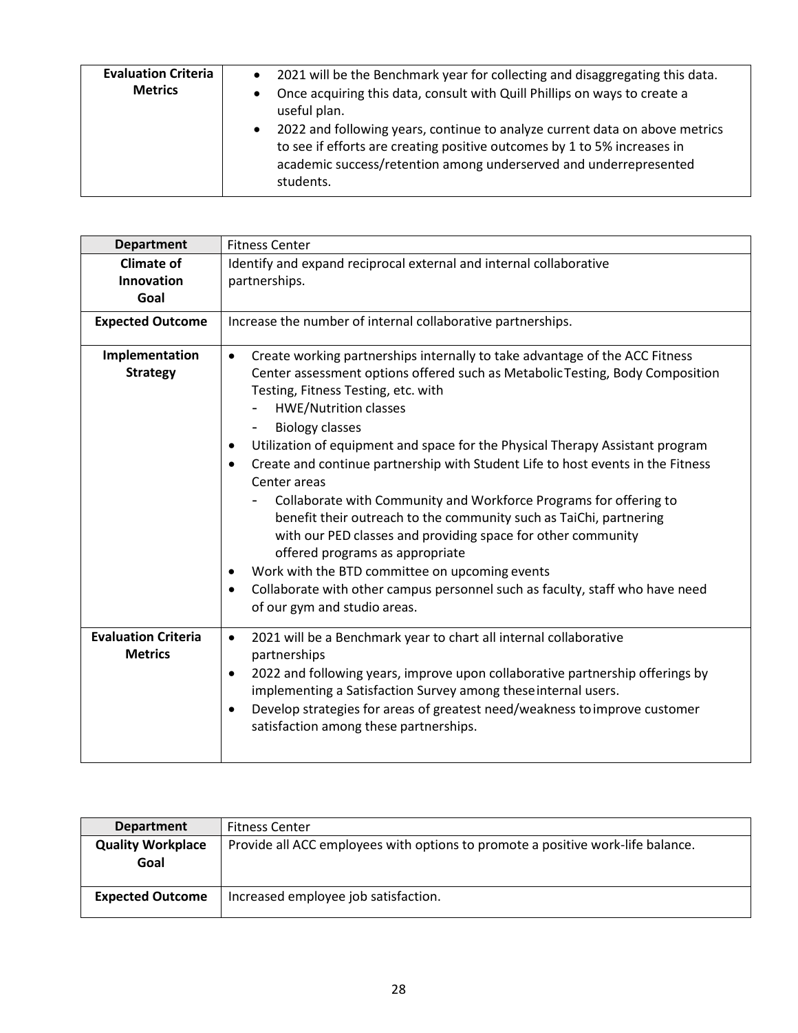| Evaluation Criteria Metrics | • 2021 will be the Benchmark year for collecting and disaggregating this data.<br>• Once acquiring this data, consult with Quill Phillips on ways to create a useful plan.<br>• 2022 and following years, continue to analyze current data on above metrics to see if efforts are creating positive outcomes by 1 to 5% increases in academic success/retention among underserved and underrepresented students. |
|---|---|

| Department | Fitness Center |
|---|---|
| Climate of Innovation Goal | Identify and expand reciprocal external and internal collaborative partnerships. |
| Expected Outcome | Increase the number of internal collaborative partnerships. |
| Implementation Strategy | • Create working partnerships internally to take advantage of the ACC Fitness Center assessment options offered such as Metabolic Testing, Body Composition Testing, Fitness Testing, etc. with<br>- HWE/Nutrition classes<br>- Biology classes<br>• Utilization of equipment and space for the Physical Therapy Assistant program<br>• Create and continue partnership with Student Life to host events in the Fitness Center areas<br>- Collaborate with Community and Workforce Programs for offering to benefit their outreach to the community such as TaiChi, partnering with our PED classes and providing space for other community offered programs as appropriate<br>• Work with the BTD committee on upcoming events<br>• Collaborate with other campus personnel such as faculty, staff who have need of our gym and studio areas. |
| Evaluation Criteria Metrics | • 2021 will be a Benchmark year to chart all internal collaborative partnerships<br>• 2022 and following years, improve upon collaborative partnership offerings by implementing a Satisfaction Survey among these internal users.<br>• Develop strategies for areas of greatest need/weakness to improve customer satisfaction among these partnerships. |

| Department | Fitness Center |
|---|---|
| Quality Workplace Goal | Provide all ACC employees with options to promote a positive work-life balance. |
| Expected Outcome | Increased employee job satisfaction. |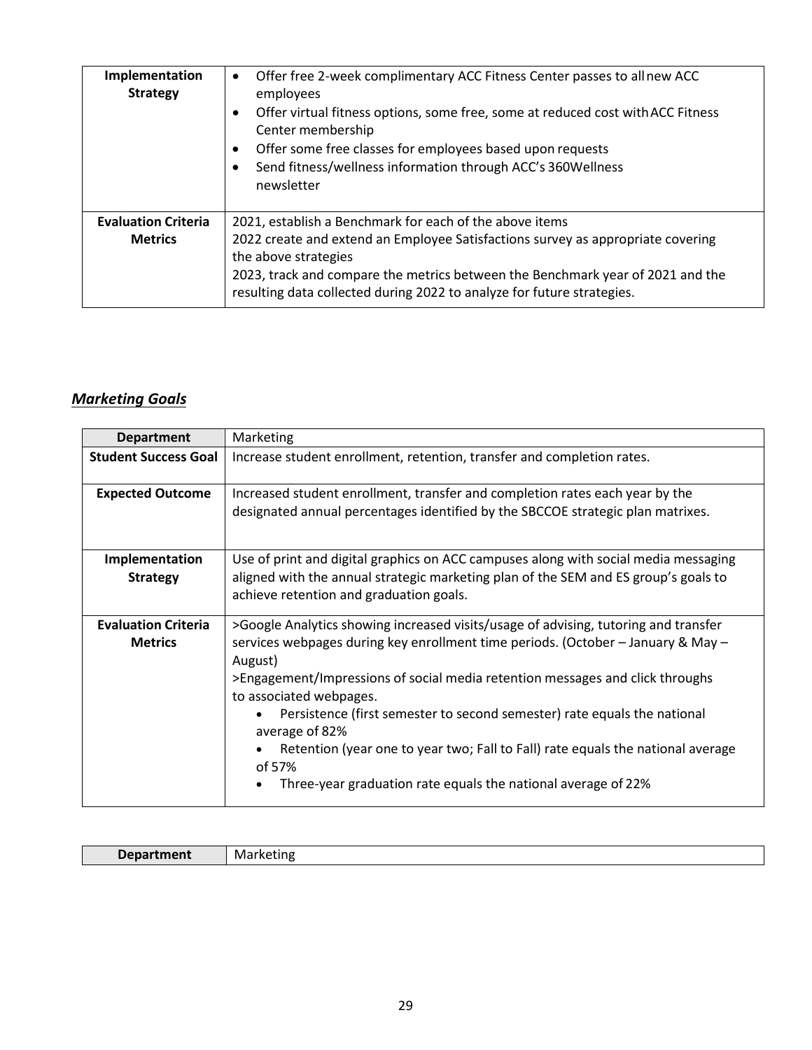| Implementation Strategy | • Offer free 2-week complimentary ACC Fitness Center passes to all new ACC employees<br>• Offer virtual fitness options, some free, some at reduced cost with ACC Fitness Center membership<br>• Offer some free classes for employees based upon requests<br>• Send fitness/wellness information through ACC's 360Wellness newsletter |
|---|---|
| **Evaluation Criteria Metrics** | 2021, establish a Benchmark for each of the above items<br>2022 create and extend an Employee Satisfactions survey as appropriate covering the above strategies<br>2023, track and compare the metrics between the Benchmark year of 2021 and the resulting data collected during 2022 to analyze for future strategies. |

## ***Marketing Goals***

| **Department** | Marketing |
|---|---|
| **Student Success Goal** | Increase student enrollment, retention, transfer and completion rates. |
| **Expected Outcome** | Increased student enrollment, transfer and completion rates each year by the designated annual percentages identified by the SBCCOE strategic plan matrixes. |
| **Implementation Strategy** | Use of print and digital graphics on ACC campuses along with social media messaging aligned with the annual strategic marketing plan of the SEM and ES group's goals to achieve retention and graduation goals. |
| **Evaluation Criteria Metrics** | >Google Analytics showing increased visits/usage of advising, tutoring and transfer services webpages during key enrollment time periods. (October – January & May – August)<br>>Engagement/Impressions of social media retention messages and click throughs to associated webpages.<br>• Persistence (first semester to second semester) rate equals the national average of 82%<br>• Retention (year one to year two; Fall to Fall) rate equals the national average of 57%<br>• Three-year graduation rate equals the national average of 22% |

| **Department** | Marketing |
|---|---|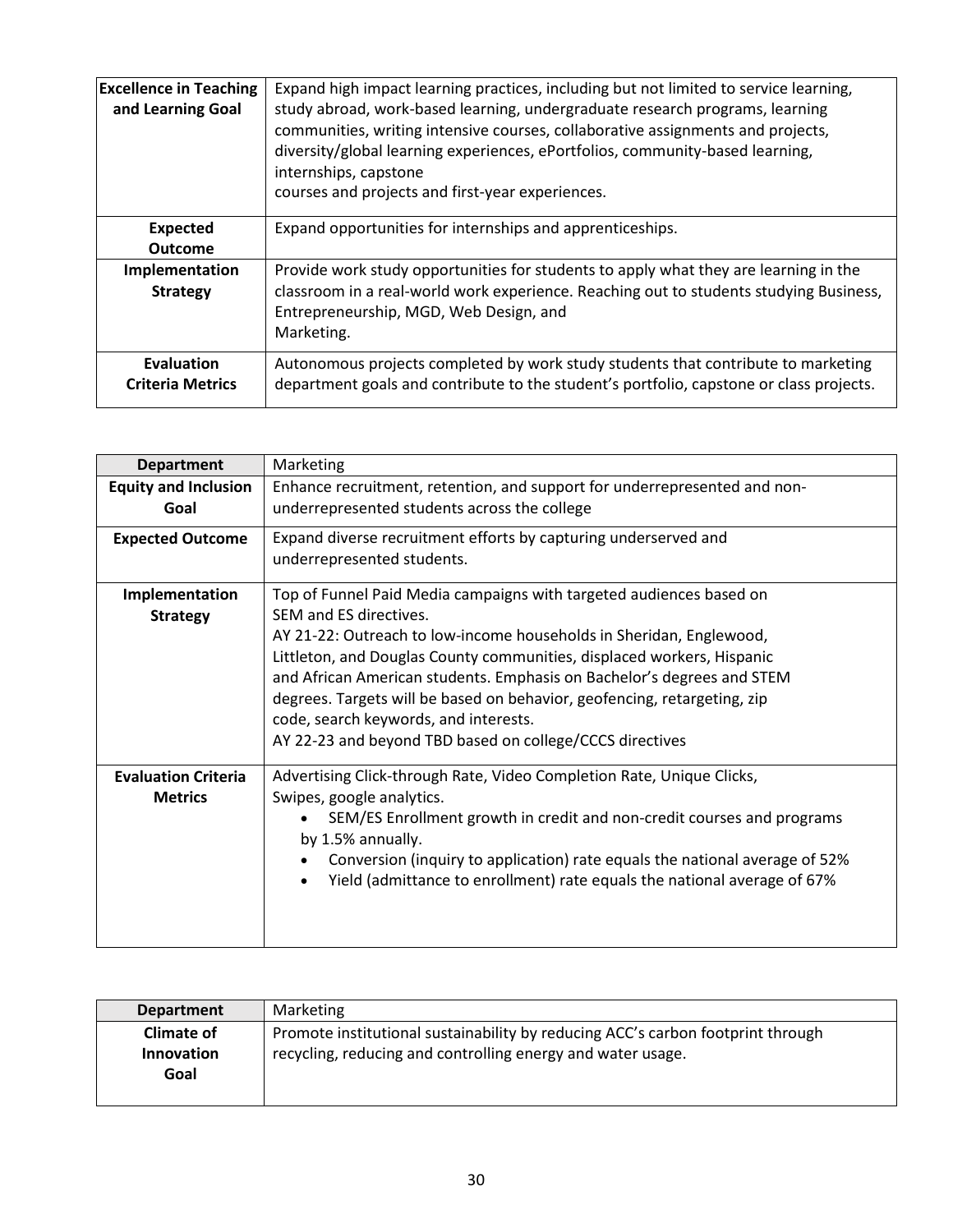| **Excellence in Teaching and Learning Goal** | Expand high impact learning practices, including but not limited to service learning, study abroad, work-based learning, undergraduate research programs, learning communities, writing intensive courses, collaborative assignments and projects, diversity/global learning experiences, ePortfolios, community-based learning, internships, capstone courses and projects and first-year experiences. |
|---|---|
| **Expected Outcome** | Expand opportunities for internships and apprenticeships. |
| **Implementation Strategy** | Provide work study opportunities for students to apply what they are learning in the classroom in a real-world work experience. Reaching out to students studying Business, Entrepreneurship, MGD, Web Design, and Marketing. |
| **Evaluation Criteria Metrics** | Autonomous projects completed by work study students that contribute to marketing department goals and contribute to the student's portfolio, capstone or class projects. |

| **Department** | Marketing |
|---|---|
| **Equity and Inclusion Goal** | Enhance recruitment, retention, and support for underrepresented and non-underrepresented students across the college |
| **Expected Outcome** | Expand diverse recruitment efforts by capturing underserved and underrepresented students. |
| **Implementation Strategy** | Top of Funnel Paid Media campaigns with targeted audiences based on SEM and ES directives.<br>AY 21-22: Outreach to low-income households in Sheridan, Englewood, Littleton, and Douglas County communities, displaced workers, Hispanic and African American students. Emphasis on Bachelor's degrees and STEM degrees. Targets will be based on behavior, geofencing, retargeting, zip code, search keywords, and interests.<br>AY 22-23 and beyond TBD based on college/CCCS directives |
| **Evaluation Criteria Metrics** | Advertising Click-through Rate, Video Completion Rate, Unique Clicks, Swipes, google analytics.<br>• SEM/ES Enrollment growth in credit and non-credit courses and programs by 1.5% annually.<br>• Conversion (inquiry to application) rate equals the national average of 52%<br>• Yield (admittance to enrollment) rate equals the national average of 67% |

| **Department** | Marketing |
|---|---|
| **Climate of Innovation Goal** | Promote institutional sustainability by reducing ACC's carbon footprint through recycling, reducing and controlling energy and water usage. |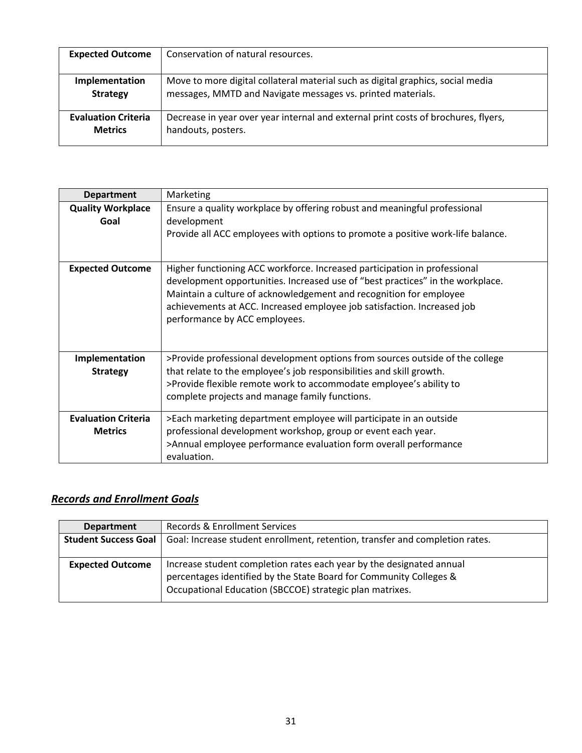| Expected Outcome | Conservation of natural resources. |
|---|---|
| **Implementation Strategy** | Move to more digital collateral material such as digital graphics, social media messages, MMTD and Navigate messages vs. printed materials. |
| **Evaluation Criteria Metrics** | Decrease in year over year internal and external print costs of brochures, flyers, handouts, posters. |

| Department | Marketing |
|---|---|
| **Quality Workplace Goal** | Ensure a quality workplace by offering robust and meaningful professional development<br>Provide all ACC employees with options to promote a positive work-life balance. |
| **Expected Outcome** | Higher functioning ACC workforce. Increased participation in professional development opportunities. Increased use of "best practices" in the workplace. Maintain a culture of acknowledgement and recognition for employee achievements at ACC. Increased employee job satisfaction. Increased job performance by ACC employees. |
| **Implementation Strategy** | >Provide professional development options from sources outside of the college that relate to the employee's job responsibilities and skill growth.<br>>Provide flexible remote work to accommodate employee's ability to complete projects and manage family functions. |
| **Evaluation Criteria Metrics** | >Each marketing department employee will participate in an outside professional development workshop, group or event each year.<br>>Annual employee performance evaluation form overall performance evaluation. |

## ***Records and Enrollment Goals***

| Department | Records & Enrollment Services |
|---|---|
| **Student Success Goal** | Goal: Increase student enrollment, retention, transfer and completion rates. |
| **Expected Outcome** | Increase student completion rates each year by the designated annual percentages identified by the State Board for Community Colleges & Occupational Education (SBCCOE) strategic plan matrixes. |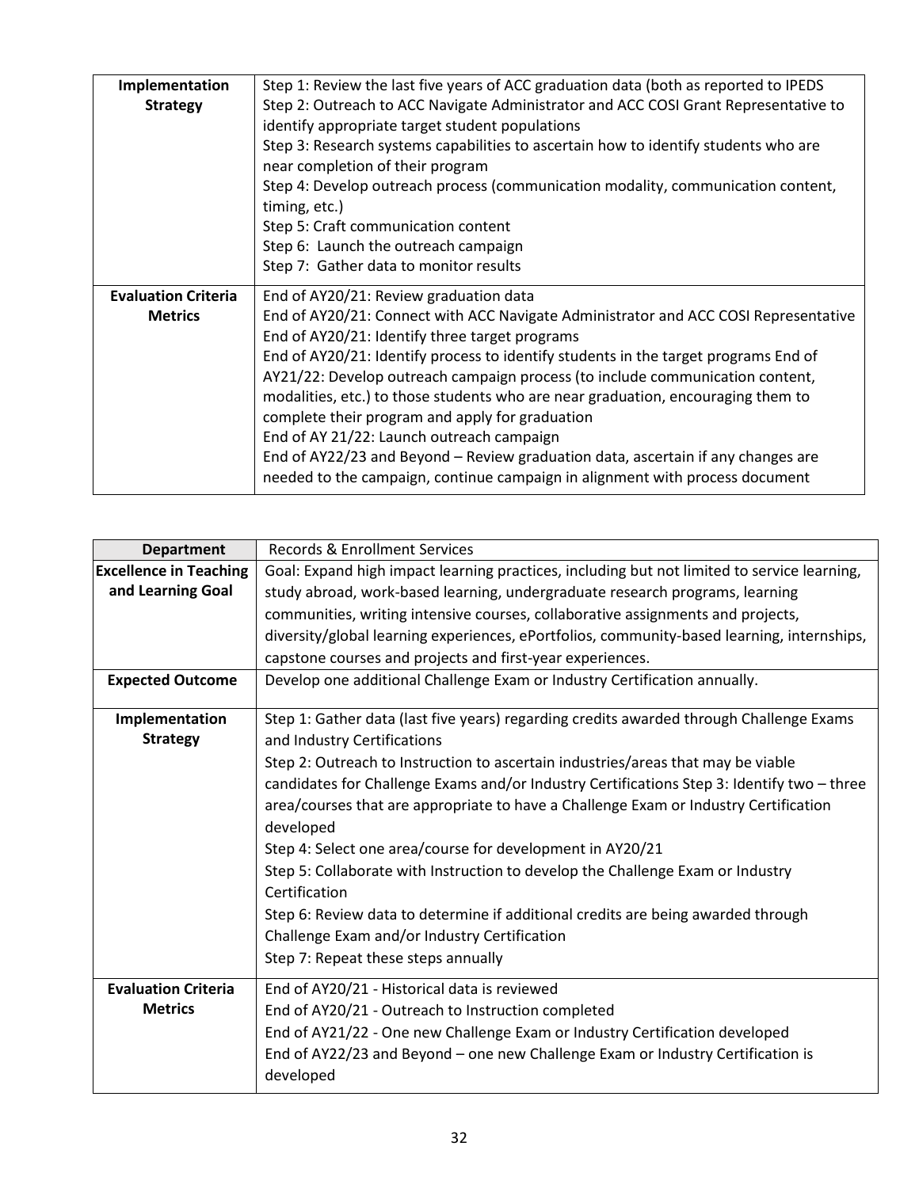| | |
|---|---|
| **Implementation Strategy** | Step 1: Review the last five years of ACC graduation data (both as reported to IPEDS<br>Step 2: Outreach to ACC Navigate Administrator and ACC COSI Grant Representative to identify appropriate target student populations<br>Step 3: Research systems capabilities to ascertain how to identify students who are near completion of their program<br>Step 4: Develop outreach process (communication modality, communication content, timing, etc.)<br>Step 5: Craft communication content<br>Step 6: Launch the outreach campaign<br>Step 7: Gather data to monitor results |
| **Evaluation Criteria Metrics** | End of AY20/21: Review graduation data<br>End of AY20/21: Connect with ACC Navigate Administrator and ACC COSI Representative<br>End of AY20/21: Identify three target programs<br>End of AY20/21: Identify process to identify students in the target programs End of AY21/22: Develop outreach campaign process (to include communication content, modalities, etc.) to those students who are near graduation, encouraging them to complete their program and apply for graduation<br>End of AY 21/22: Launch outreach campaign<br>End of AY22/23 and Beyond – Review graduation data, ascertain if any changes are needed to the campaign, continue campaign in alignment with process document |

| **Department** | Records & Enrollment Services |
|---|---|
| **Excellence in Teaching and Learning Goal** | Goal: Expand high impact learning practices, including but not limited to service learning, study abroad, work-based learning, undergraduate research programs, learning communities, writing intensive courses, collaborative assignments and projects, diversity/global learning experiences, ePortfolios, community-based learning, internships, capstone courses and projects and first-year experiences. |
| **Expected Outcome** | Develop one additional Challenge Exam or Industry Certification annually. |
| **Implementation Strategy** | Step 1: Gather data (last five years) regarding credits awarded through Challenge Exams and Industry Certifications<br>Step 2: Outreach to Instruction to ascertain industries/areas that may be viable candidates for Challenge Exams and/or Industry Certifications Step 3: Identify two – three area/courses that are appropriate to have a Challenge Exam or Industry Certification developed<br>Step 4: Select one area/course for development in AY20/21<br>Step 5: Collaborate with Instruction to develop the Challenge Exam or Industry Certification<br>Step 6: Review data to determine if additional credits are being awarded through Challenge Exam and/or Industry Certification<br>Step 7: Repeat these steps annually |
| **Evaluation Criteria Metrics** | End of AY20/21 - Historical data is reviewed<br>End of AY20/21 - Outreach to Instruction completed<br>End of AY21/22 - One new Challenge Exam or Industry Certification developed<br>End of AY22/23 and Beyond – one new Challenge Exam or Industry Certification is developed |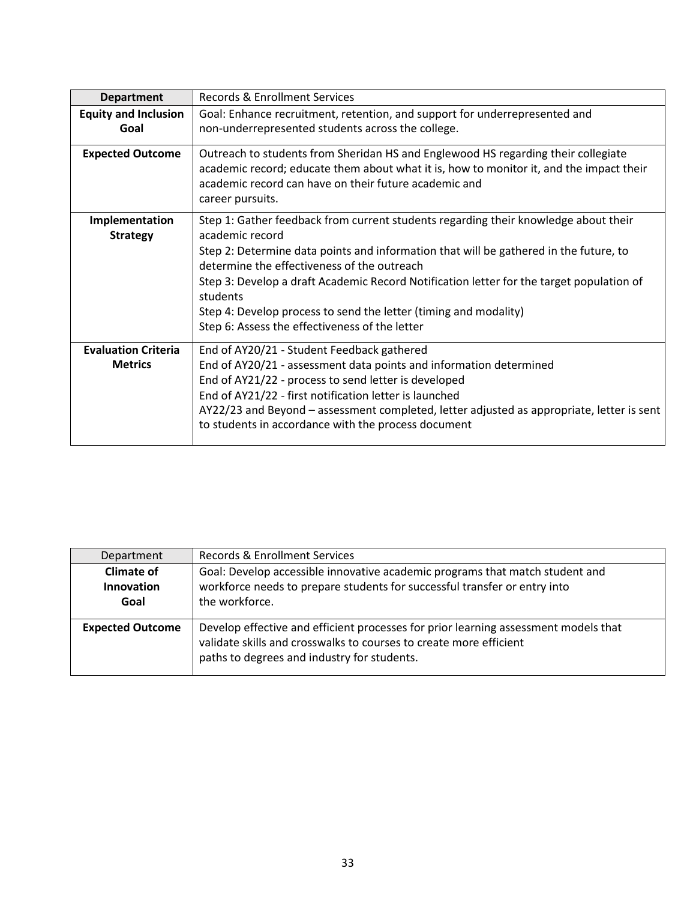| Department | Records & Enrollment Services |
| --- | --- |
| **Equity and Inclusion Goal** | Goal: Enhance recruitment, retention, and support for underrepresented and non-underrepresented students across the college. |
| **Expected Outcome** | Outreach to students from Sheridan HS and Englewood HS regarding their collegiate academic record; educate them about what it is, how to monitor it, and the impact their academic record can have on their future academic and career pursuits. |
| **Implementation Strategy** | Step 1: Gather feedback from current students regarding their knowledge about their academic record<br>Step 2: Determine data points and information that will be gathered in the future, to determine the effectiveness of the outreach<br>Step 3: Develop a draft Academic Record Notification letter for the target population of students<br>Step 4: Develop process to send the letter (timing and modality)<br>Step 6: Assess the effectiveness of the letter |
| **Evaluation Criteria Metrics** | End of AY20/21 - Student Feedback gathered<br>End of AY20/21 - assessment data points and information determined<br>End of AY21/22 - process to send letter is developed<br>End of AY21/22 - first notification letter is launched<br>AY22/23 and Beyond – assessment completed, letter adjusted as appropriate, letter is sent to students in accordance with the process document |

| Department | Records & Enrollment Services |
| --- | --- |
| **Climate of Innovation Goal** | Goal: Develop accessible innovative academic programs that match student and workforce needs to prepare students for successful transfer or entry into the workforce. |
| **Expected Outcome** | Develop effective and efficient processes for prior learning assessment models that validate skills and crosswalks to courses to create more efficient paths to degrees and industry for students. |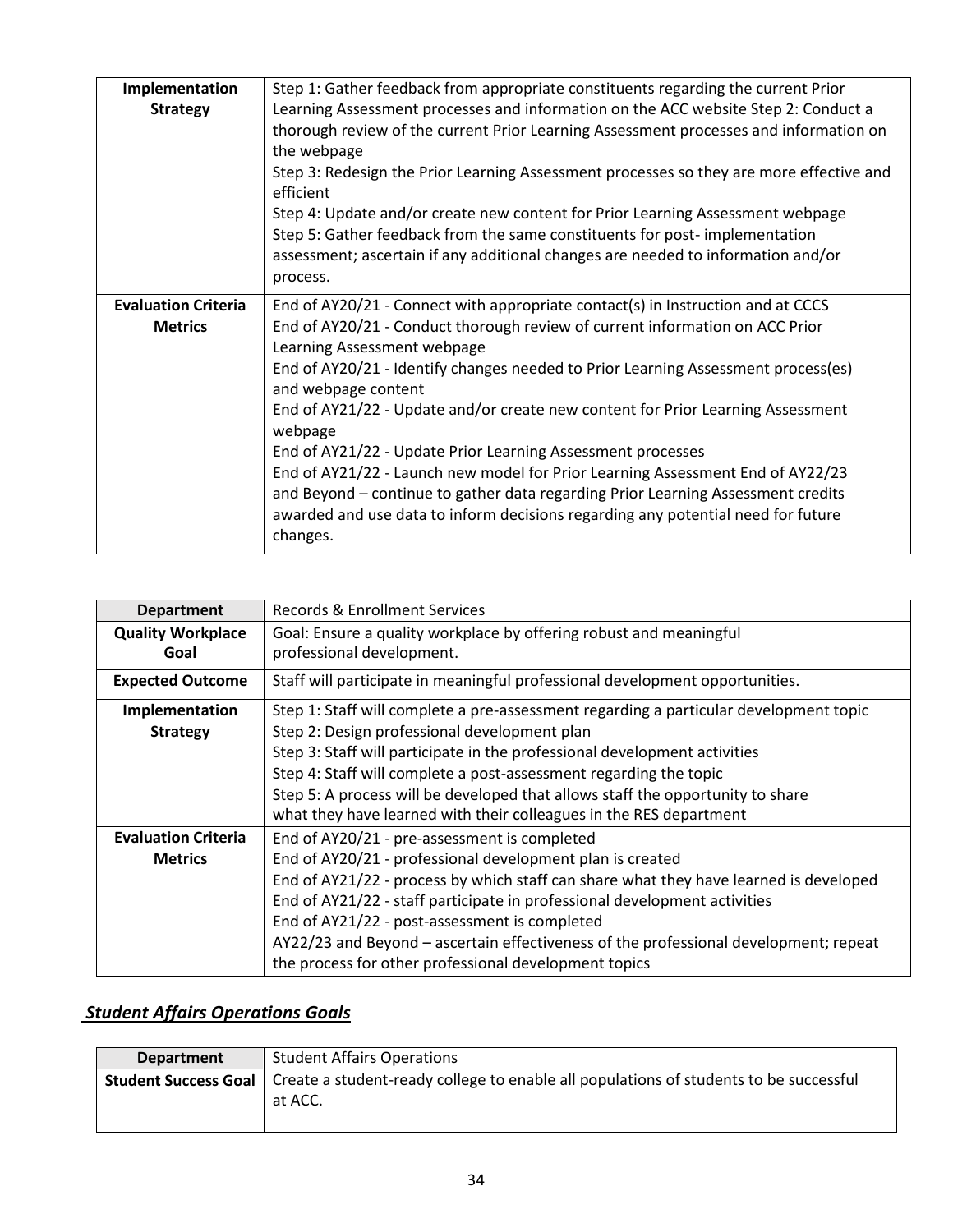| Implementation Strategy | Step 1: Gather feedback from appropriate constituents regarding the current Prior Learning Assessment processes and information on the ACC website Step 2: Conduct a thorough review of the current Prior Learning Assessment processes and information on the webpage<br>Step 3: Redesign the Prior Learning Assessment processes so they are more effective and efficient<br>Step 4: Update and/or create new content for Prior Learning Assessment webpage<br>Step 5: Gather feedback from the same constituents for post- implementation assessment; ascertain if any additional changes are needed to information and/or process. |
|---|---|
| **Evaluation Criteria Metrics** | End of AY20/21 - Connect with appropriate contact(s) in Instruction and at CCCS<br>End of AY20/21 - Conduct thorough review of current information on ACC Prior Learning Assessment webpage<br>End of AY20/21 - Identify changes needed to Prior Learning Assessment process(es) and webpage content<br>End of AY21/22 - Update and/or create new content for Prior Learning Assessment webpage<br>End of AY21/22 - Update Prior Learning Assessment processes<br>End of AY21/22 - Launch new model for Prior Learning Assessment End of AY22/23 and Beyond – continue to gather data regarding Prior Learning Assessment credits awarded and use data to inform decisions regarding any potential need for future changes. |

| Department | Records & Enrollment Services |
|---|---|
| **Quality Workplace Goal** | Goal: Ensure a quality workplace by offering robust and meaningful professional development. |
| **Expected Outcome** | Staff will participate in meaningful professional development opportunities. |
| **Implementation Strategy** | Step 1: Staff will complete a pre-assessment regarding a particular development topic<br>Step 2: Design professional development plan<br>Step 3: Staff will participate in the professional development activities<br>Step 4: Staff will complete a post-assessment regarding the topic<br>Step 5: A process will be developed that allows staff the opportunity to share what they have learned with their colleagues in the RES department |
| **Evaluation Criteria Metrics** | End of AY20/21 - pre-assessment is completed<br>End of AY20/21 - professional development plan is created<br>End of AY21/22 - process by which staff can share what they have learned is developed<br>End of AY21/22 - staff participate in professional development activities<br>End of AY21/22 - post-assessment is completed<br>AY22/23 and Beyond – ascertain effectiveness of the professional development; repeat the process for other professional development topics |

## ***Student Affairs Operations Goals***

| Department | Student Affairs Operations |
|---|---|
| **Student Success Goal** | Create a student-ready college to enable all populations of students to be successful at ACC. |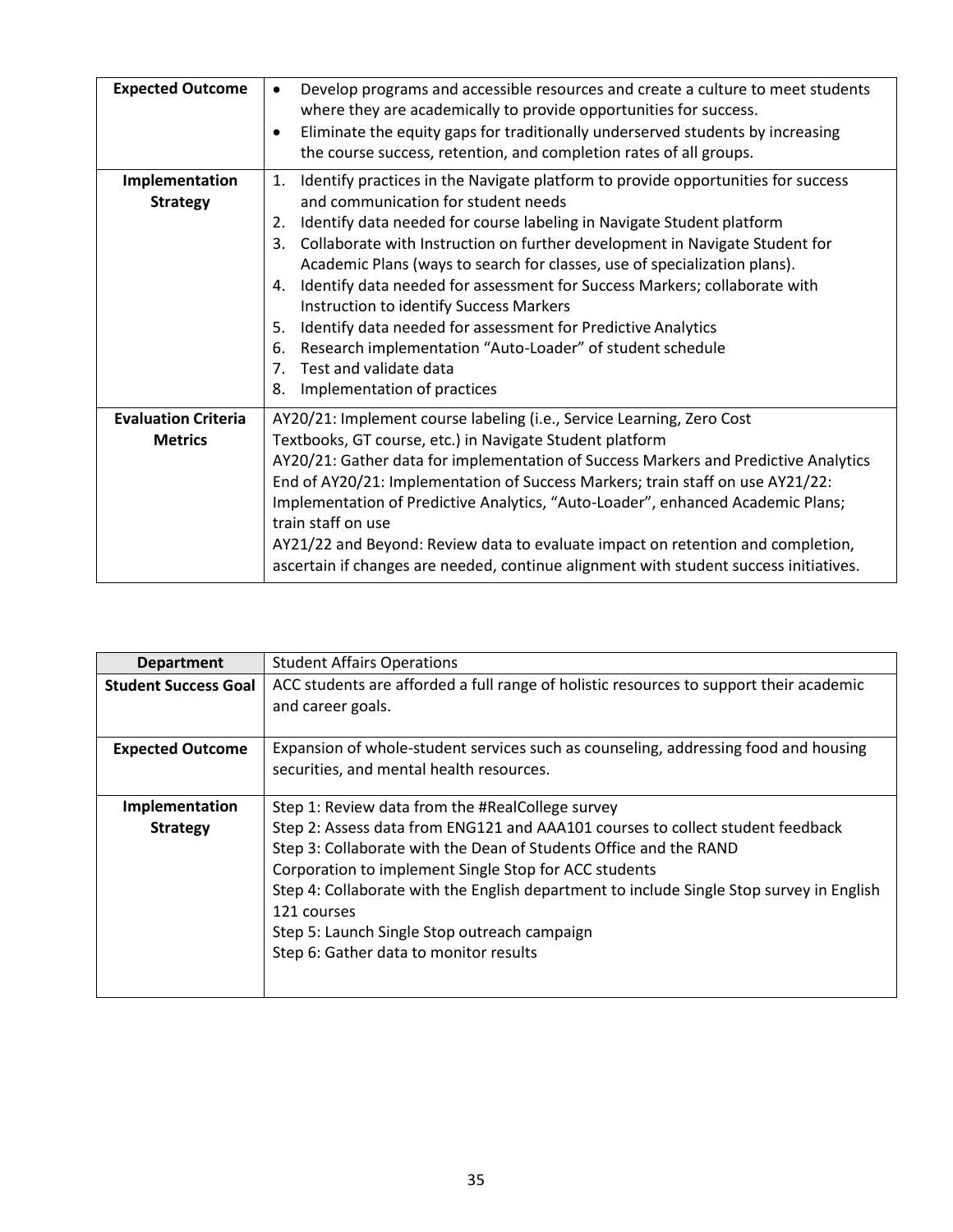| Expected Outcome | • Develop programs and accessible resources and create a culture to meet students where they are academically to provide opportunities for success.<br>• Eliminate the equity gaps for traditionally underserved students by increasing the course success, retention, and completion rates of all groups. |
|---|---|
| **Implementation Strategy** | 1. Identify practices in the Navigate platform to provide opportunities for success and communication for student needs<br>2. Identify data needed for course labeling in Navigate Student platform<br>3. Collaborate with Instruction on further development in Navigate Student for Academic Plans (ways to search for classes, use of specialization plans).<br>4. Identify data needed for assessment for Success Markers; collaborate with Instruction to identify Success Markers<br>5. Identify data needed for assessment for Predictive Analytics<br>6. Research implementation "Auto-Loader" of student schedule<br>7. Test and validate data<br>8. Implementation of practices |
| **Evaluation Criteria Metrics** | AY20/21: Implement course labeling (i.e., Service Learning, Zero Cost Textbooks, GT course, etc.) in Navigate Student platform<br>AY20/21: Gather data for implementation of Success Markers and Predictive Analytics<br>End of AY20/21: Implementation of Success Markers; train staff on use AY21/22: Implementation of Predictive Analytics, "Auto-Loader", enhanced Academic Plans; train staff on use<br>AY21/22 and Beyond: Review data to evaluate impact on retention and completion, ascertain if changes are needed, continue alignment with student success initiatives. |

| Department | Student Affairs Operations |
|---|---|
| **Student Success Goal** | ACC students are afforded a full range of holistic resources to support their academic and career goals. |
| **Expected Outcome** | Expansion of whole-student services such as counseling, addressing food and housing securities, and mental health resources. |
| **Implementation Strategy** | Step 1: Review data from the #RealCollege survey<br>Step 2: Assess data from ENG121 and AAA101 courses to collect student feedback<br>Step 3: Collaborate with the Dean of Students Office and the RAND Corporation to implement Single Stop for ACC students<br>Step 4: Collaborate with the English department to include Single Stop survey in English 121 courses<br>Step 5: Launch Single Stop outreach campaign<br>Step 6: Gather data to monitor results |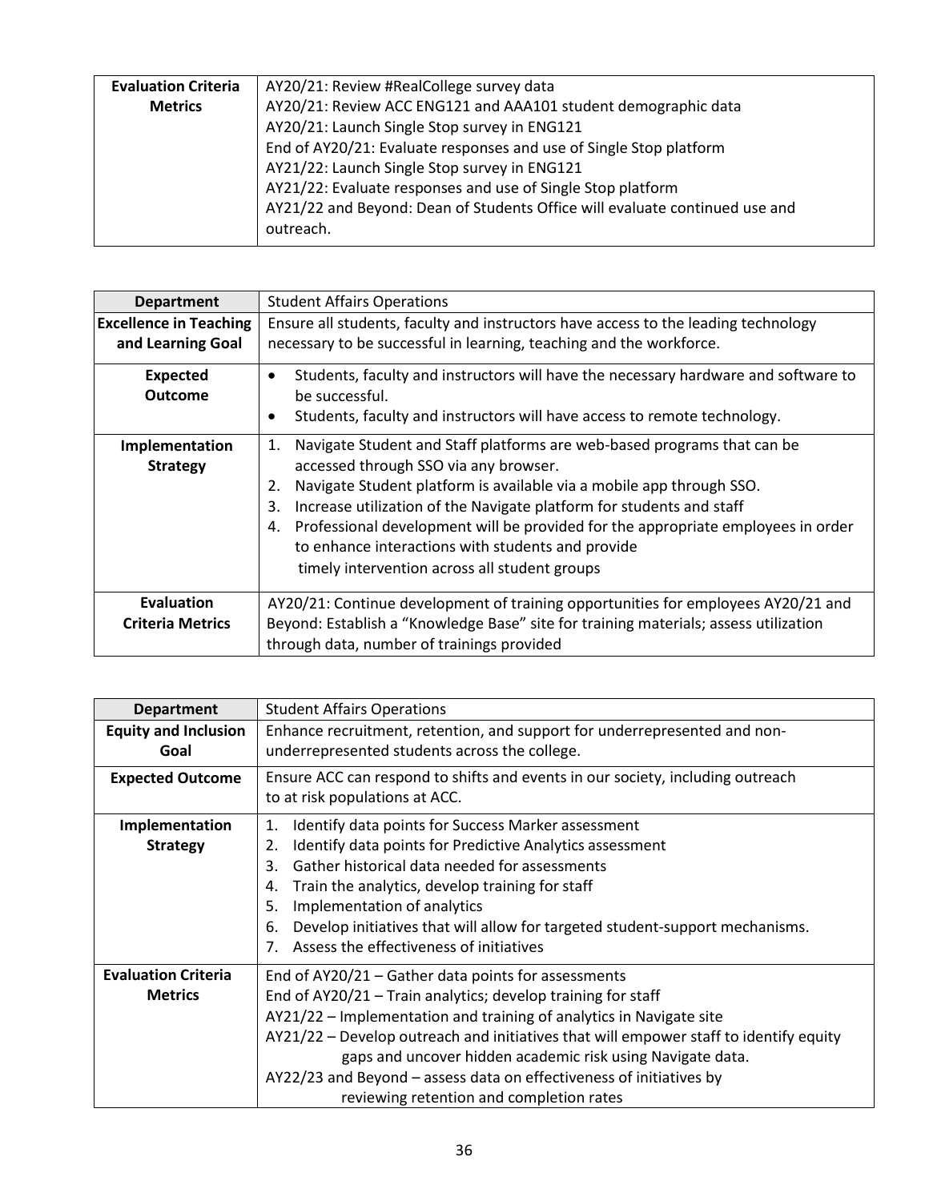| Evaluation Criteria Metrics | AY20/21: Review #RealCollege survey data<br>AY20/21: Review ACC ENG121 and AAA101 student demographic data<br>AY20/21: Launch Single Stop survey in ENG121<br>End of AY20/21: Evaluate responses and use of Single Stop platform<br>AY21/22: Launch Single Stop survey in ENG121<br>AY21/22: Evaluate responses and use of Single Stop platform<br>AY21/22 and Beyond: Dean of Students Office will evaluate continued use and outreach. |
|---|---|

| Department | Student Affairs Operations |
|---|---|
| Excellence in Teaching and Learning Goal | Ensure all students, faculty and instructors have access to the leading technology necessary to be successful in learning, teaching and the workforce. |
| Expected Outcome | • Students, faculty and instructors will have the necessary hardware and software to be successful.<br>• Students, faculty and instructors will have access to remote technology. |
| Implementation Strategy | 1. Navigate Student and Staff platforms are web-based programs that can be accessed through SSO via any browser.<br>2. Navigate Student platform is available via a mobile app through SSO.<br>3. Increase utilization of the Navigate platform for students and staff<br>4. Professional development will be provided for the appropriate employees in order to enhance interactions with students and provide timely intervention across all student groups |
| Evaluation Criteria Metrics | AY20/21: Continue development of training opportunities for employees AY20/21 and Beyond: Establish a "Knowledge Base" site for training materials; assess utilization through data, number of trainings provided |

| Department | Student Affairs Operations |
|---|---|
| Equity and Inclusion Goal | Enhance recruitment, retention, and support for underrepresented and non-underrepresented students across the college. |
| Expected Outcome | Ensure ACC can respond to shifts and events in our society, including outreach to at risk populations at ACC. |
| Implementation Strategy | 1. Identify data points for Success Marker assessment<br>2. Identify data points for Predictive Analytics assessment<br>3. Gather historical data needed for assessments<br>4. Train the analytics, develop training for staff<br>5. Implementation of analytics<br>6. Develop initiatives that will allow for targeted student-support mechanisms.<br>7. Assess the effectiveness of initiatives |
| Evaluation Criteria Metrics | End of AY20/21 – Gather data points for assessments<br>End of AY20/21 – Train analytics; develop training for staff<br>AY21/22 – Implementation and training of analytics in Navigate site<br>AY21/22 – Develop outreach and initiatives that will empower staff to identify equity gaps and uncover hidden academic risk using Navigate data.<br>AY22/23 and Beyond – assess data on effectiveness of initiatives by reviewing retention and completion rates |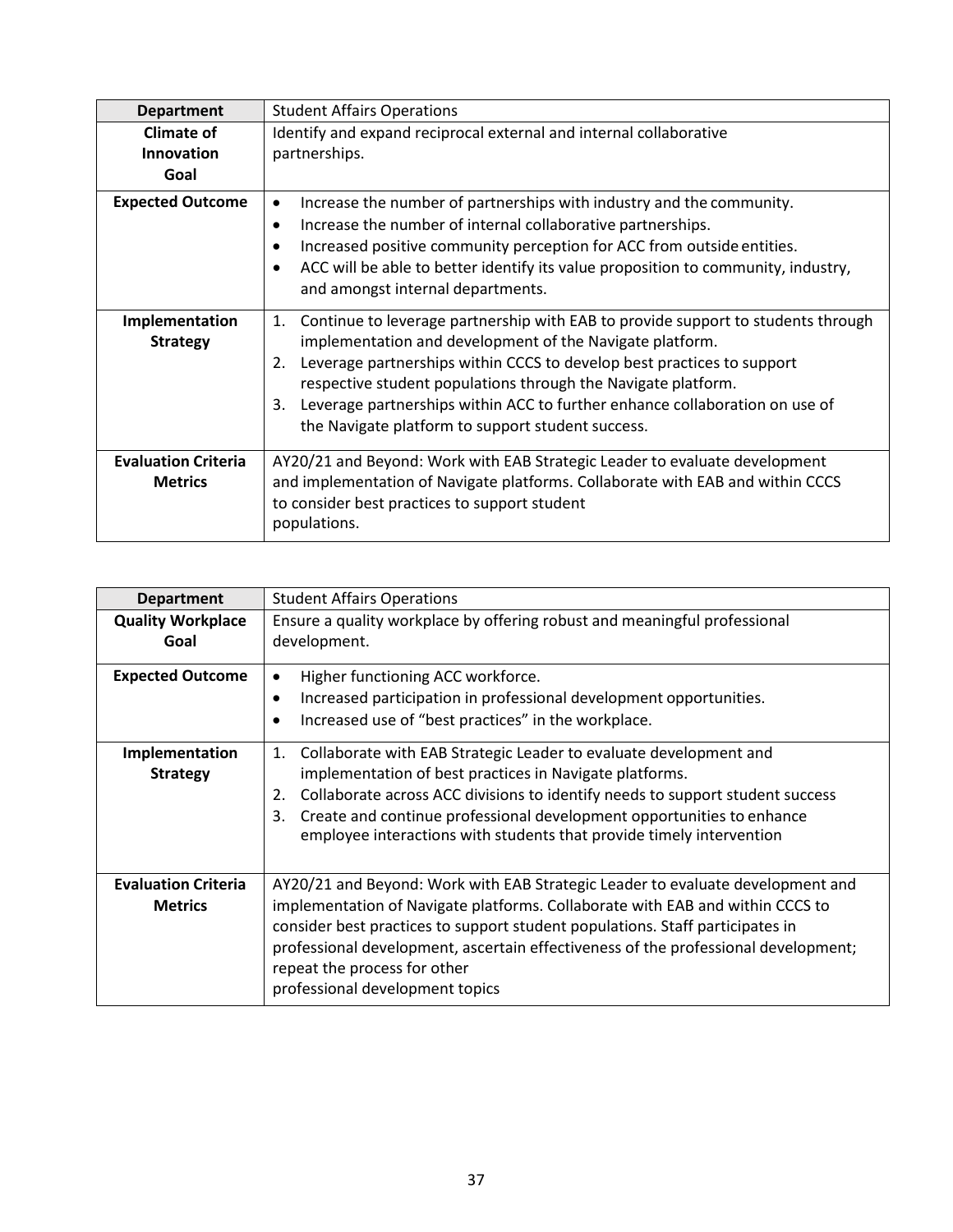| Department | Student Affairs Operations |
|---|---|
| **Climate of Innovation Goal** | Identify and expand reciprocal external and internal collaborative partnerships. |
| **Expected Outcome** | • Increase the number of partnerships with industry and the community.<br>• Increase the number of internal collaborative partnerships.<br>• Increased positive community perception for ACC from outside entities.<br>• ACC will be able to better identify its value proposition to community, industry, and amongst internal departments. |
| **Implementation Strategy** | 1. Continue to leverage partnership with EAB to provide support to students through implementation and development of the Navigate platform.<br>2. Leverage partnerships within CCCS to develop best practices to support respective student populations through the Navigate platform.<br>3. Leverage partnerships within ACC to further enhance collaboration on use of the Navigate platform to support student success. |
| **Evaluation Criteria Metrics** | AY20/21 and Beyond: Work with EAB Strategic Leader to evaluate development and implementation of Navigate platforms. Collaborate with EAB and within CCCS to consider best practices to support student populations. |

| Department | Student Affairs Operations |
|---|---|
| **Quality Workplace Goal** | Ensure a quality workplace by offering robust and meaningful professional development. |
| **Expected Outcome** | • Higher functioning ACC workforce.<br>• Increased participation in professional development opportunities.<br>• Increased use of "best practices" in the workplace. |
| **Implementation Strategy** | 1. Collaborate with EAB Strategic Leader to evaluate development and implementation of best practices in Navigate platforms.<br>2. Collaborate across ACC divisions to identify needs to support student success<br>3. Create and continue professional development opportunities to enhance employee interactions with students that provide timely intervention |
| **Evaluation Criteria Metrics** | AY20/21 and Beyond: Work with EAB Strategic Leader to evaluate development and implementation of Navigate platforms. Collaborate with EAB and within CCCS to consider best practices to support student populations. Staff participates in professional development, ascertain effectiveness of the professional development; repeat the process for other professional development topics |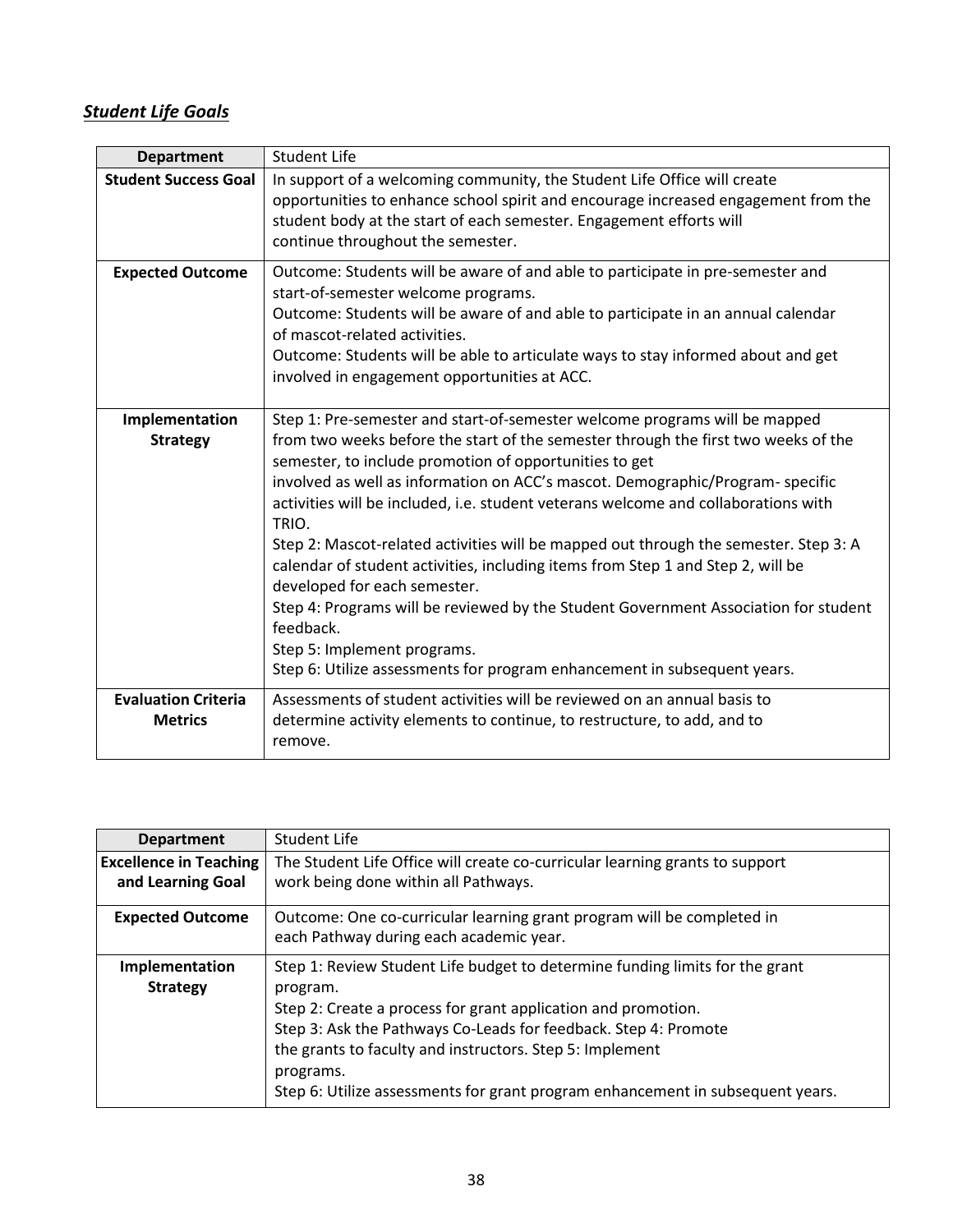## ***Student Life Goals***

| **Department** | Student Life |
|---|---|
| **Student Success Goal** | In support of a welcoming community, the Student Life Office will create opportunities to enhance school spirit and encourage increased engagement from the student body at the start of each semester. Engagement efforts will continue throughout the semester. |
| **Expected Outcome** | Outcome: Students will be aware of and able to participate in pre-semester and start-of-semester welcome programs.<br>Outcome: Students will be aware of and able to participate in an annual calendar of mascot-related activities.<br>Outcome: Students will be able to articulate ways to stay informed about and get involved in engagement opportunities at ACC. |
| **Implementation Strategy** | Step 1: Pre-semester and start-of-semester welcome programs will be mapped from two weeks before the start of the semester through the first two weeks of the semester, to include promotion of opportunities to get involved as well as information on ACC's mascot. Demographic/Program- specific activities will be included, i.e. student veterans welcome and collaborations with TRIO.<br>Step 2: Mascot-related activities will be mapped out through the semester. Step 3: A calendar of student activities, including items from Step 1 and Step 2, will be developed for each semester.<br>Step 4: Programs will be reviewed by the Student Government Association for student feedback.<br>Step 5: Implement programs.<br>Step 6: Utilize assessments for program enhancement in subsequent years. |
| **Evaluation Criteria Metrics** | Assessments of student activities will be reviewed on an annual basis to determine activity elements to continue, to restructure, to add, and to remove. |

| **Department** | Student Life |
|---|---|
| **Excellence in Teaching and Learning Goal** | The Student Life Office will create co-curricular learning grants to support work being done within all Pathways. |
| **Expected Outcome** | Outcome: One co-curricular learning grant program will be completed in each Pathway during each academic year. |
| **Implementation Strategy** | Step 1: Review Student Life budget to determine funding limits for the grant program.<br>Step 2: Create a process for grant application and promotion.<br>Step 3: Ask the Pathways Co-Leads for feedback. Step 4: Promote the grants to faculty and instructors. Step 5: Implement programs.<br>Step 6: Utilize assessments for grant program enhancement in subsequent years. |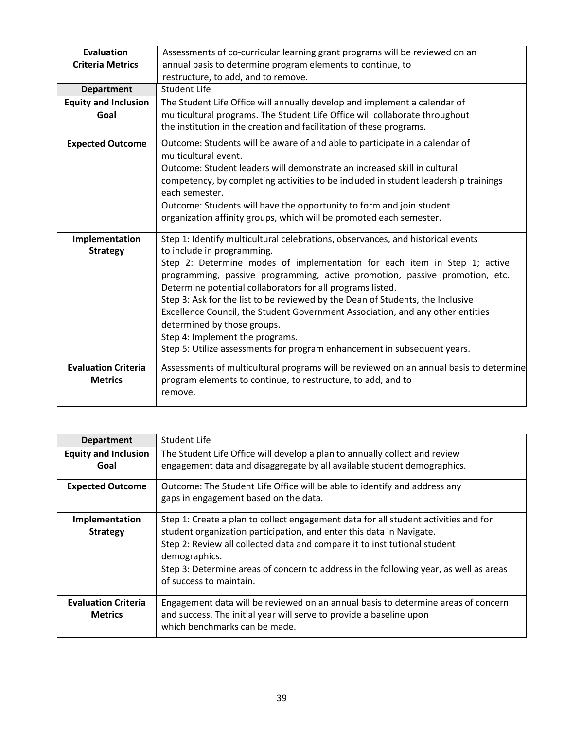| Evaluation Criteria Metrics | Assessments of co-curricular learning grant programs will be reviewed on an annual basis to determine program elements to continue, to restructure, to add, and to remove. |
|---|---|
| **Department** | Student Life |
| **Equity and Inclusion Goal** | The Student Life Office will annually develop and implement a calendar of multicultural programs. The Student Life Office will collaborate throughout the institution in the creation and facilitation of these programs. |
| **Expected Outcome** | Outcome: Students will be aware of and able to participate in a calendar of multicultural event.<br>Outcome: Student leaders will demonstrate an increased skill in cultural competency, by completing activities to be included in student leadership trainings each semester.<br>Outcome: Students will have the opportunity to form and join student organization affinity groups, which will be promoted each semester. |
| **Implementation Strategy** | Step 1: Identify multicultural celebrations, observances, and historical events to include in programming.<br>Step 2: Determine modes of implementation for each item in Step 1; active programming, passive programming, active promotion, passive promotion, etc. Determine potential collaborators for all programs listed.<br>Step 3: Ask for the list to be reviewed by the Dean of Students, the Inclusive Excellence Council, the Student Government Association, and any other entities determined by those groups.<br>Step 4: Implement the programs.<br>Step 5: Utilize assessments for program enhancement in subsequent years. |
| **Evaluation Criteria Metrics** | Assessments of multicultural programs will be reviewed on an annual basis to determine program elements to continue, to restructure, to add, and to remove. |

| **Department** | Student Life |
|---|---|
| **Equity and Inclusion Goal** | The Student Life Office will develop a plan to annually collect and review engagement data and disaggregate by all available student demographics. |
| **Expected Outcome** | Outcome: The Student Life Office will be able to identify and address any gaps in engagement based on the data. |
| **Implementation Strategy** | Step 1: Create a plan to collect engagement data for all student activities and for student organization participation, and enter this data in Navigate.<br>Step 2: Review all collected data and compare it to institutional student demographics.<br>Step 3: Determine areas of concern to address in the following year, as well as areas of success to maintain. |
| **Evaluation Criteria Metrics** | Engagement data will be reviewed on an annual basis to determine areas of concern and success. The initial year will serve to provide a baseline upon which benchmarks can be made. |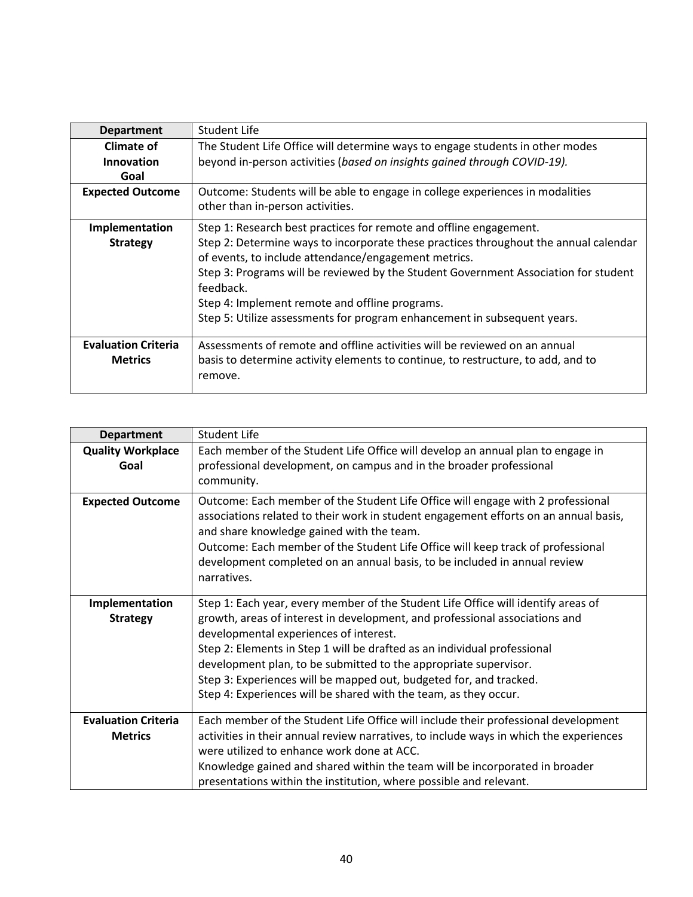| Department | Student Life |
|---|---|
| **Climate of Innovation Goal** | The Student Life Office will determine ways to engage students in other modes beyond in-person activities (*based on insights gained through COVID-19).* |
| **Expected Outcome** | Outcome: Students will be able to engage in college experiences in modalities other than in-person activities. |
| **Implementation Strategy** | Step 1: Research best practices for remote and offline engagement.<br>Step 2: Determine ways to incorporate these practices throughout the annual calendar of events, to include attendance/engagement metrics.<br>Step 3: Programs will be reviewed by the Student Government Association for student feedback.<br>Step 4: Implement remote and offline programs.<br>Step 5: Utilize assessments for program enhancement in subsequent years. |
| **Evaluation Criteria Metrics** | Assessments of remote and offline activities will be reviewed on an annual basis to determine activity elements to continue, to restructure, to add, and to remove. |

| Department | Student Life |
|---|---|
| **Quality Workplace Goal** | Each member of the Student Life Office will develop an annual plan to engage in professional development, on campus and in the broader professional community. |
| **Expected Outcome** | Outcome: Each member of the Student Life Office will engage with 2 professional associations related to their work in student engagement efforts on an annual basis, and share knowledge gained with the team.<br>Outcome: Each member of the Student Life Office will keep track of professional development completed on an annual basis, to be included in annual review narratives. |
| **Implementation Strategy** | Step 1: Each year, every member of the Student Life Office will identify areas of growth, areas of interest in development, and professional associations and developmental experiences of interest.<br>Step 2: Elements in Step 1 will be drafted as an individual professional development plan, to be submitted to the appropriate supervisor.<br>Step 3: Experiences will be mapped out, budgeted for, and tracked.<br>Step 4: Experiences will be shared with the team, as they occur. |
| **Evaluation Criteria Metrics** | Each member of the Student Life Office will include their professional development activities in their annual review narratives, to include ways in which the experiences were utilized to enhance work done at ACC.<br>Knowledge gained and shared within the team will be incorporated in broader presentations within the institution, where possible and relevant. |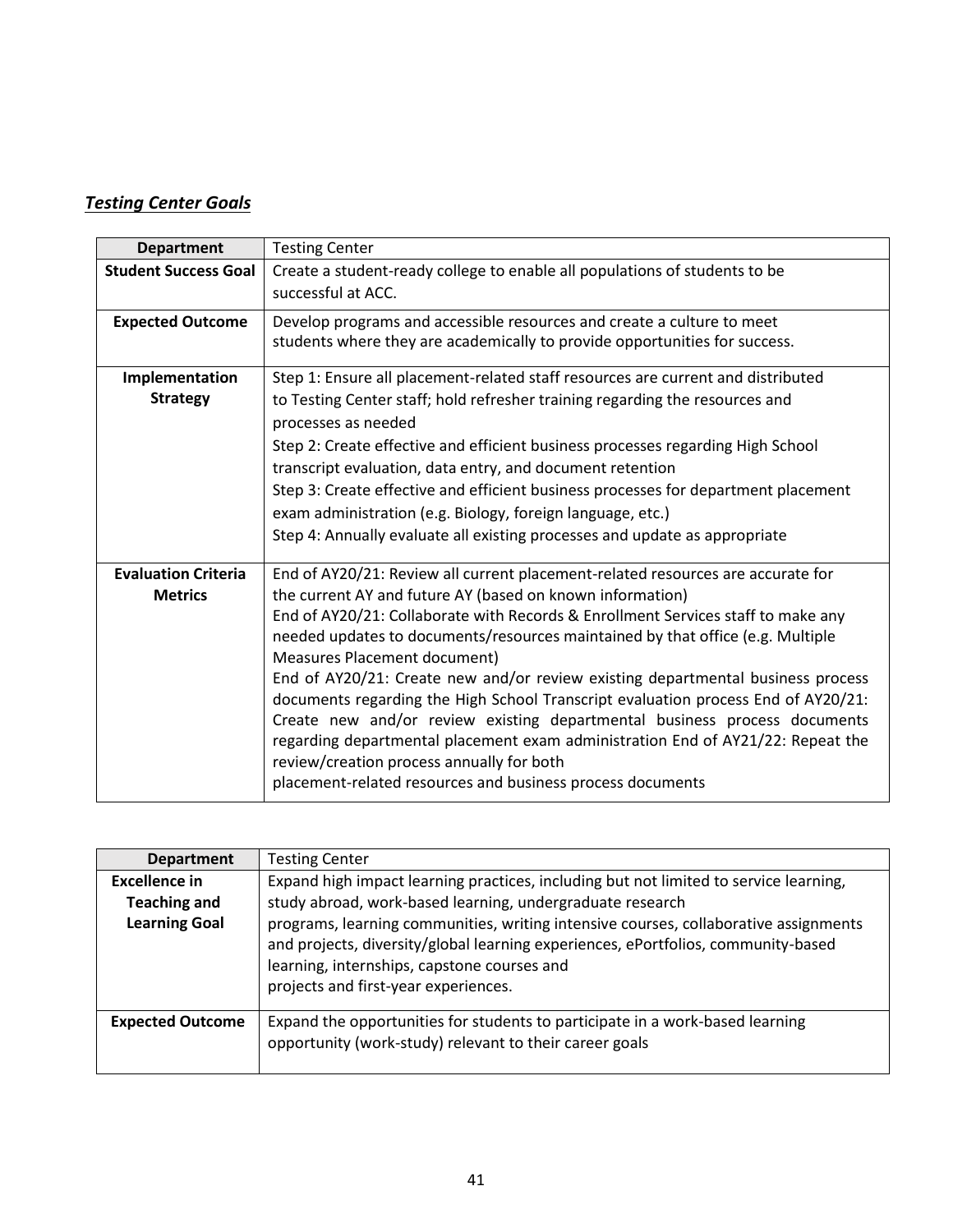***Testing Center Goals***

| **Department** | Testing Center |
|---|---|
| **Student Success Goal** | Create a student-ready college to enable all populations of students to be successful at ACC. |
| **Expected Outcome** | Develop programs and accessible resources and create a culture to meet students where they are academically to provide opportunities for success. |
| **Implementation Strategy** | Step 1: Ensure all placement-related staff resources are current and distributed to Testing Center staff; hold refresher training regarding the resources and processes as needed<br>Step 2: Create effective and efficient business processes regarding High School transcript evaluation, data entry, and document retention<br>Step 3: Create effective and efficient business processes for department placement exam administration (e.g. Biology, foreign language, etc.)<br>Step 4: Annually evaluate all existing processes and update as appropriate |
| **Evaluation Criteria Metrics** | End of AY20/21: Review all current placement-related resources are accurate for the current AY and future AY (based on known information)<br>End of AY20/21: Collaborate with Records & Enrollment Services staff to make any needed updates to documents/resources maintained by that office (e.g. Multiple Measures Placement document)<br>End of AY20/21: Create new and/or review existing departmental business process documents regarding the High School Transcript evaluation process End of AY20/21: Create new and/or review existing departmental business process documents regarding departmental placement exam administration End of AY21/22: Repeat the review/creation process annually for both placement-related resources and business process documents |

| **Department** | Testing Center |
|---|---|
| **Excellence in Teaching and Learning Goal** | Expand high impact learning practices, including but not limited to service learning, study abroad, work-based learning, undergraduate research programs, learning communities, writing intensive courses, collaborative assignments and projects, diversity/global learning experiences, ePortfolios, community-based learning, internships, capstone courses and projects and first-year experiences. |
| **Expected Outcome** | Expand the opportunities for students to participate in a work-based learning opportunity (work-study) relevant to their career goals |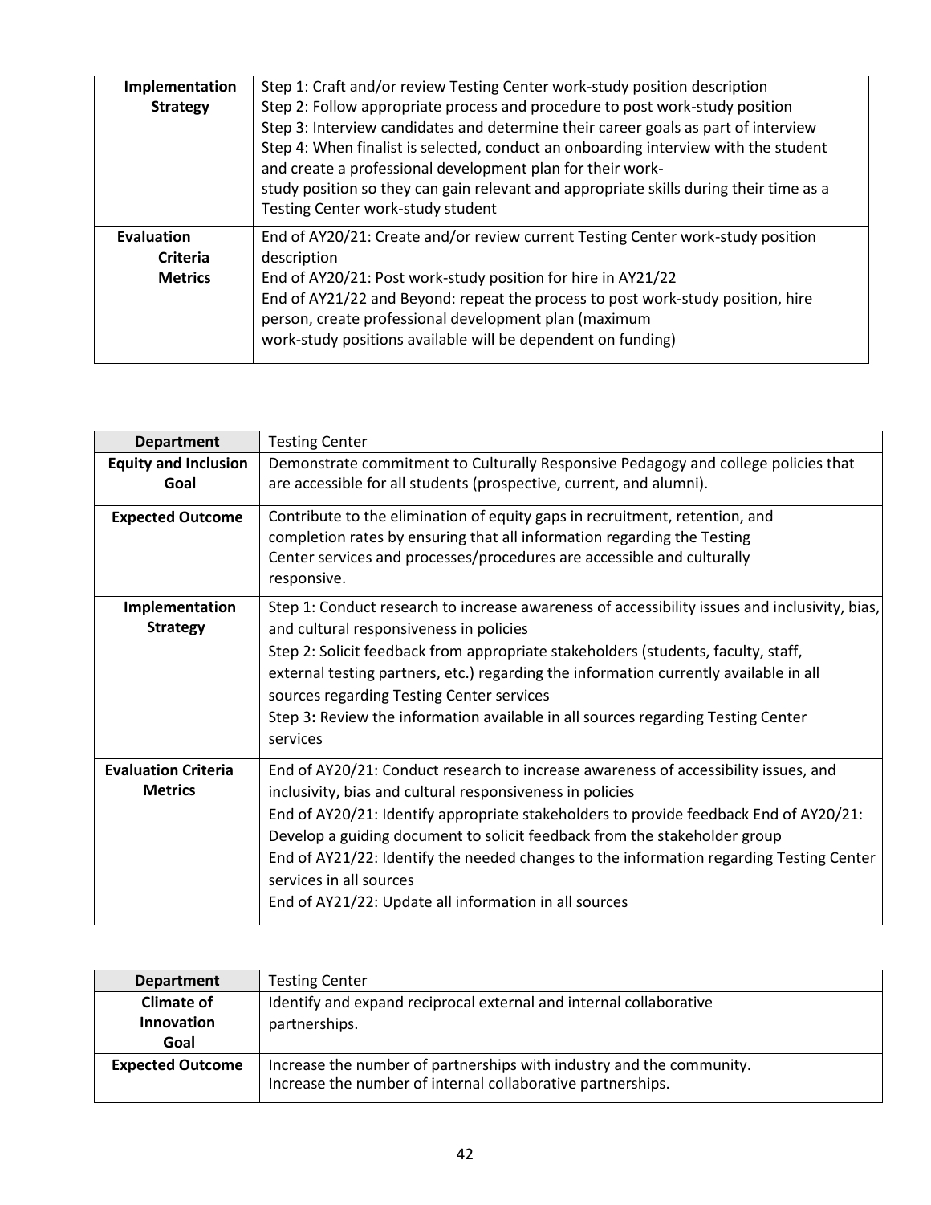| | |
|---|---|
| **Implementation Strategy** | Step 1: Craft and/or review Testing Center work-study position description<br>Step 2: Follow appropriate process and procedure to post work-study position<br>Step 3: Interview candidates and determine their career goals as part of interview<br>Step 4: When finalist is selected, conduct an onboarding interview with the student and create a professional development plan for their work-study position so they can gain relevant and appropriate skills during their time as a Testing Center work-study student |
| **Evaluation Criteria Metrics** | End of AY20/21: Create and/or review current Testing Center work-study position description<br>End of AY20/21: Post work-study position for hire in AY21/22<br>End of AY21/22 and Beyond: repeat the process to post work-study position, hire person, create professional development plan (maximum work-study positions available will be dependent on funding) |

| **Department** | Testing Center |
|---|---|
| **Equity and Inclusion Goal** | Demonstrate commitment to Culturally Responsive Pedagogy and college policies that are accessible for all students (prospective, current, and alumni). |
| **Expected Outcome** | Contribute to the elimination of equity gaps in recruitment, retention, and completion rates by ensuring that all information regarding the Testing Center services and processes/procedures are accessible and culturally responsive. |
| **Implementation Strategy** | Step 1: Conduct research to increase awareness of accessibility issues and inclusivity, bias, and cultural responsiveness in policies<br>Step 2: Solicit feedback from appropriate stakeholders (students, faculty, staff, external testing partners, etc.) regarding the information currently available in all sources regarding Testing Center services<br>Step 3**:** Review the information available in all sources regarding Testing Center services |
| **Evaluation Criteria Metrics** | End of AY20/21: Conduct research to increase awareness of accessibility issues, and inclusivity, bias and cultural responsiveness in policies<br>End of AY20/21: Identify appropriate stakeholders to provide feedback End of AY20/21: Develop a guiding document to solicit feedback from the stakeholder group<br>End of AY21/22: Identify the needed changes to the information regarding Testing Center services in all sources<br>End of AY21/22: Update all information in all sources |

| **Department** | Testing Center |
|---|---|
| **Climate of Innovation Goal** | Identify and expand reciprocal external and internal collaborative partnerships. |
| **Expected Outcome** | Increase the number of partnerships with industry and the community.<br>Increase the number of internal collaborative partnerships. |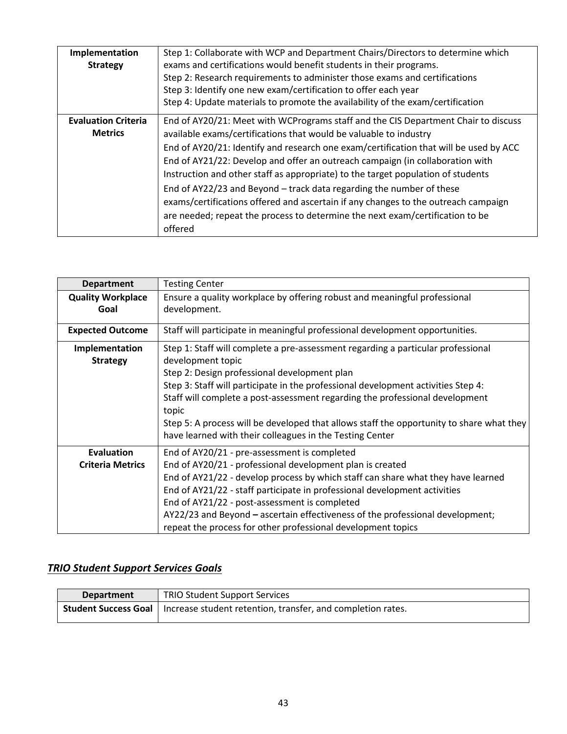| Implementation Strategy | Step 1: Collaborate with WCP and Department Chairs/Directors to determine which exams and certifications would benefit students in their programs.<br>Step 2: Research requirements to administer those exams and certifications<br>Step 3: Identify one new exam/certification to offer each year<br>Step 4: Update materials to promote the availability of the exam/certification |
|---|---|
| **Evaluation Criteria Metrics** | End of AY20/21: Meet with WCPrograms staff and the CIS Department Chair to discuss available exams/certifications that would be valuable to industry<br>End of AY20/21: Identify and research one exam/certification that will be used by ACC<br>End of AY21/22: Develop and offer an outreach campaign (in collaboration with Instruction and other staff as appropriate) to the target population of students<br>End of AY22/23 and Beyond – track data regarding the number of these exams/certifications offered and ascertain if any changes to the outreach campaign are needed; repeat the process to determine the next exam/certification to be offered |

| Department | Testing Center |
|---|---|
| **Quality Workplace Goal** | Ensure a quality workplace by offering robust and meaningful professional development. |
| **Expected Outcome** | Staff will participate in meaningful professional development opportunities. |
| **Implementation Strategy** | Step 1: Staff will complete a pre-assessment regarding a particular professional development topic<br>Step 2: Design professional development plan<br>Step 3: Staff will participate in the professional development activities Step 4: Staff will complete a post-assessment regarding the professional development topic<br>Step 5: A process will be developed that allows staff the opportunity to share what they have learned with their colleagues in the Testing Center |
| **Evaluation Criteria Metrics** | End of AY20/21 - pre-assessment is completed<br>End of AY20/21 - professional development plan is created<br>End of AY21/22 - develop process by which staff can share what they have learned<br>End of AY21/22 - staff participate in professional development activities<br>End of AY21/22 - post-assessment is completed<br>AY22/23 and Beyond **–** ascertain effectiveness of the professional development; repeat the process for other professional development topics |

## ***TRIO Student Support Services Goals***

| Department | TRIO Student Support Services |
|---|---|
| **Student Success Goal** | Increase student retention, transfer, and completion rates. |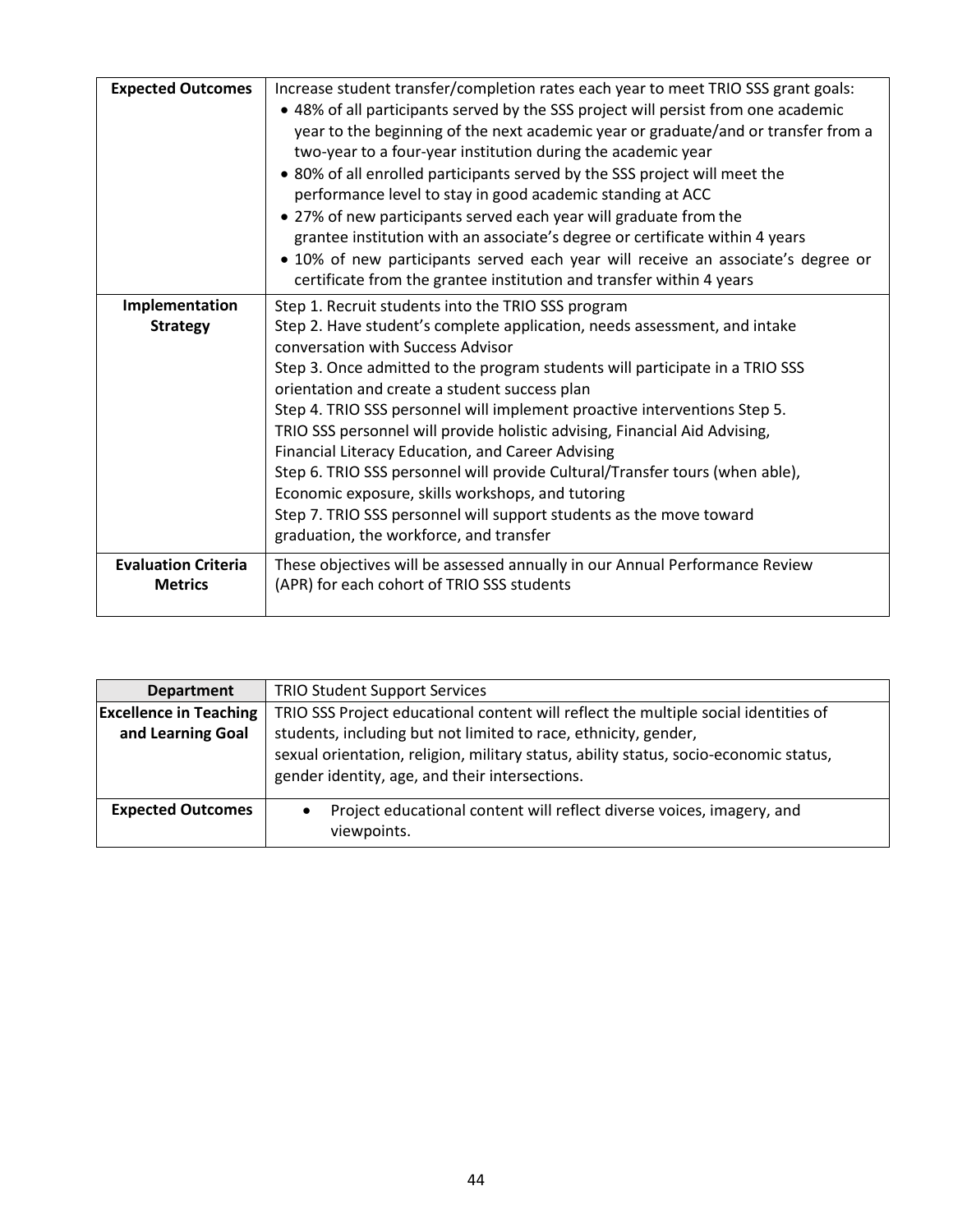| | |
|---|---|
| **Expected Outcomes** | Increase student transfer/completion rates each year to meet TRIO SSS grant goals:<br>• 48% of all participants served by the SSS project will persist from one academic year to the beginning of the next academic year or graduate/and or transfer from a two-year to a four-year institution during the academic year<br>• 80% of all enrolled participants served by the SSS project will meet the performance level to stay in good academic standing at ACC<br>• 27% of new participants served each year will graduate from the grantee institution with an associate's degree or certificate within 4 years<br>• 10% of new participants served each year will receive an associate's degree or certificate from the grantee institution and transfer within 4 years |
| **Implementation Strategy** | Step 1. Recruit students into the TRIO SSS program<br>Step 2. Have student's complete application, needs assessment, and intake conversation with Success Advisor<br>Step 3. Once admitted to the program students will participate in a TRIO SSS orientation and create a student success plan<br>Step 4. TRIO SSS personnel will implement proactive interventions Step 5. TRIO SSS personnel will provide holistic advising, Financial Aid Advising, Financial Literacy Education, and Career Advising<br>Step 6. TRIO SSS personnel will provide Cultural/Transfer tours (when able), Economic exposure, skills workshops, and tutoring<br>Step 7. TRIO SSS personnel will support students as the move toward graduation, the workforce, and transfer |
| **Evaluation Criteria Metrics** | These objectives will be assessed annually in our Annual Performance Review (APR) for each cohort of TRIO SSS students |

| **Department** | TRIO Student Support Services |
|---|---|
| **Excellence in Teaching and Learning Goal** | TRIO SSS Project educational content will reflect the multiple social identities of students, including but not limited to race, ethnicity, gender, sexual orientation, religion, military status, ability status, socio-economic status, gender identity, age, and their intersections. |
| **Expected Outcomes** | • Project educational content will reflect diverse voices, imagery, and viewpoints. |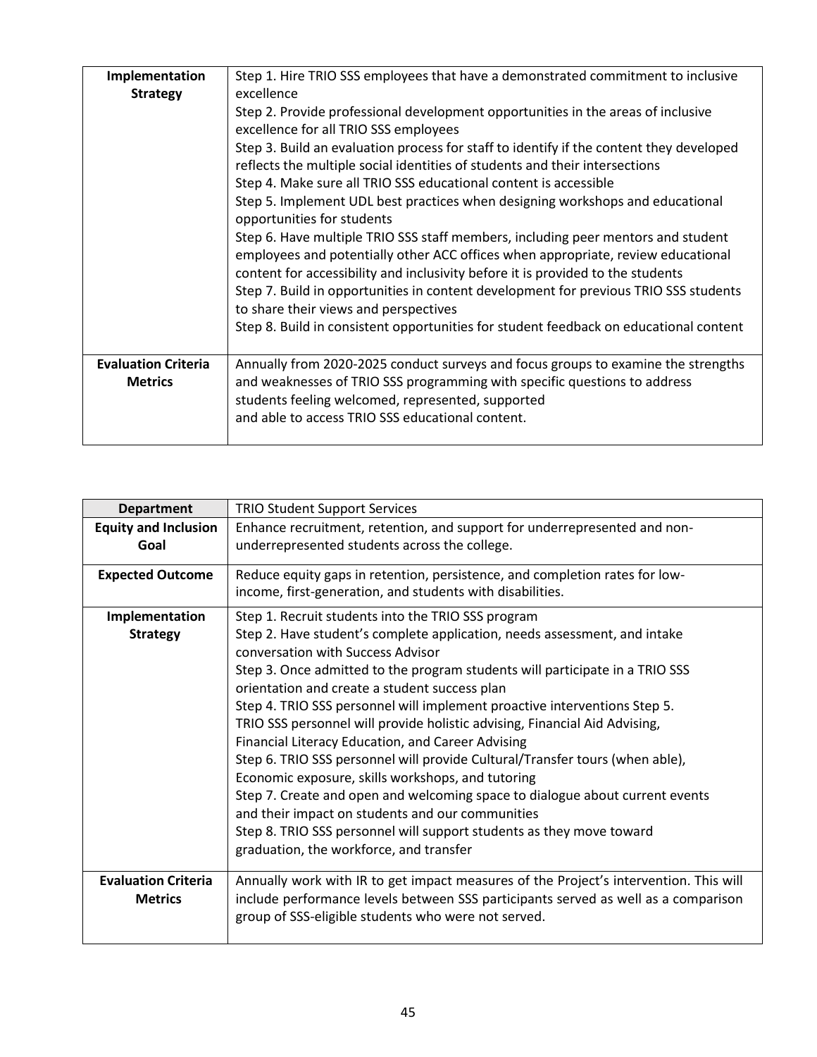| | |
|---|---|
| **Implementation Strategy** | Step 1. Hire TRIO SSS employees that have a demonstrated commitment to inclusive excellence<br>Step 2. Provide professional development opportunities in the areas of inclusive excellence for all TRIO SSS employees<br>Step 3. Build an evaluation process for staff to identify if the content they developed reflects the multiple social identities of students and their intersections<br>Step 4. Make sure all TRIO SSS educational content is accessible<br>Step 5. Implement UDL best practices when designing workshops and educational opportunities for students<br>Step 6. Have multiple TRIO SSS staff members, including peer mentors and student employees and potentially other ACC offices when appropriate, review educational content for accessibility and inclusivity before it is provided to the students<br>Step 7. Build in opportunities in content development for previous TRIO SSS students to share their views and perspectives<br>Step 8. Build in consistent opportunities for student feedback on educational content |
| **Evaluation Criteria Metrics** | Annually from 2020-2025 conduct surveys and focus groups to examine the strengths and weaknesses of TRIO SSS programming with specific questions to address students feeling welcomed, represented, supported and able to access TRIO SSS educational content. |

| **Department** | TRIO Student Support Services |
|---|---|
| **Equity and Inclusion Goal** | Enhance recruitment, retention, and support for underrepresented and non-underrepresented students across the college. |
| **Expected Outcome** | Reduce equity gaps in retention, persistence, and completion rates for low-income, first-generation, and students with disabilities. |
| **Implementation Strategy** | Step 1. Recruit students into the TRIO SSS program<br>Step 2. Have student's complete application, needs assessment, and intake conversation with Success Advisor<br>Step 3. Once admitted to the program students will participate in a TRIO SSS orientation and create a student success plan<br>Step 4. TRIO SSS personnel will implement proactive interventions Step 5. TRIO SSS personnel will provide holistic advising, Financial Aid Advising, Financial Literacy Education, and Career Advising<br>Step 6. TRIO SSS personnel will provide Cultural/Transfer tours (when able), Economic exposure, skills workshops, and tutoring<br>Step 7. Create and open and welcoming space to dialogue about current events and their impact on students and our communities<br>Step 8. TRIO SSS personnel will support students as they move toward graduation, the workforce, and transfer |
| **Evaluation Criteria Metrics** | Annually work with IR to get impact measures of the Project's intervention. This will include performance levels between SSS participants served as well as a comparison group of SSS-eligible students who were not served. |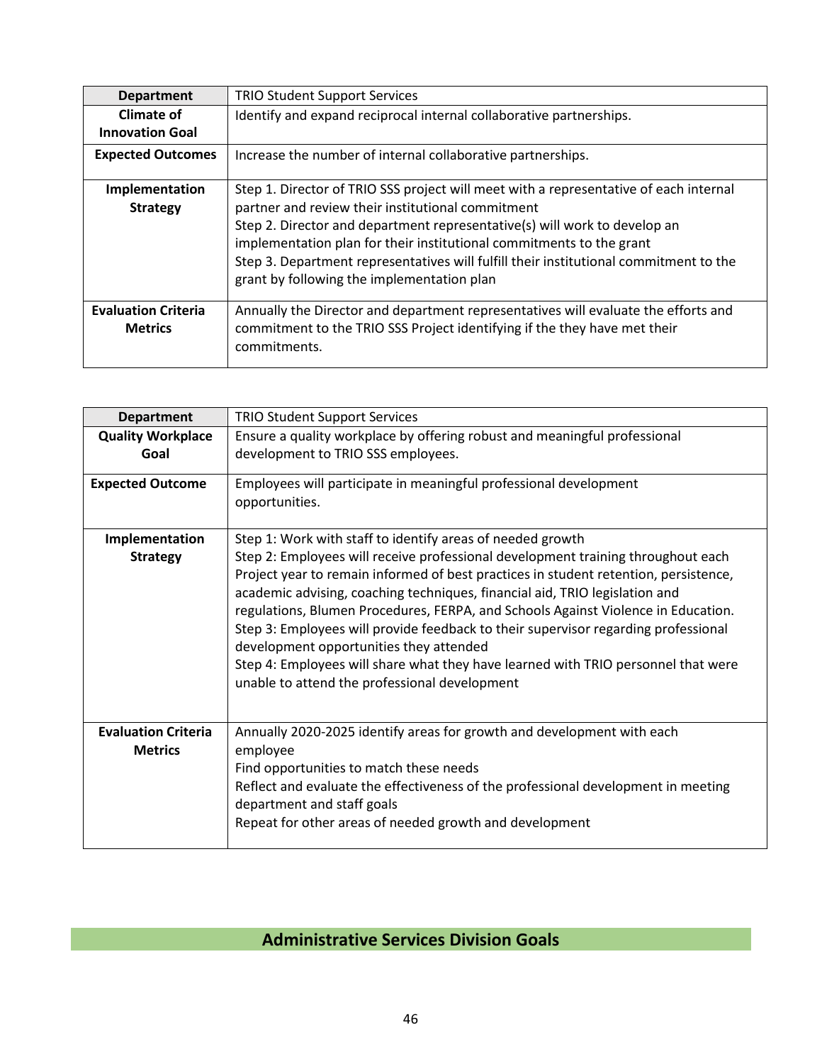| Department | TRIO Student Support Services |
|---|---|
| **Climate of Innovation Goal** | Identify and expand reciprocal internal collaborative partnerships. |
| **Expected Outcomes** | Increase the number of internal collaborative partnerships. |
| **Implementation Strategy** | Step 1. Director of TRIO SSS project will meet with a representative of each internal partner and review their institutional commitment<br>Step 2. Director and department representative(s) will work to develop an implementation plan for their institutional commitments to the grant<br>Step 3. Department representatives will fulfill their institutional commitment to the grant by following the implementation plan |
| **Evaluation Criteria Metrics** | Annually the Director and department representatives will evaluate the efforts and commitment to the TRIO SSS Project identifying if the they have met their commitments. |

| Department | TRIO Student Support Services |
|---|---|
| **Quality Workplace Goal** | Ensure a quality workplace by offering robust and meaningful professional development to TRIO SSS employees. |
| **Expected Outcome** | Employees will participate in meaningful professional development opportunities. |
| **Implementation Strategy** | Step 1: Work with staff to identify areas of needed growth<br>Step 2: Employees will receive professional development training throughout each Project year to remain informed of best practices in student retention, persistence, academic advising, coaching techniques, financial aid, TRIO legislation and regulations, Blumen Procedures, FERPA, and Schools Against Violence in Education.<br>Step 3: Employees will provide feedback to their supervisor regarding professional development opportunities they attended<br>Step 4: Employees will share what they have learned with TRIO personnel that were unable to attend the professional development |
| **Evaluation Criteria Metrics** | Annually 2020-2025 identify areas for growth and development with each employee<br>Find opportunities to match these needs<br>Reflect and evaluate the effectiveness of the professional development in meeting department and staff goals<br>Repeat for other areas of needed growth and development |

## Administrative Services Division Goals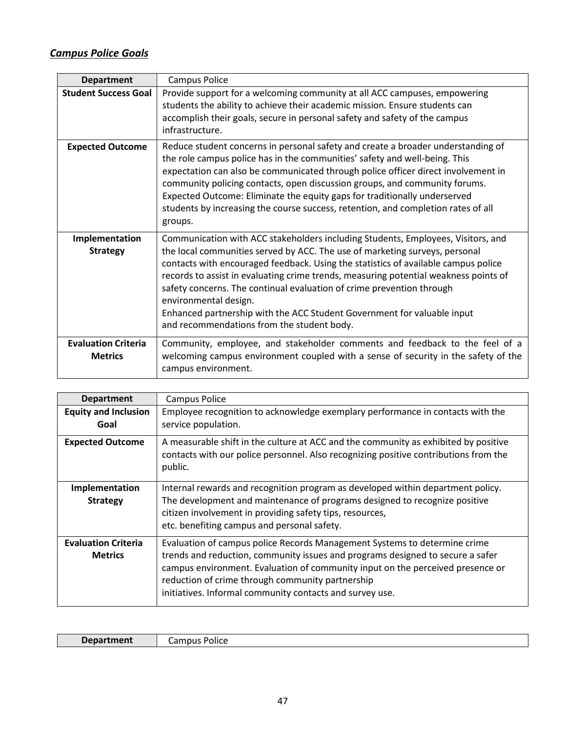## ***Campus Police Goals***

| Department | Campus Police |
|---|---|
| **Student Success Goal** | Provide support for a welcoming community at all ACC campuses, empowering students the ability to achieve their academic mission. Ensure students can accomplish their goals, secure in personal safety and safety of the campus infrastructure. |
| **Expected Outcome** | Reduce student concerns in personal safety and create a broader understanding of the role campus police has in the communities' safety and well-being. This expectation can also be communicated through police officer direct involvement in community policing contacts, open discussion groups, and community forums. Expected Outcome: Eliminate the equity gaps for traditionally underserved students by increasing the course success, retention, and completion rates of all groups. |
| **Implementation Strategy** | Communication with ACC stakeholders including Students, Employees, Visitors, and the local communities served by ACC. The use of marketing surveys, personal contacts with encouraged feedback. Using the statistics of available campus police records to assist in evaluating crime trends, measuring potential weakness points of safety concerns. The continual evaluation of crime prevention through environmental design.<br>Enhanced partnership with the ACC Student Government for valuable input and recommendations from the student body. |
| **Evaluation Criteria Metrics** | Community, employee, and stakeholder comments and feedback to the feel of a welcoming campus environment coupled with a sense of security in the safety of the campus environment. |

| Department | Campus Police |
|---|---|
| **Equity and Inclusion Goal** | Employee recognition to acknowledge exemplary performance in contacts with the service population. |
| **Expected Outcome** | A measurable shift in the culture at ACC and the community as exhibited by positive contacts with our police personnel. Also recognizing positive contributions from the public. |
| **Implementation Strategy** | Internal rewards and recognition program as developed within department policy. The development and maintenance of programs designed to recognize positive citizen involvement in providing safety tips, resources, etc. benefiting campus and personal safety. |
| **Evaluation Criteria Metrics** | Evaluation of campus police Records Management Systems to determine crime trends and reduction, community issues and programs designed to secure a safer campus environment. Evaluation of community input on the perceived presence or reduction of crime through community partnership initiatives. Informal community contacts and survey use. |

| Department | Campus Police |
|---|---|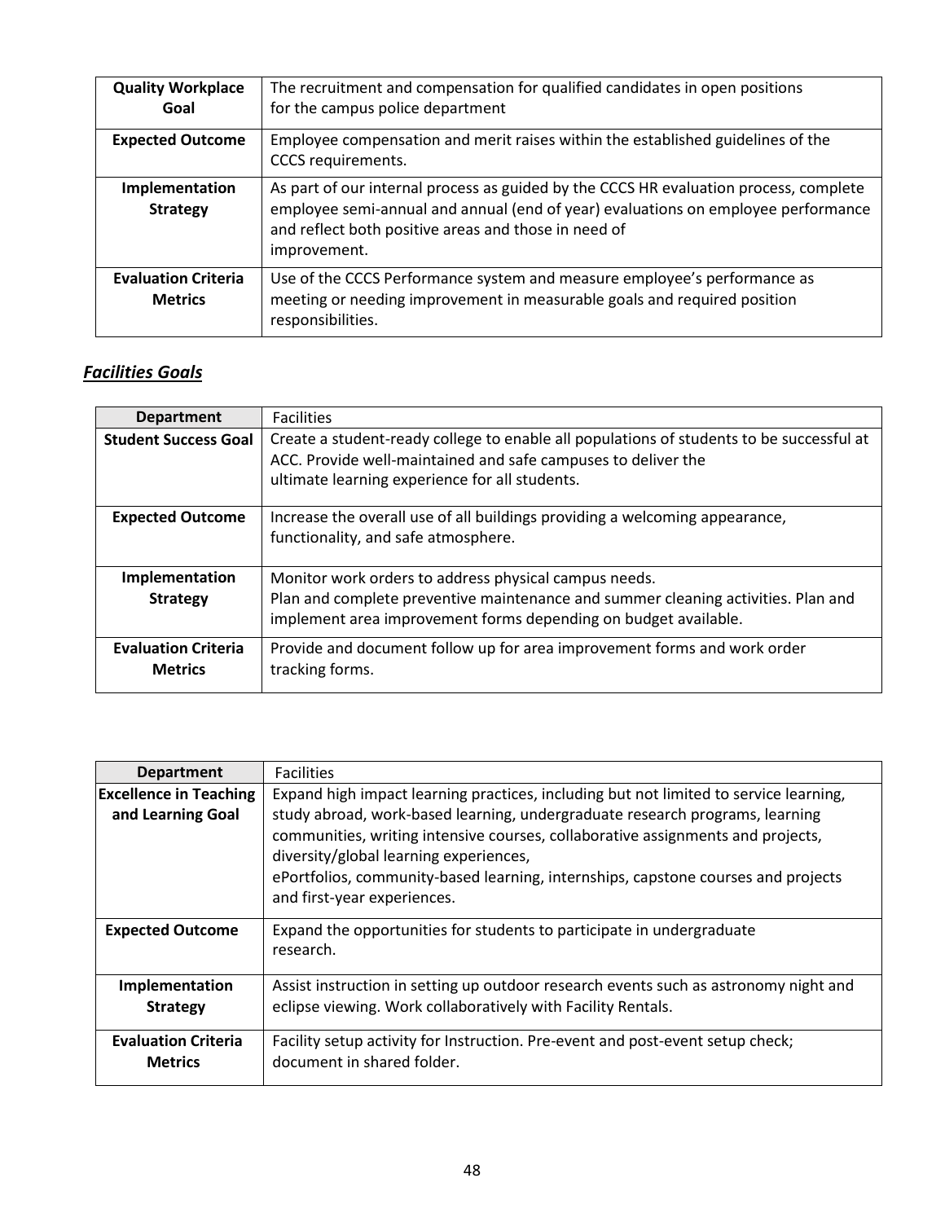| Quality Workplace Goal | The recruitment and compensation for qualified candidates in open positions for the campus police department |
|---|---|
| Expected Outcome | Employee compensation and merit raises within the established guidelines of the CCCS requirements. |
| Implementation Strategy | As part of our internal process as guided by the CCCS HR evaluation process, complete employee semi-annual and annual (end of year) evaluations on employee performance and reflect both positive areas and those in need of improvement. |
| Evaluation Criteria Metrics | Use of the CCCS Performance system and measure employee's performance as meeting or needing improvement in measurable goals and required position responsibilities. |

## ***Facilities Goals***

| Department | Facilities |
|---|---|
| Student Success Goal | Create a student-ready college to enable all populations of students to be successful at ACC. Provide well-maintained and safe campuses to deliver the ultimate learning experience for all students. |
| Expected Outcome | Increase the overall use of all buildings providing a welcoming appearance, functionality, and safe atmosphere. |
| Implementation Strategy | Monitor work orders to address physical campus needs.<br>Plan and complete preventive maintenance and summer cleaning activities. Plan and implement area improvement forms depending on budget available. |
| Evaluation Criteria Metrics | Provide and document follow up for area improvement forms and work order tracking forms. |

| Department | Facilities |
|---|---|
| Excellence in Teaching and Learning Goal | Expand high impact learning practices, including but not limited to service learning, study abroad, work-based learning, undergraduate research programs, learning communities, writing intensive courses, collaborative assignments and projects, diversity/global learning experiences, ePortfolios, community-based learning, internships, capstone courses and projects and first-year experiences. |
| Expected Outcome | Expand the opportunities for students to participate in undergraduate research. |
| Implementation Strategy | Assist instruction in setting up outdoor research events such as astronomy night and eclipse viewing. Work collaboratively with Facility Rentals. |
| Evaluation Criteria Metrics | Facility setup activity for Instruction. Pre-event and post-event setup check; document in shared folder. |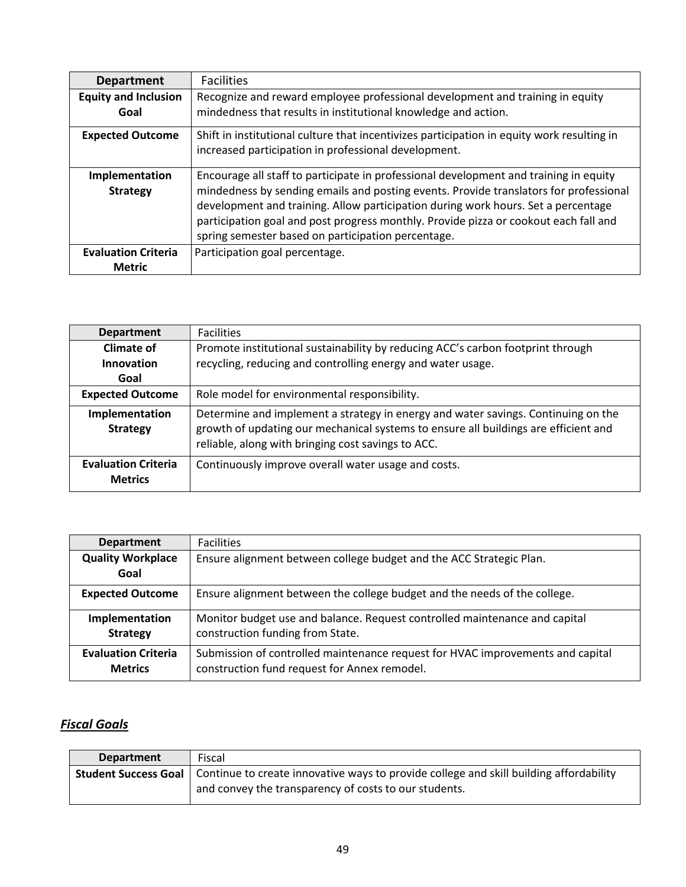| Department | Facilities |
|---|---|
| **Equity and Inclusion Goal** | Recognize and reward employee professional development and training in equity mindedness that results in institutional knowledge and action. |
| **Expected Outcome** | Shift in institutional culture that incentivizes participation in equity work resulting in increased participation in professional development. |
| **Implementation Strategy** | Encourage all staff to participate in professional development and training in equity mindedness by sending emails and posting events. Provide translators for professional development and training. Allow participation during work hours. Set a percentage participation goal and post progress monthly. Provide pizza or cookout each fall and spring semester based on participation percentage. |
| **Evaluation Criteria Metric** | Participation goal percentage. |

| Department | Facilities |
|---|---|
| **Climate of Innovation Goal** | Promote institutional sustainability by reducing ACC's carbon footprint through recycling, reducing and controlling energy and water usage. |
| **Expected Outcome** | Role model for environmental responsibility. |
| **Implementation Strategy** | Determine and implement a strategy in energy and water savings. Continuing on the growth of updating our mechanical systems to ensure all buildings are efficient and reliable, along with bringing cost savings to ACC. |
| **Evaluation Criteria Metrics** | Continuously improve overall water usage and costs. |

| Department | Facilities |
|---|---|
| **Quality Workplace Goal** | Ensure alignment between college budget and the ACC Strategic Plan. |
| **Expected Outcome** | Ensure alignment between the college budget and the needs of the college. |
| **Implementation Strategy** | Monitor budget use and balance. Request controlled maintenance and capital construction funding from State. |
| **Evaluation Criteria Metrics** | Submission of controlled maintenance request for HVAC improvements and capital construction fund request for Annex remodel. |

## ***Fiscal Goals***

| Department | Fiscal |
|---|---|
| **Student Success Goal** | Continue to create innovative ways to provide college and skill building affordability and convey the transparency of costs to our students. |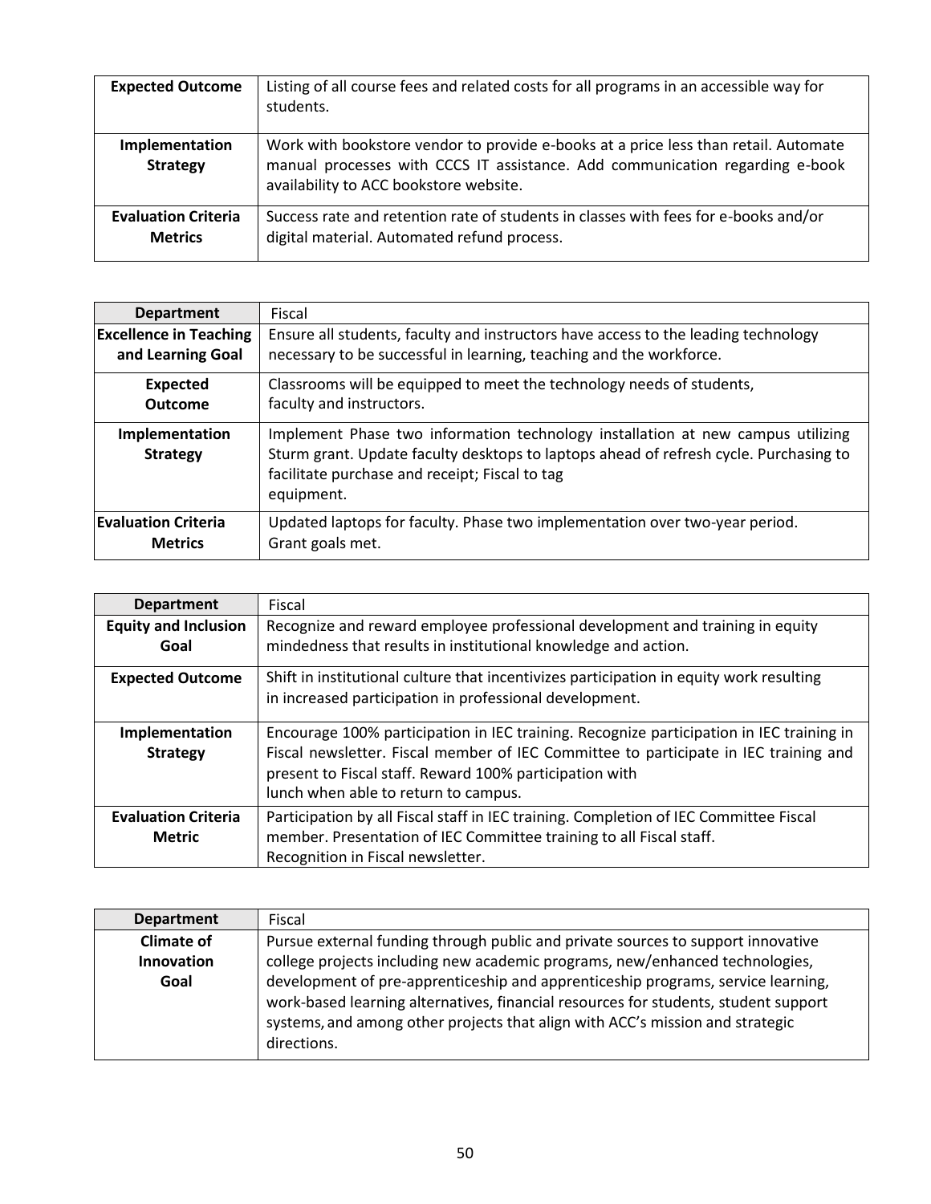| **Expected Outcome** | Listing of all course fees and related costs for all programs in an accessible way for students. |
|---|---|
| **Implementation Strategy** | Work with bookstore vendor to provide e-books at a price less than retail. Automate manual processes with CCCS IT assistance. Add communication regarding e-book availability to ACC bookstore website. |
| **Evaluation Criteria Metrics** | Success rate and retention rate of students in classes with fees for e-books and/or digital material. Automated refund process. |

| **Department** | Fiscal |
|---|---|
| **Excellence in Teaching and Learning Goal** | Ensure all students, faculty and instructors have access to the leading technology necessary to be successful in learning, teaching and the workforce. |
| **Expected Outcome** | Classrooms will be equipped to meet the technology needs of students, faculty and instructors. |
| **Implementation Strategy** | Implement Phase two information technology installation at new campus utilizing Sturm grant. Update faculty desktops to laptops ahead of refresh cycle. Purchasing to facilitate purchase and receipt; Fiscal to tag equipment. |
| **Evaluation Criteria Metrics** | Updated laptops for faculty. Phase two implementation over two-year period. Grant goals met. |

| **Department** | Fiscal |
|---|---|
| **Equity and Inclusion Goal** | Recognize and reward employee professional development and training in equity mindedness that results in institutional knowledge and action. |
| **Expected Outcome** | Shift in institutional culture that incentivizes participation in equity work resulting in increased participation in professional development. |
| **Implementation Strategy** | Encourage 100% participation in IEC training. Recognize participation in IEC training in Fiscal newsletter. Fiscal member of IEC Committee to participate in IEC training and present to Fiscal staff. Reward 100% participation with lunch when able to return to campus. |
| **Evaluation Criteria Metric** | Participation by all Fiscal staff in IEC training. Completion of IEC Committee Fiscal member. Presentation of IEC Committee training to all Fiscal staff. Recognition in Fiscal newsletter. |

| **Department** | Fiscal |
|---|---|
| **Climate of Innovation Goal** | Pursue external funding through public and private sources to support innovative college projects including new academic programs, new/enhanced technologies, development of pre-apprenticeship and apprenticeship programs, service learning, work-based learning alternatives, financial resources for students, student support systems, and among other projects that align with ACC's mission and strategic directions. |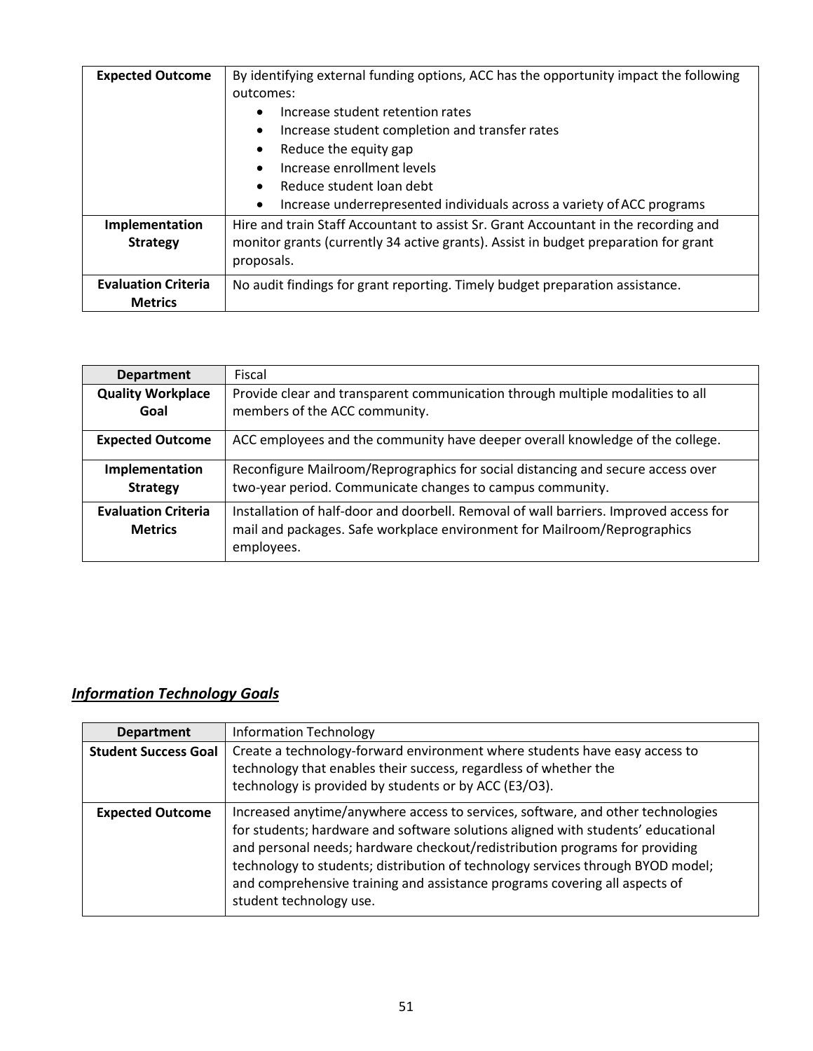| | |
|---|---|
| **Expected Outcome** | By identifying external funding options, ACC has the opportunity impact the following outcomes:<br>• Increase student retention rates<br>• Increase student completion and transfer rates<br>• Reduce the equity gap<br>• Increase enrollment levels<br>• Reduce student loan debt<br>• Increase underrepresented individuals across a variety of ACC programs |
| **Implementation Strategy** | Hire and train Staff Accountant to assist Sr. Grant Accountant in the recording and monitor grants (currently 34 active grants). Assist in budget preparation for grant proposals. |
| **Evaluation Criteria Metrics** | No audit findings for grant reporting. Timely budget preparation assistance. |

| **Department** | Fiscal |
|---|---|
| **Quality Workplace Goal** | Provide clear and transparent communication through multiple modalities to all members of the ACC community. |
| **Expected Outcome** | ACC employees and the community have deeper overall knowledge of the college. |
| **Implementation Strategy** | Reconfigure Mailroom/Reprographics for social distancing and secure access over two-year period. Communicate changes to campus community. |
| **Evaluation Criteria Metrics** | Installation of half-door and doorbell. Removal of wall barriers. Improved access for mail and packages. Safe workplace environment for Mailroom/Reprographics employees. |

## ***Information Technology Goals***

| **Department** | Information Technology |
|---|---|
| **Student Success Goal** | Create a technology-forward environment where students have easy access to technology that enables their success, regardless of whether the technology is provided by students or by ACC (E3/O3). |
| **Expected Outcome** | Increased anytime/anywhere access to services, software, and other technologies for students; hardware and software solutions aligned with students' educational and personal needs; hardware checkout/redistribution programs for providing technology to students; distribution of technology services through BYOD model; and comprehensive training and assistance programs covering all aspects of student technology use. |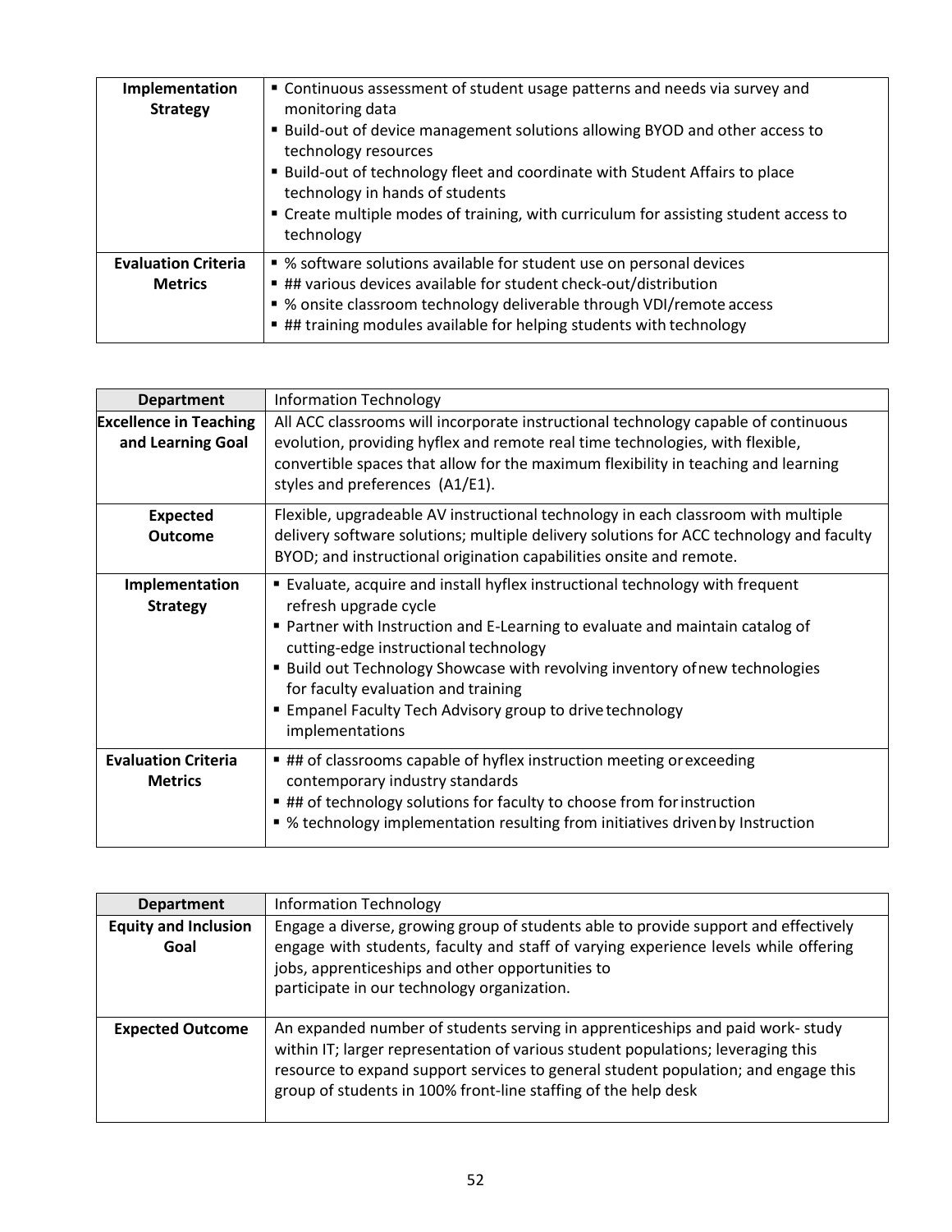| | |
|---|---|
| **Implementation Strategy** | ▪ Continuous assessment of student usage patterns and needs via survey and monitoring data<br>▪ Build-out of device management solutions allowing BYOD and other access to technology resources<br>▪ Build-out of technology fleet and coordinate with Student Affairs to place technology in hands of students<br>▪ Create multiple modes of training, with curriculum for assisting student access to technology |
| **Evaluation Criteria Metrics** | ▪ % software solutions available for student use on personal devices<br>▪ ## various devices available for student check-out/distribution<br>▪ % onsite classroom technology deliverable through VDI/remote access<br>▪ ## training modules available for helping students with technology |

| **Department** | Information Technology |
|---|---|
| **Excellence in Teaching and Learning Goal** | All ACC classrooms will incorporate instructional technology capable of continuous evolution, providing hyflex and remote real time technologies, with flexible, convertible spaces that allow for the maximum flexibility in teaching and learning styles and preferences (A1/E1). |
| **Expected Outcome** | Flexible, upgradeable AV instructional technology in each classroom with multiple delivery software solutions; multiple delivery solutions for ACC technology and faculty BYOD; and instructional origination capabilities onsite and remote. |
| **Implementation Strategy** | ▪ Evaluate, acquire and install hyflex instructional technology with frequent refresh upgrade cycle<br>▪ Partner with Instruction and E-Learning to evaluate and maintain catalog of cutting-edge instructional technology<br>▪ Build out Technology Showcase with revolving inventory of new technologies for faculty evaluation and training<br>▪ Empanel Faculty Tech Advisory group to drive technology implementations |
| **Evaluation Criteria Metrics** | ▪ ## of classrooms capable of hyflex instruction meeting or exceeding contemporary industry standards<br>▪ ## of technology solutions for faculty to choose from for instruction<br>▪ % technology implementation resulting from initiatives driven by Instruction |

| **Department** | Information Technology |
|---|---|
| **Equity and Inclusion Goal** | Engage a diverse, growing group of students able to provide support and effectively engage with students, faculty and staff of varying experience levels while offering jobs, apprenticeships and other opportunities to participate in our technology organization. |
| **Expected Outcome** | An expanded number of students serving in apprenticeships and paid work- study within IT; larger representation of various student populations; leveraging this resource to expand support services to general student population; and engage this group of students in 100% front-line staffing of the help desk |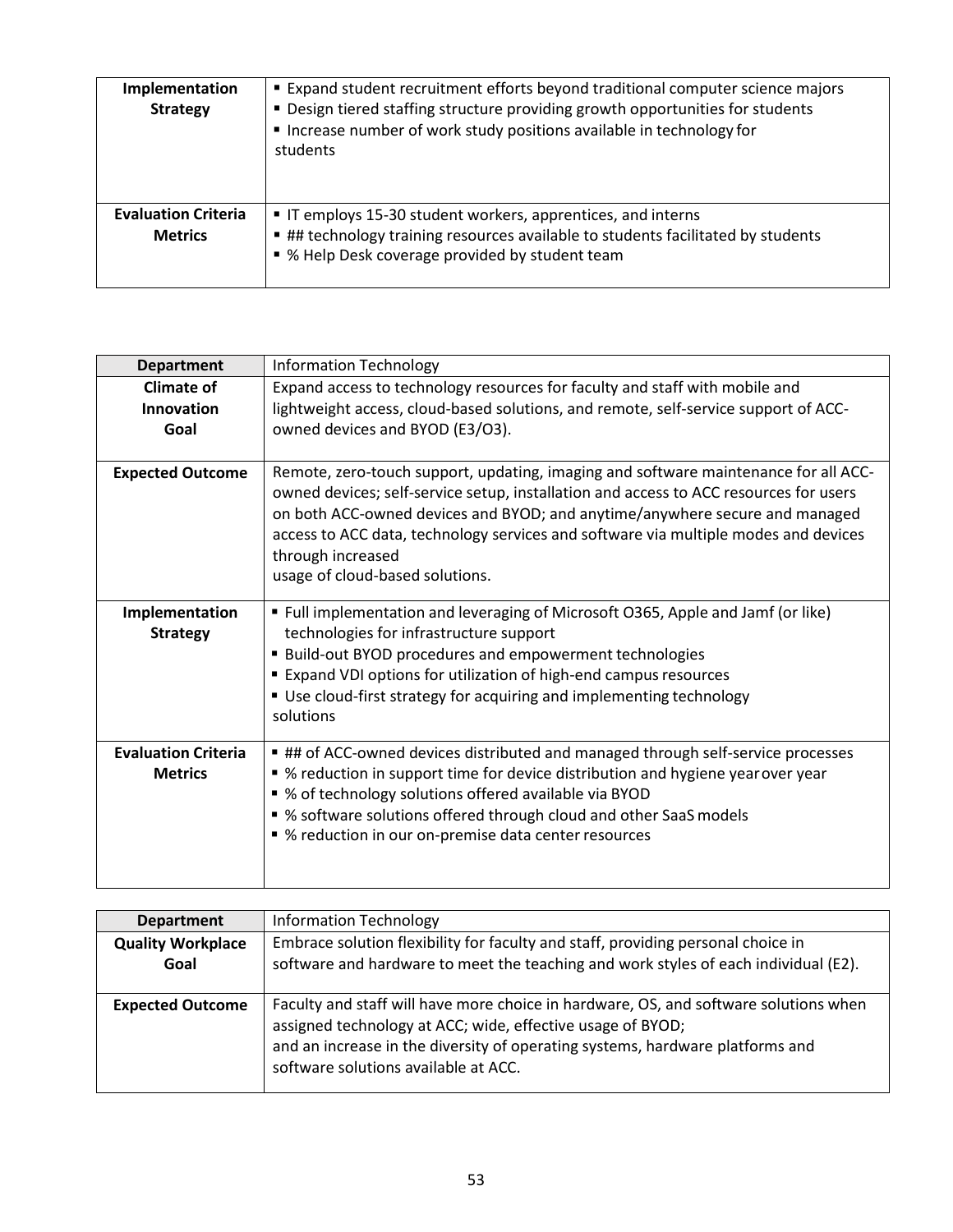| | |
|---|---|
| **Implementation Strategy** | ▪ Expand student recruitment efforts beyond traditional computer science majors<br>▪ Design tiered staffing structure providing growth opportunities for students<br>▪ Increase number of work study positions available in technology for students |
| **Evaluation Criteria Metrics** | ▪ IT employs 15-30 student workers, apprentices, and interns<br>▪ ## technology training resources available to students facilitated by students<br>▪ % Help Desk coverage provided by student team |

| **Department** | Information Technology |
|---|---|
| **Climate of Innovation Goal** | Expand access to technology resources for faculty and staff with mobile and lightweight access, cloud-based solutions, and remote, self-service support of ACC-owned devices and BYOD (E3/O3). |
| **Expected Outcome** | Remote, zero-touch support, updating, imaging and software maintenance for all ACC-owned devices; self-service setup, installation and access to ACC resources for users on both ACC-owned devices and BYOD; and anytime/anywhere secure and managed access to ACC data, technology services and software via multiple modes and devices through increased usage of cloud-based solutions. |
| **Implementation Strategy** | ▪ Full implementation and leveraging of Microsoft O365, Apple and Jamf (or like) technologies for infrastructure support<br>▪ Build-out BYOD procedures and empowerment technologies<br>▪ Expand VDI options for utilization of high-end campus resources<br>▪ Use cloud-first strategy for acquiring and implementing technology solutions |
| **Evaluation Criteria Metrics** | ▪ ## of ACC-owned devices distributed and managed through self-service processes<br>▪ % reduction in support time for device distribution and hygiene year over year<br>▪ % of technology solutions offered available via BYOD<br>▪ % software solutions offered through cloud and other SaaS models<br>▪ % reduction in our on-premise data center resources |

| **Department** | Information Technology |
|---|---|
| **Quality Workplace Goal** | Embrace solution flexibility for faculty and staff, providing personal choice in software and hardware to meet the teaching and work styles of each individual (E2). |
| **Expected Outcome** | Faculty and staff will have more choice in hardware, OS, and software solutions when assigned technology at ACC; wide, effective usage of BYOD; and an increase in the diversity of operating systems, hardware platforms and software solutions available at ACC. |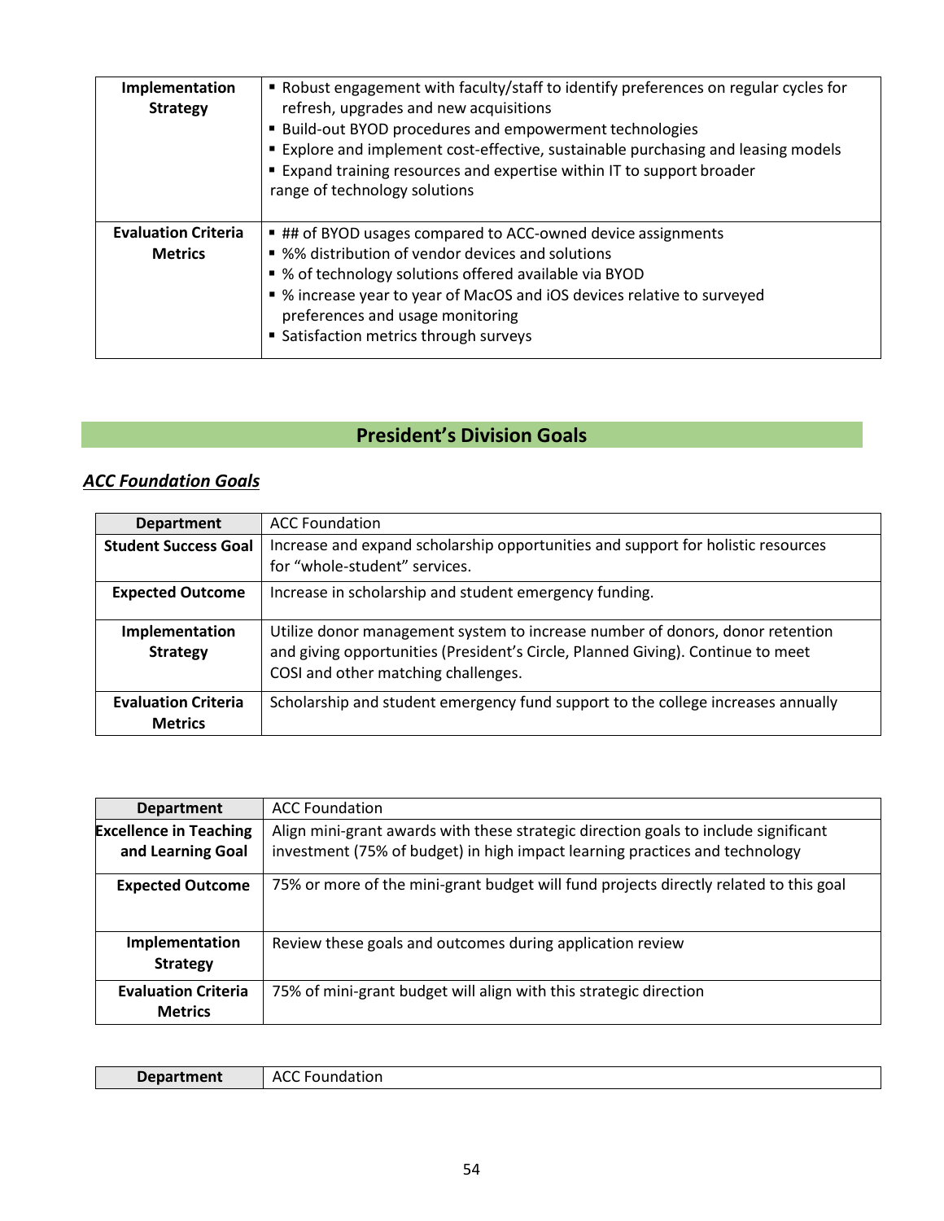| Implementation Strategy | ▪ Robust engagement with faculty/staff to identify preferences on regular cycles for refresh, upgrades and new acquisitions<br>▪ Build-out BYOD procedures and empowerment technologies<br>▪ Explore and implement cost-effective, sustainable purchasing and leasing models<br>▪ Expand training resources and expertise within IT to support broader range of technology solutions |
|---|---|
| **Evaluation Criteria Metrics** | ▪ ## of BYOD usages compared to ACC-owned device assignments<br>▪ %% distribution of vendor devices and solutions<br>▪ % of technology solutions offered available via BYOD<br>▪ % increase year to year of MacOS and iOS devices relative to surveyed preferences and usage monitoring<br>▪ Satisfaction metrics through surveys |

## President's Division Goals

### ***ACC Foundation Goals***

| Department | ACC Foundation |
|---|---|
| **Student Success Goal** | Increase and expand scholarship opportunities and support for holistic resources for "whole-student" services. |
| **Expected Outcome** | Increase in scholarship and student emergency funding. |
| **Implementation Strategy** | Utilize donor management system to increase number of donors, donor retention and giving opportunities (President's Circle, Planned Giving). Continue to meet COSI and other matching challenges. |
| **Evaluation Criteria Metrics** | Scholarship and student emergency fund support to the college increases annually |

| Department | ACC Foundation |
|---|---|
| **Excellence in Teaching and Learning Goal** | Align mini-grant awards with these strategic direction goals to include significant investment (75% of budget) in high impact learning practices and technology |
| **Expected Outcome** | 75% or more of the mini-grant budget will fund projects directly related to this goal |
| **Implementation Strategy** | Review these goals and outcomes during application review |
| **Evaluation Criteria Metrics** | 75% of mini-grant budget will align with this strategic direction |

| Department | ACC Foundation |
|---|---|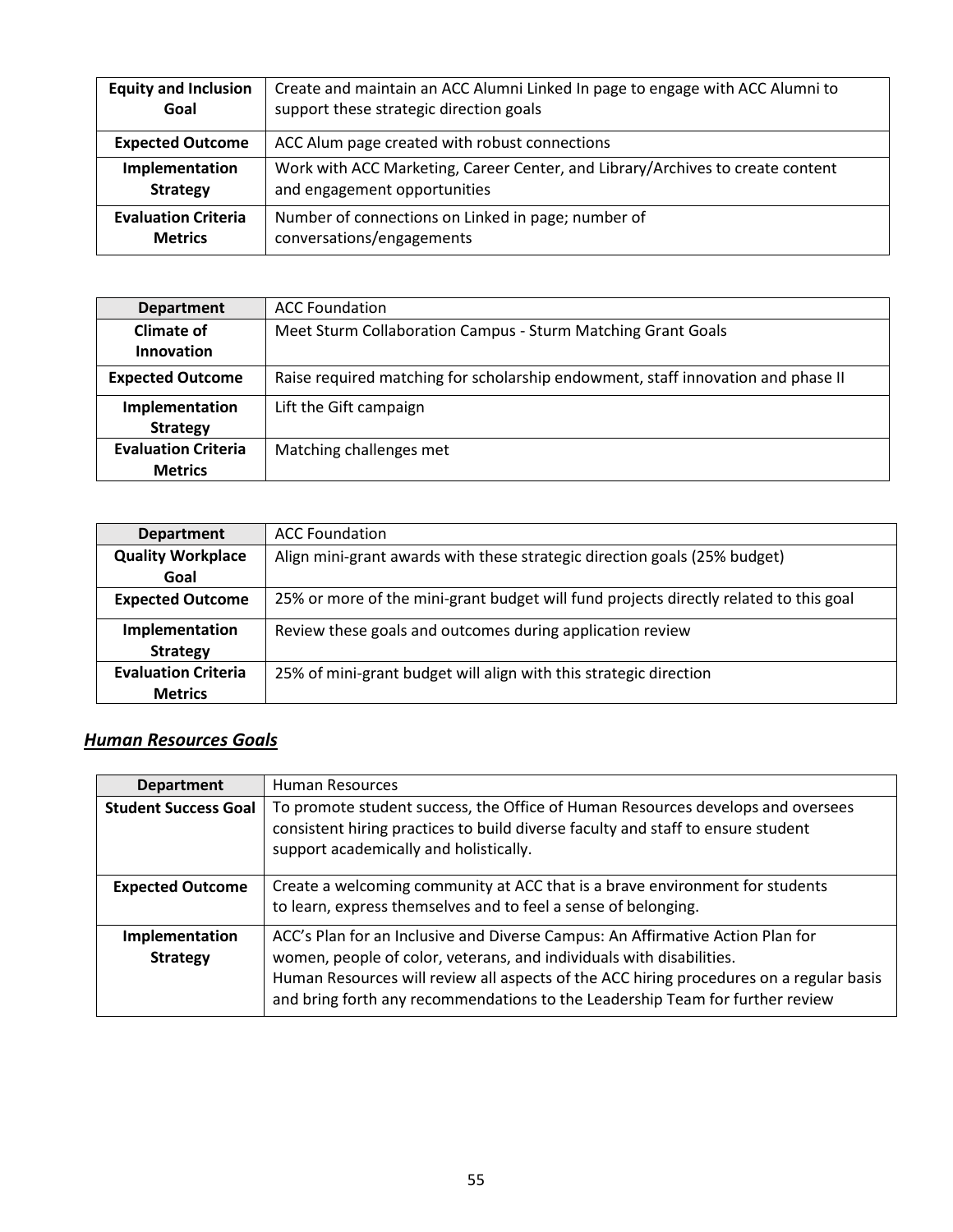| Equity and Inclusion Goal | Create and maintain an ACC Alumni Linked In page to engage with ACC Alumni to support these strategic direction goals |
|---|---|
| **Expected Outcome** | ACC Alum page created with robust connections |
| **Implementation Strategy** | Work with ACC Marketing, Career Center, and Library/Archives to create content and engagement opportunities |
| **Evaluation Criteria Metrics** | Number of connections on Linked in page; number of conversations/engagements |

| Department | ACC Foundation |
|---|---|
| **Climate of Innovation** | Meet Sturm Collaboration Campus - Sturm Matching Grant Goals |
| **Expected Outcome** | Raise required matching for scholarship endowment, staff innovation and phase II |
| **Implementation Strategy** | Lift the Gift campaign |
| **Evaluation Criteria Metrics** | Matching challenges met |

| Department | ACC Foundation |
|---|---|
| **Quality Workplace Goal** | Align mini-grant awards with these strategic direction goals (25% budget) |
| **Expected Outcome** | 25% or more of the mini-grant budget will fund projects directly related to this goal |
| **Implementation Strategy** | Review these goals and outcomes during application review |
| **Evaluation Criteria Metrics** | 25% of mini-grant budget will align with this strategic direction |

## ***Human Resources Goals***

| Department | Human Resources |
|---|---|
| **Student Success Goal** | To promote student success, the Office of Human Resources develops and oversees consistent hiring practices to build diverse faculty and staff to ensure student support academically and holistically. |
| **Expected Outcome** | Create a welcoming community at ACC that is a brave environment for students to learn, express themselves and to feel a sense of belonging. |
| **Implementation Strategy** | ACC's Plan for an Inclusive and Diverse Campus: An Affirmative Action Plan for women, people of color, veterans, and individuals with disabilities. Human Resources will review all aspects of the ACC hiring procedures on a regular basis and bring forth any recommendations to the Leadership Team for further review |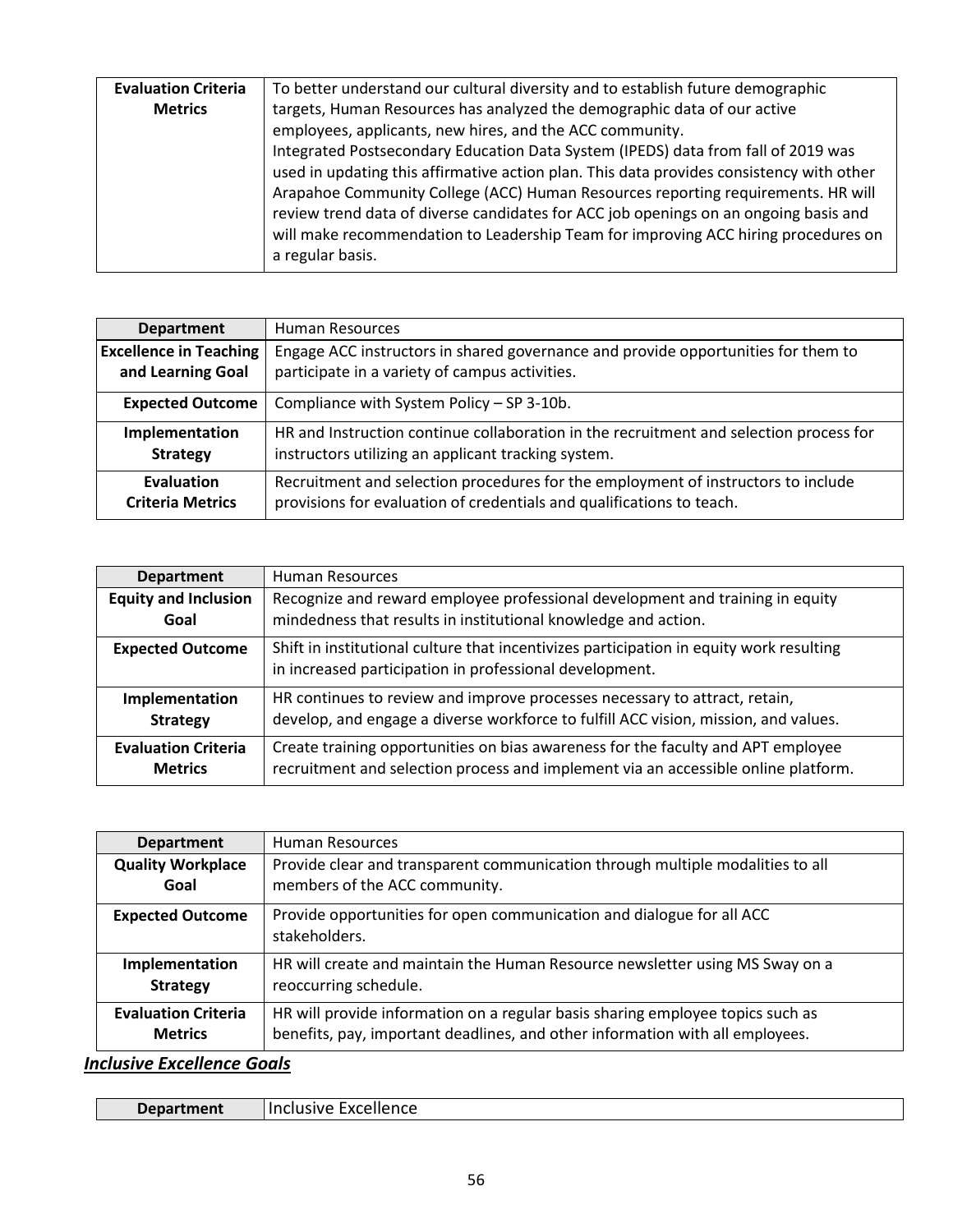| | |
|---|---|
| **Evaluation Criteria Metrics** | To better understand our cultural diversity and to establish future demographic targets, Human Resources has analyzed the demographic data of our active employees, applicants, new hires, and the ACC community. Integrated Postsecondary Education Data System (IPEDS) data from fall of 2019 was used in updating this affirmative action plan. This data provides consistency with other Arapahoe Community College (ACC) Human Resources reporting requirements. HR will review trend data of diverse candidates for ACC job openings on an ongoing basis and will make recommendation to Leadership Team for improving ACC hiring procedures on a regular basis. |

| **Department** | Human Resources |
|---|---|
| **Excellence in Teaching and Learning Goal** | Engage ACC instructors in shared governance and provide opportunities for them to participate in a variety of campus activities. |
| **Expected Outcome** | Compliance with System Policy – SP 3-10b. |
| **Implementation Strategy** | HR and Instruction continue collaboration in the recruitment and selection process for instructors utilizing an applicant tracking system. |
| **Evaluation Criteria Metrics** | Recruitment and selection procedures for the employment of instructors to include provisions for evaluation of credentials and qualifications to teach. |

| **Department** | Human Resources |
|---|---|
| **Equity and Inclusion Goal** | Recognize and reward employee professional development and training in equity mindedness that results in institutional knowledge and action. |
| **Expected Outcome** | Shift in institutional culture that incentivizes participation in equity work resulting in increased participation in professional development. |
| **Implementation Strategy** | HR continues to review and improve processes necessary to attract, retain, develop, and engage a diverse workforce to fulfill ACC vision, mission, and values. |
| **Evaluation Criteria Metrics** | Create training opportunities on bias awareness for the faculty and APT employee recruitment and selection process and implement via an accessible online platform. |

| **Department** | Human Resources |
|---|---|
| **Quality Workplace Goal** | Provide clear and transparent communication through multiple modalities to all members of the ACC community. |
| **Expected Outcome** | Provide opportunities for open communication and dialogue for all ACC stakeholders. |
| **Implementation Strategy** | HR will create and maintain the Human Resource newsletter using MS Sway on a reoccurring schedule. |
| **Evaluation Criteria Metrics** | HR will provide information on a regular basis sharing employee topics such as benefits, pay, important deadlines, and other information with all employees. |

***Inclusive Excellence Goals***

| **Department** | Inclusive Excellence |
|---|---|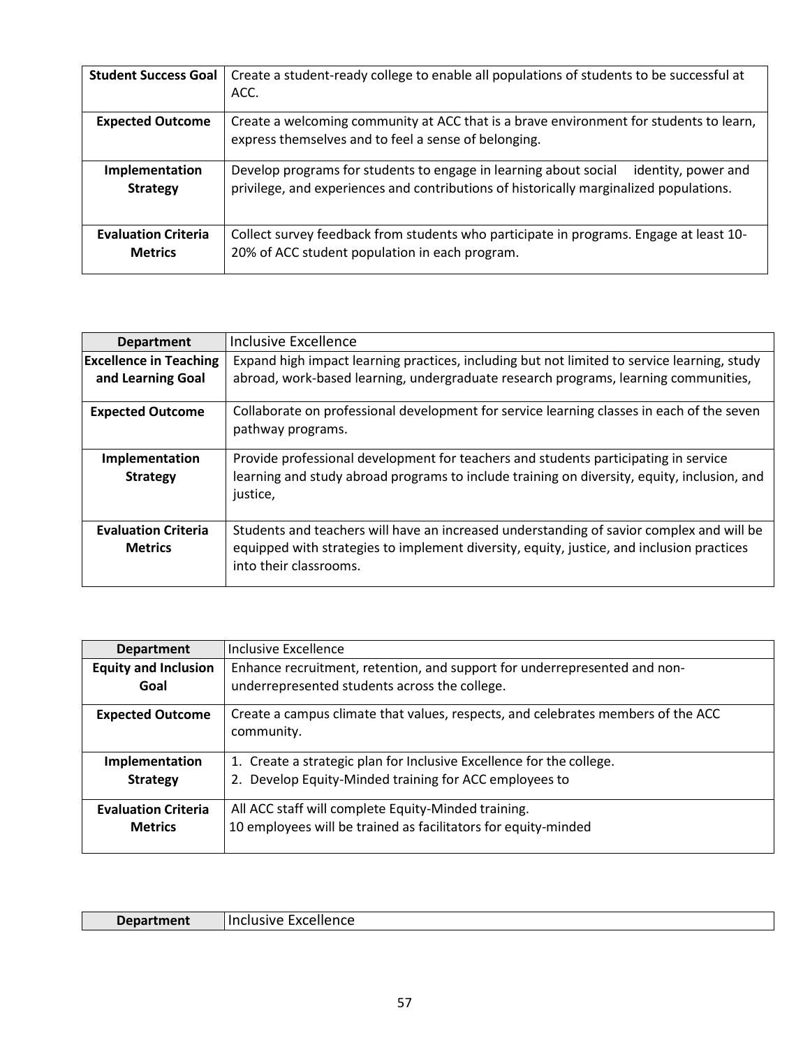| Student Success Goal | Create a student-ready college to enable all populations of students to be successful at ACC. |
|---|---|
| **Expected Outcome** | Create a welcoming community at ACC that is a brave environment for students to learn, express themselves and to feel a sense of belonging. |
| **Implementation Strategy** | Develop programs for students to engage in learning about social identity, power and privilege, and experiences and contributions of historically marginalized populations. |
| **Evaluation Criteria Metrics** | Collect survey feedback from students who participate in programs. Engage at least 10-20% of ACC student population in each program. |

| Department | Inclusive Excellence |
|---|---|
| **Excellence in Teaching and Learning Goal** | Expand high impact learning practices, including but not limited to service learning, study abroad, work-based learning, undergraduate research programs, learning communities, |
| **Expected Outcome** | Collaborate on professional development for service learning classes in each of the seven pathway programs. |
| **Implementation Strategy** | Provide professional development for teachers and students participating in service learning and study abroad programs to include training on diversity, equity, inclusion, and justice, |
| **Evaluation Criteria Metrics** | Students and teachers will have an increased understanding of savior complex and will be equipped with strategies to implement diversity, equity, justice, and inclusion practices into their classrooms. |

| Department | Inclusive Excellence |
|---|---|
| **Equity and Inclusion Goal** | Enhance recruitment, retention, and support for underrepresented and non-underrepresented students across the college. |
| **Expected Outcome** | Create a campus climate that values, respects, and celebrates members of the ACC community. |
| **Implementation Strategy** | 1. Create a strategic plan for Inclusive Excellence for the college.<br>2. Develop Equity-Minded training for ACC employees to |
| **Evaluation Criteria Metrics** | All ACC staff will complete Equity-Minded training.<br>10 employees will be trained as facilitators for equity-minded |

| Department | Inclusive Excellence |
|---|---|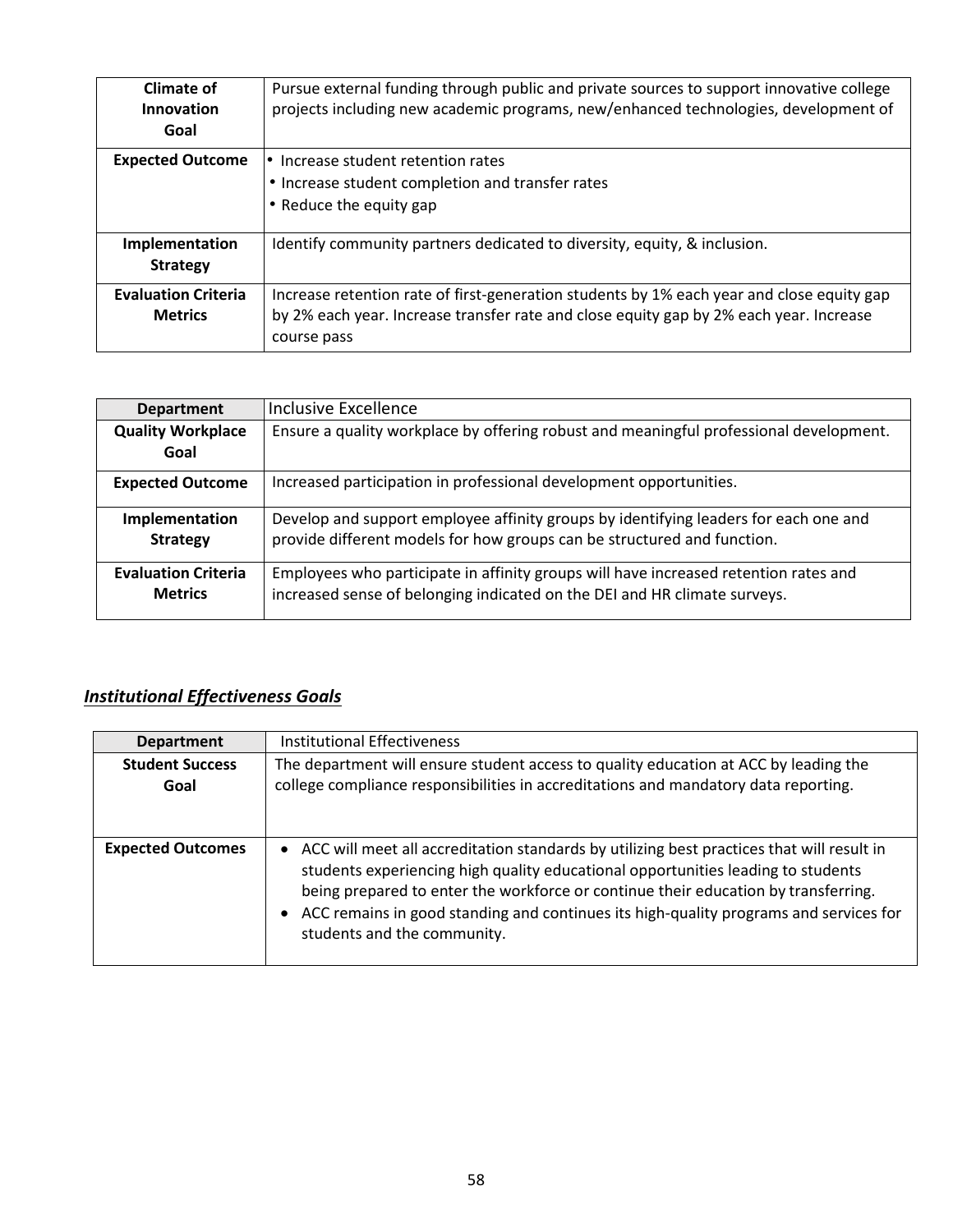| Climate of Innovation Goal | Pursue external funding through public and private sources to support innovative college projects including new academic programs, new/enhanced technologies, development of |
|---|---|
| **Expected Outcome** | • Increase student retention rates<br>• Increase student completion and transfer rates<br>• Reduce the equity gap |
| **Implementation Strategy** | Identify community partners dedicated to diversity, equity, & inclusion. |
| **Evaluation Criteria Metrics** | Increase retention rate of first-generation students by 1% each year and close equity gap by 2% each year. Increase transfer rate and close equity gap by 2% each year. Increase course pass |

| Department | Inclusive Excellence |
|---|---|
| **Quality Workplace Goal** | Ensure a quality workplace by offering robust and meaningful professional development. |
| **Expected Outcome** | Increased participation in professional development opportunities. |
| **Implementation Strategy** | Develop and support employee affinity groups by identifying leaders for each one and provide different models for how groups can be structured and function. |
| **Evaluation Criteria Metrics** | Employees who participate in affinity groups will have increased retention rates and increased sense of belonging indicated on the DEI and HR climate surveys. |

## ***Institutional Effectiveness Goals***

| Department | Institutional Effectiveness |
|---|---|
| **Student Success Goal** | The department will ensure student access to quality education at ACC by leading the college compliance responsibilities in accreditations and mandatory data reporting. |
| **Expected Outcomes** | • ACC will meet all accreditation standards by utilizing best practices that will result in students experiencing high quality educational opportunities leading to students being prepared to enter the workforce or continue their education by transferring.<br>• ACC remains in good standing and continues its high-quality programs and services for students and the community. |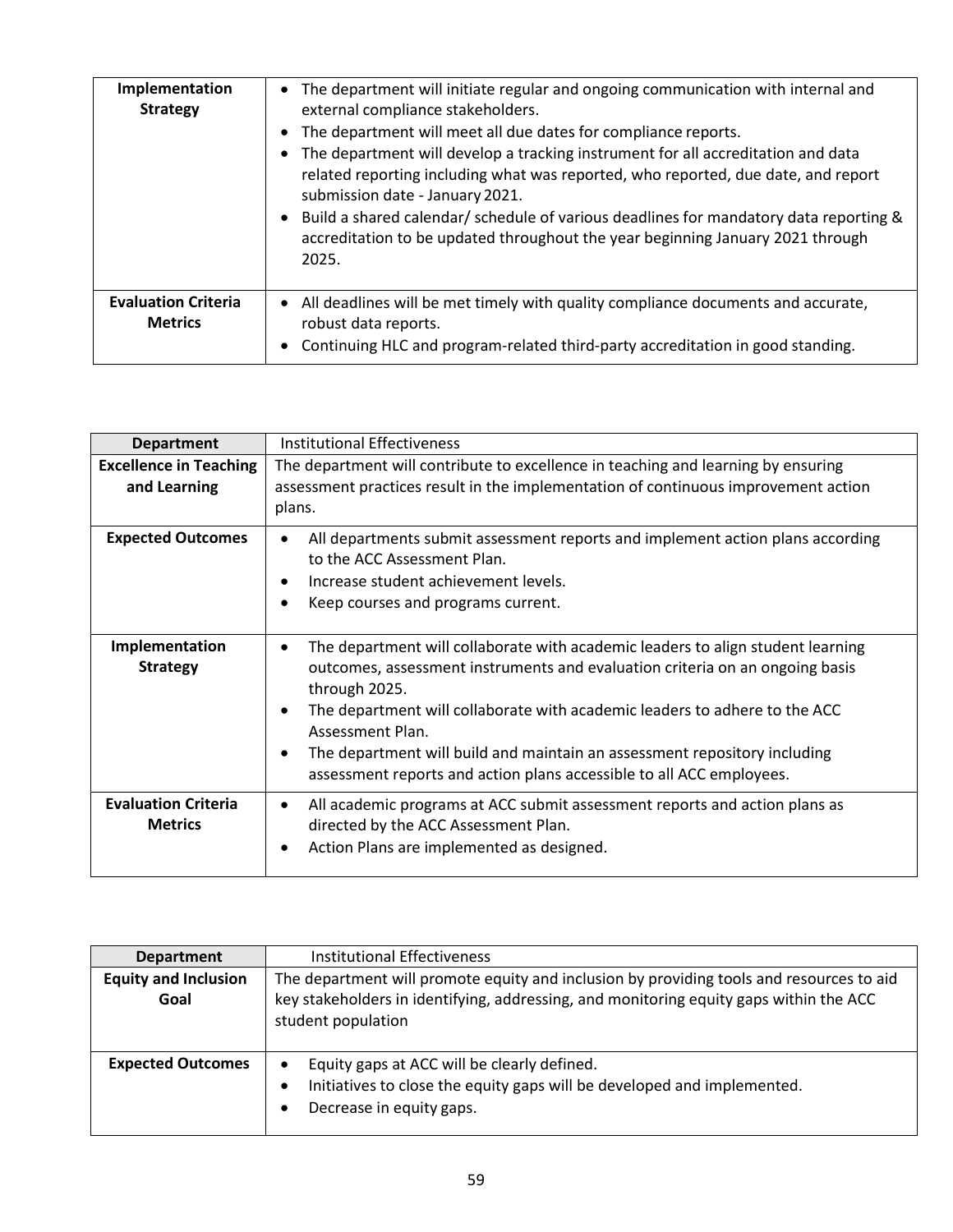| Implementation Strategy | • The department will initiate regular and ongoing communication with internal and external compliance stakeholders.<br>• The department will meet all due dates for compliance reports.<br>• The department will develop a tracking instrument for all accreditation and data related reporting including what was reported, who reported, due date, and report submission date - January 2021.<br>• Build a shared calendar/ schedule of various deadlines for mandatory data reporting & accreditation to be updated throughout the year beginning January 2021 through 2025. |
|---|---|
| Evaluation Criteria Metrics | • All deadlines will be met timely with quality compliance documents and accurate, robust data reports.<br>• Continuing HLC and program-related third-party accreditation in good standing. |

| Department | Institutional Effectiveness |
|---|---|
| Excellence in Teaching and Learning | The department will contribute to excellence in teaching and learning by ensuring assessment practices result in the implementation of continuous improvement action plans. |
| Expected Outcomes | • All departments submit assessment reports and implement action plans according to the ACC Assessment Plan.<br>• Increase student achievement levels.<br>• Keep courses and programs current. |
| Implementation Strategy | • The department will collaborate with academic leaders to align student learning outcomes, assessment instruments and evaluation criteria on an ongoing basis through 2025.<br>• The department will collaborate with academic leaders to adhere to the ACC Assessment Plan.<br>• The department will build and maintain an assessment repository including assessment reports and action plans accessible to all ACC employees. |
| Evaluation Criteria Metrics | • All academic programs at ACC submit assessment reports and action plans as directed by the ACC Assessment Plan.<br>• Action Plans are implemented as designed. |

| Department | Institutional Effectiveness |
|---|---|
| Equity and Inclusion Goal | The department will promote equity and inclusion by providing tools and resources to aid key stakeholders in identifying, addressing, and monitoring equity gaps within the ACC student population |
| Expected Outcomes | • Equity gaps at ACC will be clearly defined.<br>• Initiatives to close the equity gaps will be developed and implemented.<br>• Decrease in equity gaps. |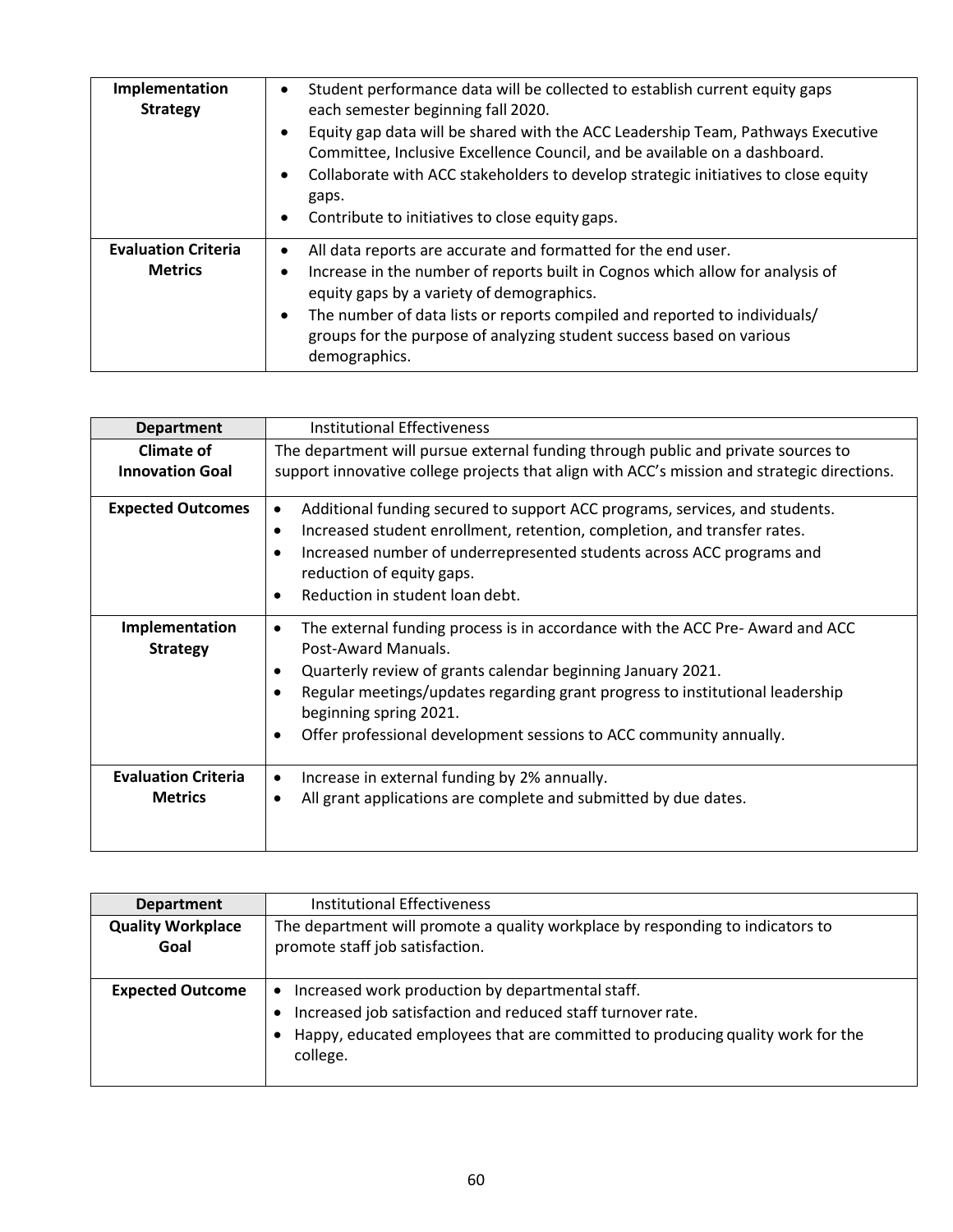| Implementation Strategy | • Student performance data will be collected to establish current equity gaps each semester beginning fall 2020.<br>• Equity gap data will be shared with the ACC Leadership Team, Pathways Executive Committee, Inclusive Excellence Council, and be available on a dashboard.<br>• Collaborate with ACC stakeholders to develop strategic initiatives to close equity gaps.<br>• Contribute to initiatives to close equity gaps. |
|---|---|
| **Evaluation Criteria Metrics** | • All data reports are accurate and formatted for the end user.<br>• Increase in the number of reports built in Cognos which allow for analysis of equity gaps by a variety of demographics.<br>• The number of data lists or reports compiled and reported to individuals/ groups for the purpose of analyzing student success based on various demographics. |

| Department | Institutional Effectiveness |
|---|---|
| **Climate of Innovation Goal** | The department will pursue external funding through public and private sources to support innovative college projects that align with ACC's mission and strategic directions. |
| **Expected Outcomes** | • Additional funding secured to support ACC programs, services, and students.<br>• Increased student enrollment, retention, completion, and transfer rates.<br>• Increased number of underrepresented students across ACC programs and reduction of equity gaps.<br>• Reduction in student loan debt. |
| **Implementation Strategy** | • The external funding process is in accordance with the ACC Pre- Award and ACC Post-Award Manuals.<br>• Quarterly review of grants calendar beginning January 2021.<br>• Regular meetings/updates regarding grant progress to institutional leadership beginning spring 2021.<br>• Offer professional development sessions to ACC community annually. |
| **Evaluation Criteria Metrics** | • Increase in external funding by 2% annually.<br>• All grant applications are complete and submitted by due dates. |

| Department | Institutional Effectiveness |
|---|---|
| **Quality Workplace Goal** | The department will promote a quality workplace by responding to indicators to promote staff job satisfaction. |
| **Expected Outcome** | • Increased work production by departmental staff.<br>• Increased job satisfaction and reduced staff turnover rate.<br>• Happy, educated employees that are committed to producing quality work for the college. |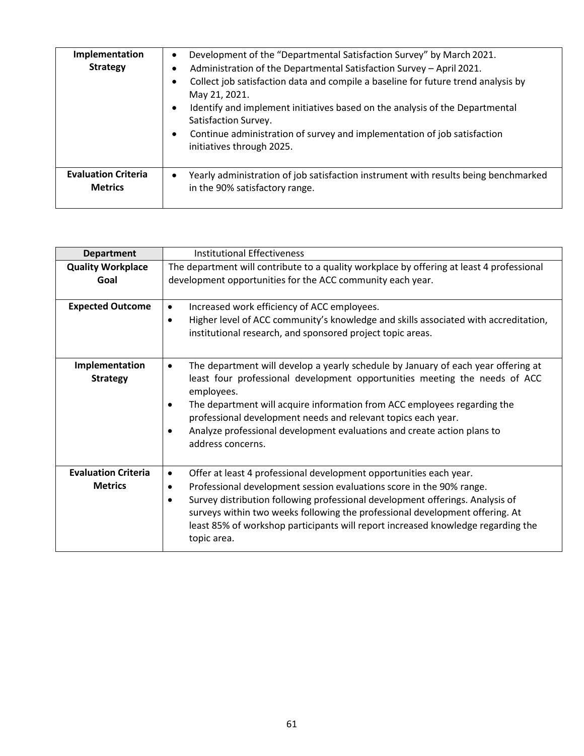| Implementation Strategy | • Development of the "Departmental Satisfaction Survey" by March 2021.<br>• Administration of the Departmental Satisfaction Survey – April 2021.<br>• Collect job satisfaction data and compile a baseline for future trend analysis by May 21, 2021.<br>• Identify and implement initiatives based on the analysis of the Departmental Satisfaction Survey.<br>• Continue administration of survey and implementation of job satisfaction initiatives through 2025. |
|---|---|
| Evaluation Criteria Metrics | • Yearly administration of job satisfaction instrument with results being benchmarked in the 90% satisfactory range. |

| Department | Institutional Effectiveness |
|---|---|
| Quality Workplace Goal | The department will contribute to a quality workplace by offering at least 4 professional development opportunities for the ACC community each year. |
| Expected Outcome | • Increased work efficiency of ACC employees.<br>• Higher level of ACC community's knowledge and skills associated with accreditation, institutional research, and sponsored project topic areas. |
| Implementation Strategy | • The department will develop a yearly schedule by January of each year offering at least four professional development opportunities meeting the needs of ACC employees.<br>• The department will acquire information from ACC employees regarding the professional development needs and relevant topics each year.<br>• Analyze professional development evaluations and create action plans to address concerns. |
| Evaluation Criteria Metrics | • Offer at least 4 professional development opportunities each year.<br>• Professional development session evaluations score in the 90% range.<br>• Survey distribution following professional development offerings. Analysis of surveys within two weeks following the professional development offering. At least 85% of workshop participants will report increased knowledge regarding the topic area. |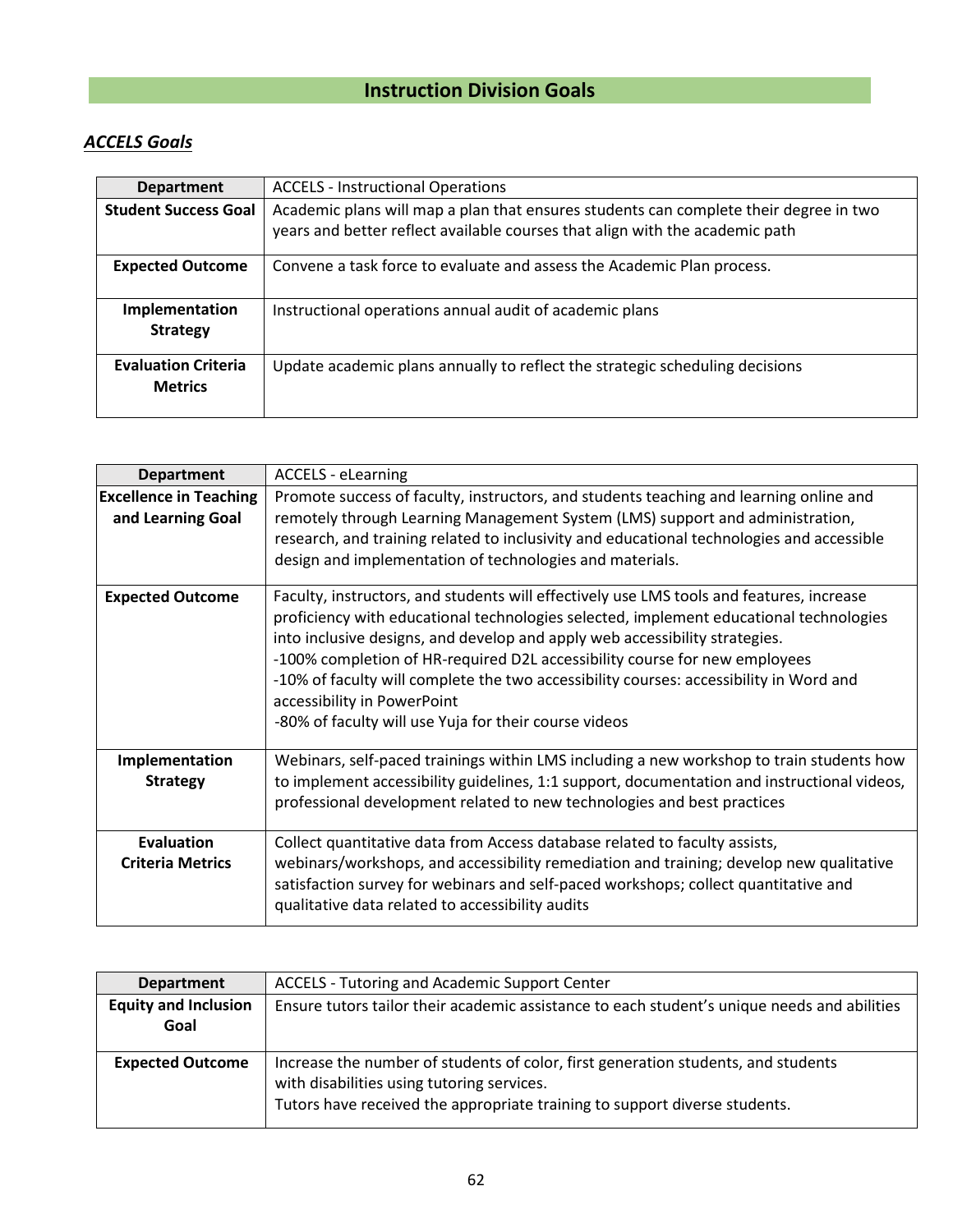# Instruction Division Goals

## *ACCELS Goals*

| Department | ACCELS - Instructional Operations |
|---|---|
| **Student Success Goal** | Academic plans will map a plan that ensures students can complete their degree in two years and better reflect available courses that align with the academic path |
| **Expected Outcome** | Convene a task force to evaluate and assess the Academic Plan process. |
| **Implementation Strategy** | Instructional operations annual audit of academic plans |
| **Evaluation Criteria Metrics** | Update academic plans annually to reflect the strategic scheduling decisions |

| Department | ACCELS - eLearning |
|---|---|
| **Excellence in Teaching and Learning Goal** | Promote success of faculty, instructors, and students teaching and learning online and remotely through Learning Management System (LMS) support and administration, research, and training related to inclusivity and educational technologies and accessible design and implementation of technologies and materials. |
| **Expected Outcome** | Faculty, instructors, and students will effectively use LMS tools and features, increase proficiency with educational technologies selected, implement educational technologies into inclusive designs, and develop and apply web accessibility strategies.<br>-100% completion of HR-required D2L accessibility course for new employees<br>-10% of faculty will complete the two accessibility courses: accessibility in Word and accessibility in PowerPoint<br>-80% of faculty will use Yuja for their course videos |
| **Implementation Strategy** | Webinars, self-paced trainings within LMS including a new workshop to train students how to implement accessibility guidelines, 1:1 support, documentation and instructional videos, professional development related to new technologies and best practices |
| **Evaluation Criteria Metrics** | Collect quantitative data from Access database related to faculty assists, webinars/workshops, and accessibility remediation and training; develop new qualitative satisfaction survey for webinars and self-paced workshops; collect quantitative and qualitative data related to accessibility audits |

| Department | ACCELS - Tutoring and Academic Support Center |
|---|---|
| **Equity and Inclusion Goal** | Ensure tutors tailor their academic assistance to each student's unique needs and abilities |
| **Expected Outcome** | Increase the number of students of color, first generation students, and students with disabilities using tutoring services.<br>Tutors have received the appropriate training to support diverse students. |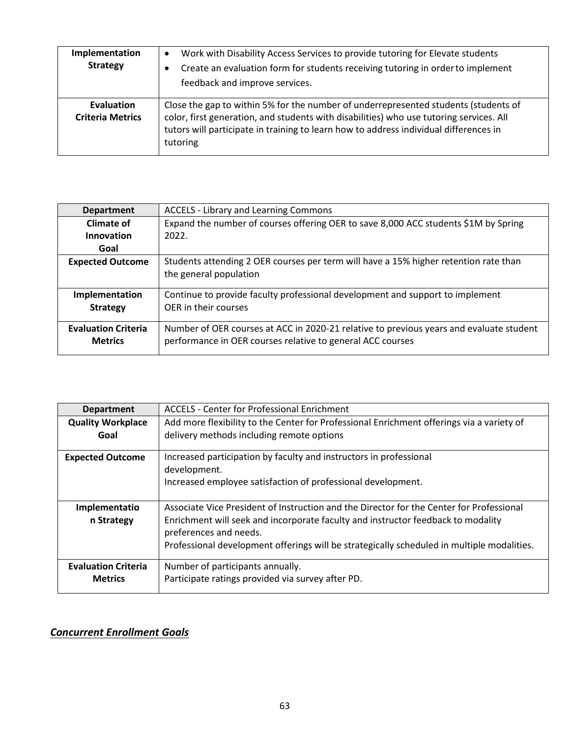| Implementation Strategy | • Work with Disability Access Services to provide tutoring for Elevate students<br>• Create an evaluation form for students receiving tutoring in order to implement feedback and improve services. |
|---|---|
| Evaluation Criteria Metrics | Close the gap to within 5% for the number of underrepresented students (students of color, first generation, and students with disabilities) who use tutoring services. All tutors will participate in training to learn how to address individual differences in tutoring |

| Department | ACCELS - Library and Learning Commons |
|---|---|
| Climate of Innovation Goal | Expand the number of courses offering OER to save 8,000 ACC students $1M by Spring 2022. |
| Expected Outcome | Students attending 2 OER courses per term will have a 15% higher retention rate than the general population |
| Implementation Strategy | Continue to provide faculty professional development and support to implement OER in their courses |
| Evaluation Criteria Metrics | Number of OER courses at ACC in 2020-21 relative to previous years and evaluate student performance in OER courses relative to general ACC courses |

| Department | ACCELS - Center for Professional Enrichment |
|---|---|
| Quality Workplace Goal | Add more flexibility to the Center for Professional Enrichment offerings via a variety of delivery methods including remote options |
| Expected Outcome | Increased participation by faculty and instructors in professional development.<br>Increased employee satisfaction of professional development. |
| Implementation Strategy | Associate Vice President of Instruction and the Director for the Center for Professional Enrichment will seek and incorporate faculty and instructor feedback to modality preferences and needs.<br>Professional development offerings will be strategically scheduled in multiple modalities. |
| Evaluation Criteria Metrics | Number of participants annually.<br>Participate ratings provided via survey after PD. |

## ***Concurrent Enrollment Goals***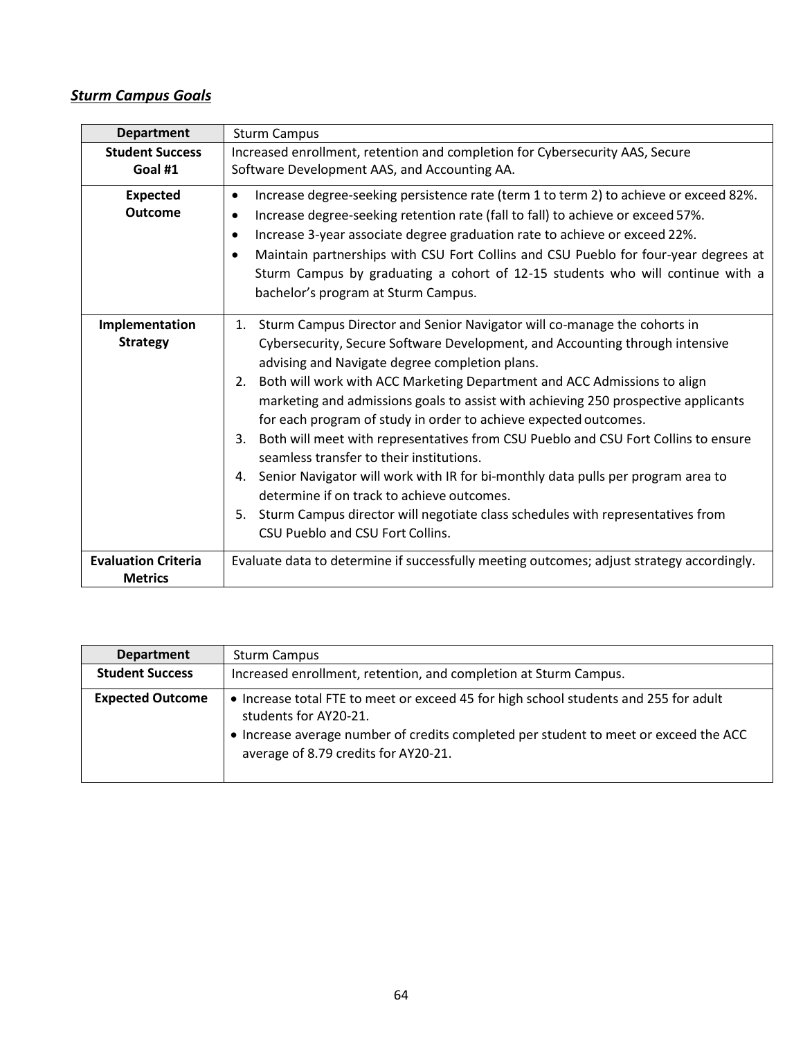***Sturm Campus Goals***

| Department | Sturm Campus |
|---|---|
| **Student Success Goal #1** | Increased enrollment, retention and completion for Cybersecurity AAS, Secure Software Development AAS, and Accounting AA. |
| **Expected Outcome** | • Increase degree-seeking persistence rate (term 1 to term 2) to achieve or exceed 82%.<br>• Increase degree-seeking retention rate (fall to fall) to achieve or exceed 57%.<br>• Increase 3-year associate degree graduation rate to achieve or exceed 22%.<br>• Maintain partnerships with CSU Fort Collins and CSU Pueblo for four-year degrees at Sturm Campus by graduating a cohort of 12-15 students who will continue with a bachelor's program at Sturm Campus. |
| **Implementation Strategy** | 1. Sturm Campus Director and Senior Navigator will co-manage the cohorts in Cybersecurity, Secure Software Development, and Accounting through intensive advising and Navigate degree completion plans.<br>2. Both will work with ACC Marketing Department and ACC Admissions to align marketing and admissions goals to assist with achieving 250 prospective applicants for each program of study in order to achieve expected outcomes.<br>3. Both will meet with representatives from CSU Pueblo and CSU Fort Collins to ensure seamless transfer to their institutions.<br>4. Senior Navigator will work with IR for bi-monthly data pulls per program area to determine if on track to achieve outcomes.<br>5. Sturm Campus director will negotiate class schedules with representatives from CSU Pueblo and CSU Fort Collins. |
| **Evaluation Criteria Metrics** | Evaluate data to determine if successfully meeting outcomes; adjust strategy accordingly. |

| Department | Sturm Campus |
|---|---|
| **Student Success** | Increased enrollment, retention, and completion at Sturm Campus. |
| **Expected Outcome** | • Increase total FTE to meet or exceed 45 for high school students and 255 for adult students for AY20-21.<br>• Increase average number of credits completed per student to meet or exceed the ACC average of 8.79 credits for AY20-21. |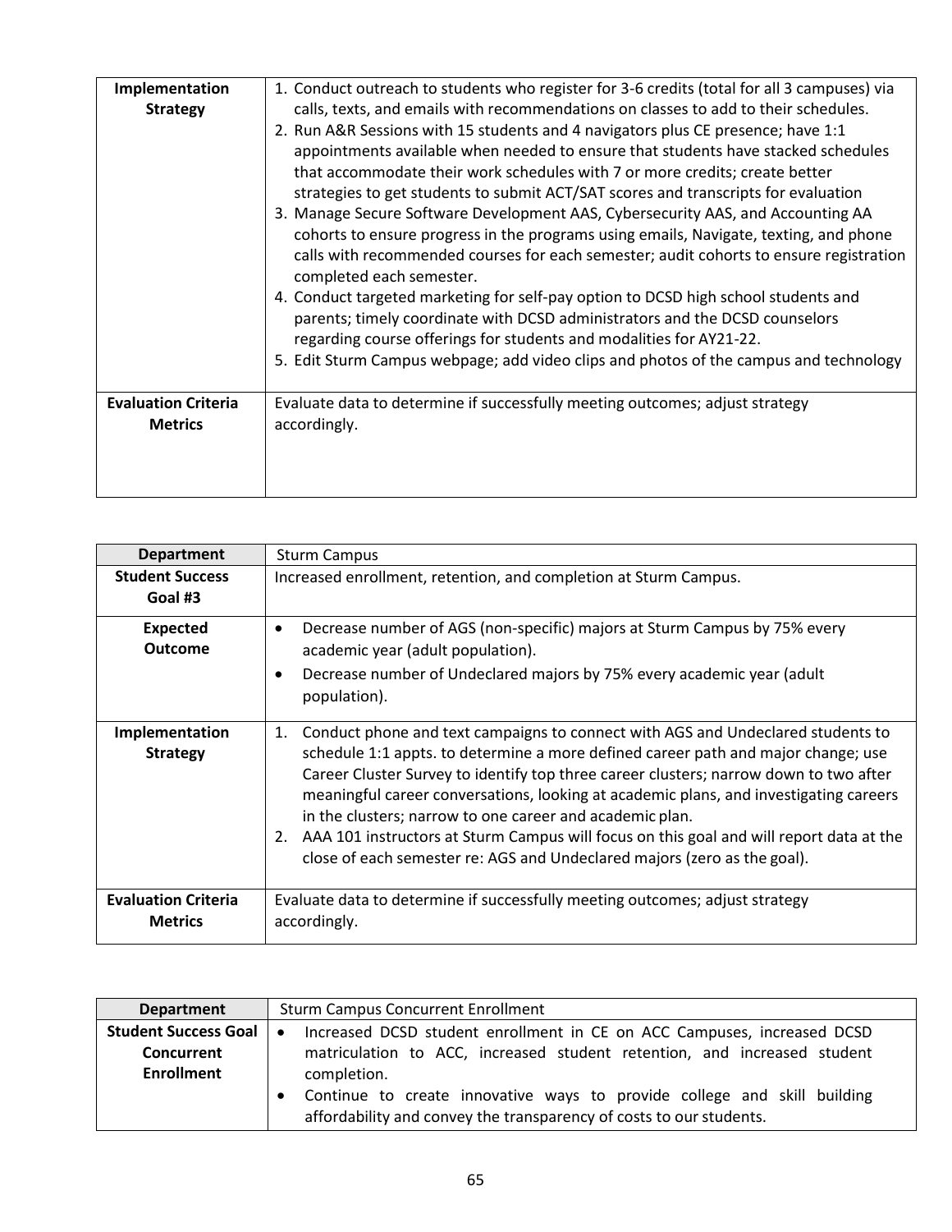| Implementation Strategy | 1. Conduct outreach to students who register for 3-6 credits (total for all 3 campuses) via calls, texts, and emails with recommendations on classes to add to their schedules.<br>2. Run A&R Sessions with 15 students and 4 navigators plus CE presence; have 1:1 appointments available when needed to ensure that students have stacked schedules that accommodate their work schedules with 7 or more credits; create better strategies to get students to submit ACT/SAT scores and transcripts for evaluation<br>3. Manage Secure Software Development AAS, Cybersecurity AAS, and Accounting AA cohorts to ensure progress in the programs using emails, Navigate, texting, and phone calls with recommended courses for each semester; audit cohorts to ensure registration completed each semester.<br>4. Conduct targeted marketing for self-pay option to DCSD high school students and parents; timely coordinate with DCSD administrators and the DCSD counselors regarding course offerings for students and modalities for AY21-22.<br>5. Edit Sturm Campus webpage; add video clips and photos of the campus and technology |
|---|---|
| Evaluation Criteria Metrics | Evaluate data to determine if successfully meeting outcomes; adjust strategy accordingly. |

| Department | Sturm Campus |
|---|---|
| Student Success Goal #3 | Increased enrollment, retention, and completion at Sturm Campus. |
| Expected Outcome | • Decrease number of AGS (non-specific) majors at Sturm Campus by 75% every academic year (adult population).<br>• Decrease number of Undeclared majors by 75% every academic year (adult population). |
| Implementation Strategy | 1. Conduct phone and text campaigns to connect with AGS and Undeclared students to schedule 1:1 appts. to determine a more defined career path and major change; use Career Cluster Survey to identify top three career clusters; narrow down to two after meaningful career conversations, looking at academic plans, and investigating careers in the clusters; narrow to one career and academic plan.<br>2. AAA 101 instructors at Sturm Campus will focus on this goal and will report data at the close of each semester re: AGS and Undeclared majors (zero as the goal). |
| Evaluation Criteria Metrics | Evaluate data to determine if successfully meeting outcomes; adjust strategy accordingly. |

| Department | Sturm Campus Concurrent Enrollment |
|---|---|
| Student Success Goal Concurrent Enrollment | • Increased DCSD student enrollment in CE on ACC Campuses, increased DCSD matriculation to ACC, increased student retention, and increased student completion.<br>• Continue to create innovative ways to provide college and skill building affordability and convey the transparency of costs to our students. |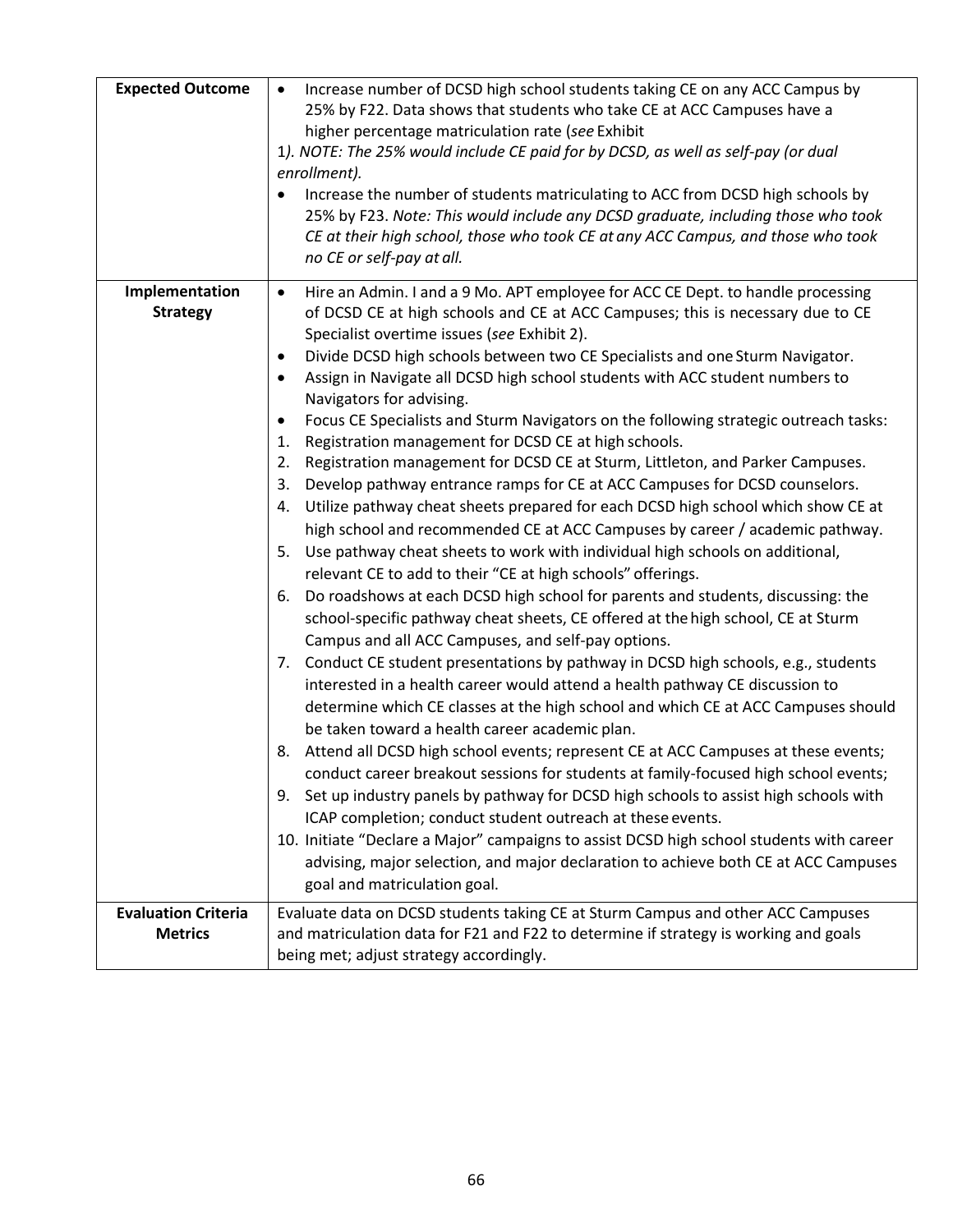| | |
|---|---|
| **Expected Outcome** | • Increase number of DCSD high school students taking CE on any ACC Campus by 25% by F22. Data shows that students who take CE at ACC Campuses have a higher percentage matriculation rate (*see* Exhibit 1*). NOTE: The 25% would include CE paid for by DCSD, as well as self-pay (or dual enrollment).*<br>• Increase the number of students matriculating to ACC from DCSD high schools by 25% by F23. *Note: This would include any DCSD graduate, including those who took CE at their high school, those who took CE at any ACC Campus, and those who took no CE or self-pay at all.* |
| **Implementation Strategy** | • Hire an Admin. I and a 9 Mo. APT employee for ACC CE Dept. to handle processing of DCSD CE at high schools and CE at ACC Campuses; this is necessary due to CE Specialist overtime issues (*see* Exhibit 2).<br>• Divide DCSD high schools between two CE Specialists and one Sturm Navigator.<br>• Assign in Navigate all DCSD high school students with ACC student numbers to Navigators for advising.<br>• Focus CE Specialists and Sturm Navigators on the following strategic outreach tasks:<br>1. Registration management for DCSD CE at high schools.<br>2. Registration management for DCSD CE at Sturm, Littleton, and Parker Campuses.<br>3. Develop pathway entrance ramps for CE at ACC Campuses for DCSD counselors.<br>4. Utilize pathway cheat sheets prepared for each DCSD high school which show CE at high school and recommended CE at ACC Campuses by career / academic pathway.<br>5. Use pathway cheat sheets to work with individual high schools on additional, relevant CE to add to their "CE at high schools" offerings.<br>6. Do roadshows at each DCSD high school for parents and students, discussing: the school-specific pathway cheat sheets, CE offered at the high school, CE at Sturm Campus and all ACC Campuses, and self-pay options.<br>7. Conduct CE student presentations by pathway in DCSD high schools, e.g., students interested in a health career would attend a health pathway CE discussion to determine which CE classes at the high school and which CE at ACC Campuses should be taken toward a health career academic plan.<br>8. Attend all DCSD high school events; represent CE at ACC Campuses at these events; conduct career breakout sessions for students at family-focused high school events;<br>9. Set up industry panels by pathway for DCSD high schools to assist high schools with ICAP completion; conduct student outreach at these events.<br>10. Initiate "Declare a Major" campaigns to assist DCSD high school students with career advising, major selection, and major declaration to achieve both CE at ACC Campuses goal and matriculation goal. |
| **Evaluation Criteria Metrics** | Evaluate data on DCSD students taking CE at Sturm Campus and other ACC Campuses and matriculation data for F21 and F22 to determine if strategy is working and goals being met; adjust strategy accordingly. |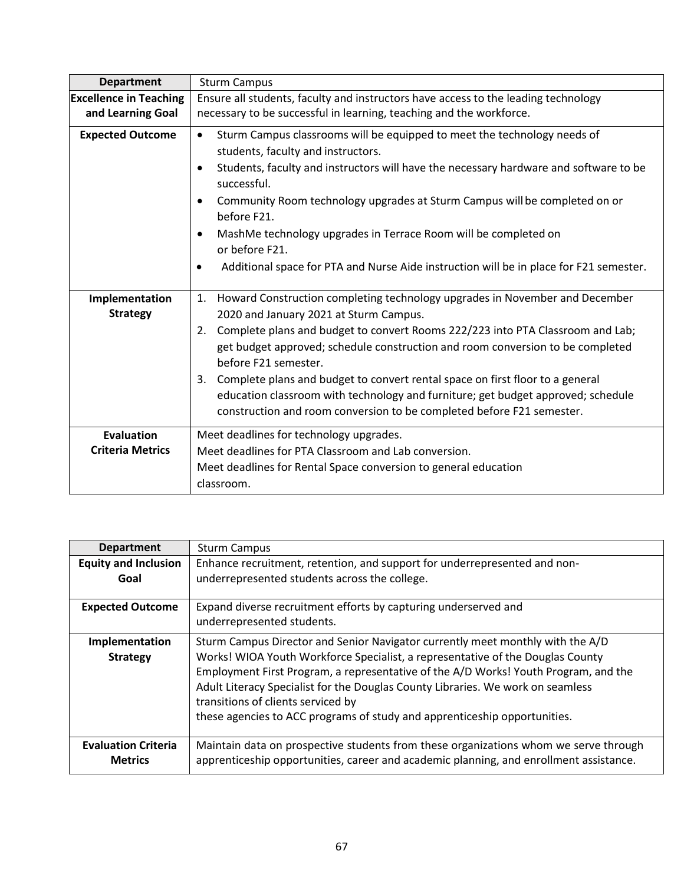| Department | Sturm Campus |
|---|---|
| **Excellence in Teaching and Learning Goal** | Ensure all students, faculty and instructors have access to the leading technology necessary to be successful in learning, teaching and the workforce. |
| **Expected Outcome** | • Sturm Campus classrooms will be equipped to meet the technology needs of students, faculty and instructors.<br>• Students, faculty and instructors will have the necessary hardware and software to be successful.<br>• Community Room technology upgrades at Sturm Campus will be completed on or before F21.<br>• MashMe technology upgrades in Terrace Room will be completed on or before F21.<br>• Additional space for PTA and Nurse Aide instruction will be in place for F21 semester. |
| **Implementation Strategy** | 1. Howard Construction completing technology upgrades in November and December 2020 and January 2021 at Sturm Campus.<br>2. Complete plans and budget to convert Rooms 222/223 into PTA Classroom and Lab; get budget approved; schedule construction and room conversion to be completed before F21 semester.<br>3. Complete plans and budget to convert rental space on first floor to a general education classroom with technology and furniture; get budget approved; schedule construction and room conversion to be completed before F21 semester. |
| **Evaluation Criteria Metrics** | Meet deadlines for technology upgrades.<br>Meet deadlines for PTA Classroom and Lab conversion.<br>Meet deadlines for Rental Space conversion to general education classroom. |

| Department | Sturm Campus |
|---|---|
| **Equity and Inclusion Goal** | Enhance recruitment, retention, and support for underrepresented and non-underrepresented students across the college. |
| **Expected Outcome** | Expand diverse recruitment efforts by capturing underserved and underrepresented students. |
| **Implementation Strategy** | Sturm Campus Director and Senior Navigator currently meet monthly with the A/D Works! WIOA Youth Workforce Specialist, a representative of the Douglas County Employment First Program, a representative of the A/D Works! Youth Program, and the Adult Literacy Specialist for the Douglas County Libraries. We work on seamless transitions of clients serviced by these agencies to ACC programs of study and apprenticeship opportunities. |
| **Evaluation Criteria Metrics** | Maintain data on prospective students from these organizations whom we serve through apprenticeship opportunities, career and academic planning, and enrollment assistance. |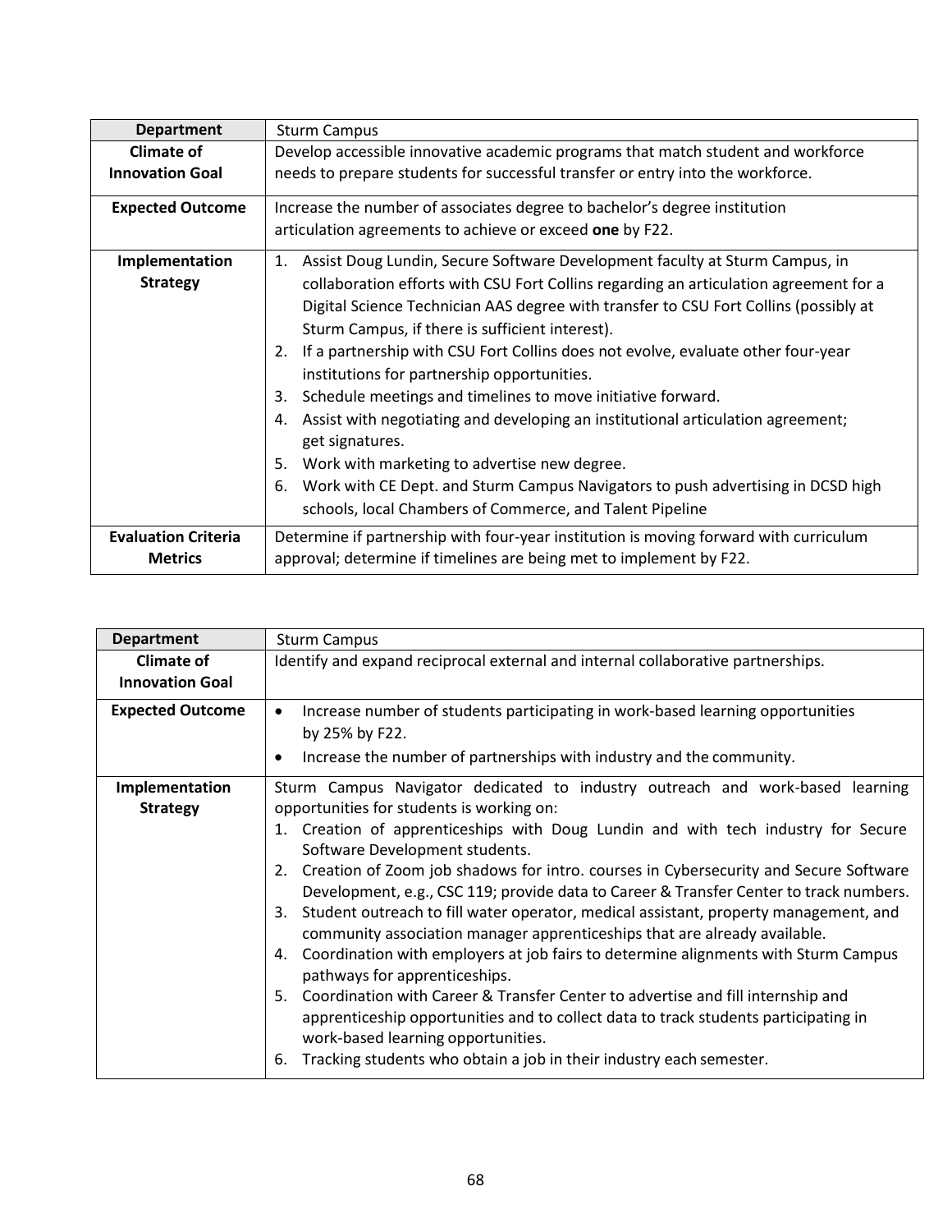| Department | Sturm Campus |
|---|---|
| **Climate of Innovation Goal** | Develop accessible innovative academic programs that match student and workforce needs to prepare students for successful transfer or entry into the workforce. |
| **Expected Outcome** | Increase the number of associates degree to bachelor's degree institution articulation agreements to achieve or exceed **one** by F22. |
| **Implementation Strategy** | 1. Assist Doug Lundin, Secure Software Development faculty at Sturm Campus, in collaboration efforts with CSU Fort Collins regarding an articulation agreement for a Digital Science Technician AAS degree with transfer to CSU Fort Collins (possibly at Sturm Campus, if there is sufficient interest).<br>2. If a partnership with CSU Fort Collins does not evolve, evaluate other four-year institutions for partnership opportunities.<br>3. Schedule meetings and timelines to move initiative forward.<br>4. Assist with negotiating and developing an institutional articulation agreement; get signatures.<br>5. Work with marketing to advertise new degree.<br>6. Work with CE Dept. and Sturm Campus Navigators to push advertising in DCSD high schools, local Chambers of Commerce, and Talent Pipeline |
| **Evaluation Criteria Metrics** | Determine if partnership with four-year institution is moving forward with curriculum approval; determine if timelines are being met to implement by F22. |

| Department | Sturm Campus |
|---|---|
| **Climate of Innovation Goal** | Identify and expand reciprocal external and internal collaborative partnerships. |
| **Expected Outcome** | • Increase number of students participating in work-based learning opportunities by 25% by F22.<br>• Increase the number of partnerships with industry and the community. |
| **Implementation Strategy** | Sturm Campus Navigator dedicated to industry outreach and work-based learning opportunities for students is working on:<br>1. Creation of apprenticeships with Doug Lundin and with tech industry for Secure Software Development students.<br>2. Creation of Zoom job shadows for intro. courses in Cybersecurity and Secure Software Development, e.g., CSC 119; provide data to Career & Transfer Center to track numbers.<br>3. Student outreach to fill water operator, medical assistant, property management, and community association manager apprenticeships that are already available.<br>4. Coordination with employers at job fairs to determine alignments with Sturm Campus pathways for apprenticeships.<br>5. Coordination with Career & Transfer Center to advertise and fill internship and apprenticeship opportunities and to collect data to track students participating in work-based learning opportunities.<br>6. Tracking students who obtain a job in their industry each semester. |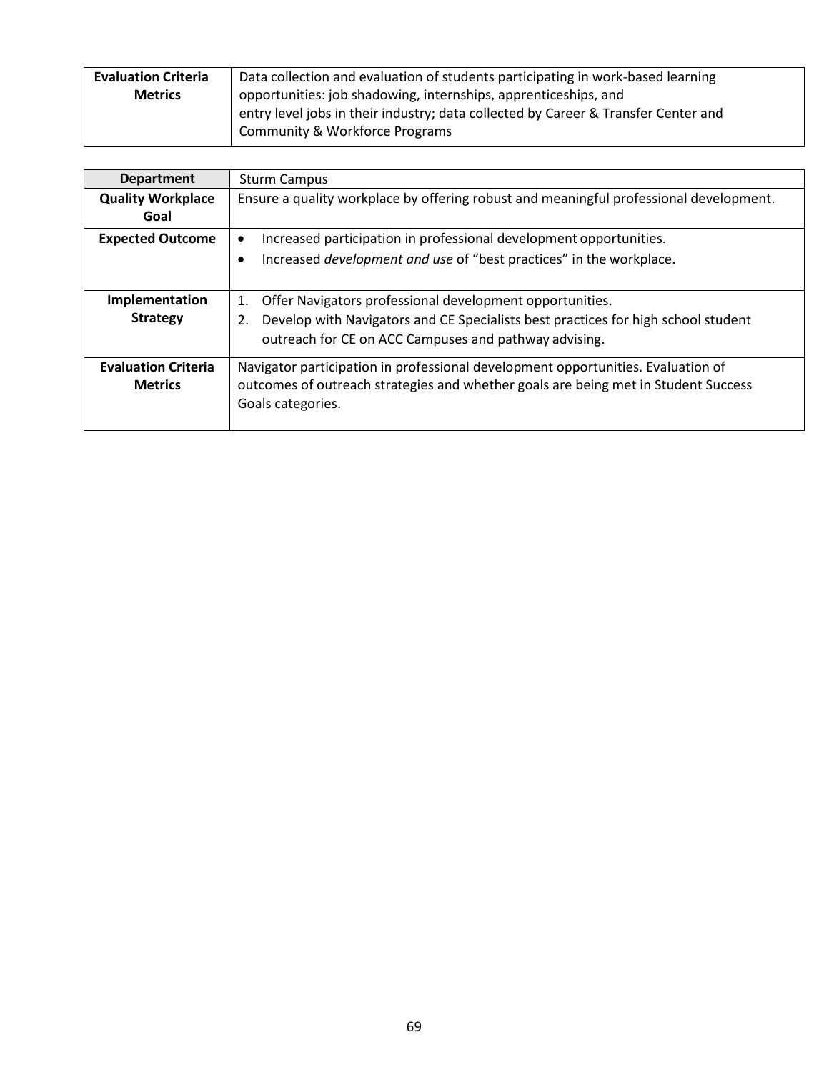| **Evaluation Criteria Metrics** | Data collection and evaluation of students participating in work-based learning opportunities: job shadowing, internships, apprenticeships, and entry level jobs in their industry; data collected by Career & Transfer Center and Community & Workforce Programs |
|---|---|

| **Department** | Sturm Campus |
|---|---|
| **Quality Workplace Goal** | Ensure a quality workplace by offering robust and meaningful professional development. |
| **Expected Outcome** | • Increased participation in professional development opportunities.<br>• Increased *development and use* of "best practices" in the workplace. |
| **Implementation Strategy** | 1. Offer Navigators professional development opportunities.<br>2. Develop with Navigators and CE Specialists best practices for high school student outreach for CE on ACC Campuses and pathway advising. |
| **Evaluation Criteria Metrics** | Navigator participation in professional development opportunities. Evaluation of outcomes of outreach strategies and whether goals are being met in Student Success Goals categories. |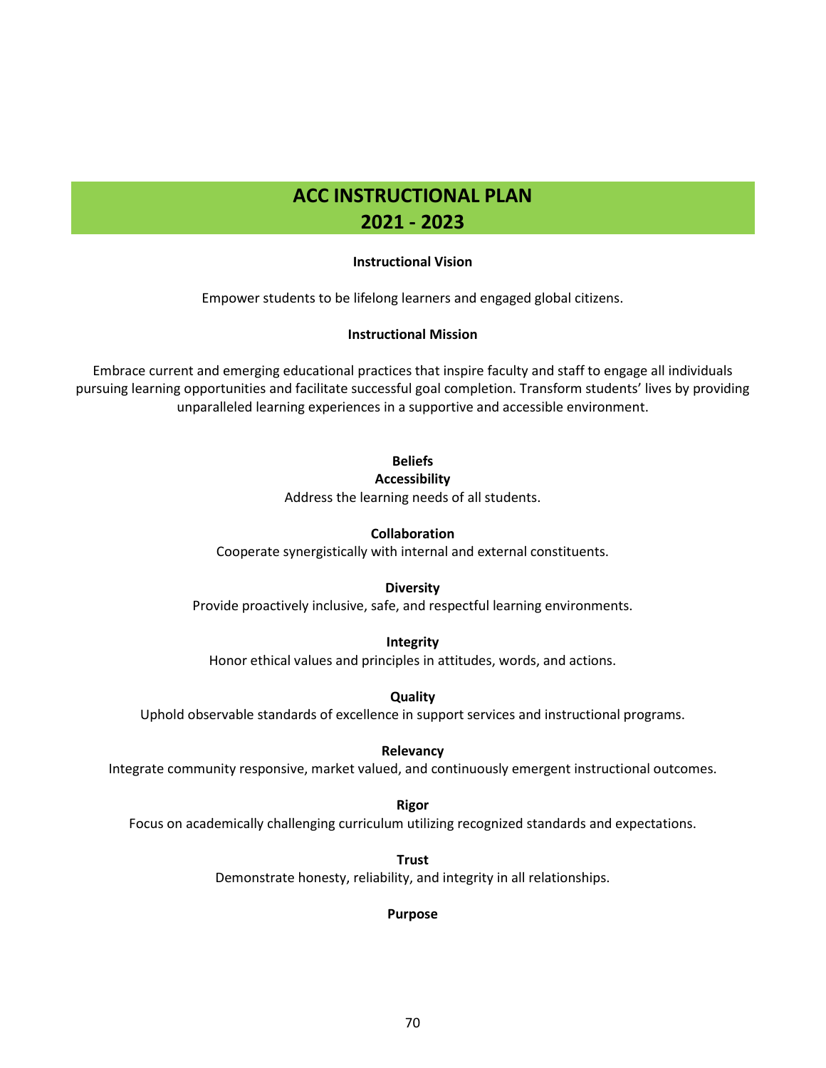# ACC INSTRUCTIONAL PLAN 2021 - 2023

**Instructional Vision**

Empower students to be lifelong learners and engaged global citizens.

**Instructional Mission**

Embrace current and emerging educational practices that inspire faculty and staff to engage all individuals pursuing learning opportunities and facilitate successful goal completion. Transform students' lives by providing unparalleled learning experiences in a supportive and accessible environment.

**Beliefs**

**Accessibility**

Address the learning needs of all students.

**Collaboration**

Cooperate synergistically with internal and external constituents.

**Diversity**

Provide proactively inclusive, safe, and respectful learning environments.

**Integrity**

Honor ethical values and principles in attitudes, words, and actions.

**Quality**

Uphold observable standards of excellence in support services and instructional programs.

**Relevancy**

Integrate community responsive, market valued, and continuously emergent instructional outcomes.

**Rigor**

Focus on academically challenging curriculum utilizing recognized standards and expectations.

**Trust**

Demonstrate honesty, reliability, and integrity in all relationships.

**Purpose**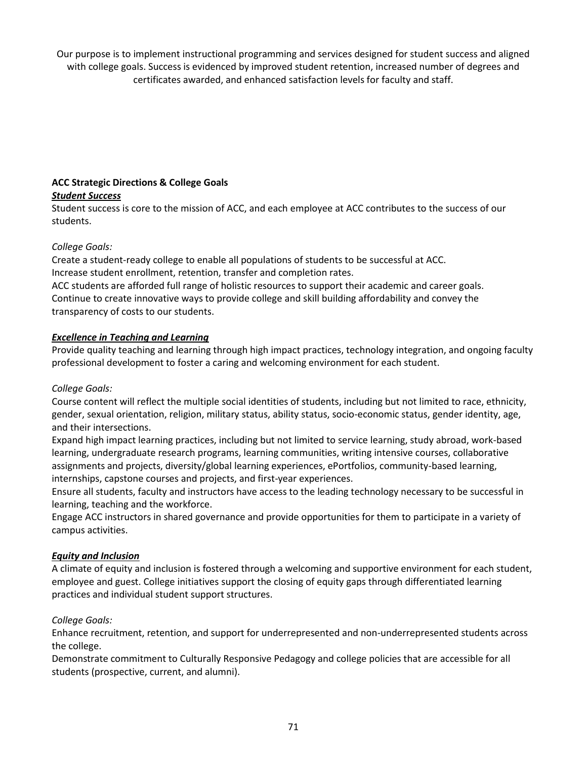Our purpose is to implement instructional programming and services designed for student success and aligned with college goals. Success is evidenced by improved student retention, increased number of degrees and certificates awarded, and enhanced satisfaction levels for faculty and staff.

**ACC Strategic Directions & College Goals**

***Student Success***

Student success is core to the mission of ACC, and each employee at ACC contributes to the success of our students.

*College Goals:*

Create a student-ready college to enable all populations of students to be successful at ACC.
Increase student enrollment, retention, transfer and completion rates.
ACC students are afforded full range of holistic resources to support their academic and career goals.
Continue to create innovative ways to provide college and skill building affordability and convey the transparency of costs to our students.

***Excellence in Teaching and Learning***

Provide quality teaching and learning through high impact practices, technology integration, and ongoing faculty professional development to foster a caring and welcoming environment for each student.

*College Goals:*

Course content will reflect the multiple social identities of students, including but not limited to race, ethnicity, gender, sexual orientation, religion, military status, ability status, socio-economic status, gender identity, age, and their intersections.
Expand high impact learning practices, including but not limited to service learning, study abroad, work-based learning, undergraduate research programs, learning communities, writing intensive courses, collaborative assignments and projects, diversity/global learning experiences, ePortfolios, community-based learning, internships, capstone courses and projects, and first-year experiences.
Ensure all students, faculty and instructors have access to the leading technology necessary to be successful in learning, teaching and the workforce.
Engage ACC instructors in shared governance and provide opportunities for them to participate in a variety of campus activities.

***Equity and Inclusion***

A climate of equity and inclusion is fostered through a welcoming and supportive environment for each student, employee and guest. College initiatives support the closing of equity gaps through differentiated learning practices and individual student support structures.

*College Goals:*

Enhance recruitment, retention, and support for underrepresented and non-underrepresented students across the college.
Demonstrate commitment to Culturally Responsive Pedagogy and college policies that are accessible for all students (prospective, current, and alumni).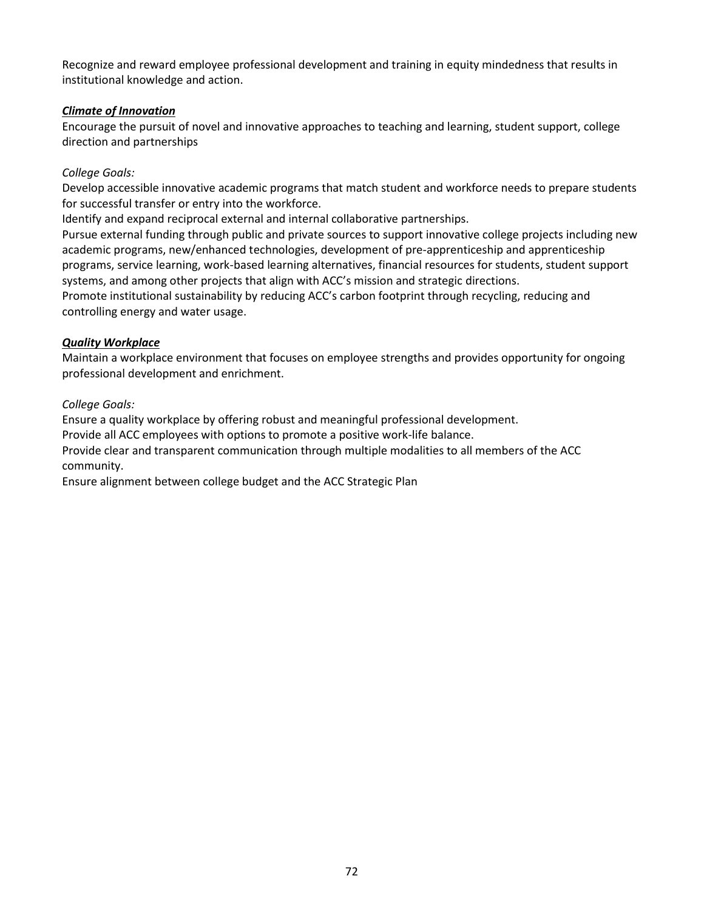Recognize and reward employee professional development and training in equity mindedness that results in institutional knowledge and action.

***Climate of Innovation***

Encourage the pursuit of novel and innovative approaches to teaching and learning, student support, college direction and partnerships

*College Goals:*

Develop accessible innovative academic programs that match student and workforce needs to prepare students for successful transfer or entry into the workforce.

Identify and expand reciprocal external and internal collaborative partnerships.

Pursue external funding through public and private sources to support innovative college projects including new academic programs, new/enhanced technologies, development of pre-apprenticeship and apprenticeship programs, service learning, work-based learning alternatives, financial resources for students, student support systems, and among other projects that align with ACC's mission and strategic directions.

Promote institutional sustainability by reducing ACC's carbon footprint through recycling, reducing and controlling energy and water usage.

***Quality Workplace***

Maintain a workplace environment that focuses on employee strengths and provides opportunity for ongoing professional development and enrichment.

*College Goals:*

Ensure a quality workplace by offering robust and meaningful professional development.

Provide all ACC employees with options to promote a positive work-life balance.

Provide clear and transparent communication through multiple modalities to all members of the ACC community.

Ensure alignment between college budget and the ACC Strategic Plan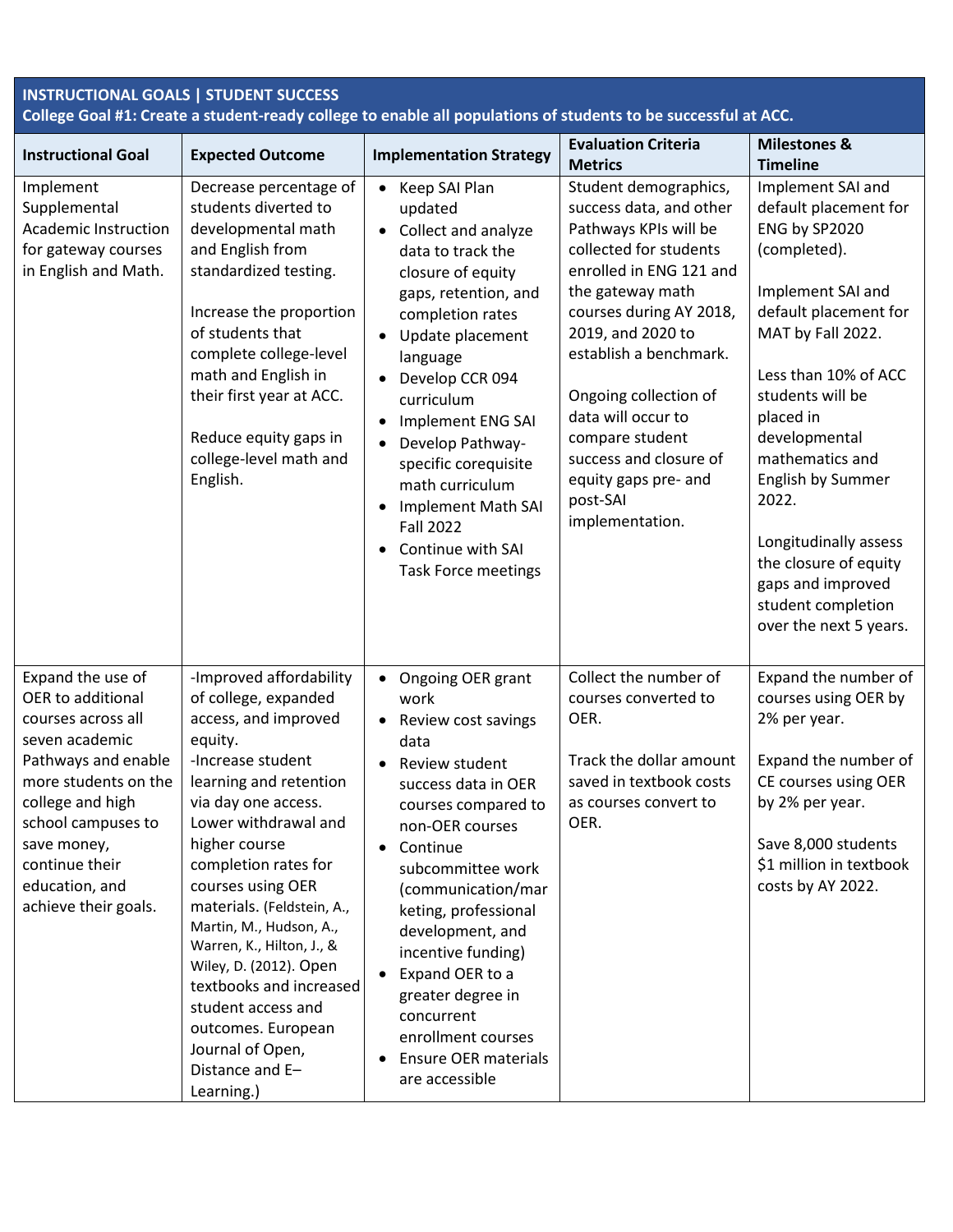**INSTRUCTIONAL GOALS | STUDENT SUCCESS**
**College Goal #1: Create a student-ready college to enable all populations of students to be successful at ACC.**

| Instructional Goal | Expected Outcome | Implementation Strategy | Evaluation Criteria Metrics | Milestones & Timeline |
|---|---|---|---|---|
| Implement Supplemental Academic Instruction for gateway courses in English and Math. | Decrease percentage of students diverted to developmental math and English from standardized testing.<br><br>Increase the proportion of students that complete college-level math and English in their first year at ACC.<br><br>Reduce equity gaps in college-level math and English. | • Keep SAI Plan updated<br>• Collect and analyze data to track the closure of equity gaps, retention, and completion rates<br>• Update placement language<br>• Develop CCR 094 curriculum<br>• Implement ENG SAI<br>• Develop Pathway-specific corequisite math curriculum<br>• Implement Math SAI Fall 2022<br>• Continue with SAI Task Force meetings | Student demographics, success data, and other Pathways KPIs will be collected for students enrolled in ENG 121 and the gateway math courses during AY 2018, 2019, and 2020 to establish a benchmark.<br><br>Ongoing collection of data will occur to compare student success and closure of equity gaps pre- and post-SAI implementation. | Implement SAI and default placement for ENG by SP2020 (completed).<br><br>Implement SAI and default placement for MAT by Fall 2022.<br><br>Less than 10% of ACC students will be placed in developmental mathematics and English by Summer 2022.<br><br>Longitudinally assess the closure of equity gaps and improved student completion over the next 5 years. |
| Expand the use of OER to additional courses across all seven academic Pathways and enable more students on the college and high school campuses to save money, continue their education, and achieve their goals. | -Improved affordability of college, expanded access, and improved equity.<br>-Increase student learning and retention via day one access. Lower withdrawal and higher course completion rates for courses using OER materials. (Feldstein, A., Martin, M., Hudson, A., Warren, K., Hilton, J., & Wiley, D. (2012). Open textbooks and increased student access and outcomes. European Journal of Open, Distance and E–Learning.) | • Ongoing OER grant work<br>• Review cost savings data<br>• Review student success data in OER courses compared to non-OER courses<br>• Continue subcommittee work (communication/marketing, professional development, and incentive funding)<br>• Expand OER to a greater degree in concurrent enrollment courses<br>• Ensure OER materials are accessible | Collect the number of courses converted to OER.<br><br>Track the dollar amount saved in textbook costs as courses convert to OER. | Expand the number of courses using OER by 2% per year.<br><br>Expand the number of CE courses using OER by 2% per year.<br><br>Save 8,000 students $1 million in textbook costs by AY 2022. |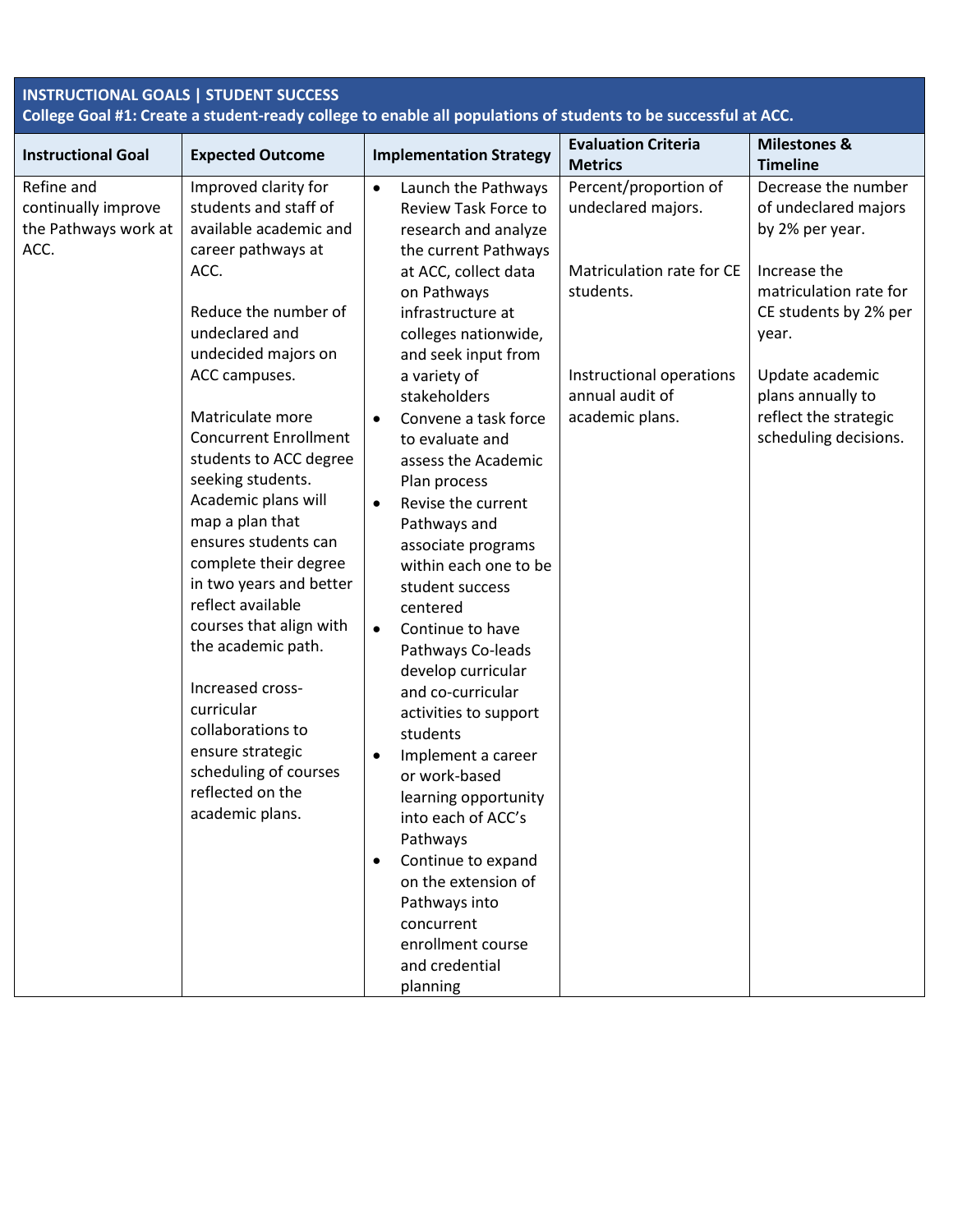**INSTRUCTIONAL GOALS | STUDENT SUCCESS**
**College Goal #1: Create a student-ready college to enable all populations of students to be successful at ACC.**

| Instructional Goal | Expected Outcome | Implementation Strategy | Evaluation Criteria Metrics | Milestones & Timeline |
|---|---|---|---|---|
| Refine and continually improve the Pathways work at ACC. | Improved clarity for students and staff of available academic and career pathways at ACC.<br><br>Reduce the number of undeclared and undecided majors on ACC campuses.<br><br>Matriculate more Concurrent Enrollment students to ACC degree seeking students. Academic plans will map a plan that ensures students can complete their degree in two years and better reflect available courses that align with the academic path.<br><br>Increased cross-curricular collaborations to ensure strategic scheduling of courses reflected on the academic plans. | • Launch the Pathways Review Task Force to research and analyze the current Pathways at ACC, collect data on Pathways infrastructure at colleges nationwide, and seek input from a variety of stakeholders<br>• Convene a task force to evaluate and assess the Academic Plan process<br>• Revise the current Pathways and associate programs within each one to be student success centered<br>• Continue to have Pathways Co-leads develop curricular and co-curricular activities to support students<br>• Implement a career or work-based learning opportunity into each of ACC's Pathways<br>• Continue to expand on the extension of Pathways into concurrent enrollment course and credential planning | Percent/proportion of undeclared majors.<br><br>Matriculation rate for CE students.<br><br>Instructional operations annual audit of academic plans. | Decrease the number of undeclared majors by 2% per year.<br><br>Increase the matriculation rate for CE students by 2% per year.<br><br>Update academic plans annually to reflect the strategic scheduling decisions. |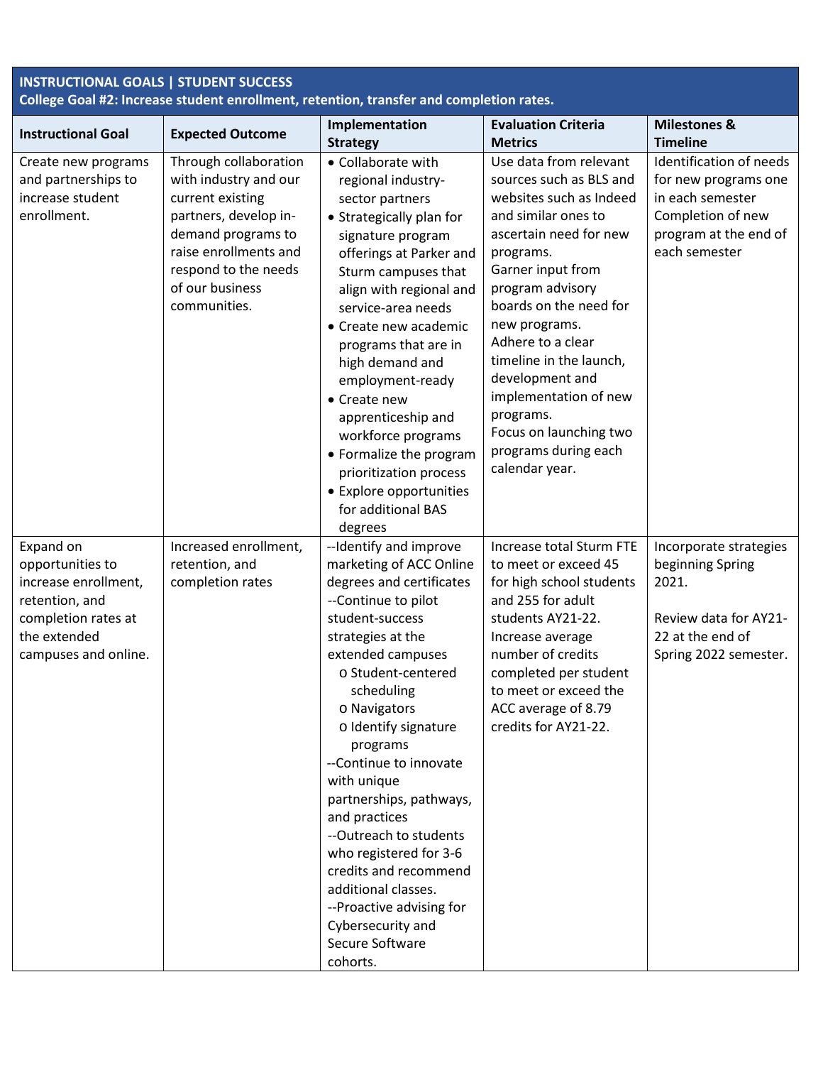**INSTRUCTIONAL GOALS | STUDENT SUCCESS**
**College Goal #2: Increase student enrollment, retention, transfer and completion rates.**

| Instructional Goal | Expected Outcome | Implementation Strategy | Evaluation Criteria Metrics | Milestones & Timeline |
|---|---|---|---|---|
| Create new programs and partnerships to increase student enrollment. | Through collaboration with industry and our current existing partners, develop in-demand programs to raise enrollments and respond to the needs of our business communities. | • Collaborate with regional industry-sector partners<br>• Strategically plan for signature program offerings at Parker and Sturm campuses that align with regional and service-area needs<br>• Create new academic programs that are in high demand and employment-ready<br>• Create new apprenticeship and workforce programs<br>• Formalize the program prioritization process<br>• Explore opportunities for additional BAS degrees | Use data from relevant sources such as BLS and websites such as Indeed and similar ones to ascertain need for new programs.<br>Garner input from program advisory boards on the need for new programs.<br>Adhere to a clear timeline in the launch, development and implementation of new programs.<br>Focus on launching two programs during each calendar year. | Identification of needs for new programs one in each semester<br>Completion of new program at the end of each semester |
| Expand on opportunities to increase enrollment, retention, and completion rates at the extended campuses and online. | Increased enrollment, retention, and completion rates | --Identify and improve marketing of ACC Online degrees and certificates<br>--Continue to pilot student-success strategies at the extended campuses<br>o Student-centered scheduling<br>o Navigators<br>o Identify signature programs<br>--Continue to innovate with unique partnerships, pathways, and practices<br>--Outreach to students who registered for 3-6 credits and recommend additional classes.<br>--Proactive advising for Cybersecurity and Secure Software cohorts. | Increase total Sturm FTE to meet or exceed 45 for high school students and 255 for adult students AY21-22.<br>Increase average number of credits completed per student to meet or exceed the ACC average of 8.79 credits for AY21-22. | Incorporate strategies beginning Spring 2021.<br><br>Review data for AY21-22 at the end of Spring 2022 semester. |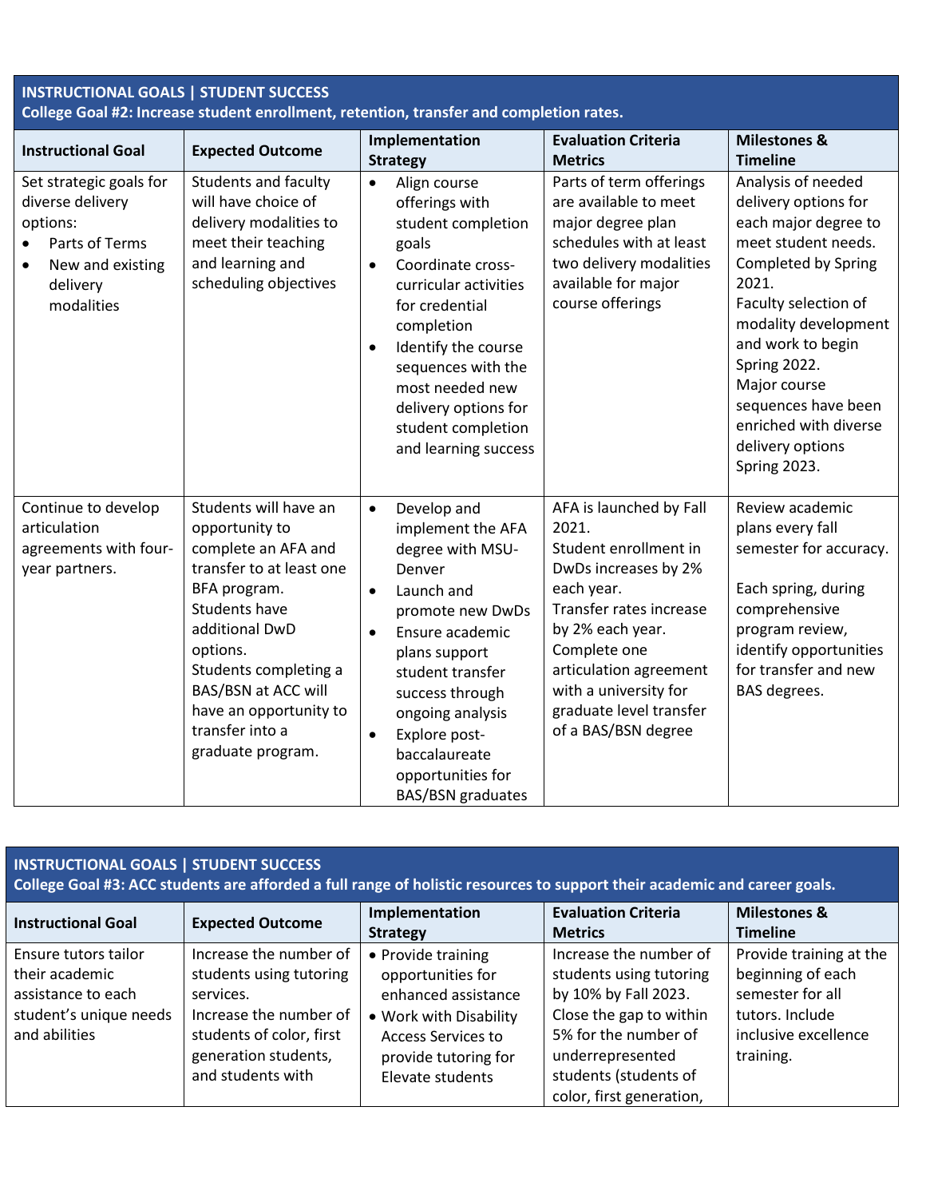## INSTRUCTIONAL GOALS | STUDENT SUCCESS

**College Goal #2: Increase student enrollment, retention, transfer and completion rates.**

| Instructional Goal | Expected Outcome | Implementation Strategy | Evaluation Criteria Metrics | Milestones & Timeline |
|---|---|---|---|---|
| Set strategic goals for diverse delivery options:<br>• Parts of Terms<br>• New and existing delivery modalities | Students and faculty will have choice of delivery modalities to meet their teaching and learning and scheduling objectives | • Align course offerings with student completion goals<br>• Coordinate cross-curricular activities for credential completion<br>• Identify the course sequences with the most needed new delivery options for student completion and learning success | Parts of term offerings are available to meet major degree plan schedules with at least two delivery modalities available for major course offerings | Analysis of needed delivery options for each major degree to meet student needs. Completed by Spring 2021.<br>Faculty selection of modality development and work to begin Spring 2022.<br>Major course sequences have been enriched with diverse delivery options Spring 2023. |
| Continue to develop articulation agreements with four-year partners. | Students will have an opportunity to complete an AFA and transfer to at least one BFA program.<br>Students have additional DwD options.<br>Students completing a BAS/BSN at ACC will have an opportunity to transfer into a graduate program. | • Develop and implement the AFA degree with MSU-Denver<br>• Launch and promote new DwDs<br>• Ensure academic plans support student transfer success through ongoing analysis<br>• Explore post-baccalaureate opportunities for BAS/BSN graduates | AFA is launched by Fall 2021.<br>Student enrollment in DwDs increases by 2% each year.<br>Transfer rates increase by 2% each year.<br>Complete one articulation agreement with a university for graduate level transfer of a BAS/BSN degree | Review academic plans every fall semester for accuracy.<br><br>Each spring, during comprehensive program review, identify opportunities for transfer and new BAS degrees. |

## INSTRUCTIONAL GOALS | STUDENT SUCCESS

**College Goal #3: ACC students are afforded a full range of holistic resources to support their academic and career goals.**

| Instructional Goal | Expected Outcome | Implementation Strategy | Evaluation Criteria Metrics | Milestones & Timeline |
|---|---|---|---|---|
| Ensure tutors tailor their academic assistance to each student's unique needs and abilities | Increase the number of students using tutoring services.<br>Increase the number of students of color, first generation students, and students with | • Provide training opportunities for enhanced assistance<br>• Work with Disability Access Services to provide tutoring for Elevate students | Increase the number of students using tutoring by 10% by Fall 2023.<br>Close the gap to within 5% for the number of underrepresented students (students of color, first generation, | Provide training at the beginning of each semester for all tutors. Include inclusive excellence training. |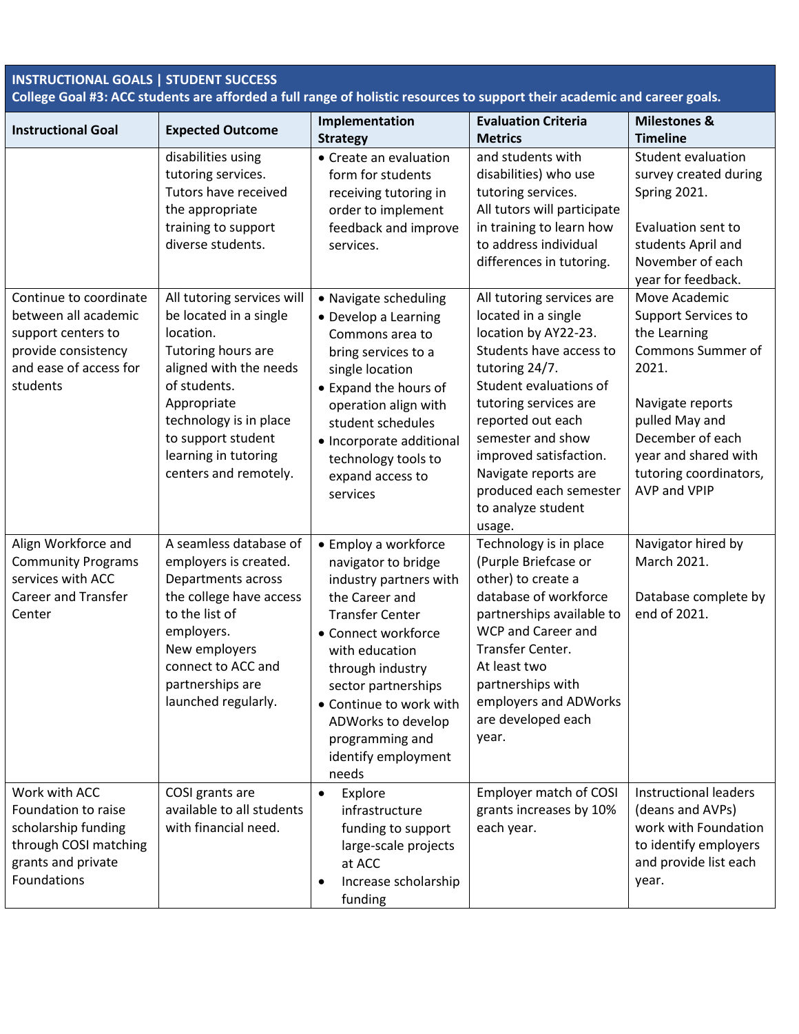**INSTRUCTIONAL GOALS | STUDENT SUCCESS**
**College Goal #3: ACC students are afforded a full range of holistic resources to support their academic and career goals.**

| Instructional Goal | Expected Outcome | Implementation Strategy | Evaluation Criteria Metrics | Milestones & Timeline |
|---|---|---|---|---|
| | disabilities using tutoring services. Tutors have received the appropriate training to support diverse students. | • Create an evaluation form for students receiving tutoring in order to implement feedback and improve services. | and students with disabilities) who use tutoring services. All tutors will participate in training to learn how to address individual differences in tutoring. | Student evaluation survey created during Spring 2021.<br><br>Evaluation sent to students April and November of each year for feedback. |
| Continue to coordinate between all academic support centers to provide consistency and ease of access for students | All tutoring services will be located in a single location. Tutoring hours are aligned with the needs of students. Appropriate technology is in place to support student learning in tutoring centers and remotely. | • Navigate scheduling<br>• Develop a Learning Commons area to bring services to a single location<br>• Expand the hours of operation align with student schedules<br>• Incorporate additional technology tools to expand access to services | All tutoring services are located in a single location by AY22-23. Students have access to tutoring 24/7. Student evaluations of tutoring services are reported out each semester and show improved satisfaction. Navigate reports are produced each semester to analyze student usage. | Move Academic Support Services to the Learning Commons Summer of 2021.<br><br>Navigate reports pulled May and December of each year and shared with tutoring coordinators, AVP and VPIP |
| Align Workforce and Community Programs services with ACC Career and Transfer Center | A seamless database of employers is created. Departments across the college have access to the list of employers. New employers connect to ACC and partnerships are launched regularly. | • Employ a workforce navigator to bridge industry partners with the Career and Transfer Center<br>• Connect workforce with education through industry sector partnerships<br>• Continue to work with ADWorks to develop programming and identify employment needs | Technology is in place (Purple Briefcase or other) to create a database of workforce partnerships available to WCP and Career and Transfer Center. At least two partnerships with employers and ADWorks are developed each year. | Navigator hired by March 2021.<br><br>Database complete by end of 2021. |
| Work with ACC Foundation to raise scholarship funding through COSI matching grants and private Foundations | COSI grants are available to all students with financial need. | • Explore infrastructure funding to support large-scale projects at ACC<br>• Increase scholarship funding | Employer match of COSI grants increases by 10% each year. | Instructional leaders (deans and AVPs) work with Foundation to identify employers and provide list each year. |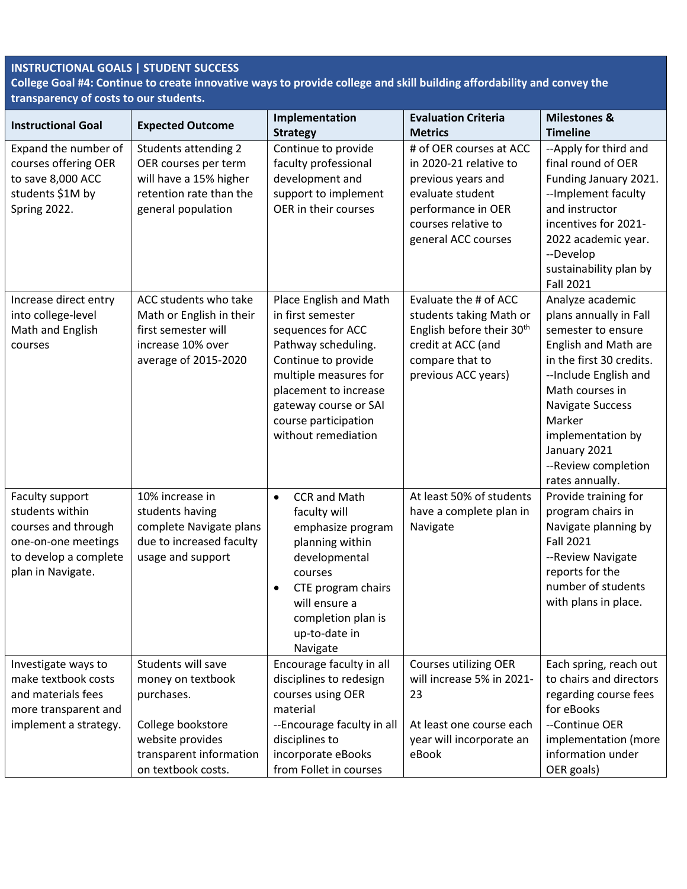**INSTRUCTIONAL GOALS | STUDENT SUCCESS**

**College Goal #4: Continue to create innovative ways to provide college and skill building affordability and convey the transparency of costs to our students.**

| Instructional Goal | Expected Outcome | Implementation Strategy | Evaluation Criteria Metrics | Milestones & Timeline |
|---|---|---|---|---|
| Expand the number of courses offering OER to save 8,000 ACC students $1M by Spring 2022. | Students attending 2 OER courses per term will have a 15% higher retention rate than the general population | Continue to provide faculty professional development and support to implement OER in their courses | # of OER courses at ACC in 2020-21 relative to previous years and evaluate student performance in OER courses relative to general ACC courses | --Apply for third and final round of OER Funding January 2021.<br>--Implement faculty and instructor incentives for 2021-2022 academic year.<br>--Develop sustainability plan by Fall 2021 |
| Increase direct entry into college-level Math and English courses | ACC students who take Math or English in their first semester will increase 10% over average of 2015-2020 | Place English and Math in first semester sequences for ACC Pathway scheduling. Continue to provide multiple measures for placement to increase gateway course or SAI course participation without remediation | Evaluate the # of ACC students taking Math or English before their 30th credit at ACC (and compare that to previous ACC years) | Analyze academic plans annually in Fall semester to ensure English and Math are in the first 30 credits.<br>--Include English and Math courses in Navigate Success Marker implementation by January 2021<br>--Review completion rates annually. |
| Faculty support students within courses and through one-on-one meetings to develop a complete plan in Navigate. | 10% increase in students having complete Navigate plans due to increased faculty usage and support | • CCR and Math faculty will emphasize program planning within developmental courses<br>• CTE program chairs will ensure a completion plan is up-to-date in Navigate | At least 50% of students have a complete plan in Navigate | Provide training for program chairs in Navigate planning by Fall 2021<br>--Review Navigate reports for the number of students with plans in place. |
| Investigate ways to make textbook costs and materials fees more transparent and implement a strategy. | Students will save money on textbook purchases.<br><br>College bookstore website provides transparent information on textbook costs. | Encourage faculty in all disciplines to redesign courses using OER material<br>--Encourage faculty in all disciplines to incorporate eBooks from Follet in courses | Courses utilizing OER will increase 5% in 2021-23<br><br>At least one course each year will incorporate an eBook | Each spring, reach out to chairs and directors regarding course fees for eBooks<br>--Continue OER implementation (more information under OER goals) |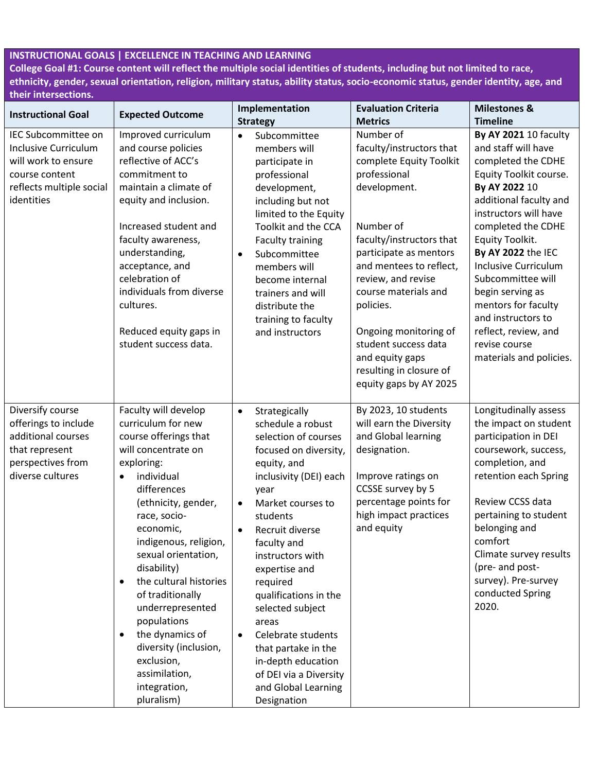**INSTRUCTIONAL GOALS | EXCELLENCE IN TEACHING AND LEARNING**

**College Goal #1: Course content will reflect the multiple social identities of students, including but not limited to race, ethnicity, gender, sexual orientation, religion, military status, ability status, socio-economic status, gender identity, age, and their intersections.**

| Instructional Goal | Expected Outcome | Implementation Strategy | Evaluation Criteria Metrics | Milestones & Timeline |
|---|---|---|---|---|
| IEC Subcommittee on Inclusive Curriculum will work to ensure course content reflects multiple social identities | Improved curriculum and course policies reflective of ACC's commitment to maintain a climate of equity and inclusion.<br><br>Increased student and faculty awareness, understanding, acceptance, and celebration of individuals from diverse cultures.<br><br>Reduced equity gaps in student success data. | • Subcommittee members will participate in professional development, including but not limited to the Equity Toolkit and the CCA Faculty training<br>• Subcommittee members will become internal trainers and will distribute the training to faculty and instructors | Number of faculty/instructors that complete Equity Toolkit professional development.<br><br>Number of faculty/instructors that participate as mentors and mentees to reflect, review, and revise course materials and policies.<br><br>Ongoing monitoring of student success data and equity gaps resulting in closure of equity gaps by AY 2025 | **By AY 2021** 10 faculty and staff will have completed the CDHE Equity Toolkit course.<br>**By AY 2022** 10 additional faculty and instructors will have completed the CDHE Equity Toolkit.<br>**By AY 2022** the IEC Inclusive Curriculum Subcommittee will begin serving as mentors for faculty and instructors to reflect, review, and revise course materials and policies. |
| Diversify course offerings to include additional courses that represent perspectives from diverse cultures | Faculty will develop curriculum for new course offerings that will concentrate on exploring:<br>• individual differences (ethnicity, gender, race, socio-economic, indigenous, religion, sexual orientation, disability)<br>• the cultural histories of traditionally underrepresented populations<br>• the dynamics of diversity (inclusion, exclusion, assimilation, integration, pluralism) | • Strategically schedule a robust selection of courses focused on diversity, equity, and inclusivity (DEI) each year<br>• Market courses to students<br>• Recruit diverse faculty and instructors with expertise and required qualifications in the selected subject areas<br>• Celebrate students that partake in the in-depth education of DEI via a Diversity and Global Learning Designation | By 2023, 10 students will earn the Diversity and Global learning designation.<br><br>Improve ratings on CCSSE survey by 5 percentage points for high impact practices and equity | Longitudinally assess the impact on student participation in DEI coursework, success, completion, and retention each Spring<br><br>Review CCSS data pertaining to student belonging and comfort<br>Climate survey results (pre- and post-survey). Pre-survey conducted Spring 2020. |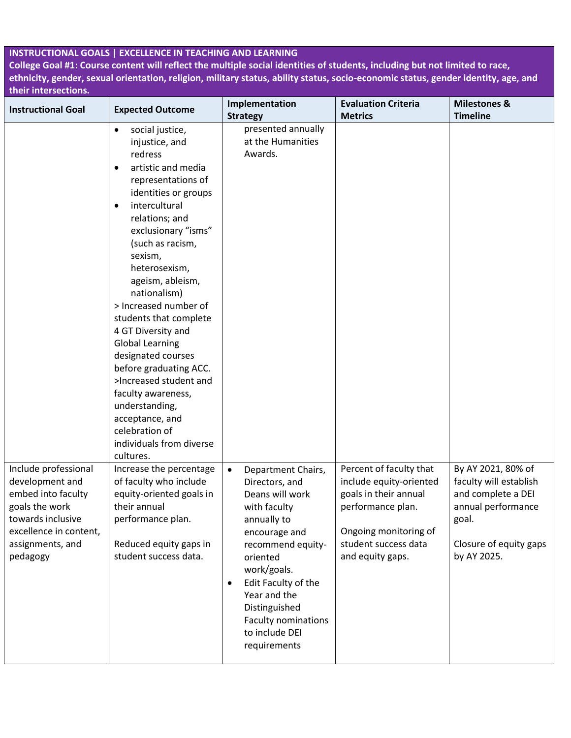| INSTRUCTIONAL GOALS \| EXCELLENCE IN TEACHING AND LEARNING<br>College Goal #1: Course content will reflect the multiple social identities of students, including but not limited to race, ethnicity, gender, sexual orientation, religion, military status, ability status, socio-economic status, gender identity, age, and their intersections. | | | | |
|---|---|---|---|---|
| **Instructional Goal** | **Expected Outcome** | **Implementation Strategy** | **Evaluation Criteria Metrics** | **Milestones & Timeline** |
| | • social justice, injustice, and redress<br>• artistic and media representations of identities or groups<br>• intercultural relations; and exclusionary "isms" (such as racism, sexism, heterosexism, ageism, ableism, nationalism)<br>> Increased number of students that complete 4 GT Diversity and Global Learning designated courses before graduating ACC.<br>>Increased student and faculty awareness, understanding, acceptance, and celebration of individuals from diverse cultures. | presented annually at the Humanities Awards. | | |
| Include professional development and embed into faculty goals the work towards inclusive excellence in content, assignments, and pedagogy | Increase the percentage of faculty who include equity-oriented goals in their annual performance plan.<br><br>Reduced equity gaps in student success data. | • Department Chairs, Directors, and Deans will work with faculty annually to encourage and recommend equity-oriented work/goals.<br>• Edit Faculty of the Year and the Distinguished Faculty nominations to include DEI requirements | Percent of faculty that include equity-oriented goals in their annual performance plan.<br><br>Ongoing monitoring of student success data and equity gaps. | By AY 2021, 80% of faculty will establish and complete a DEI annual performance goal.<br><br>Closure of equity gaps by AY 2025. |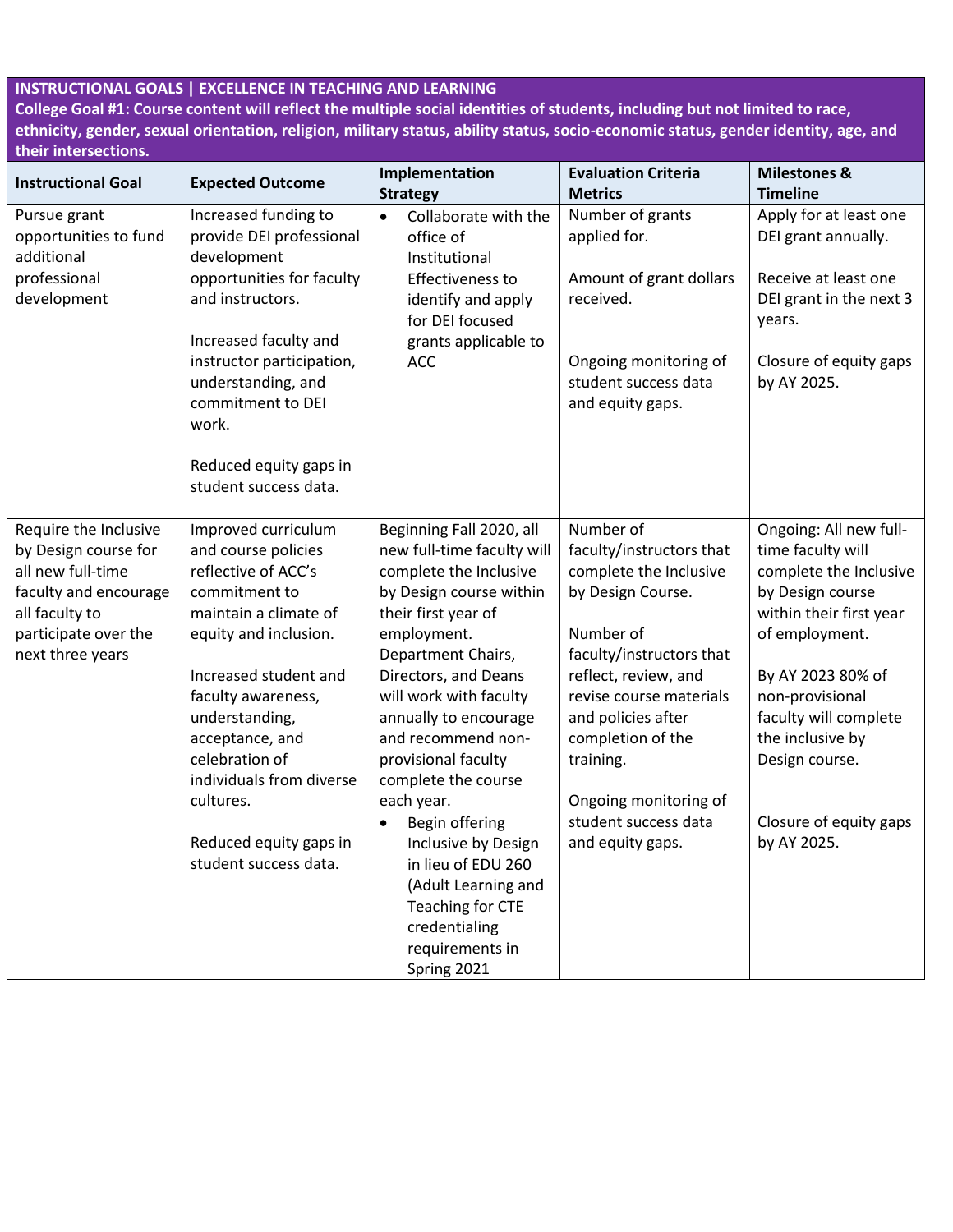**INSTRUCTIONAL GOALS | EXCELLENCE IN TEACHING AND LEARNING**

**College Goal #1: Course content will reflect the multiple social identities of students, including but not limited to race, ethnicity, gender, sexual orientation, religion, military status, ability status, socio-economic status, gender identity, age, and their intersections.**

| Instructional Goal | Expected Outcome | Implementation Strategy | Evaluation Criteria Metrics | Milestones & Timeline |
|---|---|---|---|---|
| Pursue grant opportunities to fund additional professional development | Increased funding to provide DEI professional development opportunities for faculty and instructors.<br><br>Increased faculty and instructor participation, understanding, and commitment to DEI work.<br><br>Reduced equity gaps in student success data. | • Collaborate with the office of Institutional Effectiveness to identify and apply for DEI focused grants applicable to ACC | Number of grants applied for.<br><br>Amount of grant dollars received.<br><br>Ongoing monitoring of student success data and equity gaps. | Apply for at least one DEI grant annually.<br><br>Receive at least one DEI grant in the next 3 years.<br><br>Closure of equity gaps by AY 2025. |
| Require the Inclusive by Design course for all new full-time faculty and encourage all faculty to participate over the next three years | Improved curriculum and course policies reflective of ACC's commitment to maintain a climate of equity and inclusion.<br><br>Increased student and faculty awareness, understanding, acceptance, and celebration of individuals from diverse cultures.<br><br>Reduced equity gaps in student success data. | Beginning Fall 2020, all new full-time faculty will complete the Inclusive by Design course within their first year of employment. Department Chairs, Directors, and Deans will work with faculty annually to encourage and recommend non-provisional faculty complete the course each year.<br>• Begin offering Inclusive by Design in lieu of EDU 260 (Adult Learning and Teaching for CTE credentialing requirements in Spring 2021 | Number of faculty/instructors that complete the Inclusive by Design Course.<br><br>Number of faculty/instructors that reflect, review, and revise course materials and policies after completion of the training.<br><br>Ongoing monitoring of student success data and equity gaps. | Ongoing: All new full-time faculty will complete the Inclusive by Design course within their first year of employment.<br><br>By AY 2023 80% of non-provisional faculty will complete the inclusive by Design course.<br><br>Closure of equity gaps by AY 2025. |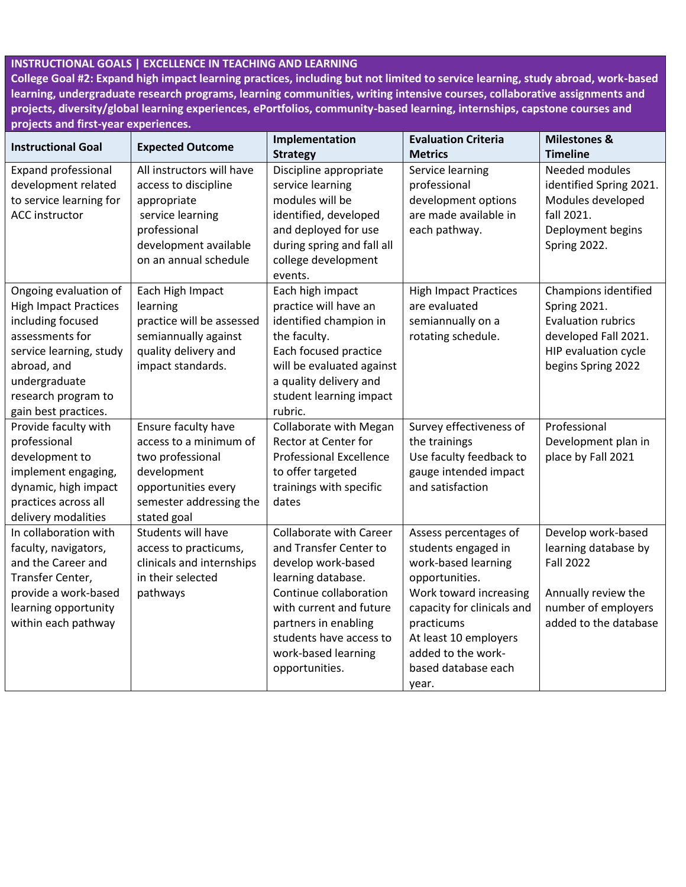**INSTRUCTIONAL GOALS | EXCELLENCE IN TEACHING AND LEARNING**

**College Goal #2: Expand high impact learning practices, including but not limited to service learning, study abroad, work-based learning, undergraduate research programs, learning communities, writing intensive courses, collaborative assignments and projects, diversity/global learning experiences, ePortfolios, community-based learning, internships, capstone courses and projects and first-year experiences.**

| Instructional Goal | Expected Outcome | Implementation Strategy | Evaluation Criteria Metrics | Milestones & Timeline |
|---|---|---|---|---|
| Expand professional development related to service learning for ACC instructor | All instructors will have access to discipline appropriate service learning professional development available on an annual schedule | Discipline appropriate service learning modules will be identified, developed and deployed for use during spring and fall all college development events. | Service learning professional development options are made available in each pathway. | Needed modules identified Spring 2021. Modules developed fall 2021. Deployment begins Spring 2022. |
| Ongoing evaluation of High Impact Practices including focused assessments for service learning, study abroad, and undergraduate research program to gain best practices. | Each High Impact learning practice will be assessed semiannually against quality delivery and impact standards. | Each high impact practice will have an identified champion in the faculty. Each focused practice will be evaluated against a quality delivery and student learning impact rubric. | High Impact Practices are evaluated semiannually on a rotating schedule. | Champions identified Spring 2021. Evaluation rubrics developed Fall 2021. HIP evaluation cycle begins Spring 2022 |
| Provide faculty with professional development to implement engaging, dynamic, high impact practices across all delivery modalities | Ensure faculty have access to a minimum of two professional development opportunities every semester addressing the stated goal | Collaborate with Megan Rector at Center for Professional Excellence to offer targeted trainings with specific dates | Survey effectiveness of the trainings<br>Use faculty feedback to gauge intended impact and satisfaction | Professional Development plan in place by Fall 2021 |
| In collaboration with faculty, navigators, and the Career and Transfer Center, provide a work-based learning opportunity within each pathway | Students will have access to practicums, clinicals and internships in their selected pathways | Collaborate with Career and Transfer Center to develop work-based learning database. Continue collaboration with current and future partners in enabling students have access to work-based learning opportunities. | Assess percentages of students engaged in work-based learning opportunities.<br>Work toward increasing capacity for clinicals and practicums<br>At least 10 employers added to the work-based database each year. | Develop work-based learning database by Fall 2022<br><br>Annually review the number of employers added to the database |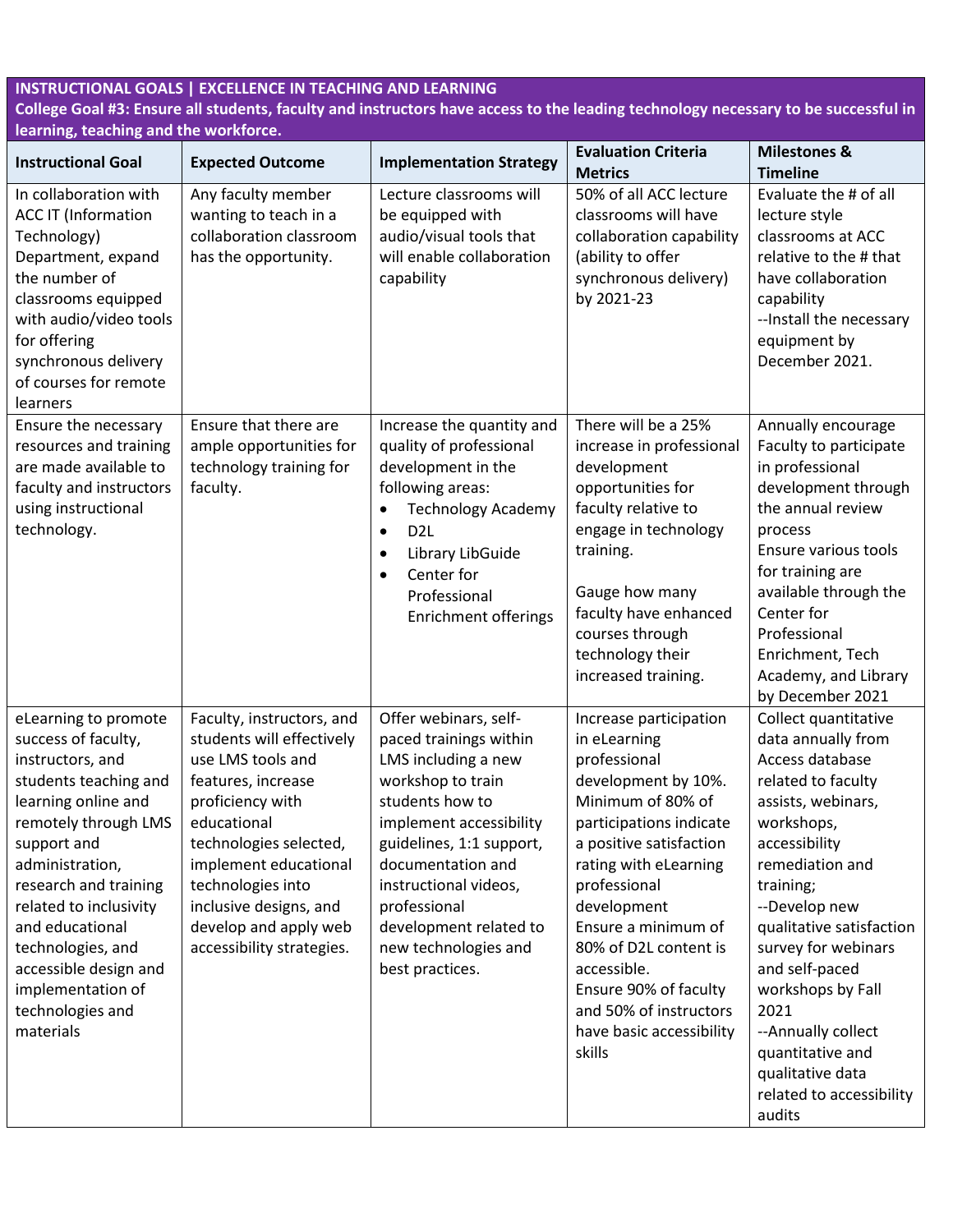**INSTRUCTIONAL GOALS | EXCELLENCE IN TEACHING AND LEARNING**

**College Goal #3: Ensure all students, faculty and instructors have access to the leading technology necessary to be successful in learning, teaching and the workforce.**

| Instructional Goal | Expected Outcome | Implementation Strategy | Evaluation Criteria Metrics | Milestones & Timeline |
|---|---|---|---|---|
| In collaboration with ACC IT (Information Technology) Department, expand the number of classrooms equipped with audio/video tools for offering synchronous delivery of courses for remote learners | Any faculty member wanting to teach in a collaboration classroom has the opportunity. | Lecture classrooms will be equipped with audio/visual tools that will enable collaboration capability | 50% of all ACC lecture classrooms will have collaboration capability (ability to offer synchronous delivery) by 2021-23 | Evaluate the # of all lecture style classrooms at ACC relative to the # that have collaboration capability<br>--Install the necessary equipment by December 2021. |
| Ensure the necessary resources and training are made available to faculty and instructors using instructional technology. | Ensure that there are ample opportunities for technology training for faculty. | Increase the quantity and quality of professional development in the following areas:<br>• Technology Academy<br>• D2L<br>• Library LibGuide<br>• Center for Professional Enrichment offerings | There will be a 25% increase in professional development opportunities for faculty relative to engage in technology training.<br><br>Gauge how many faculty have enhanced courses through technology their increased training. | Annually encourage Faculty to participate in professional development through the annual review process<br>Ensure various tools for training are available through the Center for Professional Enrichment, Tech Academy, and Library by December 2021 |
| eLearning to promote success of faculty, instructors, and students teaching and learning online and remotely through LMS support and administration, research and training related to inclusivity and educational technologies, and accessible design and implementation of technologies and materials | Faculty, instructors, and students will effectively use LMS tools and features, increase proficiency with educational technologies selected, implement educational technologies into inclusive designs, and develop and apply web accessibility strategies. | Offer webinars, self-paced trainings within LMS including a new workshop to train students how to implement accessibility guidelines, 1:1 support, documentation and instructional videos, professional development related to new technologies and best practices. | Increase participation in eLearning professional development by 10%.<br>Minimum of 80% of participations indicate a positive satisfaction rating with eLearning professional development<br>Ensure a minimum of 80% of D2L content is accessible.<br>Ensure 90% of faculty and 50% of instructors have basic accessibility skills | Collect quantitative data annually from Access database related to faculty assists, webinars, workshops, accessibility remediation and training;<br>--Develop new qualitative satisfaction survey for webinars and self-paced workshops by Fall 2021<br>--Annually collect quantitative and qualitative data related to accessibility audits |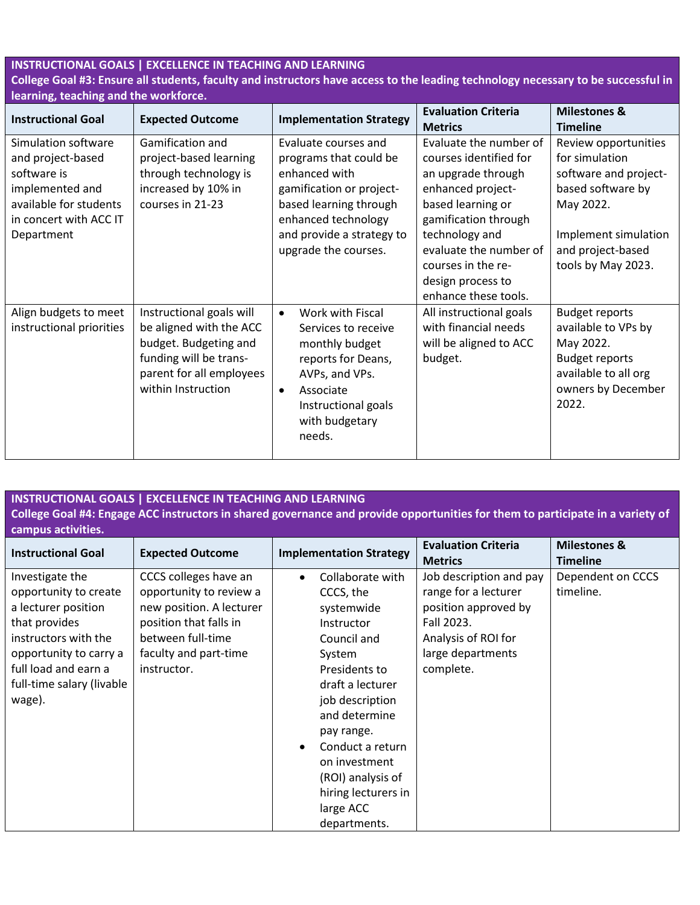**INSTRUCTIONAL GOALS | EXCELLENCE IN TEACHING AND LEARNING**
**College Goal #3: Ensure all students, faculty and instructors have access to the leading technology necessary to be successful in learning, teaching and the workforce.**

| Instructional Goal | Expected Outcome | Implementation Strategy | Evaluation Criteria Metrics | Milestones & Timeline |
|---|---|---|---|---|
| Simulation software and project-based software is implemented and available for students in concert with ACC IT Department | Gamification and project-based learning through technology is increased by 10% in courses in 21-23 | Evaluate courses and programs that could be enhanced with gamification or project-based learning through enhanced technology and provide a strategy to upgrade the courses. | Evaluate the number of courses identified for an upgrade through enhanced project-based learning or gamification through technology and evaluate the number of courses in the re-design process to enhance these tools. | Review opportunities for simulation software and project-based software by May 2022.<br><br>Implement simulation and project-based tools by May 2023. |
| Align budgets to meet instructional priorities | Instructional goals will be aligned with the ACC budget. Budgeting and funding will be trans-parent for all employees within Instruction | • Work with Fiscal Services to receive monthly budget reports for Deans, AVPs, and VPs.<br>• Associate Instructional goals with budgetary needs. | All instructional goals with financial needs will be aligned to ACC budget. | Budget reports available to VPs by May 2022.<br>Budget reports available to all org owners by December 2022. |

**INSTRUCTIONAL GOALS | EXCELLENCE IN TEACHING AND LEARNING**
**College Goal #4: Engage ACC instructors in shared governance and provide opportunities for them to participate in a variety of campus activities.**

| Instructional Goal | Expected Outcome | Implementation Strategy | Evaluation Criteria Metrics | Milestones & Timeline |
|---|---|---|---|---|
| Investigate the opportunity to create a lecturer position that provides instructors with the opportunity to carry a full load and earn a full-time salary (livable wage). | CCCS colleges have an opportunity to review a new position. A lecturer position that falls in between full-time faculty and part-time instructor. | • Collaborate with CCCS, the systemwide Instructor Council and System Presidents to draft a lecturer job description and determine pay range.<br>• Conduct a return on investment (ROI) analysis of hiring lecturers in large ACC departments. | Job description and pay range for a lecturer position approved by Fall 2023.<br>Analysis of ROI for large departments complete. | Dependent on CCCS timeline. |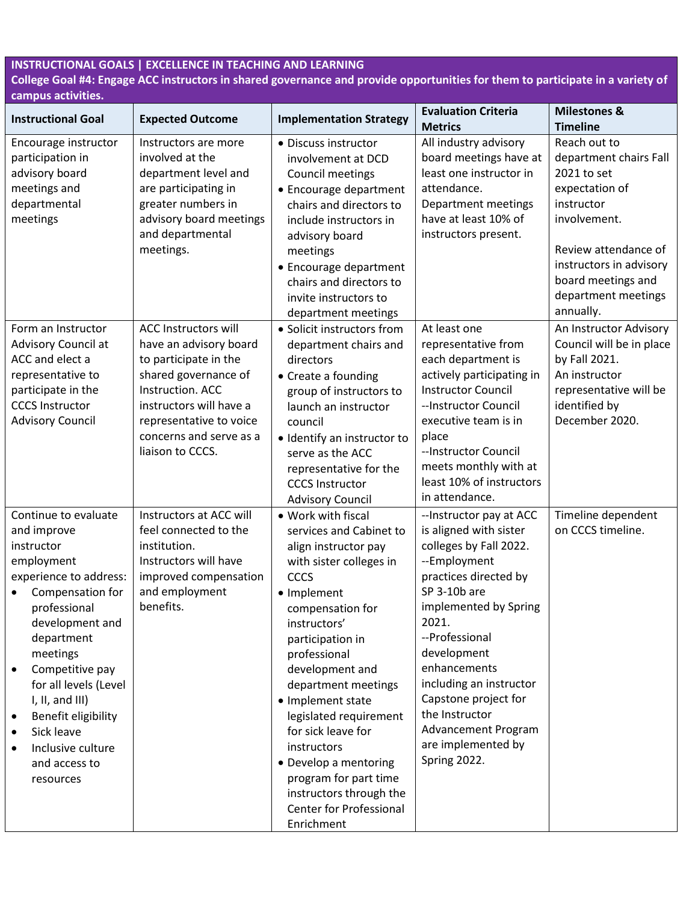**INSTRUCTIONAL GOALS | EXCELLENCE IN TEACHING AND LEARNING**
**College Goal #4: Engage ACC instructors in shared governance and provide opportunities for them to participate in a variety of campus activities.**

| Instructional Goal | Expected Outcome | Implementation Strategy | Evaluation Criteria Metrics | Milestones & Timeline |
|---|---|---|---|---|
| Encourage instructor participation in advisory board meetings and departmental meetings | Instructors are more involved at the department level and are participating in greater numbers in advisory board meetings and departmental meetings. | • Discuss instructor involvement at DCD Council meetings<br>• Encourage department chairs and directors to include instructors in advisory board meetings<br>• Encourage department chairs and directors to invite instructors to department meetings | All industry advisory board meetings have at least one instructor in attendance.<br>Department meetings have at least 10% of instructors present. | Reach out to department chairs Fall 2021 to set expectation of instructor involvement.<br><br>Review attendance of instructors in advisory board meetings and department meetings annually. |
| Form an Instructor Advisory Council at ACC and elect a representative to participate in the CCCS Instructor Advisory Council | ACC Instructors will have an advisory board to participate in the shared governance of Instruction. ACC instructors will have a representative to voice concerns and serve as a liaison to CCCS. | • Solicit instructors from department chairs and directors<br>• Create a founding group of instructors to launch an instructor council<br>• Identify an instructor to serve as the ACC representative for the CCCS Instructor Advisory Council | At least one representative from each department is actively participating in Instructor Council<br>--Instructor Council executive team is in place<br>--Instructor Council meets monthly with at least 10% of instructors in attendance. | An Instructor Advisory Council will be in place by Fall 2021.<br>An instructor representative will be identified by December 2020. |
| Continue to evaluate and improve instructor employment experience to address:<br>• Compensation for professional development and department meetings<br>• Competitive pay for all levels (Level I, II, and III)<br>• Benefit eligibility<br>• Sick leave<br>• Inclusive culture and access to resources | Instructors at ACC will feel connected to the institution.<br>Instructors will have improved compensation and employment benefits. | • Work with fiscal services and Cabinet to align instructor pay with sister colleges in CCCS<br>• Implement compensation for instructors' participation in professional development and department meetings<br>• Implement state legislated requirement for sick leave for instructors<br>• Develop a mentoring program for part time instructors through the Center for Professional Enrichment | --Instructor pay at ACC is aligned with sister colleges by Fall 2022.<br>--Employment practices directed by SP 3-10b are implemented by Spring 2021.<br>--Professional development enhancements including an instructor Capstone project for the Instructor Advancement Program are implemented by Spring 2022. | Timeline dependent on CCCS timeline. |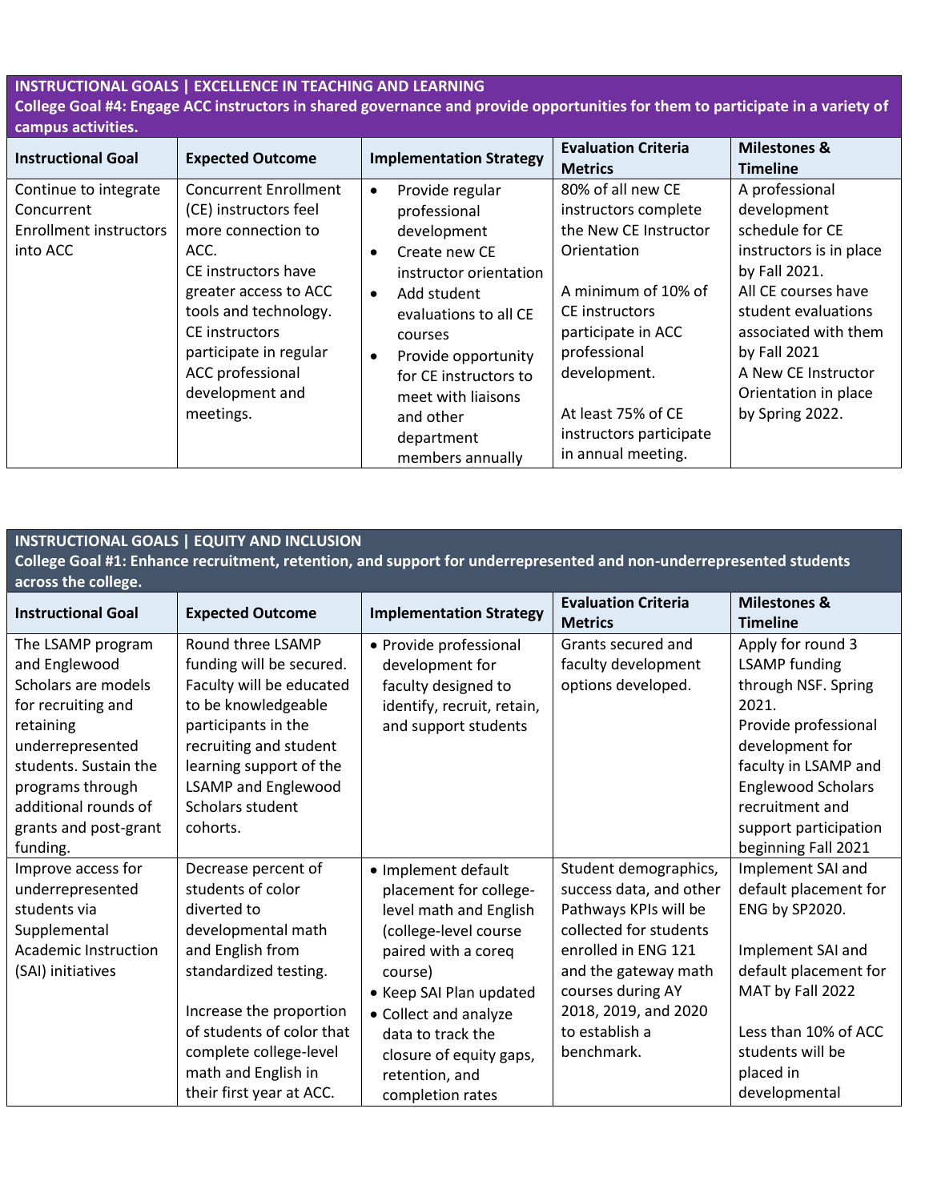**INSTRUCTIONAL GOALS | EXCELLENCE IN TEACHING AND LEARNING**
**College Goal #4: Engage ACC instructors in shared governance and provide opportunities for them to participate in a variety of campus activities.**

| Instructional Goal | Expected Outcome | Implementation Strategy | Evaluation Criteria Metrics | Milestones & Timeline |
|---|---|---|---|---|
| Continue to integrate Concurrent Enrollment instructors into ACC | Concurrent Enrollment (CE) instructors feel more connection to ACC.<br>CE instructors have greater access to ACC tools and technology.<br>CE instructors participate in regular ACC professional development and meetings. | • Provide regular professional development<br>• Create new CE instructor orientation<br>• Add student evaluations to all CE courses<br>• Provide opportunity for CE instructors to meet with liaisons and other department members annually | 80% of all new CE instructors complete the New CE Instructor Orientation<br><br>A minimum of 10% of CE instructors participate in ACC professional development.<br><br>At least 75% of CE instructors participate in annual meeting. | A professional development schedule for CE instructors is in place by Fall 2021.<br>All CE courses have student evaluations associated with them by Fall 2021<br>A New CE Instructor Orientation in place by Spring 2022. |

**INSTRUCTIONAL GOALS | EQUITY AND INCLUSION**
**College Goal #1: Enhance recruitment, retention, and support for underrepresented and non-underrepresented students across the college.**

| Instructional Goal | Expected Outcome | Implementation Strategy | Evaluation Criteria Metrics | Milestones & Timeline |
|---|---|---|---|---|
| The LSAMP program and Englewood Scholars are models for recruiting and retaining underrepresented students. Sustain the programs through additional rounds of grants and post-grant funding. | Round three LSAMP funding will be secured. Faculty will be educated to be knowledgeable participants in the recruiting and student learning support of the LSAMP and Englewood Scholars student cohorts. | • Provide professional development for faculty designed to identify, recruit, retain, and support students | Grants secured and faculty development options developed. | Apply for round 3 LSAMP funding through NSF. Spring 2021.<br>Provide professional development for faculty in LSAMP and Englewood Scholars recruitment and support participation beginning Fall 2021 |
| Improve access for underrepresented students via Supplemental Academic Instruction (SAI) initiatives | Decrease percent of students of color diverted to developmental math and English from standardized testing.<br><br>Increase the proportion of students of color that complete college-level math and English in their first year at ACC. | • Implement default placement for college-level math and English (college-level course paired with a coreq course)<br>• Keep SAI Plan updated<br>• Collect and analyze data to track the closure of equity gaps, retention, and completion rates | Student demographics, success data, and other Pathways KPIs will be collected for students enrolled in ENG 121 and the gateway math courses during AY 2018, 2019, and 2020 to establish a benchmark. | Implement SAI and default placement for ENG by SP2020.<br><br>Implement SAI and default placement for MAT by Fall 2022<br><br>Less than 10% of ACC students will be placed in developmental |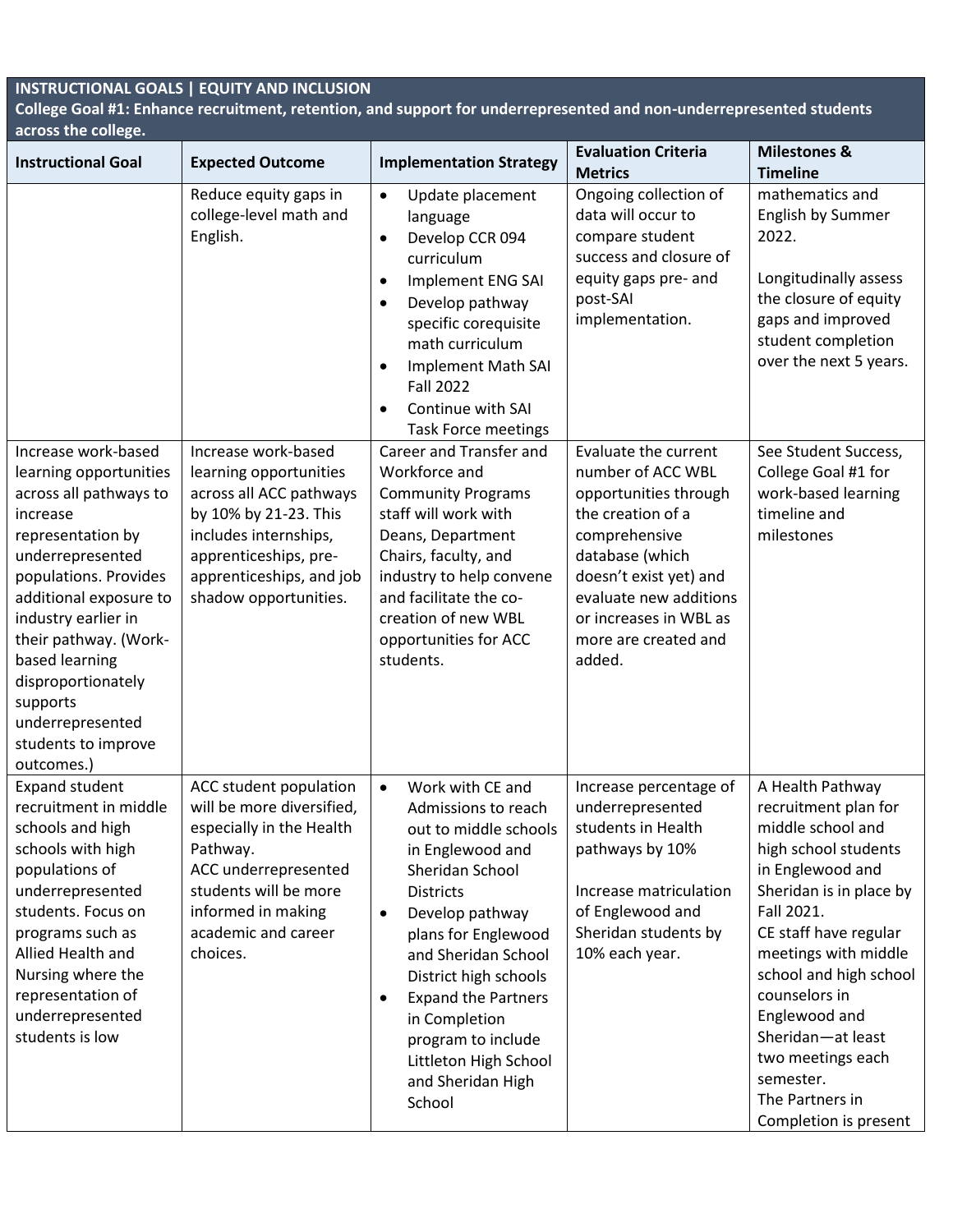**INSTRUCTIONAL GOALS | EQUITY AND INCLUSION**

**College Goal #1: Enhance recruitment, retention, and support for underrepresented and non-underrepresented students across the college.**

| Instructional Goal | Expected Outcome | Implementation Strategy | Evaluation Criteria Metrics | Milestones & Timeline |
|---|---|---|---|---|
| | Reduce equity gaps in college-level math and English. | • Update placement language<br>• Develop CCR 094 curriculum<br>• Implement ENG SAI<br>• Develop pathway specific corequisite math curriculum<br>• Implement Math SAI Fall 2022<br>• Continue with SAI Task Force meetings | Ongoing collection of data will occur to compare student success and closure of equity gaps pre- and post-SAI implementation. | mathematics and English by Summer 2022.<br><br>Longitudinally assess the closure of equity gaps and improved student completion over the next 5 years. |
| Increase work-based learning opportunities across all pathways to increase representation by underrepresented populations. Provides additional exposure to industry earlier in their pathway. (Work-based learning disproportionately supports underrepresented students to improve outcomes.) | Increase work-based learning opportunities across all ACC pathways by 10% by 21-23. This includes internships, apprenticeships, pre-apprenticeships, and job shadow opportunities. | Career and Transfer and Workforce and Community Programs staff will work with Deans, Department Chairs, faculty, and industry to help convene and facilitate the co-creation of new WBL opportunities for ACC students. | Evaluate the current number of ACC WBL opportunities through the creation of a comprehensive database (which doesn't exist yet) and evaluate new additions or increases in WBL as more are created and added. | See Student Success, College Goal #1 for work-based learning timeline and milestones |
| Expand student recruitment in middle schools and high schools with high populations of underrepresented students. Focus on programs such as Allied Health and Nursing where the representation of underrepresented students is low | ACC student population will be more diversified, especially in the Health Pathway.<br>ACC underrepresented students will be more informed in making academic and career choices. | • Work with CE and Admissions to reach out to middle schools in Englewood and Sheridan School Districts<br>• Develop pathway plans for Englewood and Sheridan School District high schools<br>• Expand the Partners in Completion program to include Littleton High School and Sheridan High School | Increase percentage of underrepresented students in Health pathways by 10%<br><br>Increase matriculation of Englewood and Sheridan students by 10% each year. | A Health Pathway recruitment plan for middle school and high school students in Englewood and Sheridan is in place by Fall 2021.<br>CE staff have regular meetings with middle school and high school counselors in Englewood and Sheridan—at least two meetings each semester.<br>The Partners in Completion is present |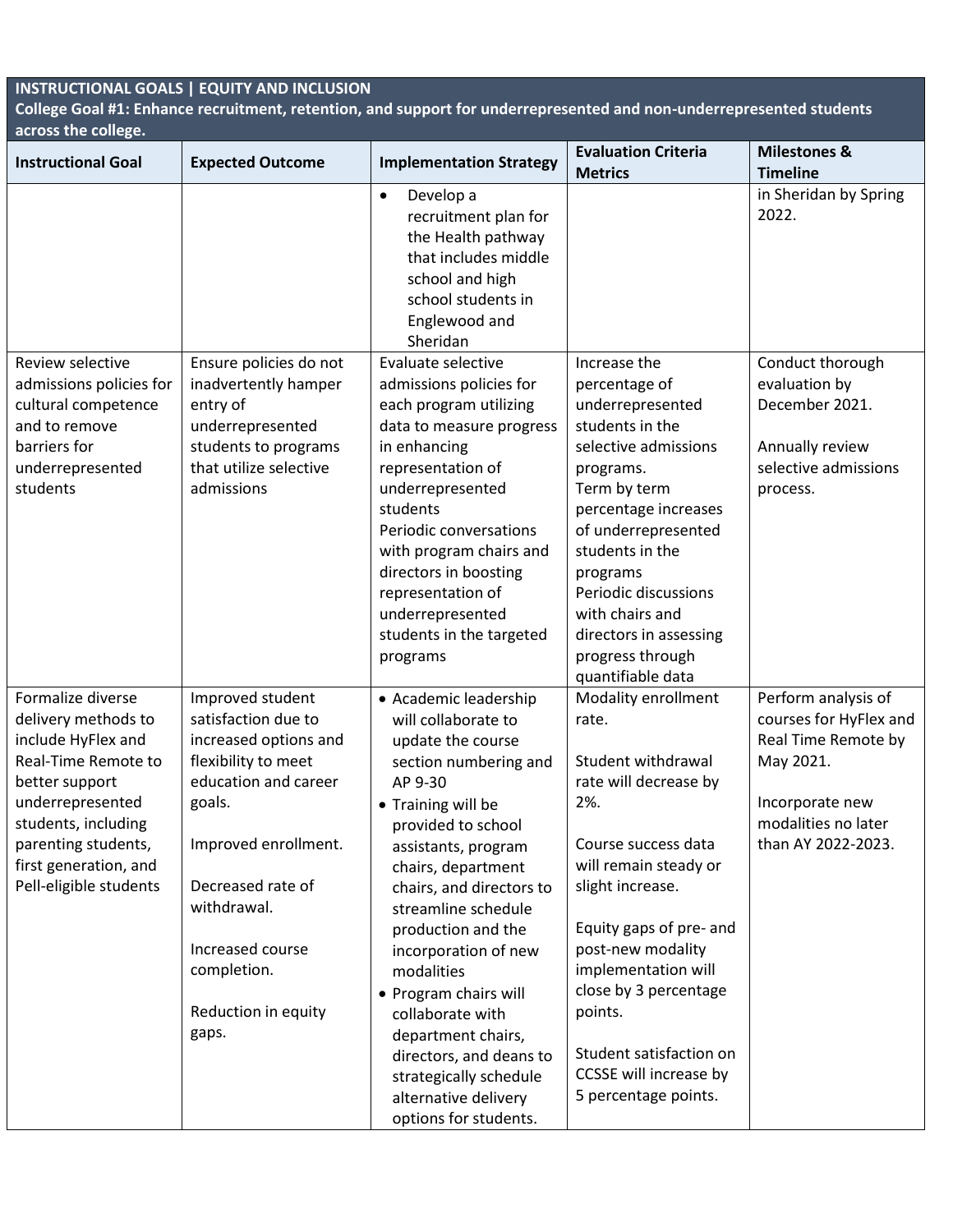| INSTRUCTIONAL GOALS \| EQUITY AND INCLUSION<br>College Goal #1: Enhance recruitment, retention, and support for underrepresented and non-underrepresented students across the college. | | | | |
|---|---|---|---|---|
| **Instructional Goal** | **Expected Outcome** | **Implementation Strategy** | **Evaluation Criteria Metrics** | **Milestones & Timeline** |
| | | • Develop a recruitment plan for the Health pathway that includes middle school and high school students in Englewood and Sheridan | | in Sheridan by Spring 2022. |
| Review selective admissions policies for cultural competence and to remove barriers for underrepresented students | Ensure policies do not inadvertently hamper entry of underrepresented students to programs that utilize selective admissions | Evaluate selective admissions policies for each program utilizing data to measure progress in enhancing representation of underrepresented students<br>Periodic conversations with program chairs and directors in boosting representation of underrepresented students in the targeted programs | Increase the percentage of underrepresented students in the selective admissions programs.<br>Term by term percentage increases of underrepresented students in the programs<br>Periodic discussions with chairs and directors in assessing progress through quantifiable data | Conduct thorough evaluation by December 2021.<br><br>Annually review selective admissions process. |
| Formalize diverse delivery methods to include HyFlex and Real-Time Remote to better support underrepresented students, including parenting students, first generation, and Pell-eligible students | Improved student satisfaction due to increased options and flexibility to meet education and career goals.<br><br>Improved enrollment.<br><br>Decreased rate of withdrawal.<br><br>Increased course completion.<br><br>Reduction in equity gaps. | • Academic leadership will collaborate to update the course section numbering and AP 9-30<br>• Training will be provided to school assistants, program chairs, department chairs, and directors to streamline schedule production and the incorporation of new modalities<br>• Program chairs will collaborate with department chairs, directors, and deans to strategically schedule alternative delivery options for students. | Modality enrollment rate.<br><br>Student withdrawal rate will decrease by 2%.<br><br>Course success data will remain steady or slight increase.<br><br>Equity gaps of pre- and post-new modality implementation will close by 3 percentage points.<br><br>Student satisfaction on CCSSE will increase by 5 percentage points. | Perform analysis of courses for HyFlex and Real Time Remote by May 2021.<br><br>Incorporate new modalities no later than AY 2022-2023. |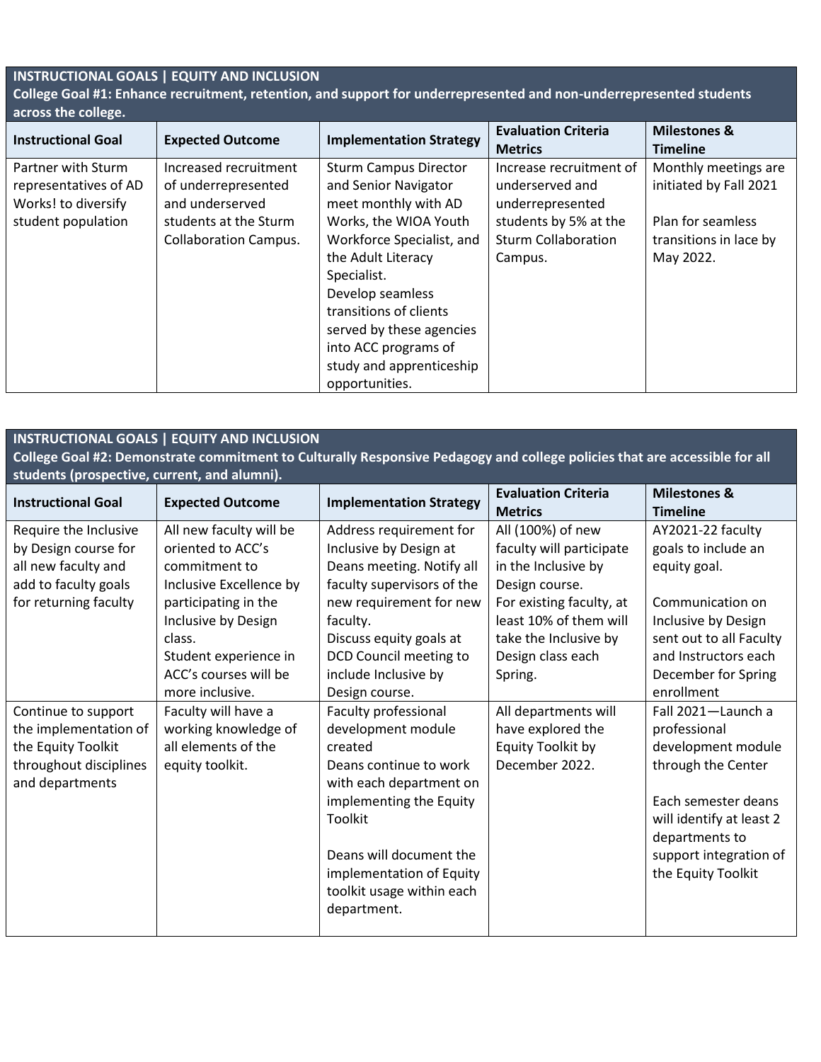**INSTRUCTIONAL GOALS | EQUITY AND INCLUSION**

**College Goal #1: Enhance recruitment, retention, and support for underrepresented and non-underrepresented students across the college.**

| Instructional Goal | Expected Outcome | Implementation Strategy | Evaluation Criteria Metrics | Milestones & Timeline |
|---|---|---|---|---|
| Partner with Sturm representatives of AD Works! to diversify student population | Increased recruitment of underrepresented and underserved students at the Sturm Collaboration Campus. | Sturm Campus Director and Senior Navigator meet monthly with AD Works, the WIOA Youth Workforce Specialist, and the Adult Literacy Specialist.<br>Develop seamless transitions of clients served by these agencies into ACC programs of study and apprenticeship opportunities. | Increase recruitment of underserved and underrepresented students by 5% at the Sturm Collaboration Campus. | Monthly meetings are initiated by Fall 2021<br><br>Plan for seamless transitions in lace by May 2022. |

**INSTRUCTIONAL GOALS | EQUITY AND INCLUSION**

**College Goal #2: Demonstrate commitment to Culturally Responsive Pedagogy and college policies that are accessible for all students (prospective, current, and alumni).**

| Instructional Goal | Expected Outcome | Implementation Strategy | Evaluation Criteria Metrics | Milestones & Timeline |
|---|---|---|---|---|
| Require the Inclusive by Design course for all new faculty and add to faculty goals for returning faculty | All new faculty will be oriented to ACC's commitment to Inclusive Excellence by participating in the Inclusive by Design class.<br>Student experience in ACC's courses will be more inclusive. | Address requirement for Inclusive by Design at Deans meeting. Notify all faculty supervisors of the new requirement for new faculty.<br>Discuss equity goals at DCD Council meeting to include Inclusive by Design course. | All (100%) of new faculty will participate in the Inclusive by Design course.<br>For existing faculty, at least 10% of them will take the Inclusive by Design class each Spring. | AY2021-22 faculty goals to include an equity goal.<br><br>Communication on Inclusive by Design sent out to all Faculty and Instructors each December for Spring enrollment |
| Continue to support the implementation of the Equity Toolkit throughout disciplines and departments | Faculty will have a working knowledge of all elements of the equity toolkit. | Faculty professional development module created<br>Deans continue to work with each department on implementing the Equity Toolkit<br><br>Deans will document the implementation of Equity toolkit usage within each department. | All departments will have explored the Equity Toolkit by December 2022. | Fall 2021—Launch a professional development module through the Center<br><br>Each semester deans will identify at least 2 departments to support integration of the Equity Toolkit |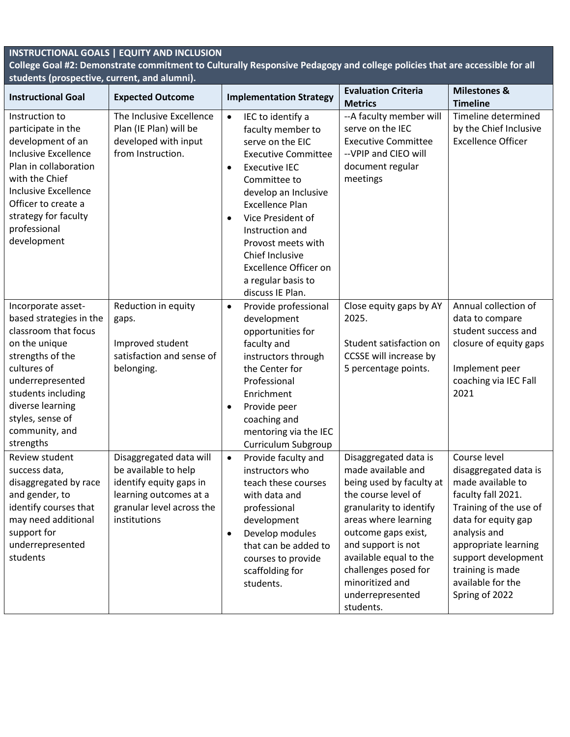**INSTRUCTIONAL GOALS | EQUITY AND INCLUSION**

**College Goal #2: Demonstrate commitment to Culturally Responsive Pedagogy and college policies that are accessible for all students (prospective, current, and alumni).**

| Instructional Goal | Expected Outcome | Implementation Strategy | Evaluation Criteria Metrics | Milestones & Timeline |
|---|---|---|---|---|
| Instruction to participate in the development of an Inclusive Excellence Plan in collaboration with the Chief Inclusive Excellence Officer to create a strategy for faculty professional development | The Inclusive Excellence Plan (IE Plan) will be developed with input from Instruction. | • IEC to identify a faculty member to serve on the EIC Executive Committee<br>• Executive IEC Committee to develop an Inclusive Excellence Plan<br>• Vice President of Instruction and Provost meets with Chief Inclusive Excellence Officer on a regular basis to discuss IE Plan. | --A faculty member will serve on the IEC Executive Committee<br>--VPIP and CIEO will document regular meetings | Timeline determined by the Chief Inclusive Excellence Officer |
| Incorporate asset-based strategies in the classroom that focus on the unique strengths of the cultures of underrepresented students including diverse learning styles, sense of community, and strengths | Reduction in equity gaps.<br><br>Improved student satisfaction and sense of belonging. | • Provide professional development opportunities for faculty and instructors through the Center for Professional Enrichment<br>• Provide peer coaching and mentoring via the IEC Curriculum Subgroup | Close equity gaps by AY 2025.<br><br>Student satisfaction on CCSSE will increase by 5 percentage points. | Annual collection of data to compare student success and closure of equity gaps<br><br>Implement peer coaching via IEC Fall 2021 |
| Review student success data, disaggregated by race and gender, to identify courses that may need additional support for underrepresented students | Disaggregated data will be available to help identify equity gaps in learning outcomes at a granular level across the institutions | • Provide faculty and instructors who teach these courses with data and professional development<br>• Develop modules that can be added to courses to provide scaffolding for students. | Disaggregated data is made available and being used by faculty at the course level of granularity to identify areas where learning outcome gaps exist, and support is not available equal to the challenges posed for minoritized and underrepresented students. | Course level disaggregated data is made available to faculty fall 2021. Training of the use of data for equity gap analysis and appropriate learning support development training is made available for the Spring of 2022 |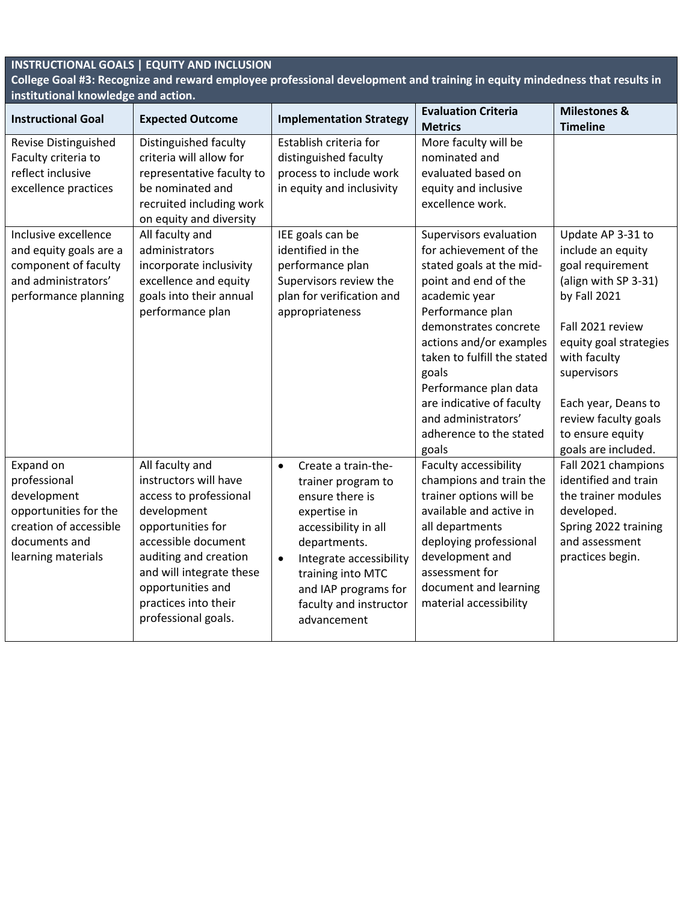**INSTRUCTIONAL GOALS | EQUITY AND INCLUSION**

**College Goal #3: Recognize and reward employee professional development and training in equity mindedness that results in institutional knowledge and action.**

| Instructional Goal | Expected Outcome | Implementation Strategy | Evaluation Criteria Metrics | Milestones & Timeline |
|---|---|---|---|---|
| Revise Distinguished Faculty criteria to reflect inclusive excellence practices | Distinguished faculty criteria will allow for representative faculty to be nominated and recruited including work on equity and diversity | Establish criteria for distinguished faculty process to include work in equity and inclusivity | More faculty will be nominated and evaluated based on equity and inclusive excellence work. | |
| Inclusive excellence and equity goals are a component of faculty and administrators' performance planning | All faculty and administrators incorporate inclusivity excellence and equity goals into their annual performance plan | IEE goals can be identified in the performance plan<br>Supervisors review the plan for verification and appropriateness | Supervisors evaluation for achievement of the stated goals at the mid-point and end of the academic year<br>Performance plan demonstrates concrete actions and/or examples taken to fulfill the stated goals<br>Performance plan data are indicative of faculty and administrators' adherence to the stated goals | Update AP 3-31 to include an equity goal requirement (align with SP 3-31) by Fall 2021<br><br>Fall 2021 review equity goal strategies with faculty supervisors<br><br>Each year, Deans to review faculty goals to ensure equity goals are included. |
| Expand on professional development opportunities for the creation of accessible documents and learning materials | All faculty and instructors will have access to professional development opportunities for accessible document auditing and creation and will integrate these opportunities and practices into their professional goals. | • Create a train-the-trainer program to ensure there is expertise in accessibility in all departments.<br>• Integrate accessibility training into MTC and IAP programs for faculty and instructor advancement | Faculty accessibility champions and train the trainer options will be available and active in all departments deploying professional development and assessment for document and learning material accessibility | Fall 2021 champions identified and train the trainer modules developed.<br>Spring 2022 training and assessment practices begin. |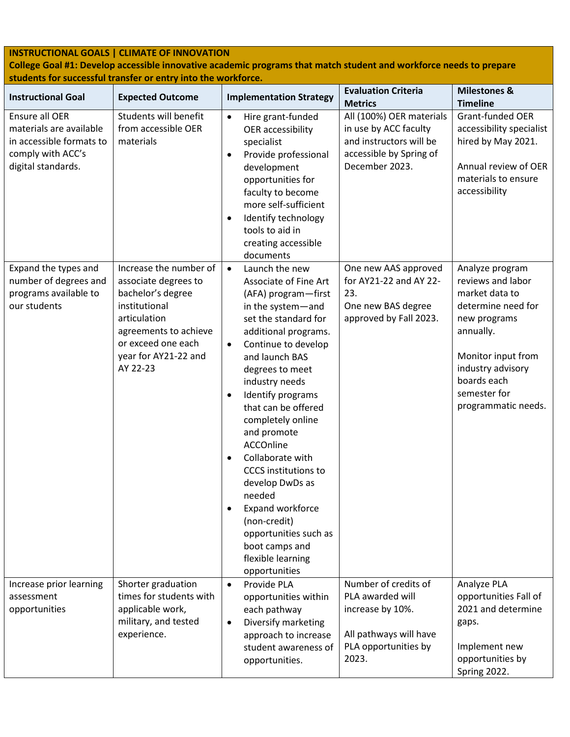**INSTRUCTIONAL GOALS | CLIMATE OF INNOVATION**

**College Goal #1: Develop accessible innovative academic programs that match student and workforce needs to prepare students for successful transfer or entry into the workforce.**

| Instructional Goal | Expected Outcome | Implementation Strategy | Evaluation Criteria Metrics | Milestones & Timeline |
|---|---|---|---|---|
| Ensure all OER materials are available in accessible formats to comply with ACC's digital standards. | Students will benefit from accessible OER materials | • Hire grant-funded OER accessibility specialist<br>• Provide professional development opportunities for faculty to become more self-sufficient<br>• Identify technology tools to aid in creating accessible documents | All (100%) OER materials in use by ACC faculty and instructors will be accessible by Spring of December 2023. | Grant-funded OER accessibility specialist hired by May 2021.<br><br>Annual review of OER materials to ensure accessibility |
| Expand the types and number of degrees and programs available to our students | Increase the number of associate degrees to bachelor's degree institutional articulation agreements to achieve or exceed one each year for AY21-22 and AY 22-23 | • Launch the new Associate of Fine Art (AFA) program—first in the system—and set the standard for additional programs.<br>• Continue to develop and launch BAS degrees to meet industry needs<br>• Identify programs that can be offered completely online and promote ACCOnline<br>• Collaborate with CCCS institutions to develop DwDs as needed<br>• Expand workforce (non-credit) opportunities such as boot camps and flexible learning opportunities | One new AAS approved for AY21-22 and AY 22-23.<br>One new BAS degree approved by Fall 2023. | Analyze program reviews and labor market data to determine need for new programs annually.<br><br>Monitor input from industry advisory boards each semester for programmatic needs. |
| Increase prior learning assessment opportunities | Shorter graduation times for students with applicable work, military, and tested experience. | • Provide PLA opportunities within each pathway<br>• Diversify marketing approach to increase student awareness of opportunities. | Number of credits of PLA awarded will increase by 10%.<br><br>All pathways will have PLA opportunities by 2023. | Analyze PLA opportunities Fall of 2021 and determine gaps.<br><br>Implement new opportunities by Spring 2022. |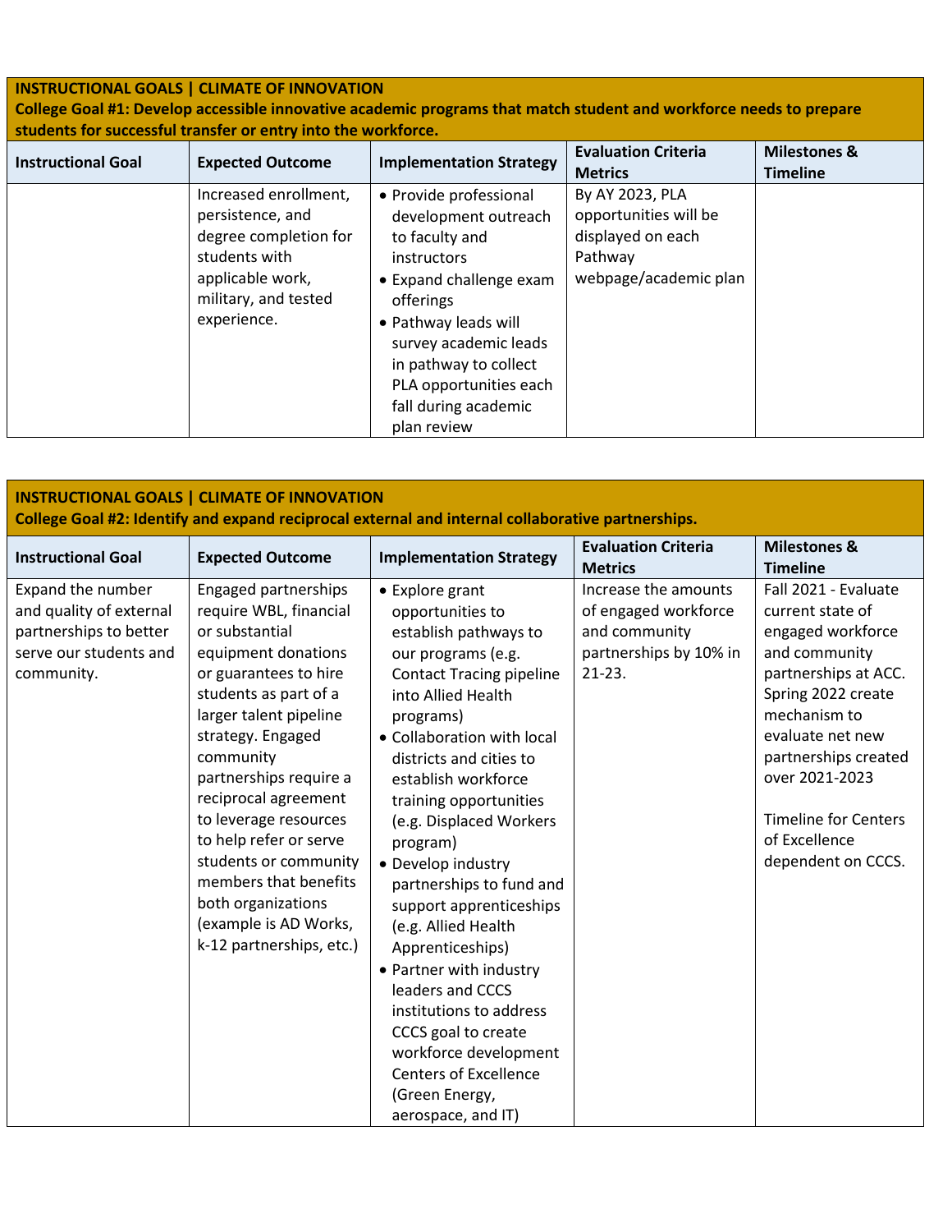**INSTRUCTIONAL GOALS | CLIMATE OF INNOVATION**
**College Goal #1: Develop accessible innovative academic programs that match student and workforce needs to prepare students for successful transfer or entry into the workforce.**

| Instructional Goal | Expected Outcome | Implementation Strategy | Evaluation Criteria Metrics | Milestones & Timeline |
|---|---|---|---|---|
| | Increased enrollment, persistence, and degree completion for students with applicable work, military, and tested experience. | • Provide professional development outreach to faculty and instructors<br>• Expand challenge exam offerings<br>• Pathway leads will survey academic leads in pathway to collect PLA opportunities each fall during academic plan review | By AY 2023, PLA opportunities will be displayed on each Pathway webpage/academic plan | |

**INSTRUCTIONAL GOALS | CLIMATE OF INNOVATION**
**College Goal #2: Identify and expand reciprocal external and internal collaborative partnerships.**

| Instructional Goal | Expected Outcome | Implementation Strategy | Evaluation Criteria Metrics | Milestones & Timeline |
|---|---|---|---|---|
| Expand the number and quality of external partnerships to better serve our students and community. | Engaged partnerships require WBL, financial or substantial equipment donations or guarantees to hire students as part of a larger talent pipeline strategy. Engaged community partnerships require a reciprocal agreement to leverage resources to help refer or serve students or community members that benefits both organizations (example is AD Works, k-12 partnerships, etc.) | • Explore grant opportunities to establish pathways to our programs (e.g. Contact Tracing pipeline into Allied Health programs)<br>• Collaboration with local districts and cities to establish workforce training opportunities (e.g. Displaced Workers program)<br>• Develop industry partnerships to fund and support apprenticeships (e.g. Allied Health Apprenticeships)<br>• Partner with industry leaders and CCCS institutions to address CCCS goal to create workforce development Centers of Excellence (Green Energy, aerospace, and IT) | Increase the amounts of engaged workforce and community partnerships by 10% in 21-23. | Fall 2021 - Evaluate current state of engaged workforce and community partnerships at ACC. Spring 2022 create mechanism to evaluate net new partnerships created over 2021-2023<br><br>Timeline for Centers of Excellence dependent on CCCS. |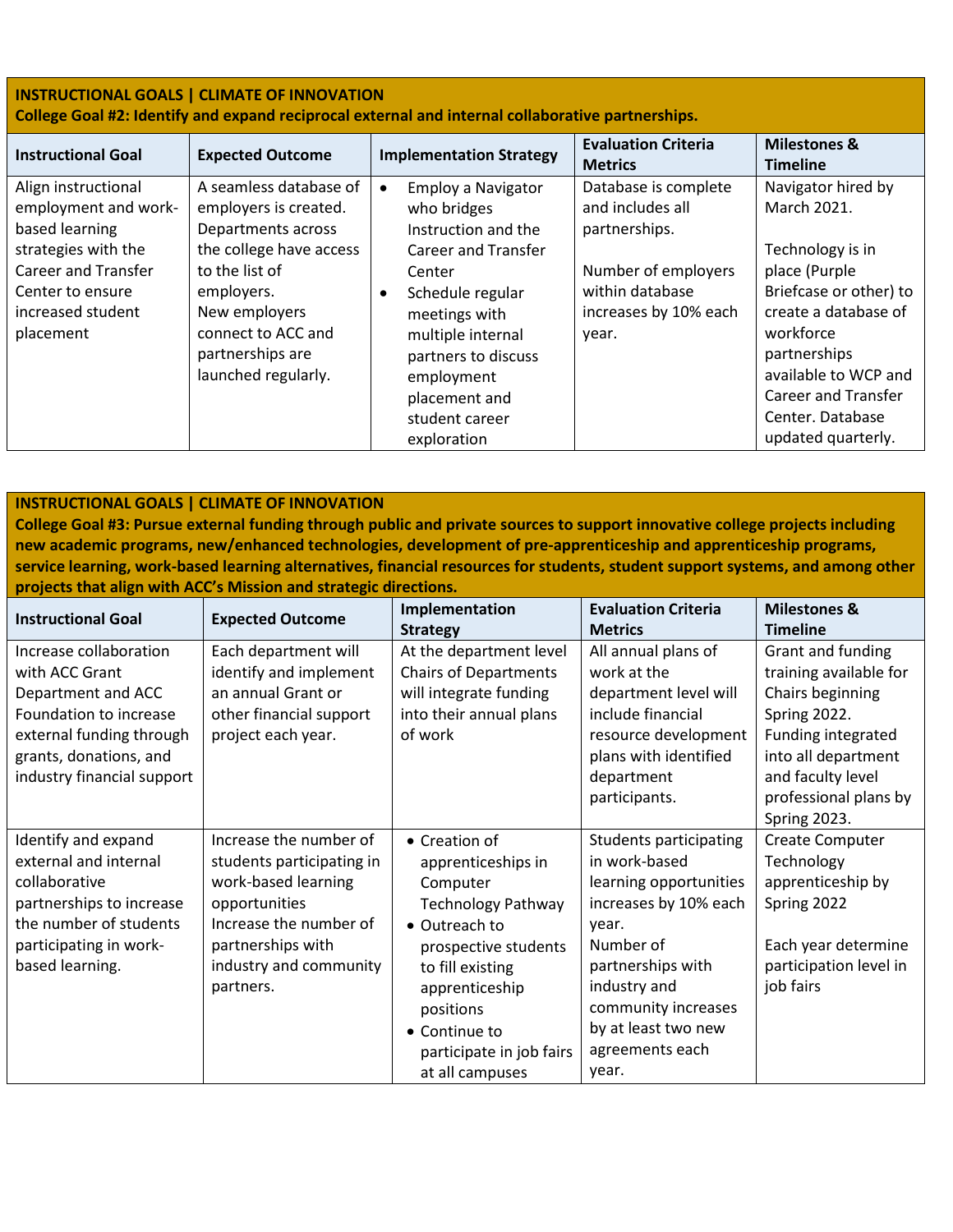**INSTRUCTIONAL GOALS | CLIMATE OF INNOVATION**
**College Goal #2: Identify and expand reciprocal external and internal collaborative partnerships.**

| Instructional Goal | Expected Outcome | Implementation Strategy | Evaluation Criteria Metrics | Milestones & Timeline |
|---|---|---|---|---|
| Align instructional employment and work-based learning strategies with the Career and Transfer Center to ensure increased student placement | A seamless database of employers is created. Departments across the college have access to the list of employers.<br>New employers connect to ACC and partnerships are launched regularly. | • Employ a Navigator who bridges Instruction and the Career and Transfer Center<br>• Schedule regular meetings with multiple internal partners to discuss employment placement and student career exploration | Database is complete and includes all partnerships.<br><br>Number of employers within database increases by 10% each year. | Navigator hired by March 2021.<br><br>Technology is in place (Purple Briefcase or other) to create a database of workforce partnerships available to WCP and Career and Transfer Center. Database updated quarterly. |

**INSTRUCTIONAL GOALS | CLIMATE OF INNOVATION**
**College Goal #3: Pursue external funding through public and private sources to support innovative college projects including new academic programs, new/enhanced technologies, development of pre-apprenticeship and apprenticeship programs, service learning, work-based learning alternatives, financial resources for students, student support systems, and among other projects that align with ACC's Mission and strategic directions.**

| Instructional Goal | Expected Outcome | Implementation Strategy | Evaluation Criteria Metrics | Milestones & Timeline |
|---|---|---|---|---|
| Increase collaboration with ACC Grant Department and ACC Foundation to increase external funding through grants, donations, and industry financial support | Each department will identify and implement an annual Grant or other financial support project each year. | At the department level Chairs of Departments will integrate funding into their annual plans of work | All annual plans of work at the department level will include financial resource development plans with identified department participants. | Grant and funding training available for Chairs beginning Spring 2022.<br>Funding integrated into all department and faculty level professional plans by Spring 2023. |
| Identify and expand external and internal collaborative partnerships to increase the number of students participating in work-based learning. | Increase the number of students participating in work-based learning opportunities<br>Increase the number of partnerships with industry and community partners. | • Creation of apprenticeships in Computer Technology Pathway<br>• Outreach to prospective students to fill existing apprenticeship positions<br>• Continue to participate in job fairs at all campuses | Students participating in work-based learning opportunities increases by 10% each year.<br>Number of partnerships with industry and community increases by at least two new agreements each year. | Create Computer Technology apprenticeship by Spring 2022<br><br>Each year determine participation level in job fairs |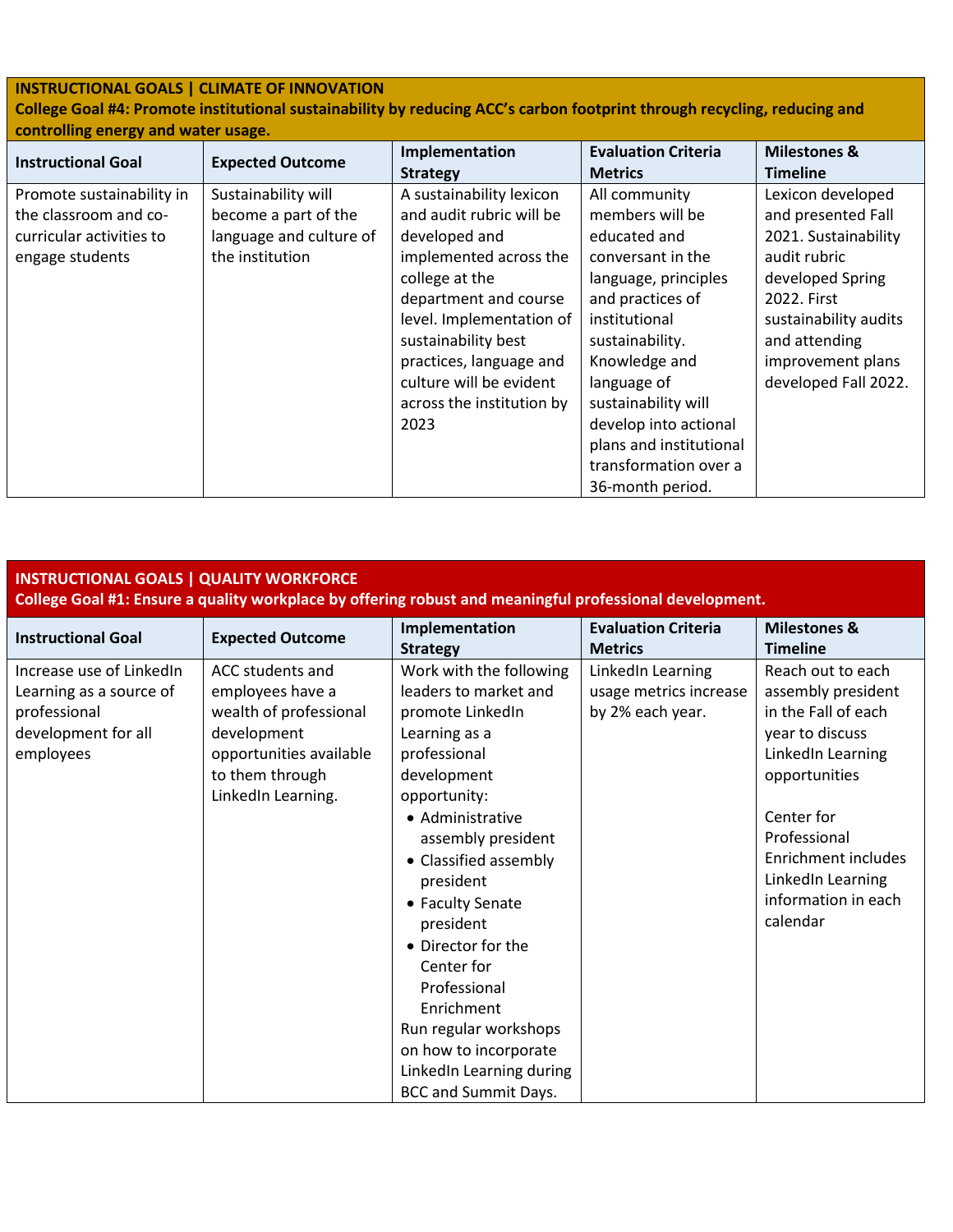**INSTRUCTIONAL GOALS | CLIMATE OF INNOVATION**
**College Goal #4: Promote institutional sustainability by reducing ACC's carbon footprint through recycling, reducing and controlling energy and water usage.**

| Instructional Goal | Expected Outcome | Implementation Strategy | Evaluation Criteria Metrics | Milestones & Timeline |
|---|---|---|---|---|
| Promote sustainability in the classroom and co-curricular activities to engage students | Sustainability will become a part of the language and culture of the institution | A sustainability lexicon and audit rubric will be developed and implemented across the college at the department and course level. Implementation of sustainability best practices, language and culture will be evident across the institution by 2023 | All community members will be educated and conversant in the language, principles and practices of institutional sustainability. Knowledge and language of sustainability will develop into actional plans and institutional transformation over a 36-month period. | Lexicon developed and presented Fall 2021. Sustainability audit rubric developed Spring 2022. First sustainability audits and attending improvement plans developed Fall 2022. |

**INSTRUCTIONAL GOALS | QUALITY WORKFORCE**
**College Goal #1: Ensure a quality workplace by offering robust and meaningful professional development.**

| Instructional Goal | Expected Outcome | Implementation Strategy | Evaluation Criteria Metrics | Milestones & Timeline |
|---|---|---|---|---|
| Increase use of LinkedIn Learning as a source of professional development for all employees | ACC students and employees have a wealth of professional development opportunities available to them through LinkedIn Learning. | Work with the following leaders to market and promote LinkedIn Learning as a professional development opportunity:<br>• Administrative assembly president<br>• Classified assembly president<br>• Faculty Senate president<br>• Director for the Center for Professional Enrichment<br>Run regular workshops on how to incorporate LinkedIn Learning during BCC and Summit Days. | LinkedIn Learning usage metrics increase by 2% each year. | Reach out to each assembly president in the Fall of each year to discuss LinkedIn Learning opportunities<br><br>Center for Professional Enrichment includes LinkedIn Learning information in each calendar |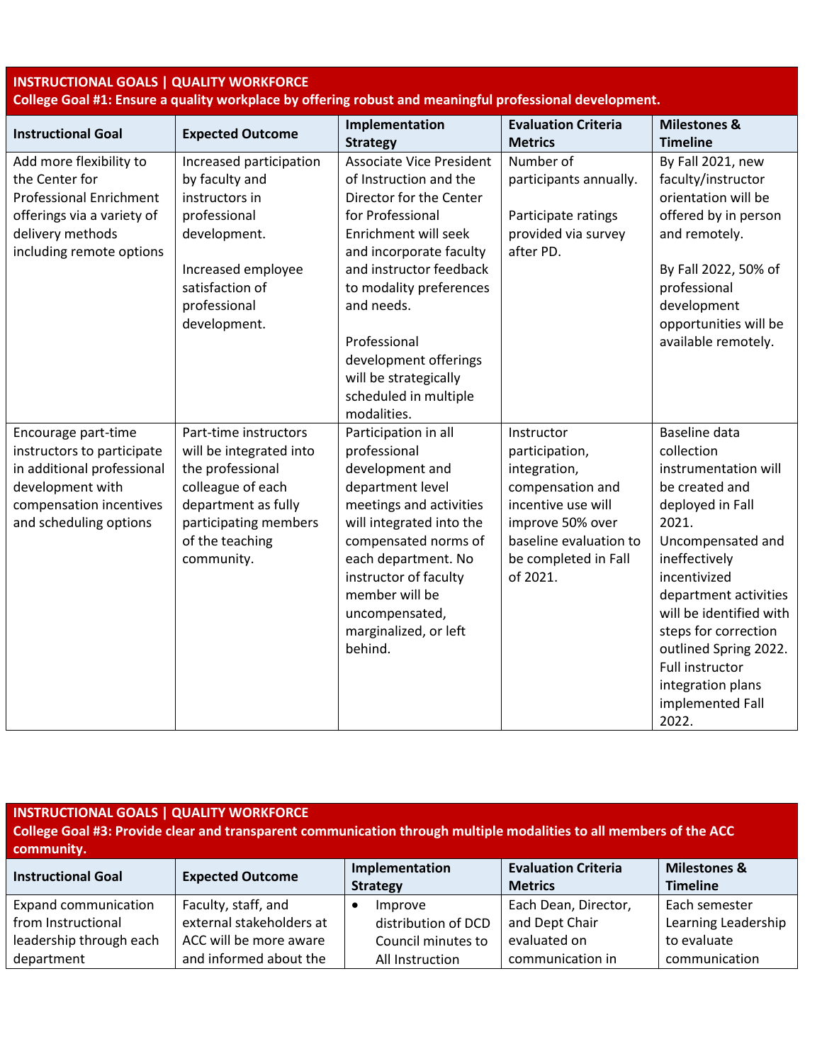**INSTRUCTIONAL GOALS | QUALITY WORKFORCE**
**College Goal #1: Ensure a quality workplace by offering robust and meaningful professional development.**

| Instructional Goal | Expected Outcome | Implementation Strategy | Evaluation Criteria Metrics | Milestones & Timeline |
|---|---|---|---|---|
| Add more flexibility to the Center for Professional Enrichment offerings via a variety of delivery methods including remote options | Increased participation by faculty and instructors in professional development.<br><br>Increased employee satisfaction of professional development. | Associate Vice President of Instruction and the Director for the Center for Professional Enrichment will seek and incorporate faculty and instructor feedback to modality preferences and needs.<br><br>Professional development offerings will be strategically scheduled in multiple modalities. | Number of participants annually.<br><br>Participate ratings provided via survey after PD. | By Fall 2021, new faculty/instructor orientation will be offered by in person and remotely.<br><br>By Fall 2022, 50% of professional development opportunities will be available remotely. |
| Encourage part-time instructors to participate in additional professional development with compensation incentives and scheduling options | Part-time instructors will be integrated into the professional colleague of each department as fully participating members of the teaching community. | Participation in all professional development and department level meetings and activities will integrated into the compensated norms of each department. No instructor of faculty member will be uncompensated, marginalized, or left behind. | Instructor participation, integration, compensation and incentive use will improve 50% over baseline evaluation to be completed in Fall of 2021. | Baseline data collection instrumentation will be created and deployed in Fall 2021. Uncompensated and ineffectively incentivized department activities will be identified with steps for correction outlined Spring 2022. Full instructor integration plans implemented Fall 2022. |

**INSTRUCTIONAL GOALS | QUALITY WORKFORCE**
**College Goal #3: Provide clear and transparent communication through multiple modalities to all members of the ACC community.**

| Instructional Goal | Expected Outcome | Implementation Strategy | Evaluation Criteria Metrics | Milestones & Timeline |
|---|---|---|---|---|
| Expand communication from Instructional leadership through each department | Faculty, staff, and external stakeholders at ACC will be more aware and informed about the | • Improve distribution of DCD Council minutes to All Instruction | Each Dean, Director, and Dept Chair evaluated on communication in | Each semester Learning Leadership to evaluate communication |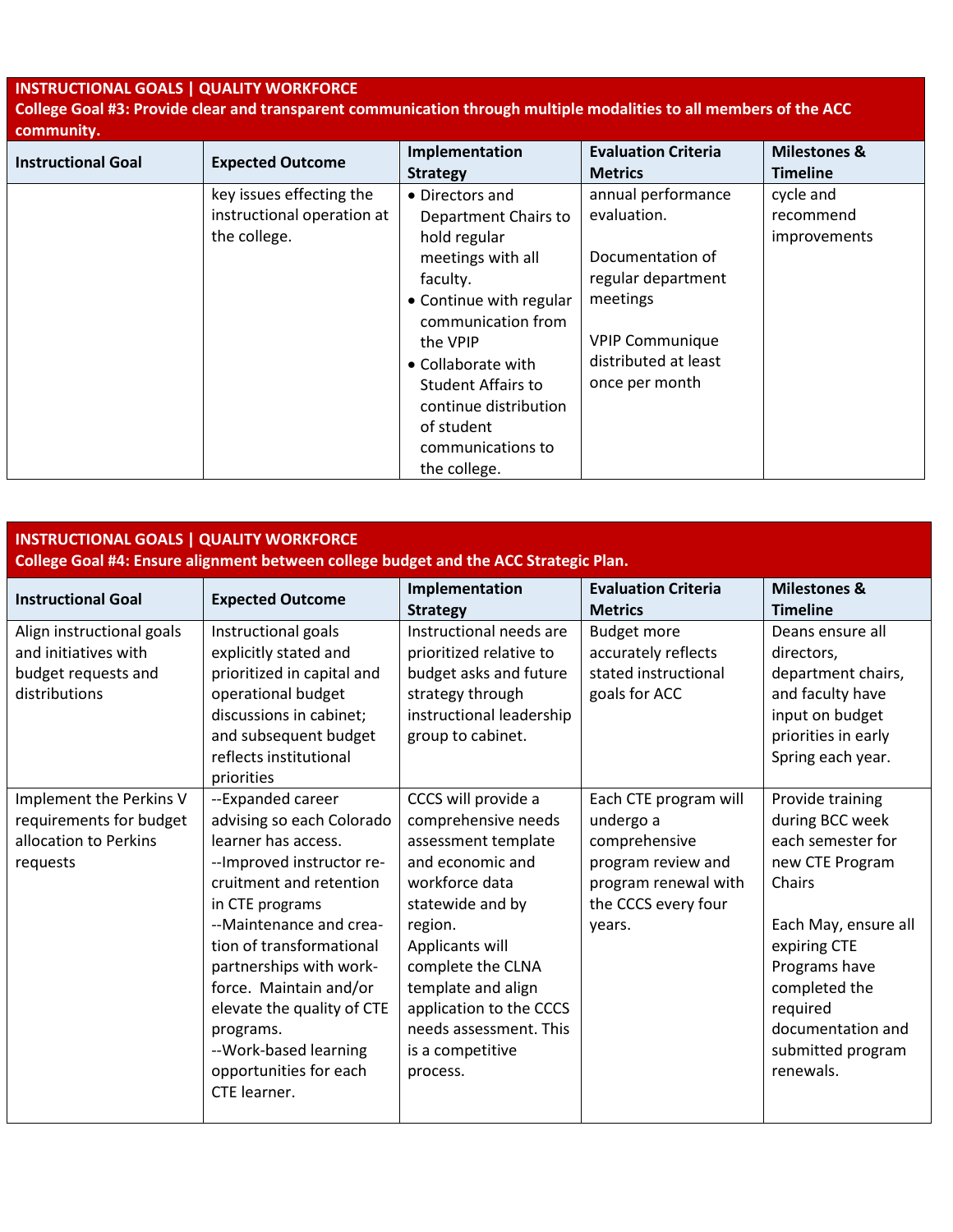**INSTRUCTIONAL GOALS | QUALITY WORKFORCE**
**College Goal #3: Provide clear and transparent communication through multiple modalities to all members of the ACC community.**

| Instructional Goal | Expected Outcome | Implementation Strategy | Evaluation Criteria Metrics | Milestones & Timeline |
|---|---|---|---|---|
| | key issues effecting the instructional operation at the college. | • Directors and Department Chairs to hold regular meetings with all faculty.<br>• Continue with regular communication from the VPIP<br>• Collaborate with Student Affairs to continue distribution of student communications to the college. | annual performance evaluation.<br><br>Documentation of regular department meetings<br><br>VPIP Communique distributed at least once per month | cycle and recommend improvements |

**INSTRUCTIONAL GOALS | QUALITY WORKFORCE**
**College Goal #4: Ensure alignment between college budget and the ACC Strategic Plan.**

| Instructional Goal | Expected Outcome | Implementation Strategy | Evaluation Criteria Metrics | Milestones & Timeline |
|---|---|---|---|---|
| Align instructional goals and initiatives with budget requests and distributions | Instructional goals explicitly stated and prioritized in capital and operational budget discussions in cabinet; and subsequent budget reflects institutional priorities | Instructional needs are prioritized relative to budget asks and future strategy through instructional leadership group to cabinet. | Budget more accurately reflects stated instructional goals for ACC | Deans ensure all directors, department chairs, and faculty have input on budget priorities in early Spring each year. |
| Implement the Perkins V requirements for budget allocation to Perkins requests | --Expanded career advising so each Colorado learner has access.<br>--Improved instructor re-cruitment and retention in CTE programs<br>--Maintenance and crea-tion of transformational partnerships with work-force. Maintain and/or elevate the quality of CTE programs.<br>--Work-based learning opportunities for each CTE learner. | CCCS will provide a comprehensive needs assessment template and economic and workforce data statewide and by region.<br>Applicants will complete the CLNA template and align application to the CCCS needs assessment. This is a competitive process. | Each CTE program will undergo a comprehensive program review and program renewal with the CCCS every four years. | Provide training during BCC week each semester for new CTE Program Chairs<br><br>Each May, ensure all expiring CTE Programs have completed the required documentation and submitted program renewals. |